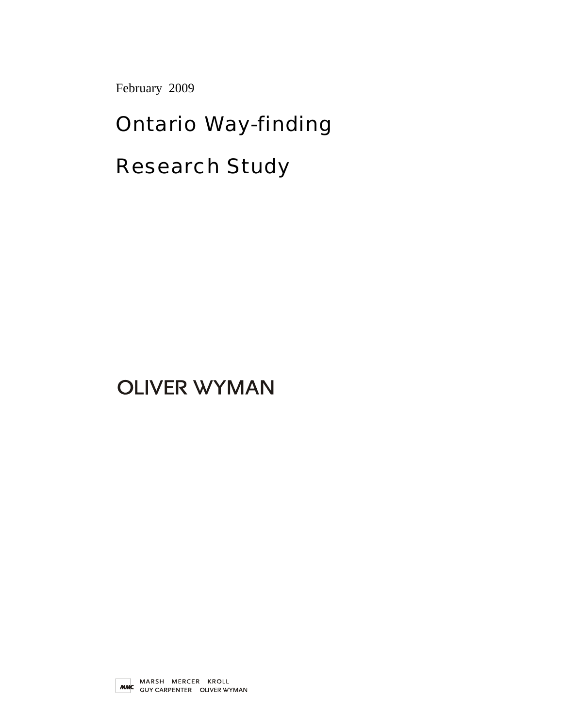February 2009

# Ontario Way-finding Research Study

OLIVER WYMAN

MARSH MERCER KROLL
GUY CARPENTER OLIVER WYMAN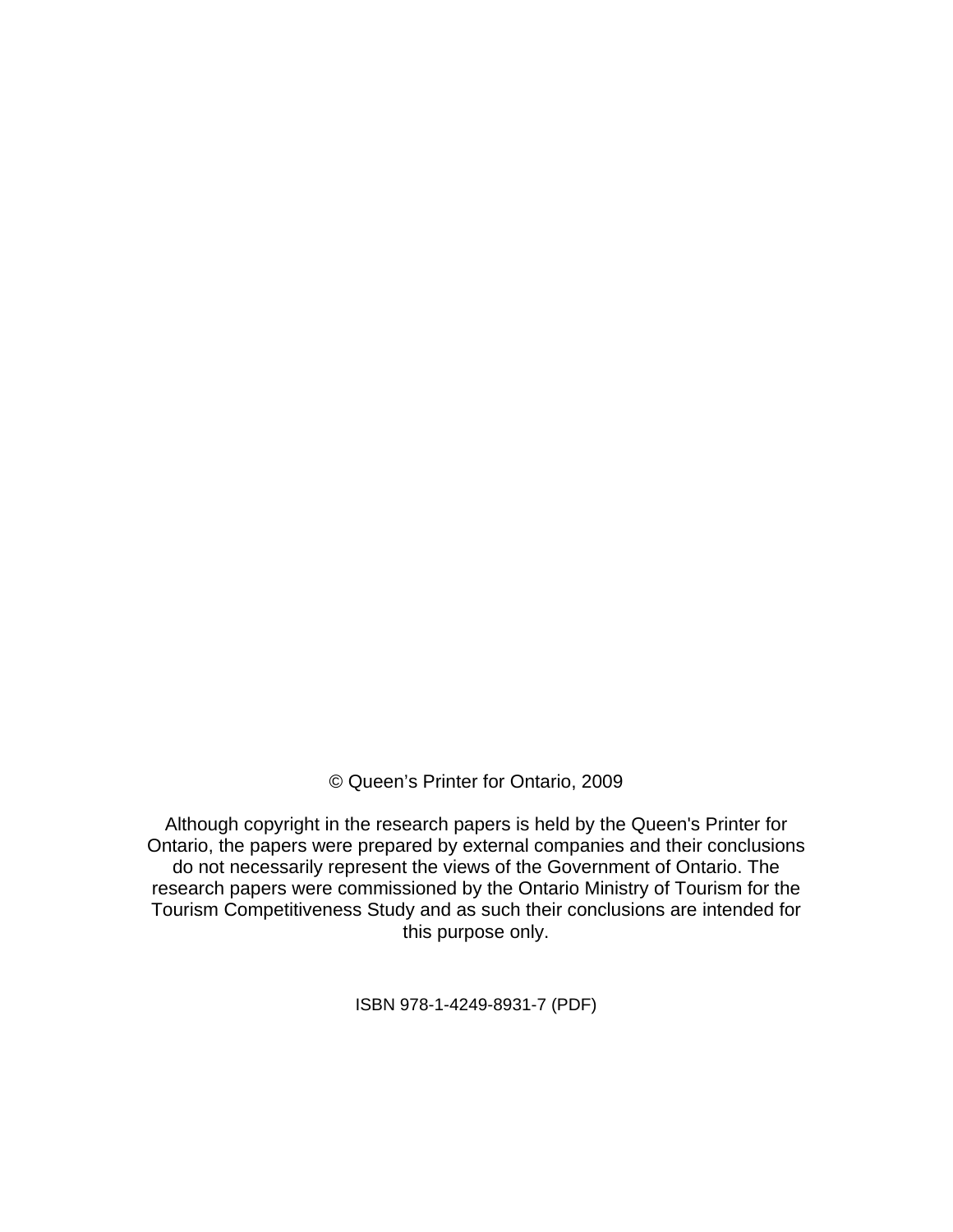© Queen’s Printer for Ontario, 2009

Although copyright in the research papers is held by the Queen's Printer for Ontario, the papers were prepared by external companies and their conclusions do not necessarily represent the views of the Government of Ontario. The research papers were commissioned by the Ontario Ministry of Tourism for the Tourism Competitiveness Study and as such their conclusions are intended for this purpose only.

ISBN 978-1-4249-8931-7 (PDF)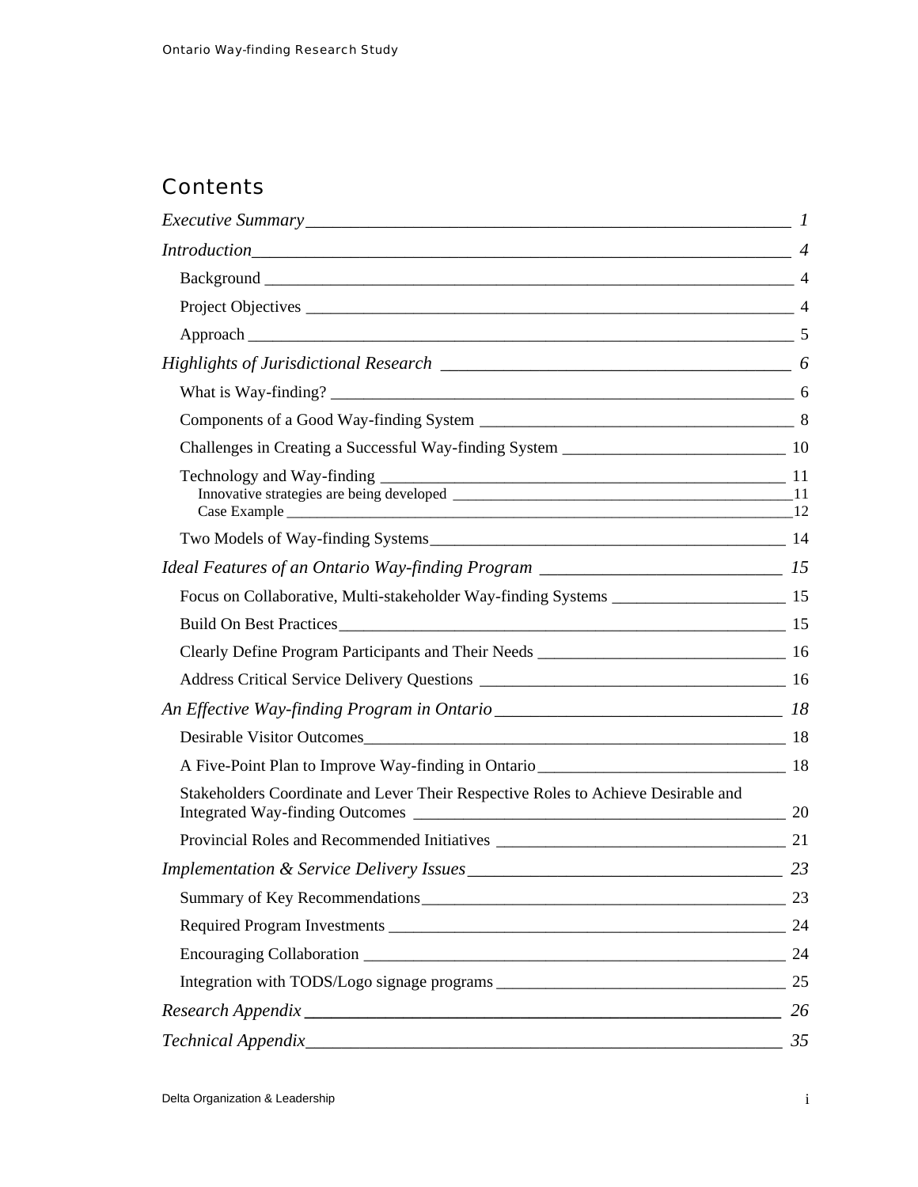# Contents

*Executive Summary* — *1*

*Introduction* — *4*

- Background — 4
- Project Objectives — 4
- Approach — 5

*Highlights of Jurisdictional Research* — *6*

- What is Way-finding? — 6
- Components of a Good Way-finding System — 8
- Challenges in Creating a Successful Way-finding System — 10
- Technology and Way-finding — 11
  - Innovative strategies are being developed — 11
  - Case Example — 12
- Two Models of Way-finding Systems — 14

*Ideal Features of an Ontario Way-finding Program* — *15*

- Focus on Collaborative, Multi-stakeholder Way-finding Systems — 15
- Build On Best Practices — 15
- Clearly Define Program Participants and Their Needs — 16
- Address Critical Service Delivery Questions — 16

*An Effective Way-finding Program in Ontario* — *18*

- Desirable Visitor Outcomes — 18
- A Five-Point Plan to Improve Way-finding in Ontario — 18
- Stakeholders Coordinate and Lever Their Respective Roles to Achieve Desirable and Integrated Way-finding Outcomes — 20
- Provincial Roles and Recommended Initiatives — 21

*Implementation & Service Delivery Issues* — *23*

- Summary of Key Recommendations — 23
- Required Program Investments — 24
- Encouraging Collaboration — 24
- Integration with TODS/Logo signage programs — 25

*Research Appendix* — *26*

*Technical Appendix* — *35*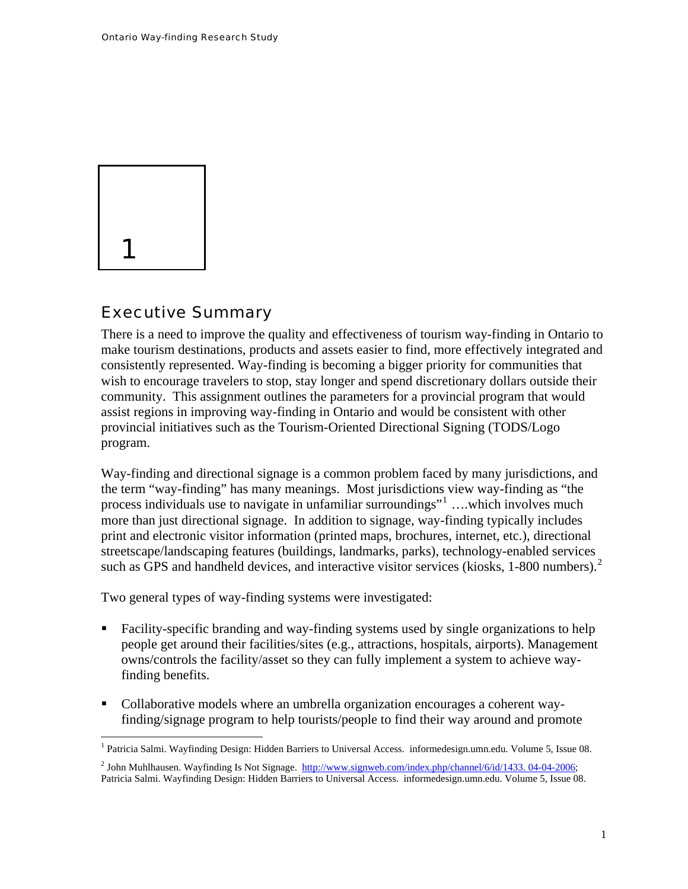# 1

## Executive Summary

There is a need to improve the quality and effectiveness of tourism way-finding in Ontario to make tourism destinations, products and assets easier to find, more effectively integrated and consistently represented. Way-finding is becoming a bigger priority for communities that wish to encourage travelers to stop, stay longer and spend discretionary dollars outside their community. This assignment outlines the parameters for a provincial program that would assist regions in improving way-finding in Ontario and would be consistent with other provincial initiatives such as the Tourism-Oriented Directional Signing (TODS/Logo program.

Way-finding and directional signage is a common problem faced by many jurisdictions, and the term "way-finding" has many meanings. Most jurisdictions view way-finding as "the process individuals use to navigate in unfamiliar surroundings"[1] ….which involves much more than just directional signage. In addition to signage, way-finding typically includes print and electronic visitor information (printed maps, brochures, internet, etc.), directional streetscape/landscaping features (buildings, landmarks, parks), technology-enabled services such as GPS and handheld devices, and interactive visitor services (kiosks, 1-800 numbers).[2]

Two general types of way-finding systems were investigated:

- Facility-specific branding and way-finding systems used by single organizations to help people get around their facilities/sites (e.g., attractions, hospitals, airports). Management owns/controls the facility/asset so they can fully implement a system to achieve way-finding benefits.
- Collaborative models where an umbrella organization encourages a coherent way-finding/signage program to help tourists/people to find their way around and promote

[1] Patricia Salmi. Wayfinding Design: Hidden Barriers to Universal Access. informedesign.umn.edu. Volume 5, Issue 08.

[2] John Muhlhausen. Wayfinding Is Not Signage. http://www.signweb.com/index.php/channel/6/id/1433. 04-04-2006; Patricia Salmi. Wayfinding Design: Hidden Barriers to Universal Access. informedesign.umn.edu. Volume 5, Issue 08.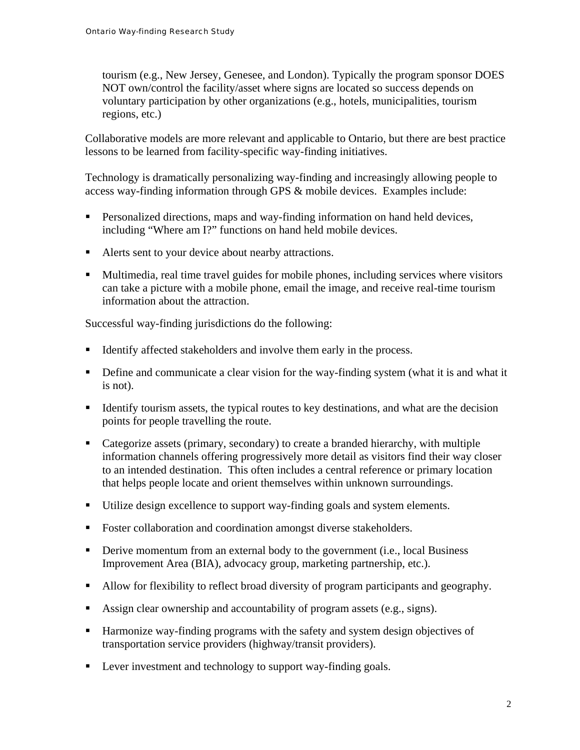tourism (e.g., New Jersey, Genesee, and London). Typically the program sponsor DOES NOT own/control the facility/asset where signs are located so success depends on voluntary participation by other organizations (e.g., hotels, municipalities, tourism regions, etc.)

Collaborative models are more relevant and applicable to Ontario, but there are best practice lessons to be learned from facility-specific way-finding initiatives.

Technology is dramatically personalizing way-finding and increasingly allowing people to access way-finding information through GPS & mobile devices. Examples include:

- Personalized directions, maps and way-finding information on hand held devices, including "Where am I?" functions on hand held mobile devices.
- Alerts sent to your device about nearby attractions.
- Multimedia, real time travel guides for mobile phones, including services where visitors can take a picture with a mobile phone, email the image, and receive real-time tourism information about the attraction.

Successful way-finding jurisdictions do the following:

- Identify affected stakeholders and involve them early in the process.
- Define and communicate a clear vision for the way-finding system (what it is and what it is not).
- Identify tourism assets, the typical routes to key destinations, and what are the decision points for people travelling the route.
- Categorize assets (primary, secondary) to create a branded hierarchy, with multiple information channels offering progressively more detail as visitors find their way closer to an intended destination. This often includes a central reference or primary location that helps people locate and orient themselves within unknown surroundings.
- Utilize design excellence to support way-finding goals and system elements.
- Foster collaboration and coordination amongst diverse stakeholders.
- Derive momentum from an external body to the government (i.e., local Business Improvement Area (BIA), advocacy group, marketing partnership, etc.).
- Allow for flexibility to reflect broad diversity of program participants and geography.
- Assign clear ownership and accountability of program assets (e.g., signs).
- Harmonize way-finding programs with the safety and system design objectives of transportation service providers (highway/transit providers).
- Lever investment and technology to support way-finding goals.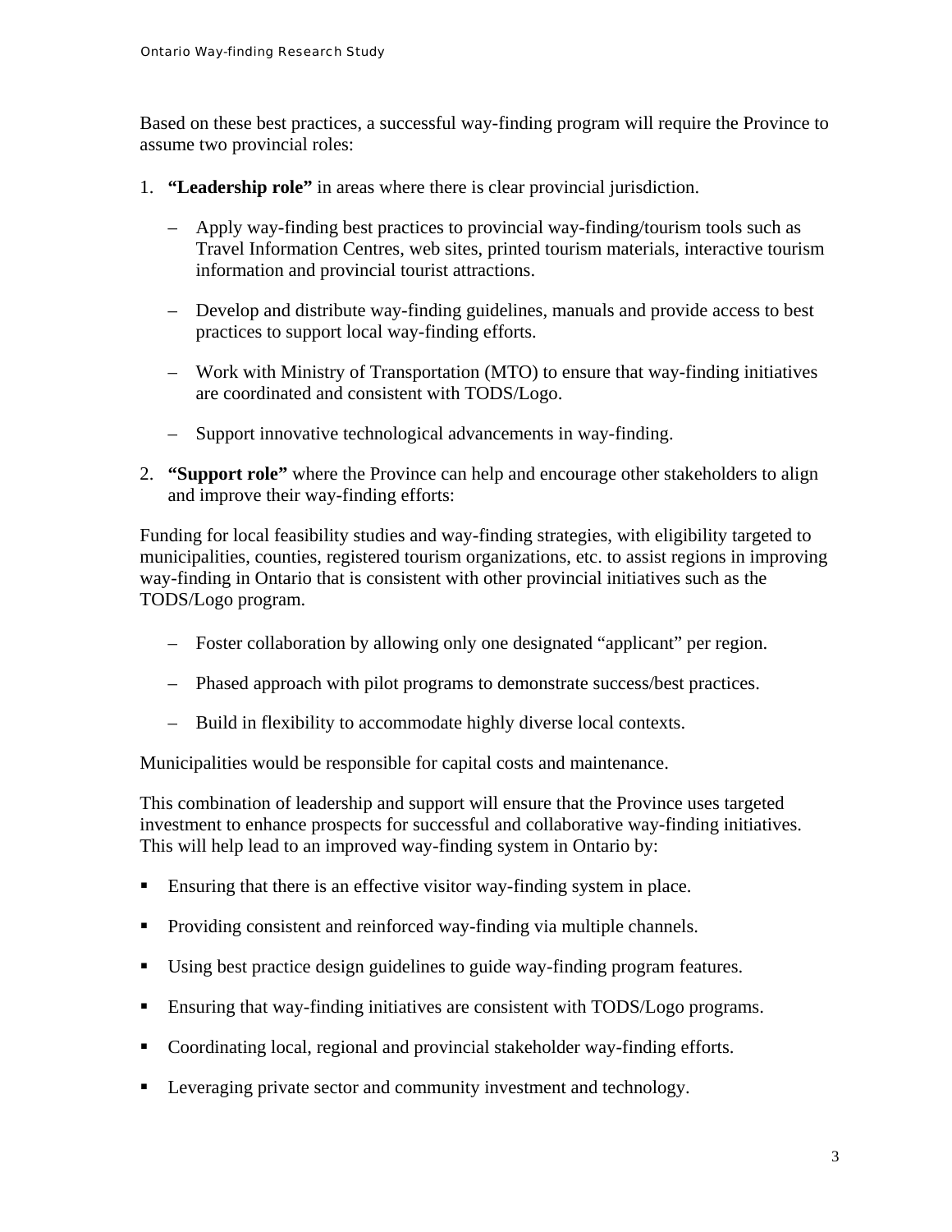Based on these best practices, a successful way-finding program will require the Province to assume two provincial roles:

1. **"Leadership role"** in areas where there is clear provincial jurisdiction.

   – Apply way-finding best practices to provincial way-finding/tourism tools such as Travel Information Centres, web sites, printed tourism materials, interactive tourism information and provincial tourist attractions.

   – Develop and distribute way-finding guidelines, manuals and provide access to best practices to support local way-finding efforts.

   – Work with Ministry of Transportation (MTO) to ensure that way-finding initiatives are coordinated and consistent with TODS/Logo.

   – Support innovative technological advancements in way-finding.

2. **"Support role"** where the Province can help and encourage other stakeholders to align and improve their way-finding efforts:

Funding for local feasibility studies and way-finding strategies, with eligibility targeted to municipalities, counties, registered tourism organizations, etc. to assist regions in improving way-finding in Ontario that is consistent with other provincial initiatives such as the TODS/Logo program.

   – Foster collaboration by allowing only one designated "applicant" per region.

   – Phased approach with pilot programs to demonstrate success/best practices.

   – Build in flexibility to accommodate highly diverse local contexts.

Municipalities would be responsible for capital costs and maintenance.

This combination of leadership and support will ensure that the Province uses targeted investment to enhance prospects for successful and collaborative way-finding initiatives. This will help lead to an improved way-finding system in Ontario by:

- Ensuring that there is an effective visitor way-finding system in place.
- Providing consistent and reinforced way-finding via multiple channels.
- Using best practice design guidelines to guide way-finding program features.
- Ensuring that way-finding initiatives are consistent with TODS/Logo programs.
- Coordinating local, regional and provincial stakeholder way-finding efforts.
- Leveraging private sector and community investment and technology.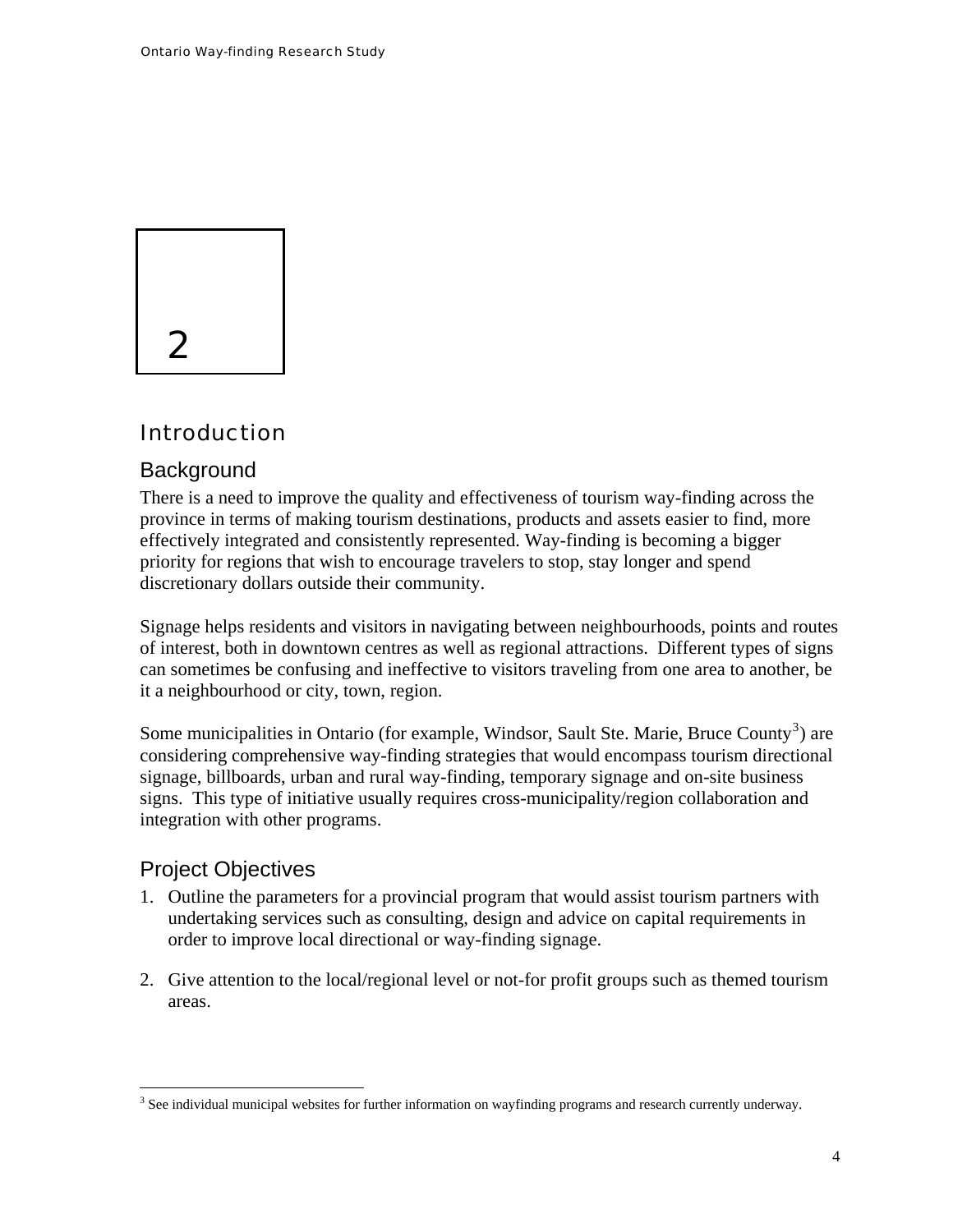# 2

## Introduction

### Background

There is a need to improve the quality and effectiveness of tourism way-finding across the province in terms of making tourism destinations, products and assets easier to find, more effectively integrated and consistently represented. Way-finding is becoming a bigger priority for regions that wish to encourage travelers to stop, stay longer and spend discretionary dollars outside their community.

Signage helps residents and visitors in navigating between neighbourhoods, points and routes of interest, both in downtown centres as well as regional attractions. Different types of signs can sometimes be confusing and ineffective to visitors traveling from one area to another, be it a neighbourhood or city, town, region.

Some municipalities in Ontario (for example, Windsor, Sault Ste. Marie, Bruce County[3]) are considering comprehensive way-finding strategies that would encompass tourism directional signage, billboards, urban and rural way-finding, temporary signage and on-site business signs. This type of initiative usually requires cross-municipality/region collaboration and integration with other programs.

### Project Objectives

1. Outline the parameters for a provincial program that would assist tourism partners with undertaking services such as consulting, design and advice on capital requirements in order to improve local directional or way-finding signage.

2. Give attention to the local/regional level or not-for profit groups such as themed tourism areas.

---

[3] See individual municipal websites for further information on wayfinding programs and research currently underway.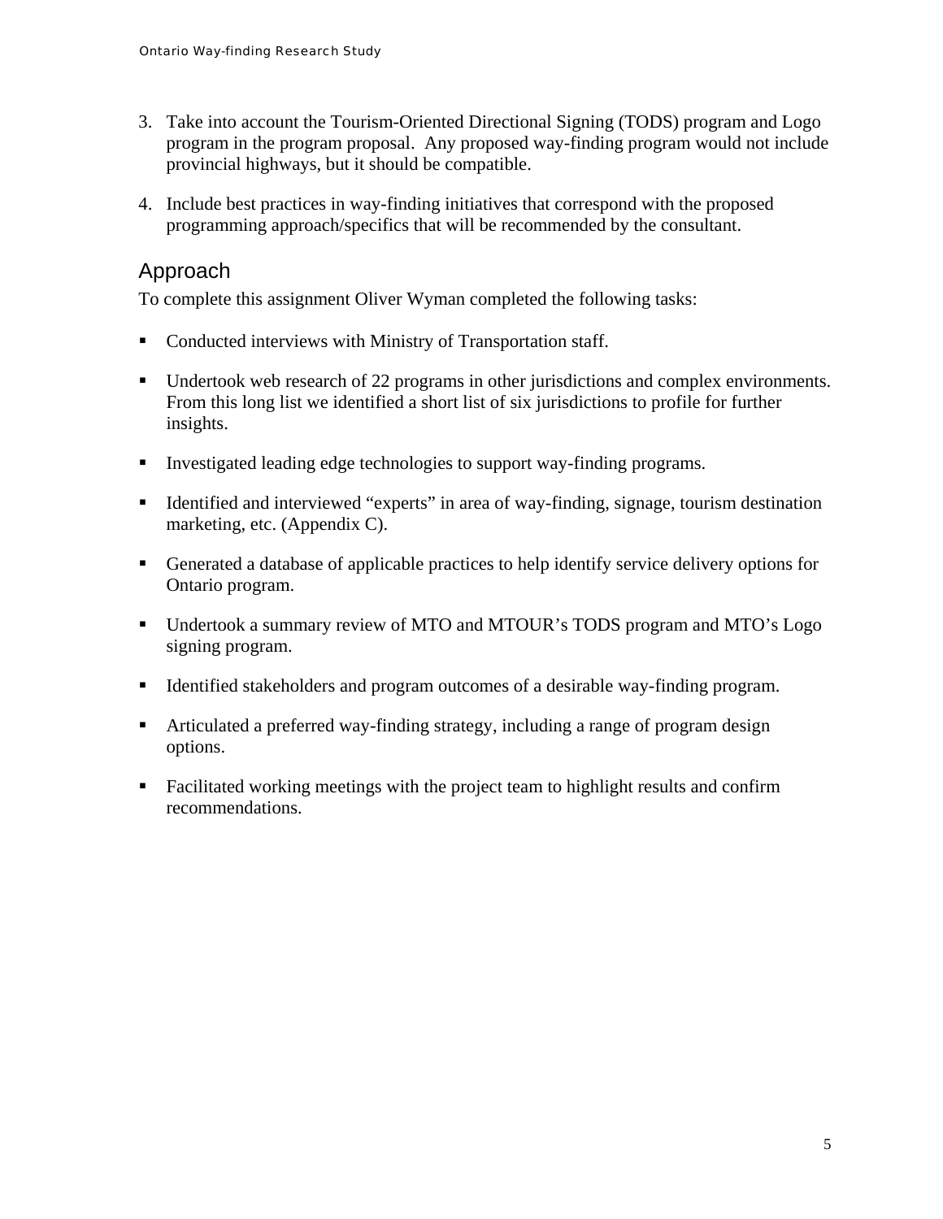3. Take into account the Tourism-Oriented Directional Signing (TODS) program and Logo program in the program proposal. Any proposed way-finding program would not include provincial highways, but it should be compatible.

4. Include best practices in way-finding initiatives that correspond with the proposed programming approach/specifics that will be recommended by the consultant.

## Approach

To complete this assignment Oliver Wyman completed the following tasks:

- Conducted interviews with Ministry of Transportation staff.
- Undertook web research of 22 programs in other jurisdictions and complex environments. From this long list we identified a short list of six jurisdictions to profile for further insights.
- Investigated leading edge technologies to support way-finding programs.
- Identified and interviewed "experts" in area of way-finding, signage, tourism destination marketing, etc. (Appendix C).
- Generated a database of applicable practices to help identify service delivery options for Ontario program.
- Undertook a summary review of MTO and MTOUR's TODS program and MTO's Logo signing program.
- Identified stakeholders and program outcomes of a desirable way-finding program.
- Articulated a preferred way-finding strategy, including a range of program design options.
- Facilitated working meetings with the project team to highlight results and confirm recommendations.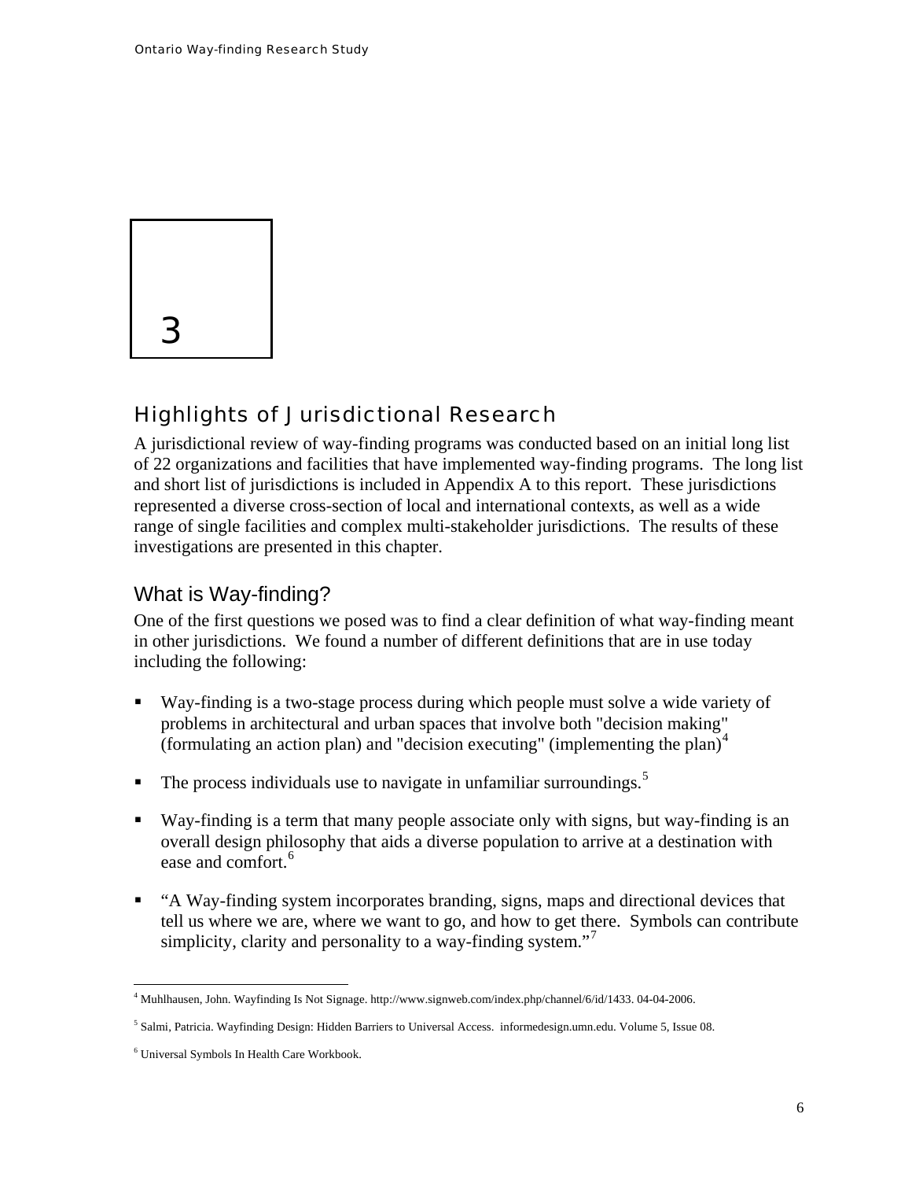3

# Highlights of Jurisdictional Research

A jurisdictional review of way-finding programs was conducted based on an initial long list of 22 organizations and facilities that have implemented way-finding programs. The long list and short list of jurisdictions is included in Appendix A to this report. These jurisdictions represented a diverse cross-section of local and international contexts, as well as a wide range of single facilities and complex multi-stakeholder jurisdictions. The results of these investigations are presented in this chapter.

## What is Way-finding?

One of the first questions we posed was to find a clear definition of what way-finding meant in other jurisdictions. We found a number of different definitions that are in use today including the following:

- Way-finding is a two-stage process during which people must solve a wide variety of problems in architectural and urban spaces that involve both "decision making" (formulating an action plan) and "decision executing" (implementing the plan)[4]
- The process individuals use to navigate in unfamiliar surroundings.[5]
- Way-finding is a term that many people associate only with signs, but way-finding is an overall design philosophy that aids a diverse population to arrive at a destination with ease and comfort.[6]
- "A Way-finding system incorporates branding, signs, maps and directional devices that tell us where we are, where we want to go, and how to get there. Symbols can contribute simplicity, clarity and personality to a way-finding system."[7]

---

[4] Muhlhausen, John. Wayfinding Is Not Signage. http://www.signweb.com/index.php/channel/6/id/1433. 04-04-2006.

[5] Salmi, Patricia. Wayfinding Design: Hidden Barriers to Universal Access. informedesign.umn.edu. Volume 5, Issue 08.

[6] Universal Symbols In Health Care Workbook.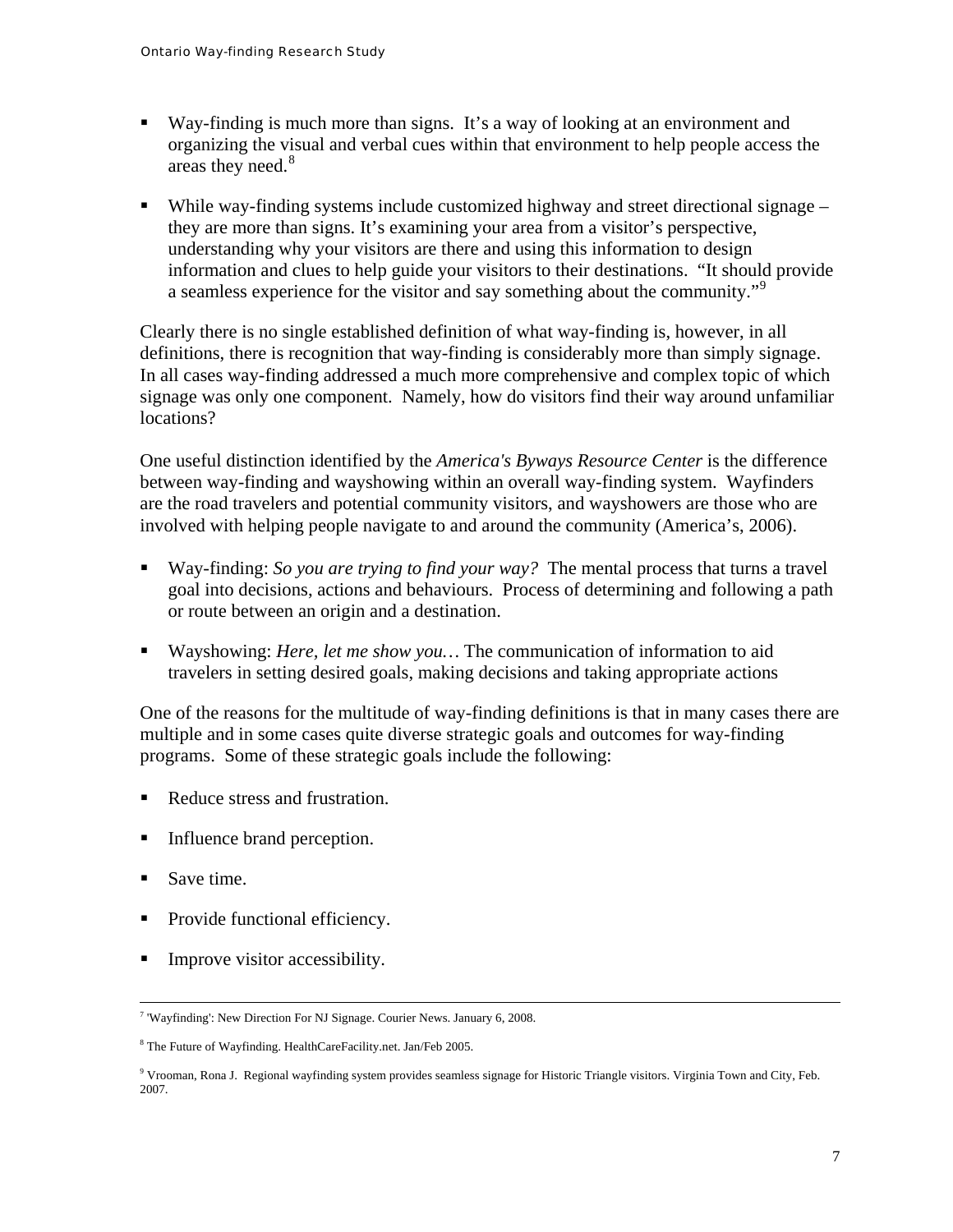- Way-finding is much more than signs. It's a way of looking at an environment and organizing the visual and verbal cues within that environment to help people access the areas they need.[8]

- While way-finding systems include customized highway and street directional signage – they are more than signs. It's examining your area from a visitor's perspective, understanding why your visitors are there and using this information to design information and clues to help guide your visitors to their destinations. "It should provide a seamless experience for the visitor and say something about the community."[9]

Clearly there is no single established definition of what way-finding is, however, in all definitions, there is recognition that way-finding is considerably more than simply signage. In all cases way-finding addressed a much more comprehensive and complex topic of which signage was only one component. Namely, how do visitors find their way around unfamiliar locations?

One useful distinction identified by the *America's Byways Resource Center* is the difference between way-finding and wayshowing within an overall way-finding system. Wayfinders are the road travelers and potential community visitors, and wayshowers are those who are involved with helping people navigate to and around the community (America's, 2006).

- Way-finding: *So you are trying to find your way?* The mental process that turns a travel goal into decisions, actions and behaviours. Process of determining and following a path or route between an origin and a destination.

- Wayshowing: *Here, let me show you…* The communication of information to aid travelers in setting desired goals, making decisions and taking appropriate actions

One of the reasons for the multitude of way-finding definitions is that in many cases there are multiple and in some cases quite diverse strategic goals and outcomes for way-finding programs. Some of these strategic goals include the following:

- Reduce stress and frustration.
- Influence brand perception.
- Save time.
- Provide functional efficiency.
- Improve visitor accessibility.

---

[7] 'Wayfinding': New Direction For NJ Signage. Courier News. January 6, 2008.

[8] The Future of Wayfinding. HealthCareFacility.net. Jan/Feb 2005.

[9] Vrooman, Rona J. Regional wayfinding system provides seamless signage for Historic Triangle visitors. Virginia Town and City, Feb. 2007.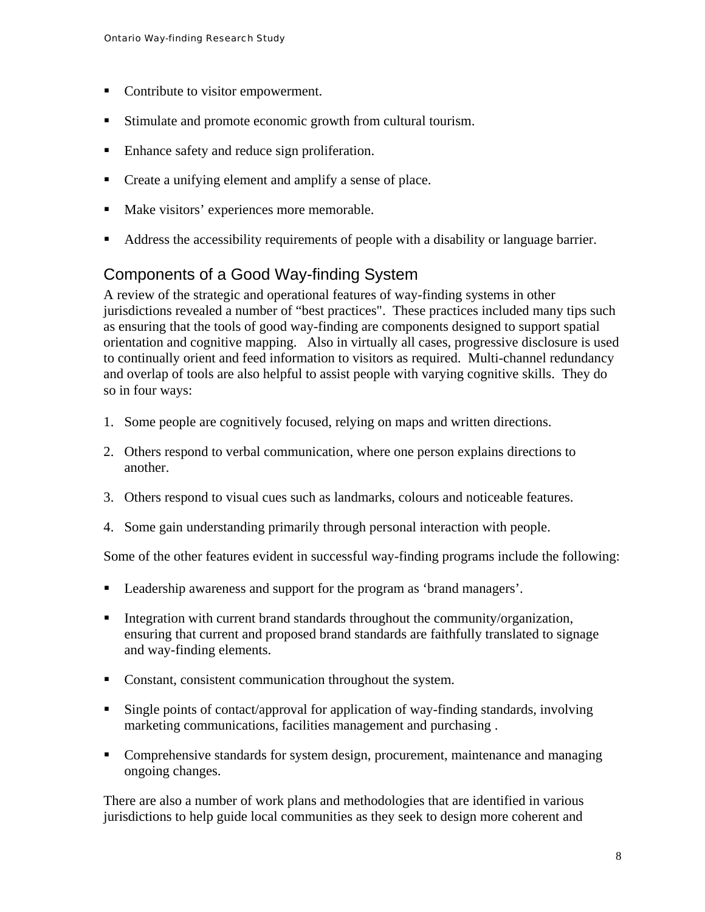- Contribute to visitor empowerment.
- Stimulate and promote economic growth from cultural tourism.
- Enhance safety and reduce sign proliferation.
- Create a unifying element and amplify a sense of place.
- Make visitors' experiences more memorable.
- Address the accessibility requirements of people with a disability or language barrier.

## Components of a Good Way-finding System

A review of the strategic and operational features of way-finding systems in other jurisdictions revealed a number of "best practices". These practices included many tips such as ensuring that the tools of good way-finding are components designed to support spatial orientation and cognitive mapping. Also in virtually all cases, progressive disclosure is used to continually orient and feed information to visitors as required. Multi-channel redundancy and overlap of tools are also helpful to assist people with varying cognitive skills. They do so in four ways:

1. Some people are cognitively focused, relying on maps and written directions.
2. Others respond to verbal communication, where one person explains directions to another.
3. Others respond to visual cues such as landmarks, colours and noticeable features.
4. Some gain understanding primarily through personal interaction with people.

Some of the other features evident in successful way-finding programs include the following:

- Leadership awareness and support for the program as 'brand managers'.
- Integration with current brand standards throughout the community/organization, ensuring that current and proposed brand standards are faithfully translated to signage and way-finding elements.
- Constant, consistent communication throughout the system.
- Single points of contact/approval for application of way-finding standards, involving marketing communications, facilities management and purchasing .
- Comprehensive standards for system design, procurement, maintenance and managing ongoing changes.

There are also a number of work plans and methodologies that are identified in various jurisdictions to help guide local communities as they seek to design more coherent and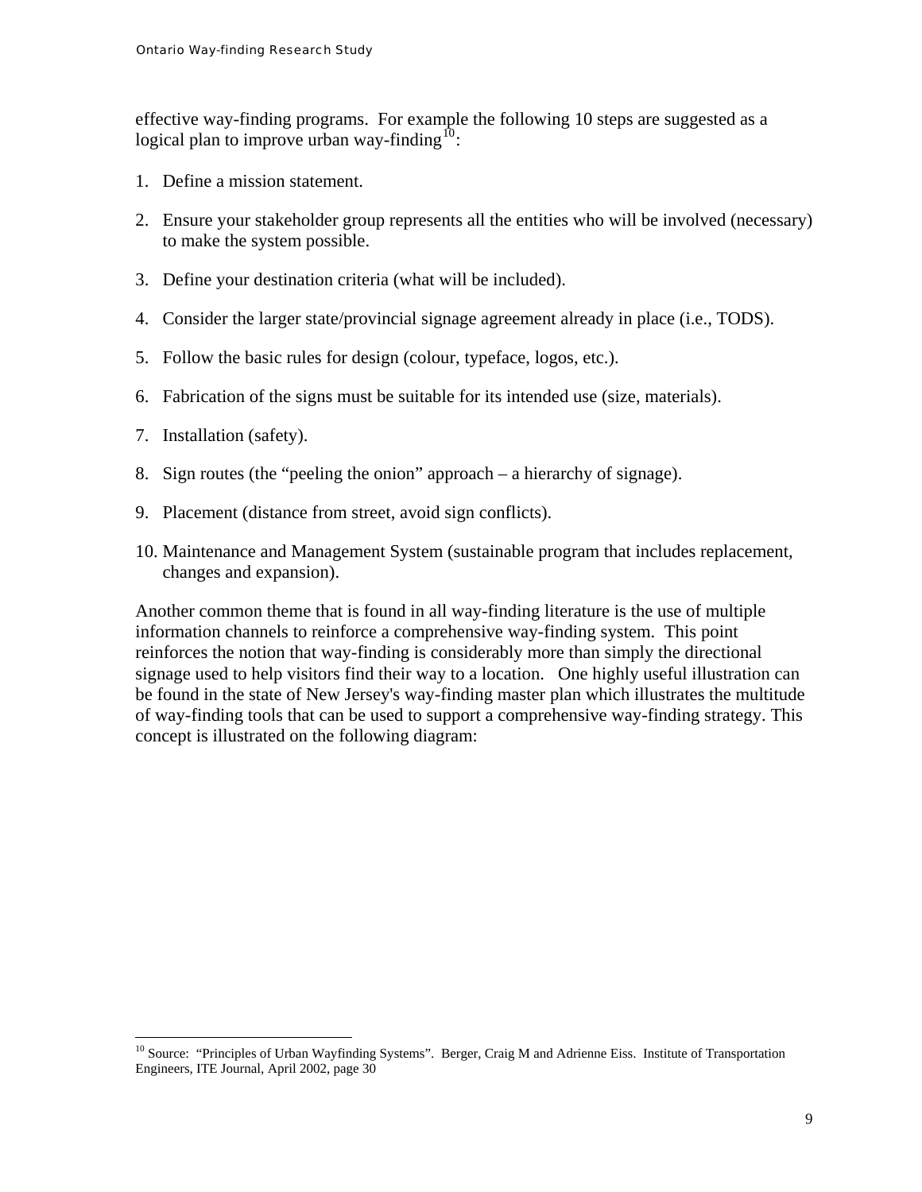effective way-finding programs. For example the following 10 steps are suggested as a logical plan to improve urban way-finding[10]:

1. Define a mission statement.

2. Ensure your stakeholder group represents all the entities who will be involved (necessary) to make the system possible.

3. Define your destination criteria (what will be included).

4. Consider the larger state/provincial signage agreement already in place (i.e., TODS).

5. Follow the basic rules for design (colour, typeface, logos, etc.).

6. Fabrication of the signs must be suitable for its intended use (size, materials).

7. Installation (safety).

8. Sign routes (the "peeling the onion" approach – a hierarchy of signage).

9. Placement (distance from street, avoid sign conflicts).

10. Maintenance and Management System (sustainable program that includes replacement, changes and expansion).

Another common theme that is found in all way-finding literature is the use of multiple information channels to reinforce a comprehensive way-finding system. This point reinforces the notion that way-finding is considerably more than simply the directional signage used to help visitors find their way to a location. One highly useful illustration can be found in the state of New Jersey's way-finding master plan which illustrates the multitude of way-finding tools that can be used to support a comprehensive way-finding strategy. This concept is illustrated on the following diagram:

[10] Source: "Principles of Urban Wayfinding Systems". Berger, Craig M and Adrienne Eiss. Institute of Transportation Engineers, ITE Journal, April 2002, page 30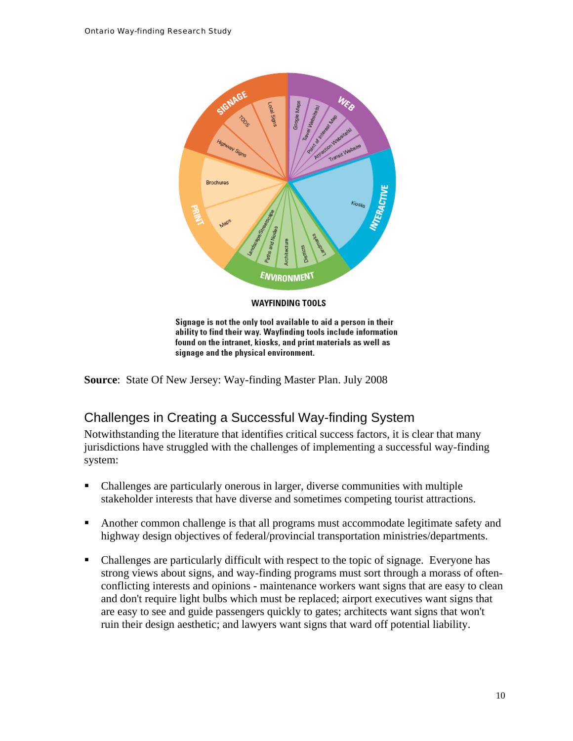SIGNAGE: Local Signs, TODS, Highway Signs

WEB: Google Maps, Travel Website(s), Point of Interest Map, Attraction Website(s), Transit Website

INTERACTIVE: Kiosks

ENVIRONMENT: Landscape/Streetscape, Paths and Nodes, Architecture, Districts, Landmarks

PRINT: Brochures, Maps

**WAYFINDING TOOLS**

**Signage is not the only tool available to aid a person in their ability to find their way. Wayfinding tools include information found on the intranet, kiosks, and print materials as well as signage and the physical environment.**

**Source**: State Of New Jersey: Way-finding Master Plan. July 2008

## Challenges in Creating a Successful Way-finding System

Notwithstanding the literature that identifies critical success factors, it is clear that many jurisdictions have struggled with the challenges of implementing a successful way-finding system:

- Challenges are particularly onerous in larger, diverse communities with multiple stakeholder interests that have diverse and sometimes competing tourist attractions.
- Another common challenge is that all programs must accommodate legitimate safety and highway design objectives of federal/provincial transportation ministries/departments.
- Challenges are particularly difficult with respect to the topic of signage. Everyone has strong views about signs, and way-finding programs must sort through a morass of often-conflicting interests and opinions - maintenance workers want signs that are easy to clean and don't require light bulbs which must be replaced; airport executives want signs that are easy to see and guide passengers quickly to gates; architects want signs that won't ruin their design aesthetic; and lawyers want signs that ward off potential liability.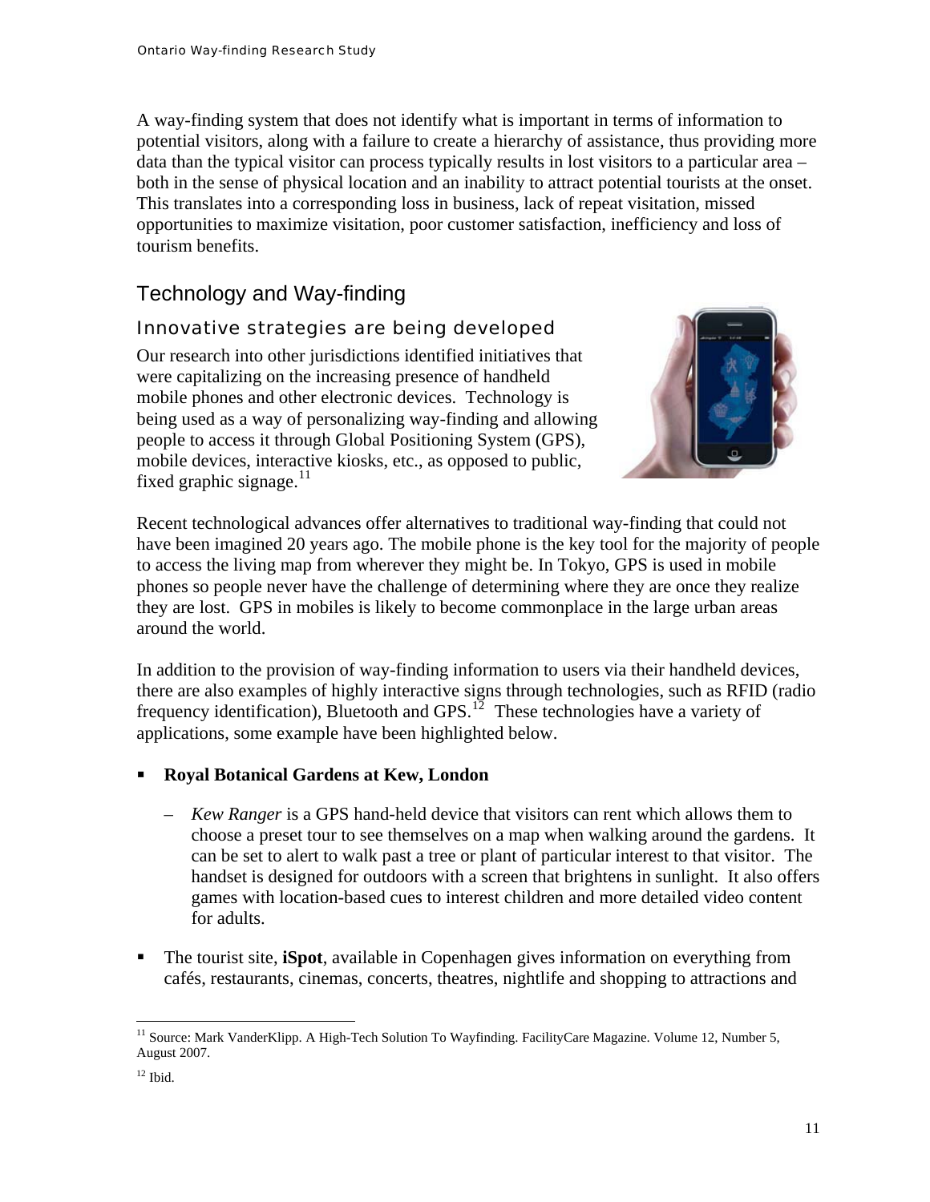A way-finding system that does not identify what is important in terms of information to potential visitors, along with a failure to create a hierarchy of assistance, thus providing more data than the typical visitor can process typically results in lost visitors to a particular area – both in the sense of physical location and an inability to attract potential tourists at the onset. This translates into a corresponding loss in business, lack of repeat visitation, missed opportunities to maximize visitation, poor customer satisfaction, inefficiency and loss of tourism benefits.

## Technology and Way-finding

### Innovative strategies are being developed

Our research into other jurisdictions identified initiatives that were capitalizing on the increasing presence of handheld mobile phones and other electronic devices. Technology is being used as a way of personalizing way-finding and allowing people to access it through Global Positioning System (GPS), mobile devices, interactive kiosks, etc., as opposed to public, fixed graphic signage.[11]

Recent technological advances offer alternatives to traditional way-finding that could not have been imagined 20 years ago. The mobile phone is the key tool for the majority of people to access the living map from wherever they might be. In Tokyo, GPS is used in mobile phones so people never have the challenge of determining where they are once they realize they are lost. GPS in mobiles is likely to become commonplace in the large urban areas around the world.

In addition to the provision of way-finding information to users via their handheld devices, there are also examples of highly interactive signs through technologies, such as RFID (radio frequency identification), Bluetooth and GPS.[12] These technologies have a variety of applications, some example have been highlighted below.

- **Royal Botanical Gardens at Kew, London**
  - *Kew Ranger* is a GPS hand-held device that visitors can rent which allows them to choose a preset tour to see themselves on a map when walking around the gardens. It can be set to alert to walk past a tree or plant of particular interest to that visitor. The handset is designed for outdoors with a screen that brightens in sunlight. It also offers games with location-based cues to interest children and more detailed video content for adults.
- The tourist site, **iSpot**, available in Copenhagen gives information on everything from cafés, restaurants, cinemas, concerts, theatres, nightlife and shopping to attractions and

---

[11] Source: Mark VanderKlipp. A High-Tech Solution To Wayfinding. FacilityCare Magazine. Volume 12, Number 5, August 2007.

[12] Ibid.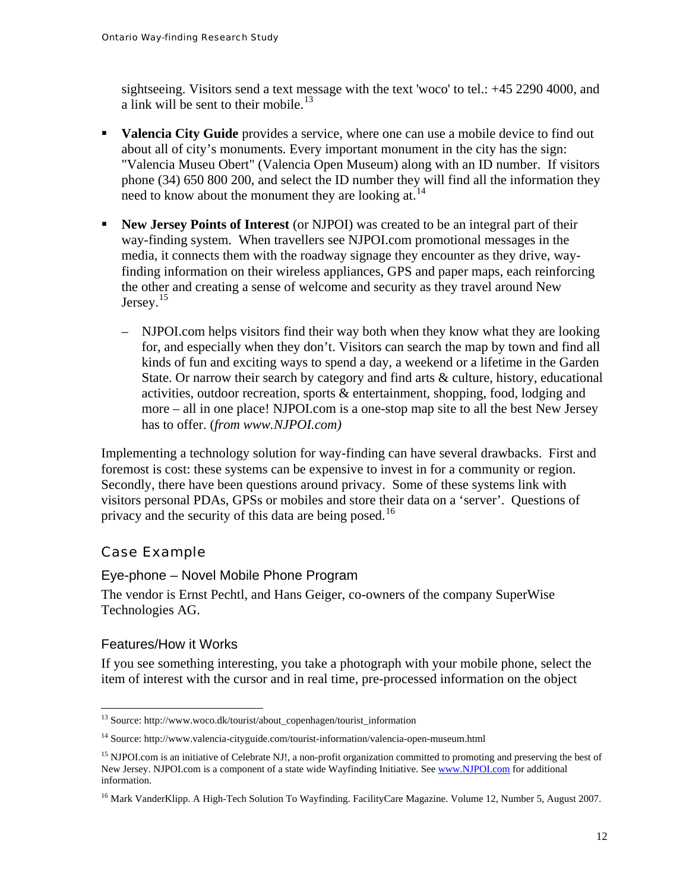sightseeing. Visitors send a text message with the text 'woco' to tel.: +45 2290 4000, and a link will be sent to their mobile.[13]

- **Valencia City Guide** provides a service, where one can use a mobile device to find out about all of city's monuments. Every important monument in the city has the sign: "Valencia Museu Obert" (Valencia Open Museum) along with an ID number. If visitors phone (34) 650 800 200, and select the ID number they will find all the information they need to know about the monument they are looking at.[14]

- **New Jersey Points of Interest** (or NJPOI) was created to be an integral part of their way-finding system. When travellers see NJPOI.com promotional messages in the media, it connects them with the roadway signage they encounter as they drive, way-finding information on their wireless appliances, GPS and paper maps, each reinforcing the other and creating a sense of welcome and security as they travel around New Jersey.[15]

  – NJPOI.com helps visitors find their way both when they know what they are looking for, and especially when they don't. Visitors can search the map by town and find all kinds of fun and exciting ways to spend a day, a weekend or a lifetime in the Garden State. Or narrow their search by category and find arts & culture, history, educational activities, outdoor recreation, sports & entertainment, shopping, food, lodging and more – all in one place! NJPOI.com is a one-stop map site to all the best New Jersey has to offer. (*from www.NJPOI.com)*

Implementing a technology solution for way-finding can have several drawbacks. First and foremost is cost: these systems can be expensive to invest in for a community or region. Secondly, there have been questions around privacy. Some of these systems link with visitors personal PDAs, GPSs or mobiles and store their data on a 'server'. Questions of privacy and the security of this data are being posed.[16]

## Case Example

### Eye-phone – Novel Mobile Phone Program

The vendor is Ernst Pechtl, and Hans Geiger, co-owners of the company SuperWise Technologies AG.

### Features/How it Works

If you see something interesting, you take a photograph with your mobile phone, select the item of interest with the cursor and in real time, pre-processed information on the object

---

[13] Source: http://www.woco.dk/tourist/about_copenhagen/tourist_information

[14] Source: http://www.valencia-cityguide.com/tourist-information/valencia-open-museum.html

[15] NJPOI.com is an initiative of Celebrate NJ!, a non-profit organization committed to promoting and preserving the best of New Jersey. NJPOI.com is a component of a state wide Wayfinding Initiative. See www.NJPOI.com for additional information.

[16] Mark VanderKlipp. A High-Tech Solution To Wayfinding. FacilityCare Magazine. Volume 12, Number 5, August 2007.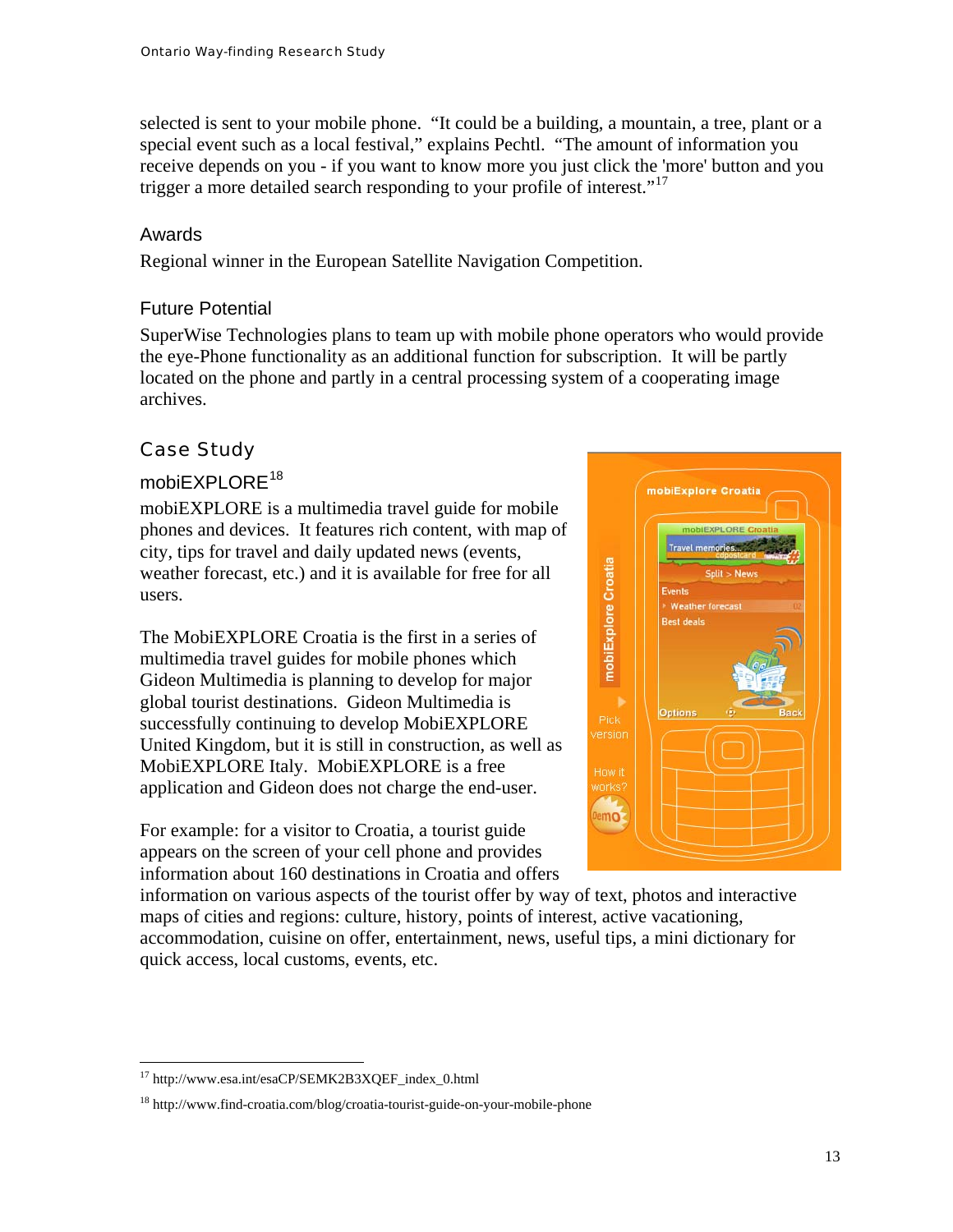selected is sent to your mobile phone. "It could be a building, a mountain, a tree, plant or a special event such as a local festival," explains Pechtl. "The amount of information you receive depends on you - if you want to know more you just click the 'more' button and you trigger a more detailed search responding to your profile of interest."[17]

### Awards

Regional winner in the European Satellite Navigation Competition.

### Future Potential

SuperWise Technologies plans to team up with mobile phone operators who would provide the eye-Phone functionality as an additional function for subscription. It will be partly located on the phone and partly in a central processing system of a cooperating image archives.

## Case Study

### mobiEXPLORE[18]

mobiEXPLORE is a multimedia travel guide for mobile phones and devices. It features rich content, with map of city, tips for travel and daily updated news (events, weather forecast, etc.) and it is available for free for all users.

The MobiEXPLORE Croatia is the first in a series of multimedia travel guides for mobile phones which Gideon Multimedia is planning to develop for major global tourist destinations. Gideon Multimedia is successfully continuing to develop MobiEXPLORE United Kingdom, but it is still in construction, as well as MobiEXPLORE Italy. MobiEXPLORE is a free application and Gideon does not charge the end-user.

For example: for a visitor to Croatia, a tourist guide appears on the screen of your cell phone and provides information about 160 destinations in Croatia and offers information on various aspects of the tourist offer by way of text, photos and interactive maps of cities and regions: culture, history, points of interest, active vacationing, accommodation, cuisine on offer, entertainment, news, useful tips, a mini dictionary for quick access, local customs, events, etc.

---

[17] http://www.esa.int/esaCP/SEMK2B3XQEF_index_0.html

[18] http://www.find-croatia.com/blog/croatia-tourist-guide-on-your-mobile-phone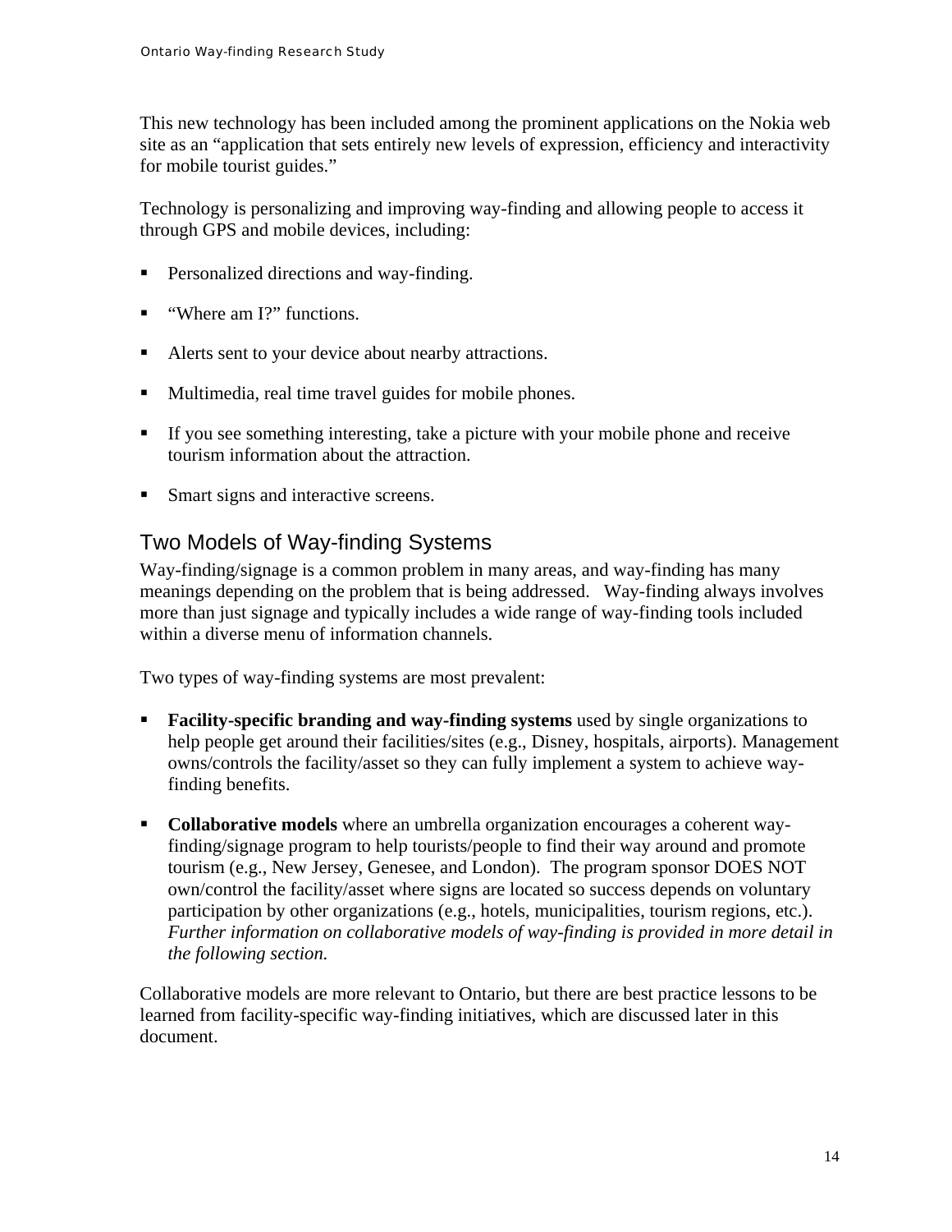This new technology has been included among the prominent applications on the Nokia web site as an "application that sets entirely new levels of expression, efficiency and interactivity for mobile tourist guides."

Technology is personalizing and improving way-finding and allowing people to access it through GPS and mobile devices, including:

- Personalized directions and way-finding.
- "Where am I?" functions.
- Alerts sent to your device about nearby attractions.
- Multimedia, real time travel guides for mobile phones.
- If you see something interesting, take a picture with your mobile phone and receive tourism information about the attraction.
- Smart signs and interactive screens.

## Two Models of Way-finding Systems

Way-finding/signage is a common problem in many areas, and way-finding has many meanings depending on the problem that is being addressed. Way-finding always involves more than just signage and typically includes a wide range of way-finding tools included within a diverse menu of information channels.

Two types of way-finding systems are most prevalent:

- **Facility-specific branding and way-finding systems** used by single organizations to help people get around their facilities/sites (e.g., Disney, hospitals, airports). Management owns/controls the facility/asset so they can fully implement a system to achieve way-finding benefits.
- **Collaborative models** where an umbrella organization encourages a coherent way-finding/signage program to help tourists/people to find their way around and promote tourism (e.g., New Jersey, Genesee, and London). The program sponsor DOES NOT own/control the facility/asset where signs are located so success depends on voluntary participation by other organizations (e.g., hotels, municipalities, tourism regions, etc.). *Further information on collaborative models of way-finding is provided in more detail in the following section.*

Collaborative models are more relevant to Ontario, but there are best practice lessons to be learned from facility-specific way-finding initiatives, which are discussed later in this document.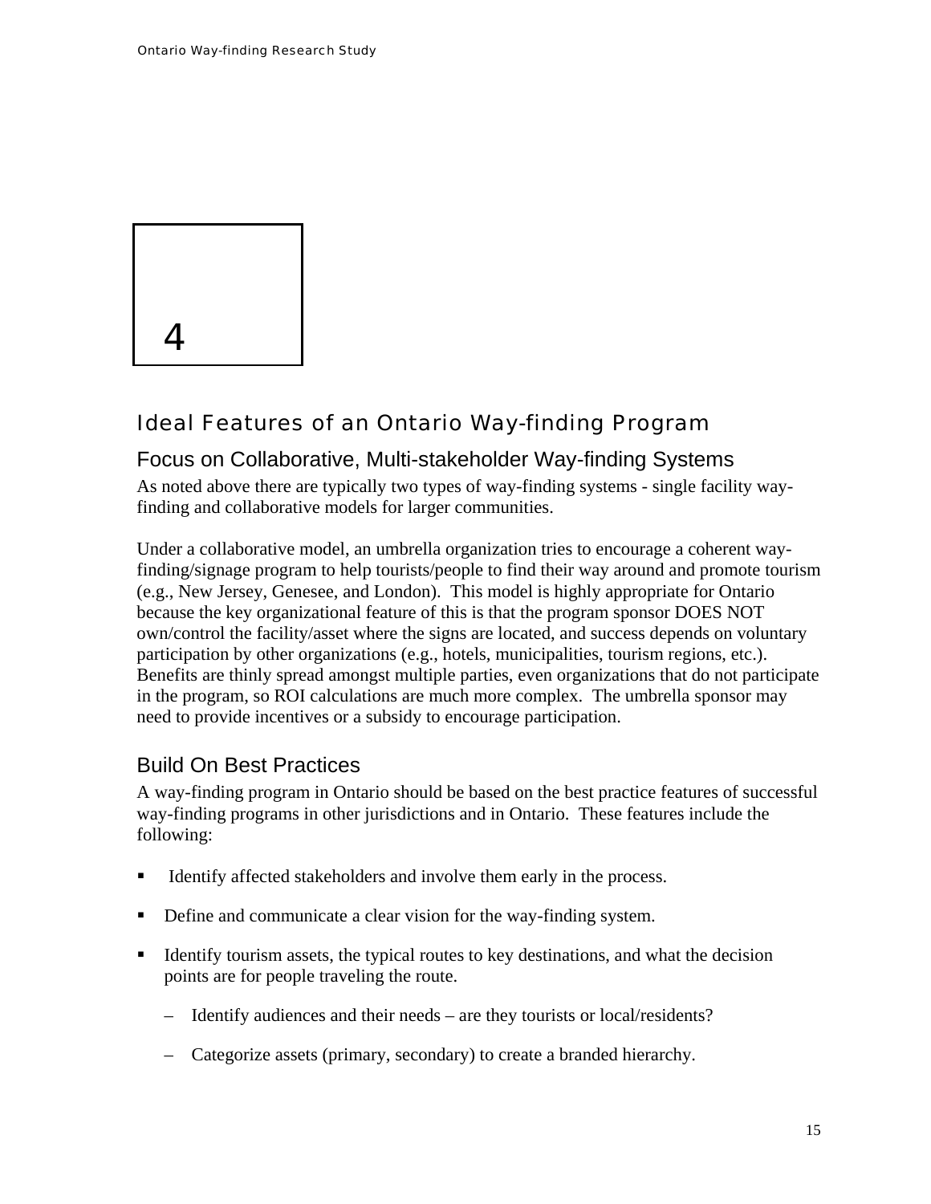# 4

## Ideal Features of an Ontario Way-finding Program

### Focus on Collaborative, Multi-stakeholder Way-finding Systems

As noted above there are typically two types of way-finding systems - single facility way-finding and collaborative models for larger communities.

Under a collaborative model, an umbrella organization tries to encourage a coherent way-finding/signage program to help tourists/people to find their way around and promote tourism (e.g., New Jersey, Genesee, and London). This model is highly appropriate for Ontario because the key organizational feature of this is that the program sponsor DOES NOT own/control the facility/asset where the signs are located, and success depends on voluntary participation by other organizations (e.g., hotels, municipalities, tourism regions, etc.). Benefits are thinly spread amongst multiple parties, even organizations that do not participate in the program, so ROI calculations are much more complex. The umbrella sponsor may need to provide incentives or a subsidy to encourage participation.

### Build On Best Practices

A way-finding program in Ontario should be based on the best practice features of successful way-finding programs in other jurisdictions and in Ontario. These features include the following:

- Identify affected stakeholders and involve them early in the process.
- Define and communicate a clear vision for the way-finding system.
- Identify tourism assets, the typical routes to key destinations, and what the decision points are for people traveling the route.
  - Identify audiences and their needs – are they tourists or local/residents?
  - Categorize assets (primary, secondary) to create a branded hierarchy.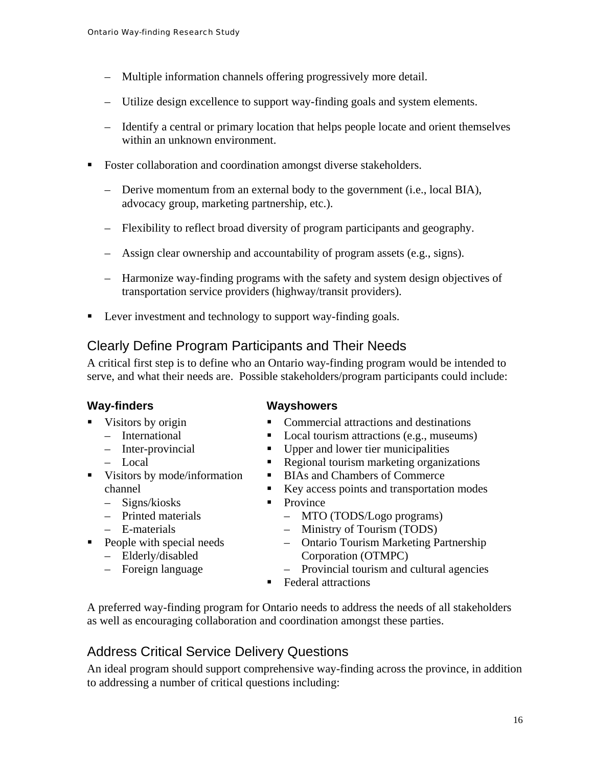- Multiple information channels offering progressively more detail.
  - Utilize design excellence to support way-finding goals and system elements.
  - Identify a central or primary location that helps people locate and orient themselves within an unknown environment.
- Foster collaboration and coordination amongst diverse stakeholders.
  - Derive momentum from an external body to the government (i.e., local BIA), advocacy group, marketing partnership, etc.).
  - Flexibility to reflect broad diversity of program participants and geography.
  - Assign clear ownership and accountability of program assets (e.g., signs).
  - Harmonize way-finding programs with the safety and system design objectives of transportation service providers (highway/transit providers).
- Lever investment and technology to support way-finding goals.

## Clearly Define Program Participants and Their Needs

A critical first step is to define who an Ontario way-finding program would be intended to serve, and what their needs are. Possible stakeholders/program participants could include:

**Way-finders**

- Visitors by origin
  - International
  - Inter-provincial
  - Local
- Visitors by mode/information channel
  - Signs/kiosks
  - Printed materials
  - E-materials
- People with special needs
  - Elderly/disabled
  - Foreign language

**Wayshowers**

- Commercial attractions and destinations
- Local tourism attractions (e.g., museums)
- Upper and lower tier municipalities
- Regional tourism marketing organizations
- BIAs and Chambers of Commerce
- Key access points and transportation modes
- Province
  - MTO (TODS/Logo programs)
  - Ministry of Tourism (TODS)
  - Ontario Tourism Marketing Partnership Corporation (OTMPC)
  - Provincial tourism and cultural agencies
- Federal attractions

A preferred way-finding program for Ontario needs to address the needs of all stakeholders as well as encouraging collaboration and coordination amongst these parties.

## Address Critical Service Delivery Questions

An ideal program should support comprehensive way-finding across the province, in addition to addressing a number of critical questions including: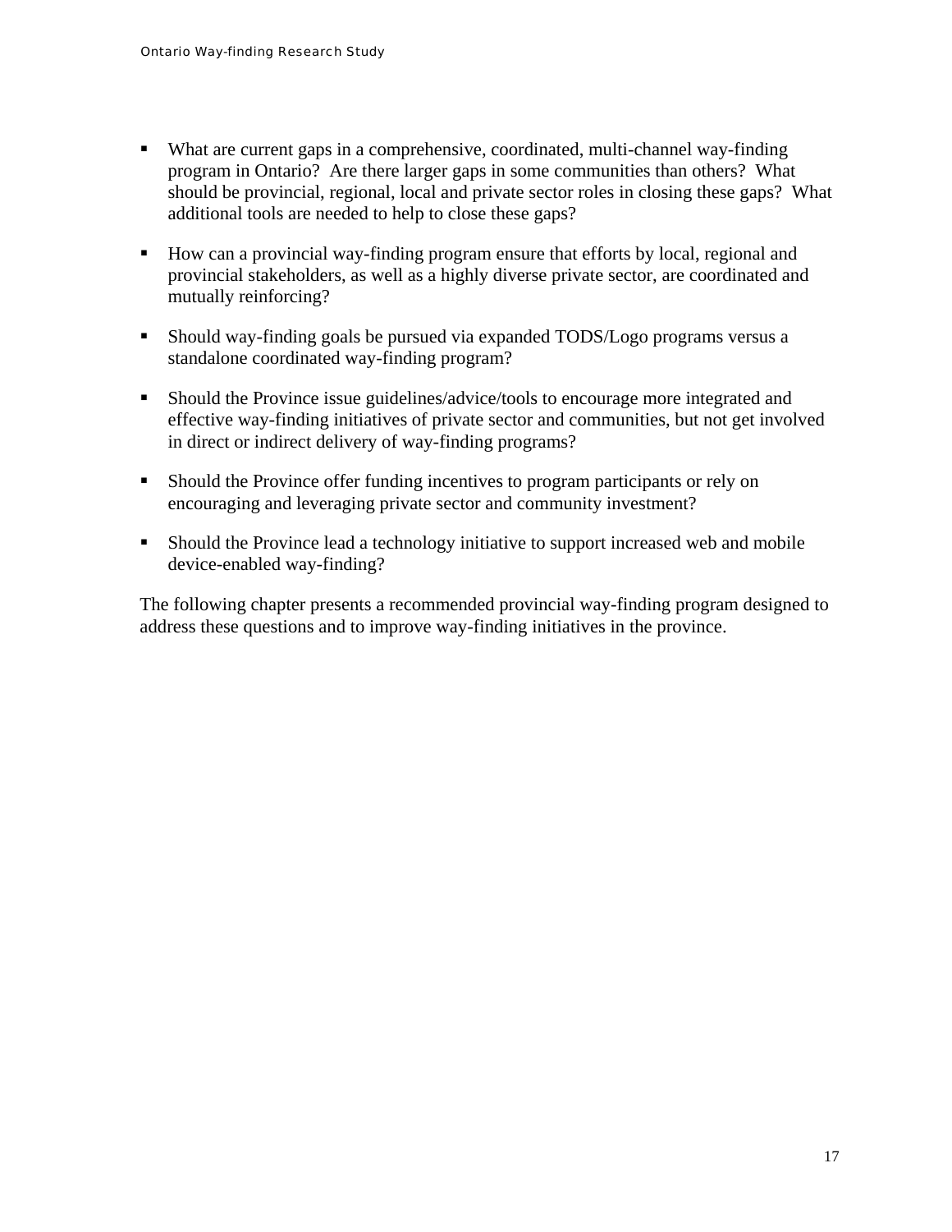- What are current gaps in a comprehensive, coordinated, multi-channel way-finding program in Ontario? Are there larger gaps in some communities than others? What should be provincial, regional, local and private sector roles in closing these gaps? What additional tools are needed to help to close these gaps?

- How can a provincial way-finding program ensure that efforts by local, regional and provincial stakeholders, as well as a highly diverse private sector, are coordinated and mutually reinforcing?

- Should way-finding goals be pursued via expanded TODS/Logo programs versus a standalone coordinated way-finding program?

- Should the Province issue guidelines/advice/tools to encourage more integrated and effective way-finding initiatives of private sector and communities, but not get involved in direct or indirect delivery of way-finding programs?

- Should the Province offer funding incentives to program participants or rely on encouraging and leveraging private sector and community investment?

- Should the Province lead a technology initiative to support increased web and mobile device-enabled way-finding?

The following chapter presents a recommended provincial way-finding program designed to address these questions and to improve way-finding initiatives in the province.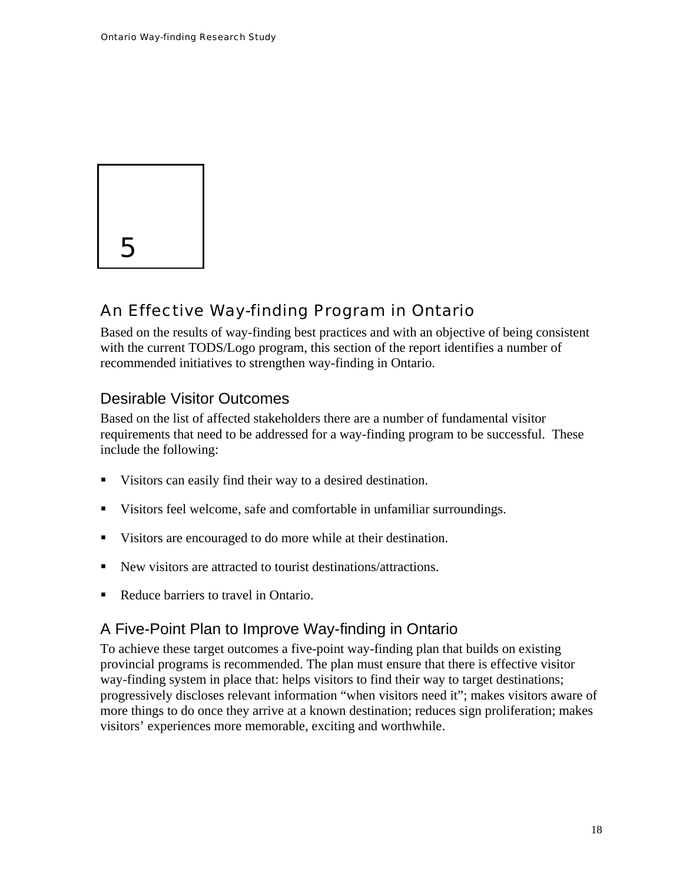# 5

## An Effective Way-finding Program in Ontario

Based on the results of way-finding best practices and with an objective of being consistent with the current TODS/Logo program, this section of the report identifies a number of recommended initiatives to strengthen way-finding in Ontario.

### Desirable Visitor Outcomes

Based on the list of affected stakeholders there are a number of fundamental visitor requirements that need to be addressed for a way-finding program to be successful. These include the following:

- Visitors can easily find their way to a desired destination.
- Visitors feel welcome, safe and comfortable in unfamiliar surroundings.
- Visitors are encouraged to do more while at their destination.
- New visitors are attracted to tourist destinations/attractions.
- Reduce barriers to travel in Ontario.

### A Five-Point Plan to Improve Way-finding in Ontario

To achieve these target outcomes a five-point way-finding plan that builds on existing provincial programs is recommended. The plan must ensure that there is effective visitor way-finding system in place that: helps visitors to find their way to target destinations; progressively discloses relevant information "when visitors need it"; makes visitors aware of more things to do once they arrive at a known destination; reduces sign proliferation; makes visitors' experiences more memorable, exciting and worthwhile.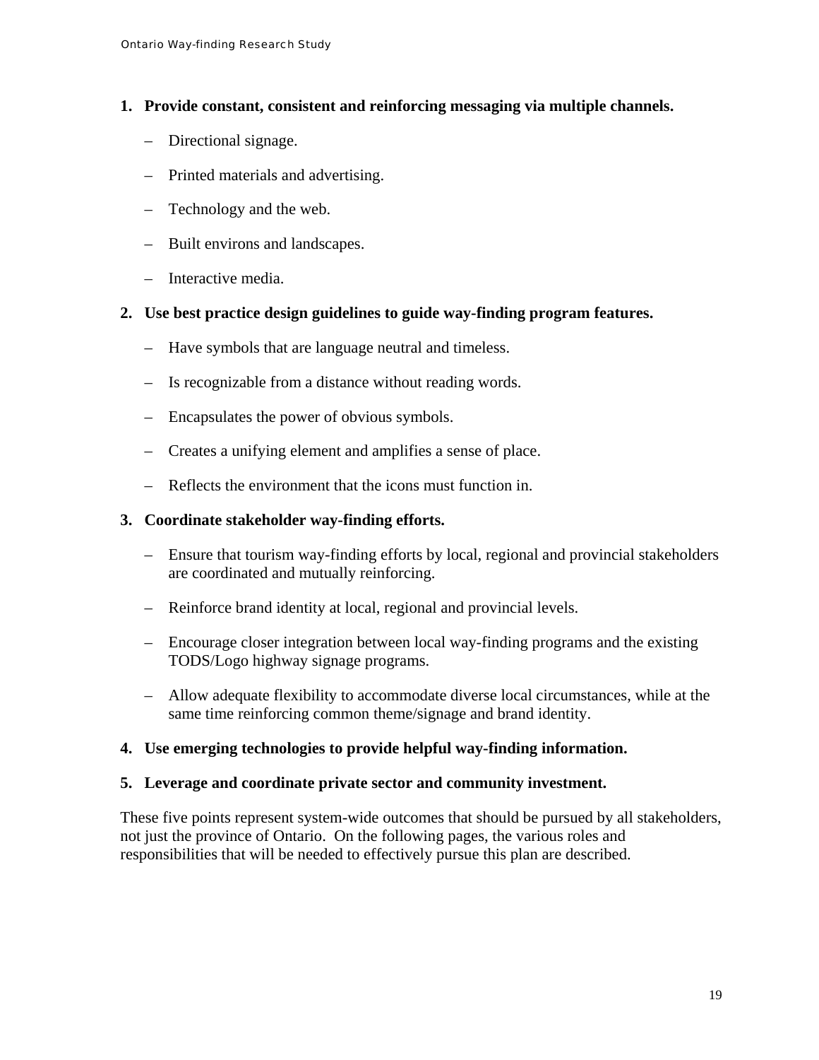1. **Provide constant, consistent and reinforcing messaging via multiple channels.**
   - Directional signage.
   - Printed materials and advertising.
   - Technology and the web.
   - Built environs and landscapes.
   - Interactive media.
2. **Use best practice design guidelines to guide way-finding program features.**
   - Have symbols that are language neutral and timeless.
   - Is recognizable from a distance without reading words.
   - Encapsulates the power of obvious symbols.
   - Creates a unifying element and amplifies a sense of place.
   - Reflects the environment that the icons must function in.
3. **Coordinate stakeholder way-finding efforts.**
   - Ensure that tourism way-finding efforts by local, regional and provincial stakeholders are coordinated and mutually reinforcing.
   - Reinforce brand identity at local, regional and provincial levels.
   - Encourage closer integration between local way-finding programs and the existing TODS/Logo highway signage programs.
   - Allow adequate flexibility to accommodate diverse local circumstances, while at the same time reinforcing common theme/signage and brand identity.
4. **Use emerging technologies to provide helpful way-finding information.**
5. **Leverage and coordinate private sector and community investment.**

These five points represent system-wide outcomes that should be pursued by all stakeholders, not just the province of Ontario. On the following pages, the various roles and responsibilities that will be needed to effectively pursue this plan are described.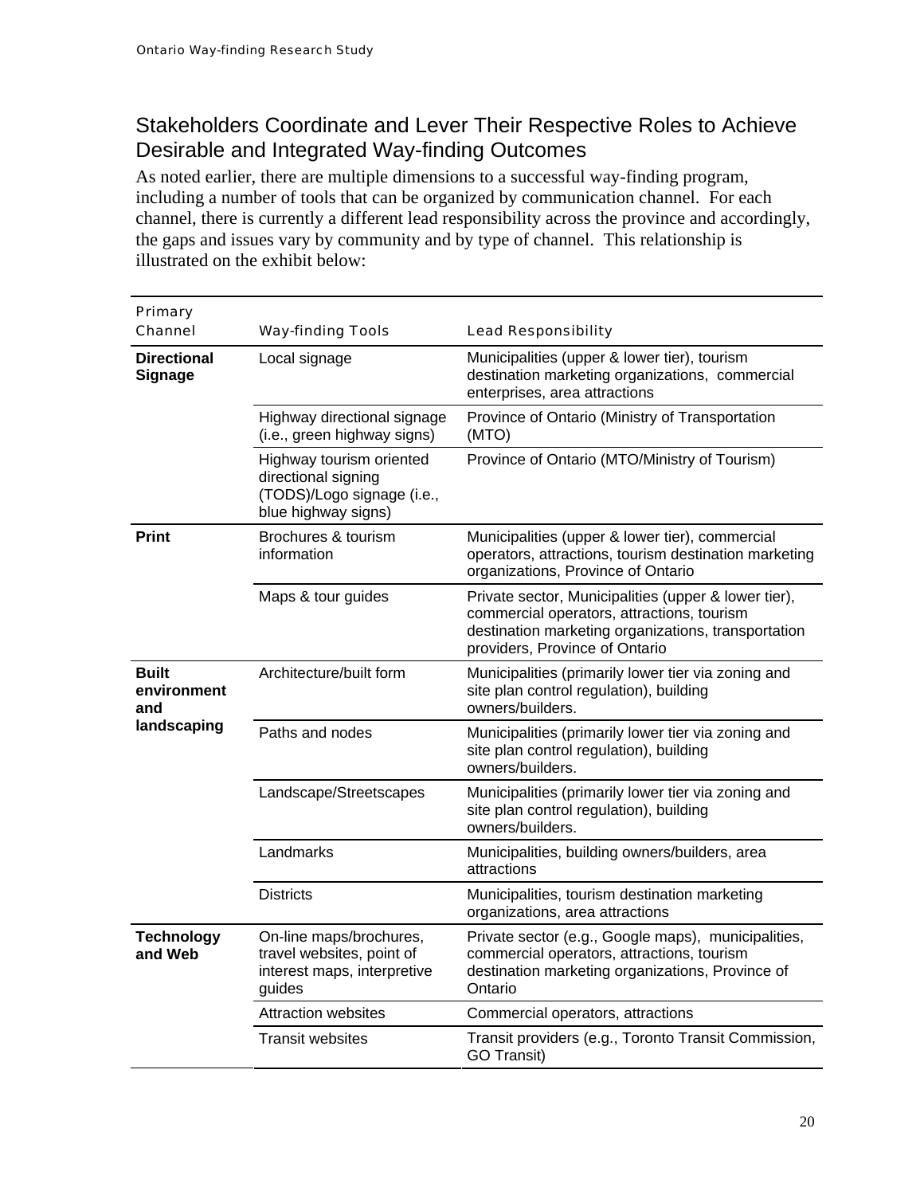## Stakeholders Coordinate and Lever Their Respective Roles to Achieve Desirable and Integrated Way-finding Outcomes

As noted earlier, there are multiple dimensions to a successful way-finding program, including a number of tools that can be organized by communication channel. For each channel, there is currently a different lead responsibility across the province and accordingly, the gaps and issues vary by community and by type of channel. This relationship is illustrated on the exhibit below:

| Primary Channel | Way-finding Tools | Lead Responsibility |
|---|---|---|
| **Directional Signage** | Local signage | Municipalities (upper & lower tier), tourism destination marketing organizations, commercial enterprises, area attractions |
| | Highway directional signage (i.e., green highway signs) | Province of Ontario (Ministry of Transportation (MTO) |
| | Highway tourism oriented directional signing (TODS)/Logo signage (i.e., blue highway signs) | Province of Ontario (MTO/Ministry of Tourism) |
| **Print** | Brochures & tourism information | Municipalities (upper & lower tier), commercial operators, attractions, tourism destination marketing organizations, Province of Ontario |
| | Maps & tour guides | Private sector, Municipalities (upper & lower tier), commercial operators, attractions, tourism destination marketing organizations, transportation providers, Province of Ontario |
| **Built environment and landscaping** | Architecture/built form | Municipalities (primarily lower tier via zoning and site plan control regulation), building owners/builders. |
| | Paths and nodes | Municipalities (primarily lower tier via zoning and site plan control regulation), building owners/builders. |
| | Landscape/Streetscapes | Municipalities (primarily lower tier via zoning and site plan control regulation), building owners/builders. |
| | Landmarks | Municipalities, building owners/builders, area attractions |
| | Districts | Municipalities, tourism destination marketing organizations, area attractions |
| **Technology and Web** | On-line maps/brochures, travel websites, point of interest maps, interpretive guides | Private sector (e.g., Google maps), municipalities, commercial operators, attractions, tourism destination marketing organizations, Province of Ontario |
| | Attraction websites | Commercial operators, attractions |
| | Transit websites | Transit providers (e.g., Toronto Transit Commission, GO Transit) |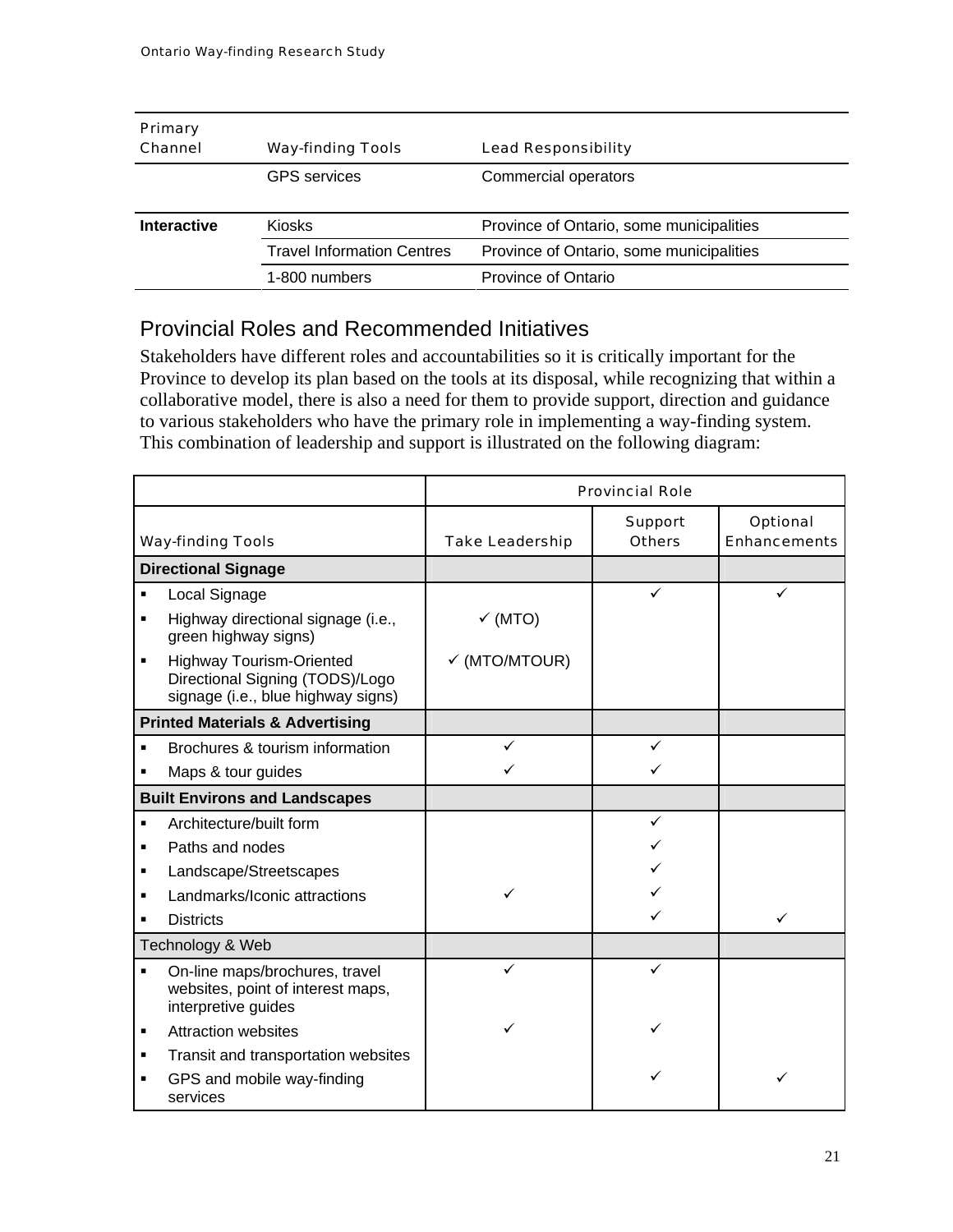| Primary Channel | Way-finding Tools | Lead Responsibility |
|---|---|---|
| | GPS services | Commercial operators |
| **Interactive** | Kiosks | Province of Ontario, some municipalities |
| | Travel Information Centres | Province of Ontario, some municipalities |
| | 1-800 numbers | Province of Ontario |

## Provincial Roles and Recommended Initiatives

Stakeholders have different roles and accountabilities so it is critically important for the Province to develop its plan based on the tools at its disposal, while recognizing that within a collaborative model, there is also a need for them to provide support, direction and guidance to various stakeholders who have the primary role in implementing a way-finding system. This combination of leadership and support is illustrated on the following diagram:

| | Provincial Role | | |
|---|---|---|---|
| **Way-finding Tools** | **Take Leadership** | **Support Others** | **Optional Enhancements** |
| **Directional Signage** | | | |
| ▪ Local Signage | | ✓ | ✓ |
| ▪ Highway directional signage (i.e., green highway signs) | ✓ (MTO) | | |
| ▪ Highway Tourism-Oriented Directional Signing (TODS)/Logo signage (i.e., blue highway signs) | ✓ (MTO/MTOUR) | | |
| **Printed Materials & Advertising** | | | |
| ▪ Brochures & tourism information | ✓ | ✓ | |
| ▪ Maps & tour guides | ✓ | ✓ | |
| **Built Environs and Landscapes** | | | |
| ▪ Architecture/built form | | ✓ | |
| ▪ Paths and nodes | | ✓ | |
| ▪ Landscape/Streetscapes | | ✓ | |
| ▪ Landmarks/Iconic attractions | ✓ | ✓ | |
| ▪ Districts | | ✓ | ✓ |
| Technology & Web | | | |
| ▪ On-line maps/brochures, travel websites, point of interest maps, interpretive guides | ✓ | ✓ | |
| ▪ Attraction websites | ✓ | ✓ | |
| ▪ Transit and transportation websites | | | |
| ▪ GPS and mobile way-finding services | | ✓ | ✓ |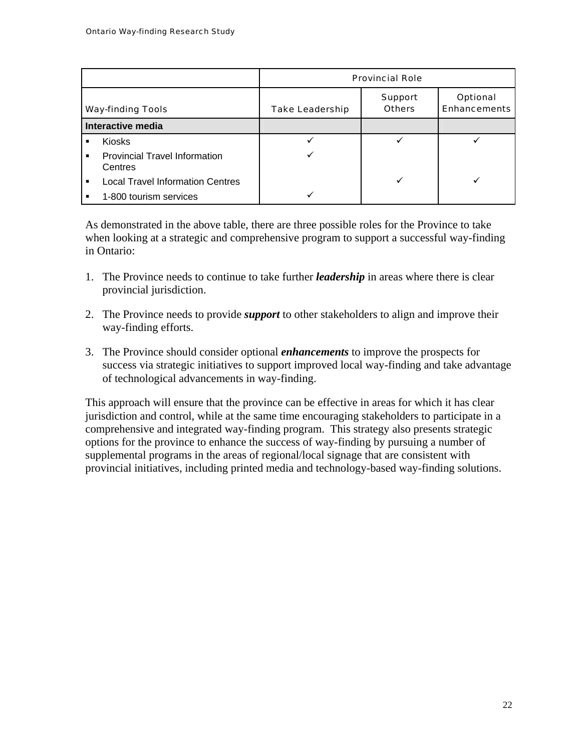| | Provincial Role | | |
|---|---|---|---|
| Way-finding Tools | Take Leadership | Support Others | Optional Enhancements |
| **Interactive media** | | | |
| ▪ Kiosks | ✓ | ✓ | ✓ |
| ▪ Provincial Travel Information Centres | ✓ | | |
| ▪ Local Travel Information Centres | | ✓ | ✓ |
| ▪ 1-800 tourism services | ✓ | | |

As demonstrated in the above table, there are three possible roles for the Province to take when looking at a strategic and comprehensive program to support a successful way-finding in Ontario:

1. The Province needs to continue to take further ***leadership*** in areas where there is clear provincial jurisdiction.

2. The Province needs to provide ***support*** to other stakeholders to align and improve their way-finding efforts.

3. The Province should consider optional ***enhancements*** to improve the prospects for success via strategic initiatives to support improved local way-finding and take advantage of technological advancements in way-finding.

This approach will ensure that the province can be effective in areas for which it has clear jurisdiction and control, while at the same time encouraging stakeholders to participate in a comprehensive and integrated way-finding program. This strategy also presents strategic options for the province to enhance the success of way-finding by pursuing a number of supplemental programs in the areas of regional/local signage that are consistent with provincial initiatives, including printed media and technology-based way-finding solutions.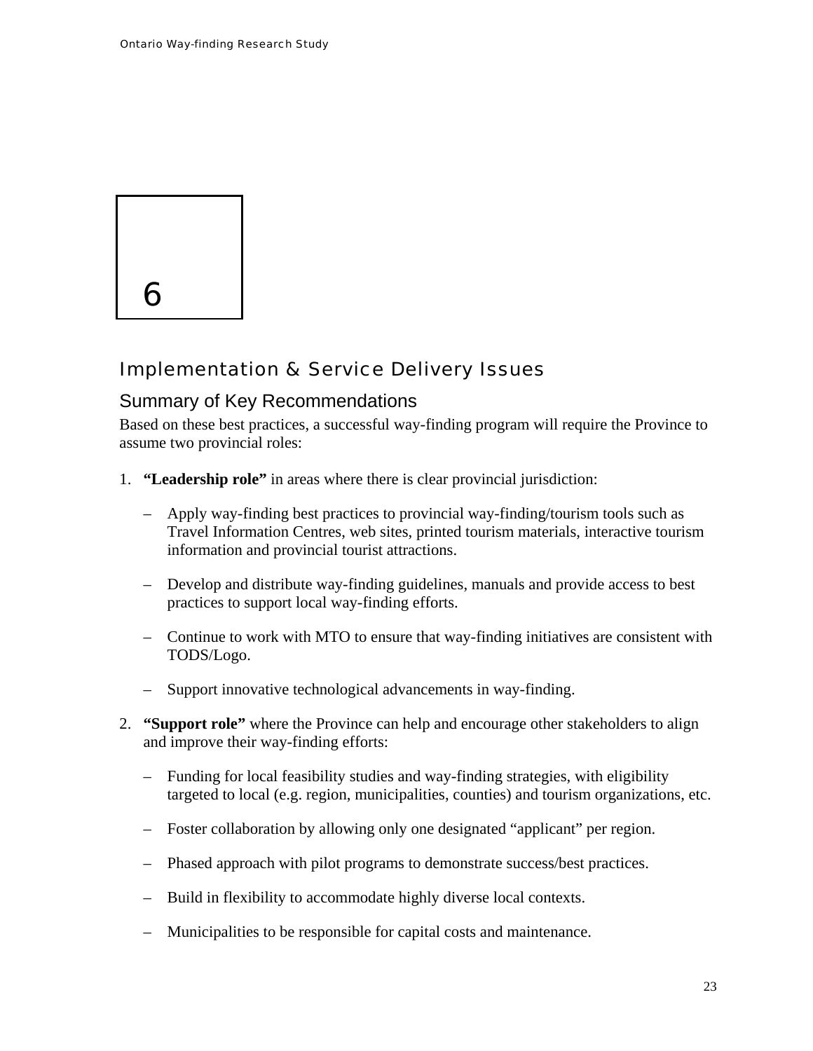# 6

# Implementation & Service Delivery Issues

## Summary of Key Recommendations

Based on these best practices, a successful way-finding program will require the Province to assume two provincial roles:

1. **"Leadership role"** in areas where there is clear provincial jurisdiction:

   – Apply way-finding best practices to provincial way-finding/tourism tools such as Travel Information Centres, web sites, printed tourism materials, interactive tourism information and provincial tourist attractions.

   – Develop and distribute way-finding guidelines, manuals and provide access to best practices to support local way-finding efforts.

   – Continue to work with MTO to ensure that way-finding initiatives are consistent with TODS/Logo.

   – Support innovative technological advancements in way-finding.

2. **"Support role"** where the Province can help and encourage other stakeholders to align and improve their way-finding efforts:

   – Funding for local feasibility studies and way-finding strategies, with eligibility targeted to local (e.g. region, municipalities, counties) and tourism organizations, etc.

   – Foster collaboration by allowing only one designated "applicant" per region.

   – Phased approach with pilot programs to demonstrate success/best practices.

   – Build in flexibility to accommodate highly diverse local contexts.

   – Municipalities to be responsible for capital costs and maintenance.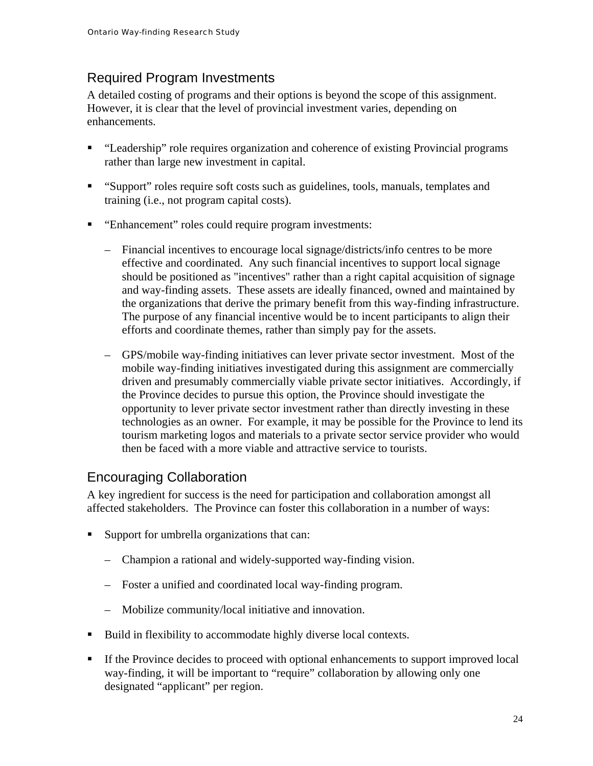## Required Program Investments

A detailed costing of programs and their options is beyond the scope of this assignment. However, it is clear that the level of provincial investment varies, depending on enhancements.

- "Leadership" role requires organization and coherence of existing Provincial programs rather than large new investment in capital.
- "Support" roles require soft costs such as guidelines, tools, manuals, templates and training (i.e., not program capital costs).
- "Enhancement" roles could require program investments:
  - Financial incentives to encourage local signage/districts/info centres to be more effective and coordinated. Any such financial incentives to support local signage should be positioned as "incentives" rather than a right capital acquisition of signage and way-finding assets. These assets are ideally financed, owned and maintained by the organizations that derive the primary benefit from this way-finding infrastructure. The purpose of any financial incentive would be to incent participants to align their efforts and coordinate themes, rather than simply pay for the assets.
  - GPS/mobile way-finding initiatives can lever private sector investment. Most of the mobile way-finding initiatives investigated during this assignment are commercially driven and presumably commercially viable private sector initiatives. Accordingly, if the Province decides to pursue this option, the Province should investigate the opportunity to lever private sector investment rather than directly investing in these technologies as an owner. For example, it may be possible for the Province to lend its tourism marketing logos and materials to a private sector service provider who would then be faced with a more viable and attractive service to tourists.

## Encouraging Collaboration

A key ingredient for success is the need for participation and collaboration amongst all affected stakeholders. The Province can foster this collaboration in a number of ways:

- Support for umbrella organizations that can:
  - Champion a rational and widely-supported way-finding vision.
  - Foster a unified and coordinated local way-finding program.
  - Mobilize community/local initiative and innovation.
- Build in flexibility to accommodate highly diverse local contexts.
- If the Province decides to proceed with optional enhancements to support improved local way-finding, it will be important to "require" collaboration by allowing only one designated "applicant" per region.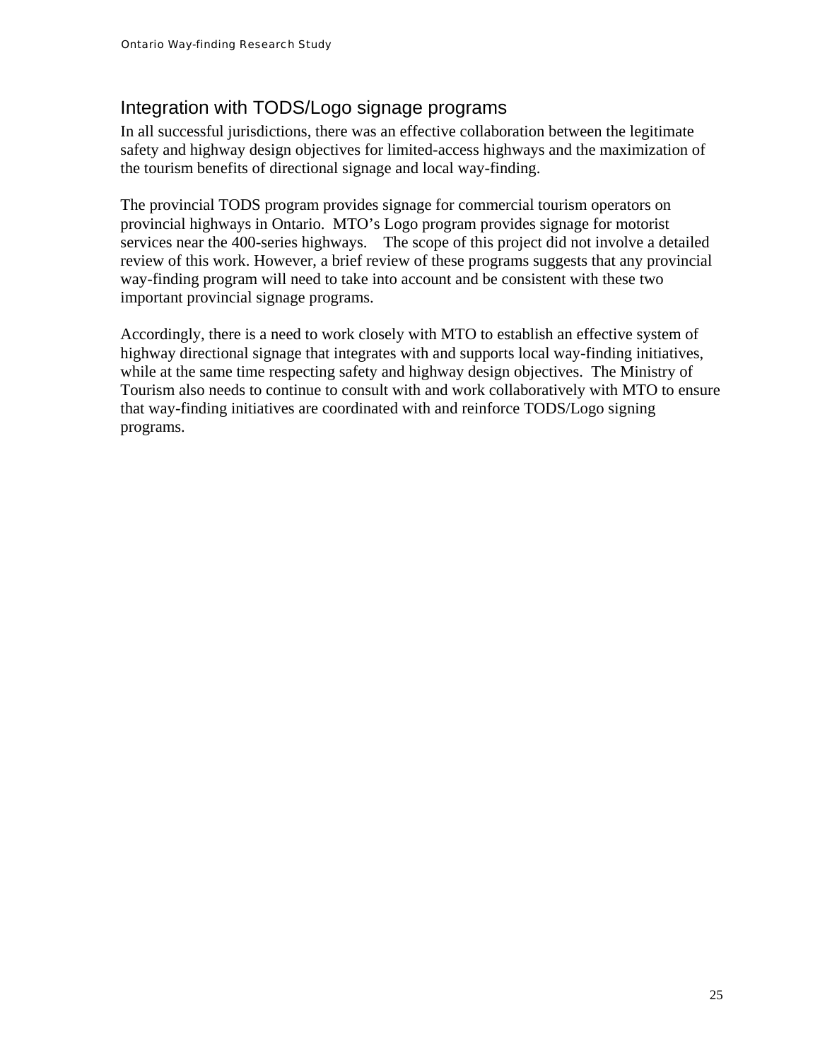## Integration with TODS/Logo signage programs

In all successful jurisdictions, there was an effective collaboration between the legitimate safety and highway design objectives for limited-access highways and the maximization of the tourism benefits of directional signage and local way-finding.

The provincial TODS program provides signage for commercial tourism operators on provincial highways in Ontario. MTO's Logo program provides signage for motorist services near the 400-series highways. The scope of this project did not involve a detailed review of this work. However, a brief review of these programs suggests that any provincial way-finding program will need to take into account and be consistent with these two important provincial signage programs.

Accordingly, there is a need to work closely with MTO to establish an effective system of highway directional signage that integrates with and supports local way-finding initiatives, while at the same time respecting safety and highway design objectives. The Ministry of Tourism also needs to continue to consult with and work collaboratively with MTO to ensure that way-finding initiatives are coordinated with and reinforce TODS/Logo signing programs.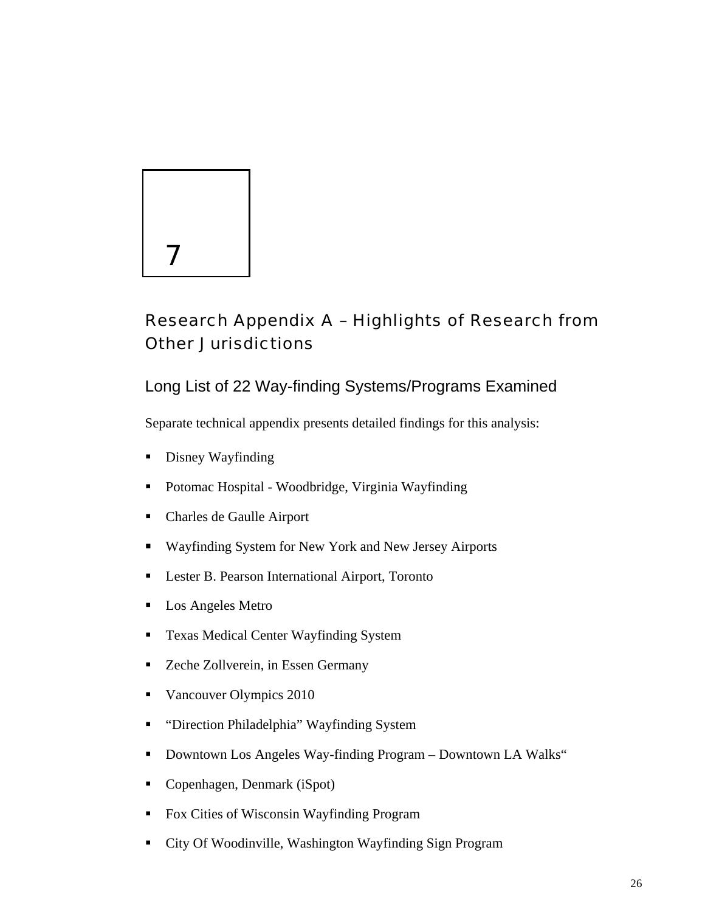# 7

# Research Appendix A – Highlights of Research from Other Jurisdictions

## Long List of 22 Way-finding Systems/Programs Examined

Separate technical appendix presents detailed findings for this analysis:

- Disney Wayfinding
- Potomac Hospital - Woodbridge, Virginia Wayfinding
- Charles de Gaulle Airport
- Wayfinding System for New York and New Jersey Airports
- Lester B. Pearson International Airport, Toronto
- Los Angeles Metro
- Texas Medical Center Wayfinding System
- Zeche Zollverein, in Essen Germany
- Vancouver Olympics 2010
- "Direction Philadelphia" Wayfinding System
- Downtown Los Angeles Way-finding Program – Downtown LA Walks"
- Copenhagen, Denmark (iSpot)
- Fox Cities of Wisconsin Wayfinding Program
- City Of Woodinville, Washington Wayfinding Sign Program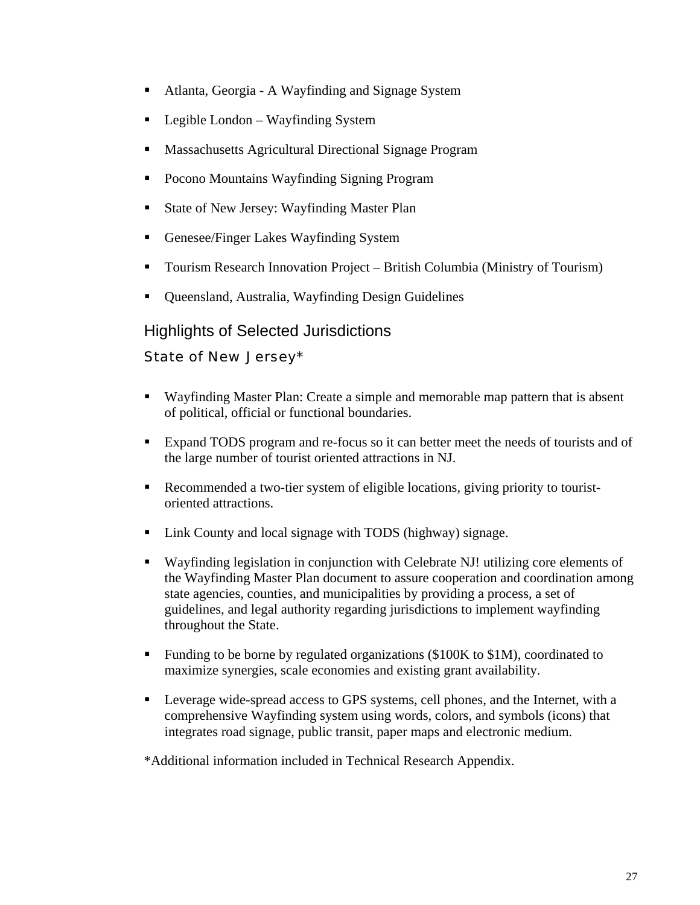- Atlanta, Georgia - A Wayfinding and Signage System
- Legible London – Wayfinding System
- Massachusetts Agricultural Directional Signage Program
- Pocono Mountains Wayfinding Signing Program
- State of New Jersey: Wayfinding Master Plan
- Genesee/Finger Lakes Wayfinding System
- Tourism Research Innovation Project – British Columbia (Ministry of Tourism)
- Queensland, Australia, Wayfinding Design Guidelines

## Highlights of Selected Jurisdictions

### State of New Jersey*

- Wayfinding Master Plan: Create a simple and memorable map pattern that is absent of political, official or functional boundaries.
- Expand TODS program and re-focus so it can better meet the needs of tourists and of the large number of tourist oriented attractions in NJ.
- Recommended a two-tier system of eligible locations, giving priority to tourist-oriented attractions.
- Link County and local signage with TODS (highway) signage.
- Wayfinding legislation in conjunction with Celebrate NJ! utilizing core elements of the Wayfinding Master Plan document to assure cooperation and coordination among state agencies, counties, and municipalities by providing a process, a set of guidelines, and legal authority regarding jurisdictions to implement wayfinding throughout the State.
- Funding to be borne by regulated organizations ($100K to $1M), coordinated to maximize synergies, scale economies and existing grant availability.
- Leverage wide-spread access to GPS systems, cell phones, and the Internet, with a comprehensive Wayfinding system using words, colors, and symbols (icons) that integrates road signage, public transit, paper maps and electronic medium.

*Additional information included in Technical Research Appendix.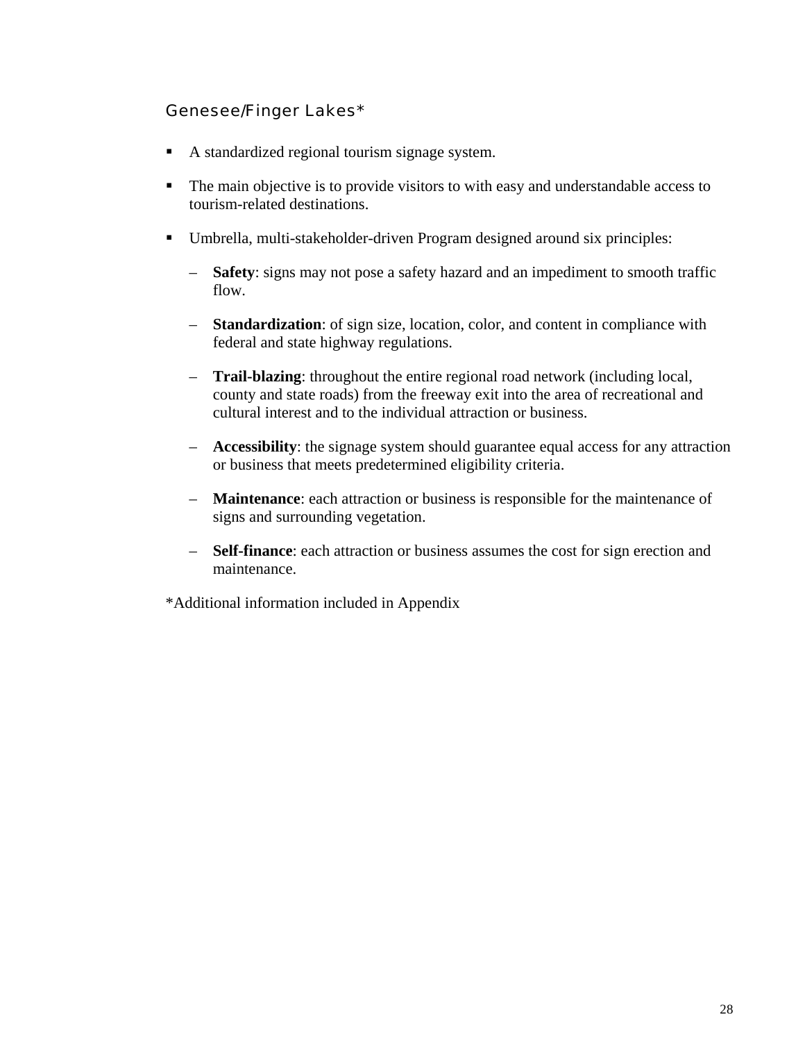### Genesee/Finger Lakes*

- A standardized regional tourism signage system.
- The main objective is to provide visitors to with easy and understandable access to tourism-related destinations.
- Umbrella, multi-stakeholder-driven Program designed around six principles:
  - **Safety**: signs may not pose a safety hazard and an impediment to smooth traffic flow.
  - **Standardization**: of sign size, location, color, and content in compliance with federal and state highway regulations.
  - **Trail-blazing**: throughout the entire regional road network (including local, county and state roads) from the freeway exit into the area of recreational and cultural interest and to the individual attraction or business.
  - **Accessibility**: the signage system should guarantee equal access for any attraction or business that meets predetermined eligibility criteria.
  - **Maintenance**: each attraction or business is responsible for the maintenance of signs and surrounding vegetation.
  - **Self-finance**: each attraction or business assumes the cost for sign erection and maintenance.

*Additional information included in Appendix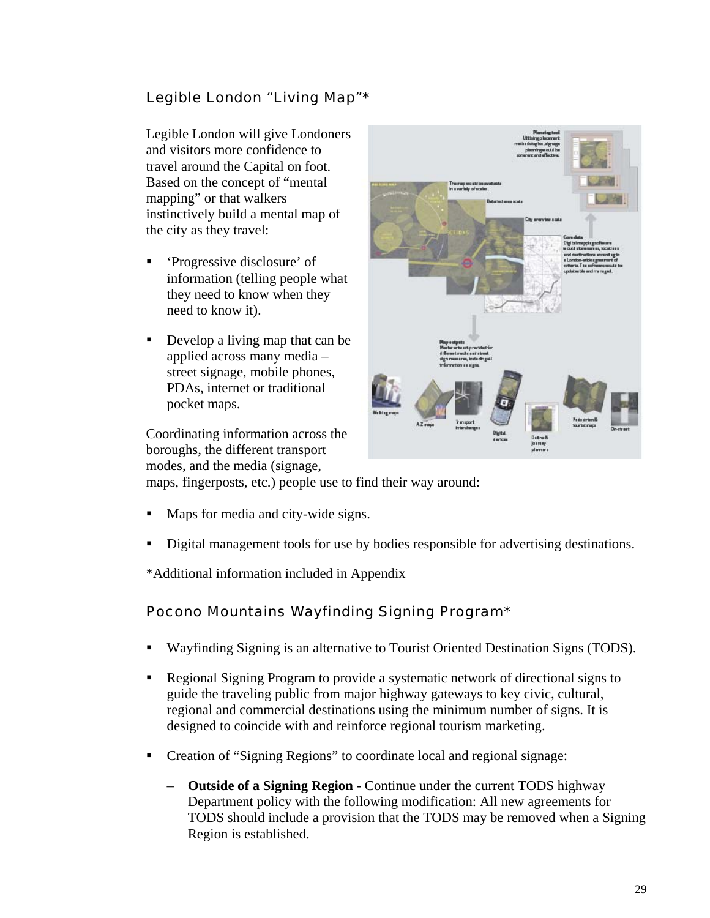## Legible London "Living Map"*

Legible London will give Londoners and visitors more confidence to travel around the Capital on foot. Based on the concept of "mental mapping" or that walkers instinctively build a mental map of the city as they travel:

- 'Progressive disclosure' of information (telling people what they need to know when they need to know it).
- Develop a living map that can be applied across many media – street signage, mobile phones, PDAs, internet or traditional pocket maps.

Coordinating information across the boroughs, the different transport modes, and the media (signage, maps, fingerposts, etc.) people use to find their way around:

- Maps for media and city-wide signs.
- Digital management tools for use by bodies responsible for advertising destinations.

*Additional information included in Appendix

## Pocono Mountains Wayfinding Signing Program*

- Wayfinding Signing is an alternative to Tourist Oriented Destination Signs (TODS).
- Regional Signing Program to provide a systematic network of directional signs to guide the traveling public from major highway gateways to key civic, cultural, regional and commercial destinations using the minimum number of signs. It is designed to coincide with and reinforce regional tourism marketing.
- Creation of "Signing Regions" to coordinate local and regional signage:
  - **Outside of a Signing Region** - Continue under the current TODS highway Department policy with the following modification: All new agreements for TODS should include a provision that the TODS may be removed when a Signing Region is established.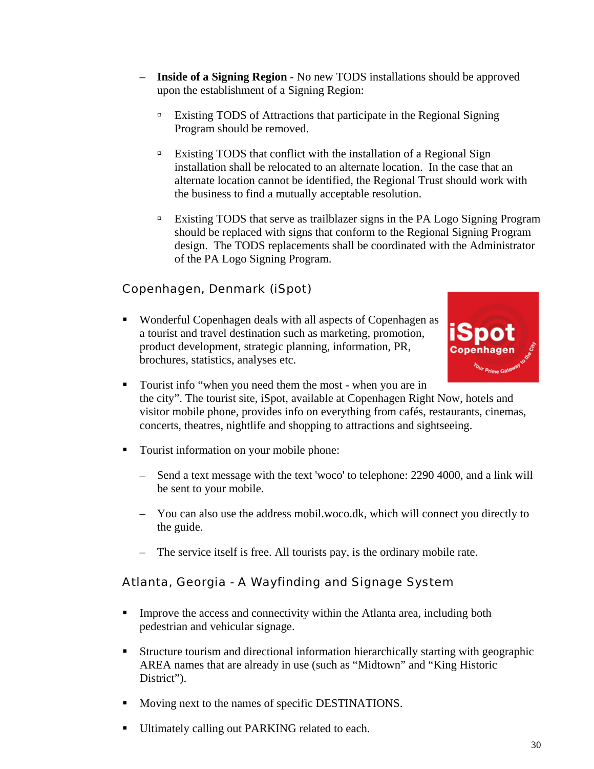- **Inside of a Signing Region** - No new TODS installations should be approved upon the establishment of a Signing Region:
  - Existing TODS of Attractions that participate in the Regional Signing Program should be removed.
  - Existing TODS that conflict with the installation of a Regional Sign installation shall be relocated to an alternate location. In the case that an alternate location cannot be identified, the Regional Trust should work with the business to find a mutually acceptable resolution.
  - Existing TODS that serve as trailblazer signs in the PA Logo Signing Program should be replaced with signs that conform to the Regional Signing Program design. The TODS replacements shall be coordinated with the Administrator of the PA Logo Signing Program.

### Copenhagen, Denmark (iSpot)

- Wonderful Copenhagen deals with all aspects of Copenhagen as a tourist and travel destination such as marketing, promotion, product development, strategic planning, information, PR, brochures, statistics, analyses etc.
- Tourist info "when you need them the most - when you are in the city". The tourist site, iSpot, available at Copenhagen Right Now, hotels and visitor mobile phone, provides info on everything from cafés, restaurants, cinemas, concerts, theatres, nightlife and shopping to attractions and sightseeing.
- Tourist information on your mobile phone:
  - Send a text message with the text 'woco' to telephone: 2290 4000, and a link will be sent to your mobile.
  - You can also use the address mobil.woco.dk, which will connect you directly to the guide.
  - The service itself is free. All tourists pay, is the ordinary mobile rate.

### Atlanta, Georgia - A Wayfinding and Signage System

- Improve the access and connectivity within the Atlanta area, including both pedestrian and vehicular signage.
- Structure tourism and directional information hierarchically starting with geographic AREA names that are already in use (such as "Midtown" and "King Historic District").
- Moving next to the names of specific DESTINATIONS.
- Ultimately calling out PARKING related to each.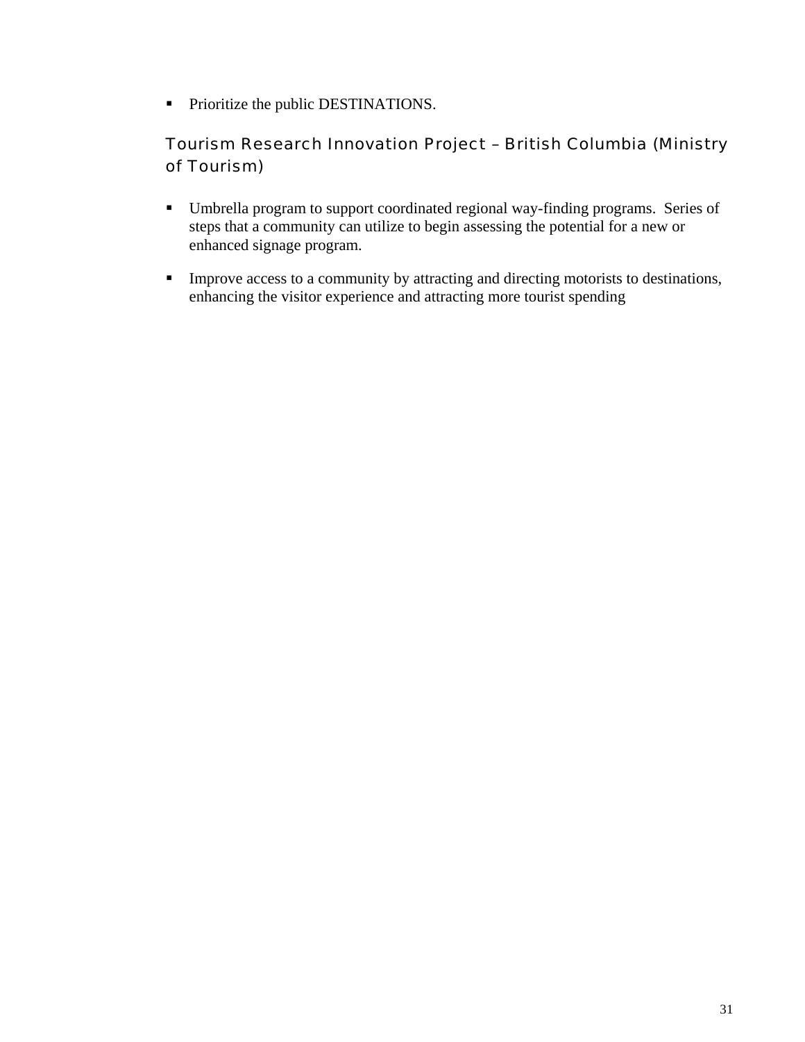- Prioritize the public DESTINATIONS.

### Tourism Research Innovation Project – British Columbia (Ministry of Tourism)

- Umbrella program to support coordinated regional way-finding programs.  Series of steps that a community can utilize to begin assessing the potential for a new or enhanced signage program.
- Improve access to a community by attracting and directing motorists to destinations, enhancing the visitor experience and attracting more tourist spending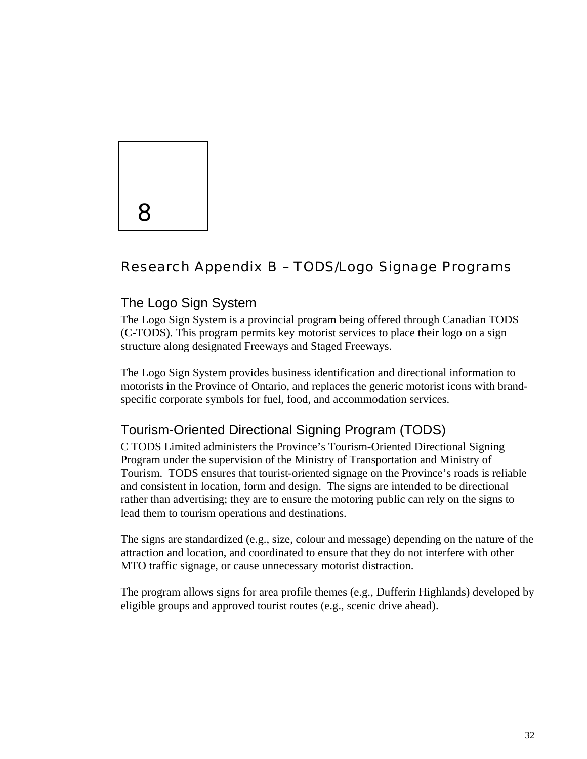8

# Research Appendix B – TODS/Logo Signage Programs

## The Logo Sign System

The Logo Sign System is a provincial program being offered through Canadian TODS (C-TODS). This program permits key motorist services to place their logo on a sign structure along designated Freeways and Staged Freeways.

The Logo Sign System provides business identification and directional information to motorists in the Province of Ontario, and replaces the generic motorist icons with brand-specific corporate symbols for fuel, food, and accommodation services.

## Tourism-Oriented Directional Signing Program (TODS)

C TODS Limited administers the Province's Tourism-Oriented Directional Signing Program under the supervision of the Ministry of Transportation and Ministry of Tourism. TODS ensures that tourist-oriented signage on the Province's roads is reliable and consistent in location, form and design. The signs are intended to be directional rather than advertising; they are to ensure the motoring public can rely on the signs to lead them to tourism operations and destinations.

The signs are standardized (e.g., size, colour and message) depending on the nature of the attraction and location, and coordinated to ensure that they do not interfere with other MTO traffic signage, or cause unnecessary motorist distraction.

The program allows signs for area profile themes (e.g., Dufferin Highlands) developed by eligible groups and approved tourist routes (e.g., scenic drive ahead).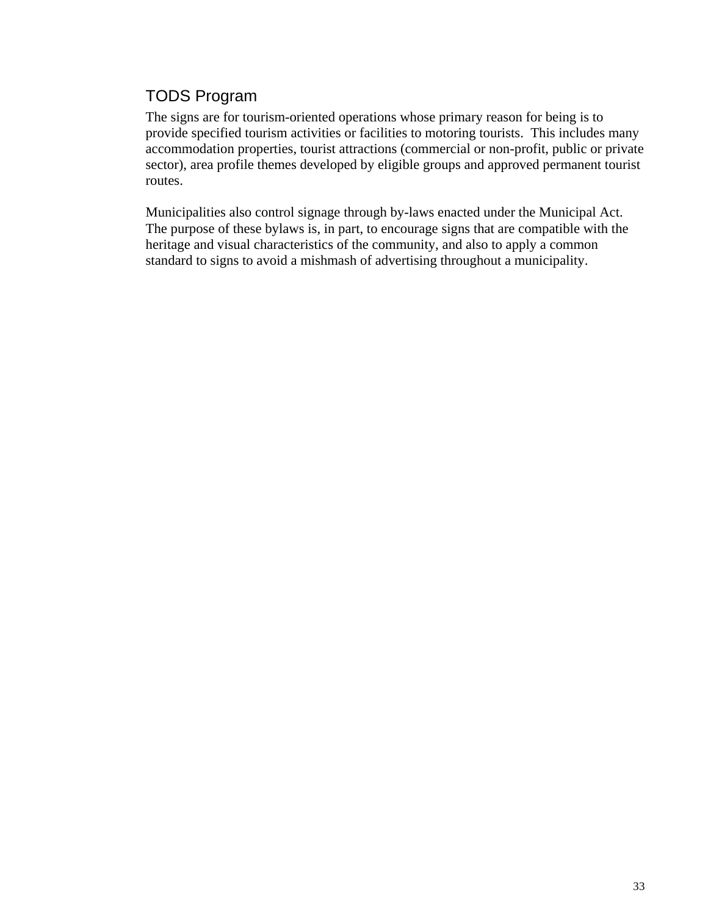## TODS Program

The signs are for tourism-oriented operations whose primary reason for being is to provide specified tourism activities or facilities to motoring tourists. This includes many accommodation properties, tourist attractions (commercial or non-profit, public or private sector), area profile themes developed by eligible groups and approved permanent tourist routes.

Municipalities also control signage through by-laws enacted under the Municipal Act. The purpose of these bylaws is, in part, to encourage signs that are compatible with the heritage and visual characteristics of the community, and also to apply a common standard to signs to avoid a mishmash of advertising throughout a municipality.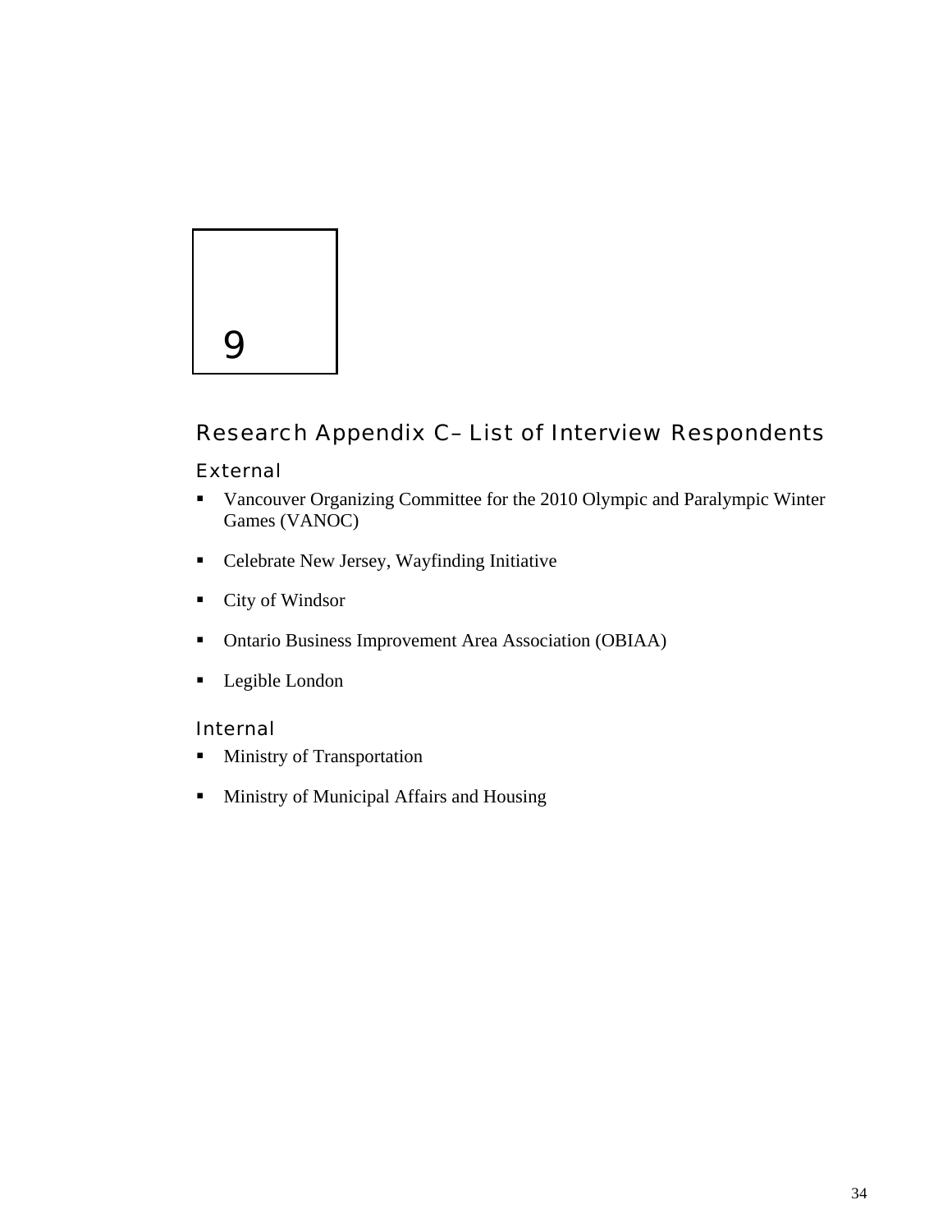9

# Research Appendix C– List of Interview Respondents

## External

- Vancouver Organizing Committee for the 2010 Olympic and Paralympic Winter Games (VANOC)
- Celebrate New Jersey, Wayfinding Initiative
- City of Windsor
- Ontario Business Improvement Area Association (OBIAA)
- Legible London

## Internal

- Ministry of Transportation
- Ministry of Municipal Affairs and Housing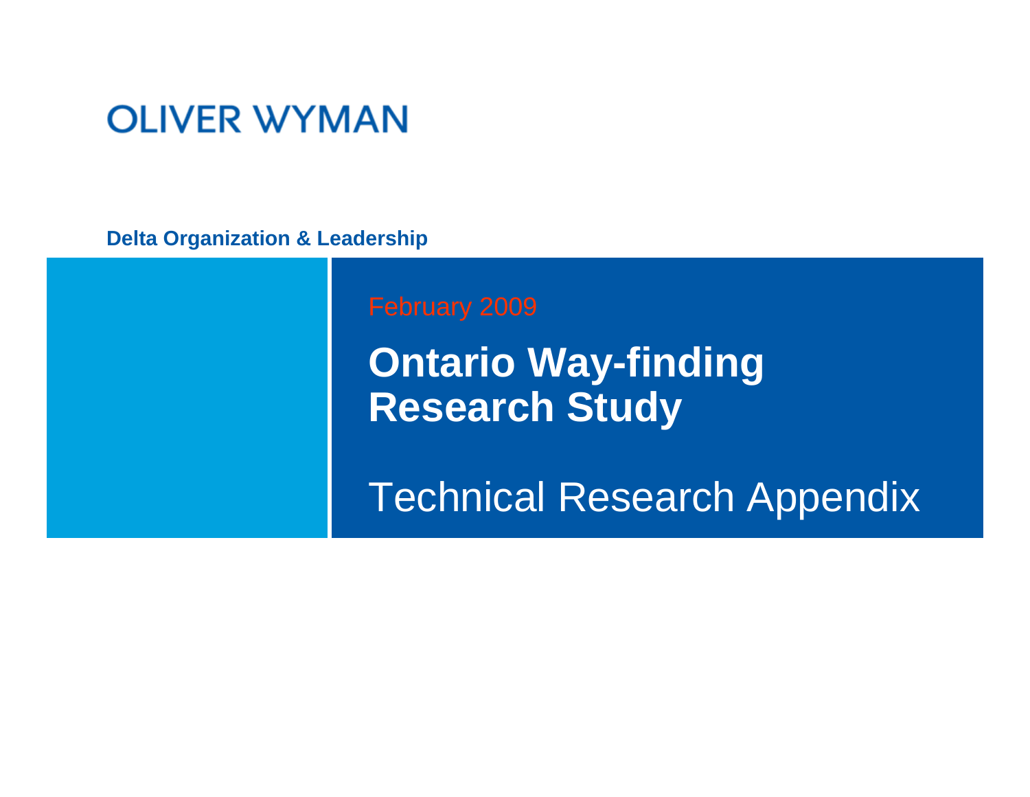OLIVER WYMAN

**Delta Organization & Leadership**

February 2009

# Ontario Way-finding Research Study

## Technical Research Appendix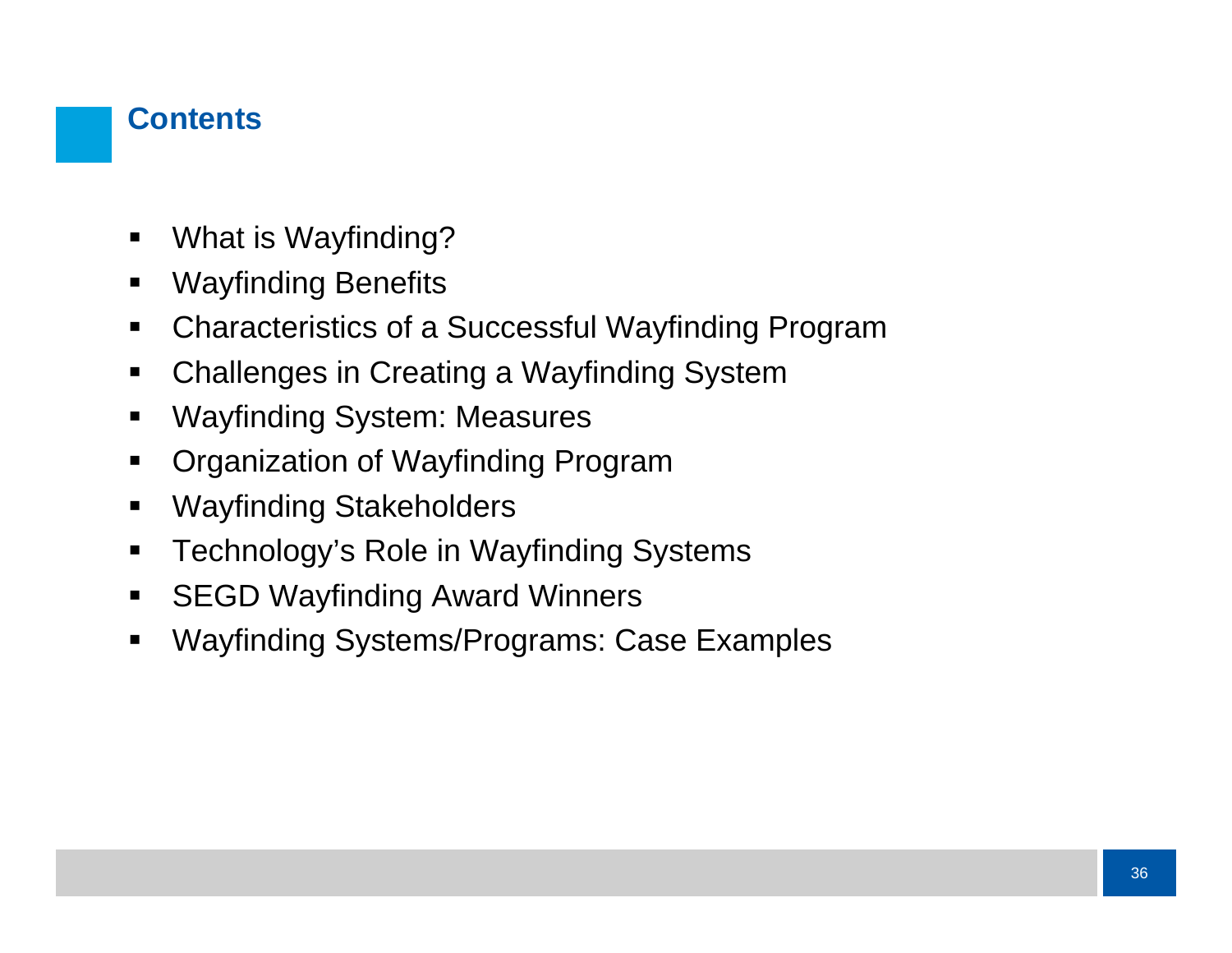## Contents

- What is Wayfinding?
- Wayfinding Benefits
- Characteristics of a Successful Wayfinding Program
- Challenges in Creating a Wayfinding System
- Wayfinding System: Measures
- Organization of Wayfinding Program
- Wayfinding Stakeholders
- Technology's Role in Wayfinding Systems
- SEGD Wayfinding Award Winners
- Wayfinding Systems/Programs: Case Examples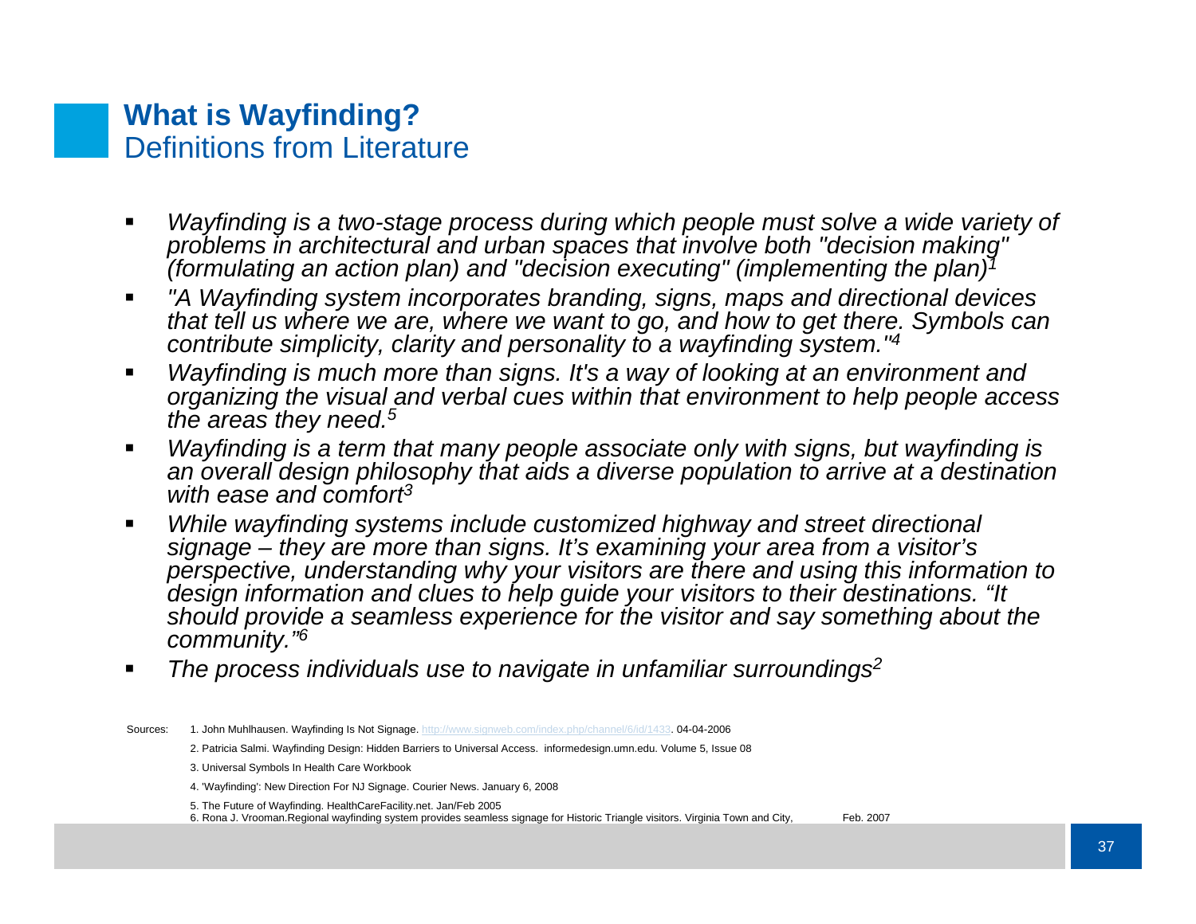## What is Wayfinding?

Definitions from Literature

- *Wayfinding is a two-stage process during which people must solve a wide variety of problems in architectural and urban spaces that involve both "decision making" (formulating an action plan) and "decision executing" (implementing the plan)*[1]
- *"A Wayfinding system incorporates branding, signs, maps and directional devices that tell us where we are, where we want to go, and how to get there. Symbols can contribute simplicity, clarity and personality to a wayfinding system."*[4]
- *Wayfinding is much more than signs. It's a way of looking at an environment and organizing the visual and verbal cues within that environment to help people access the areas they need.*[5]
- *Wayfinding is a term that many people associate only with signs, but wayfinding is an overall design philosophy that aids a diverse population to arrive at a destination with ease and comfort*[3]
- *While wayfinding systems include customized highway and street directional signage – they are more than signs. It's examining your area from a visitor's perspective, understanding why your visitors are there and using this information to design information and clues to help guide your visitors to their destinations. "It should provide a seamless experience for the visitor and say something about the community."*[6]
- *The process individuals use to navigate in unfamiliar surroundings*[2]

Sources:

1. John Muhlhausen. Wayfinding Is Not Signage. http://www.signweb.com/index.php/channel/6/id/1433. 04-04-2006
2. Patricia Salmi. Wayfinding Design: Hidden Barriers to Universal Access. informedesign.umn.edu. Volume 5, Issue 08
3. Universal Symbols In Health Care Workbook
4. 'Wayfinding': New Direction For NJ Signage. Courier News. January 6, 2008
5. The Future of Wayfinding. HealthCareFacility.net. Jan/Feb 2005
6. Rona J. Vrooman.Regional wayfinding system provides seamless signage for Historic Triangle visitors. Virginia Town and City, Feb. 2007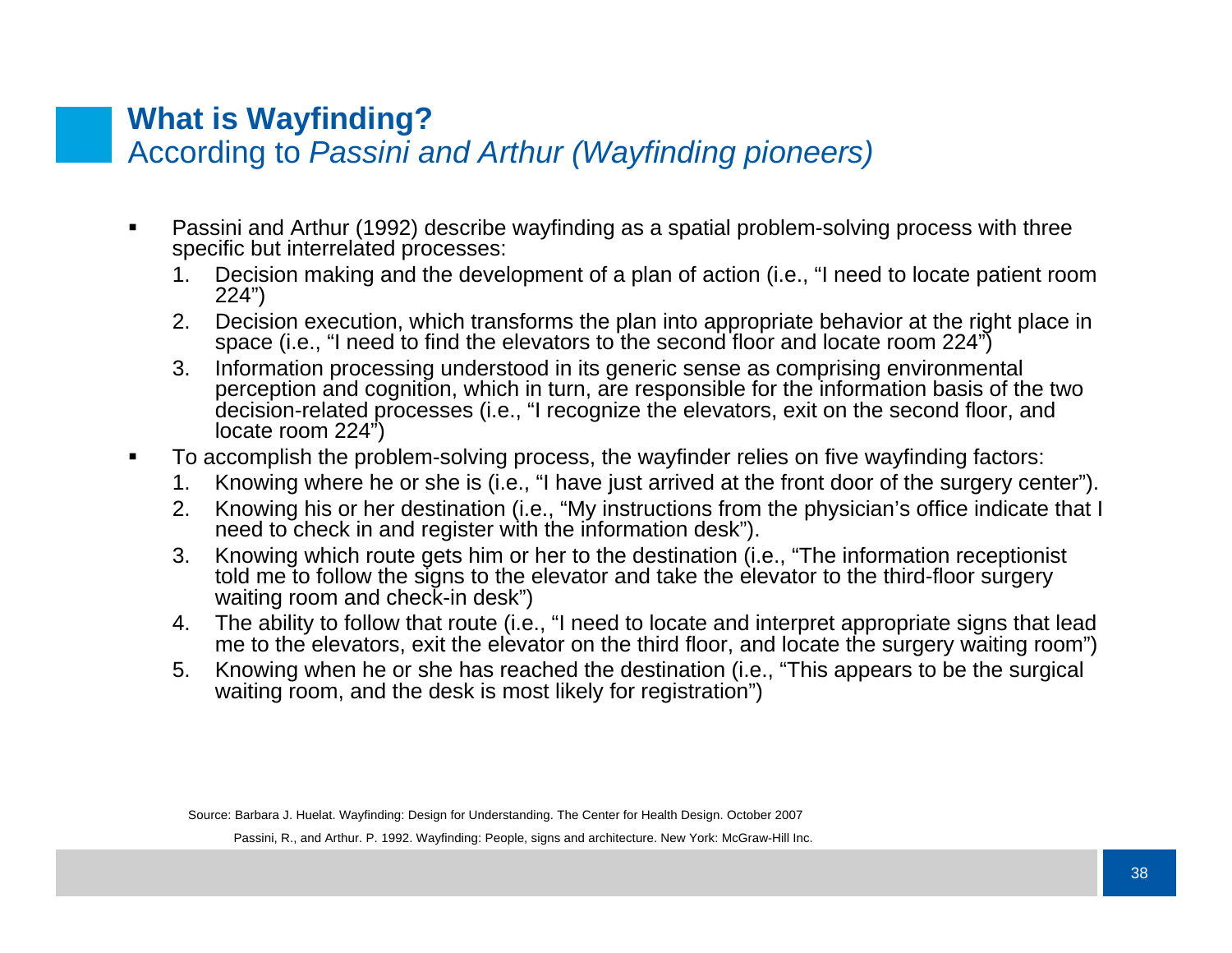## What is Wayfinding?

According to *Passini and Arthur (Wayfinding pioneers)*

- Passini and Arthur (1992) describe wayfinding as a spatial problem-solving process with three specific but interrelated processes:
  1. Decision making and the development of a plan of action (i.e., “I need to locate patient room 224”)
  2. Decision execution, which transforms the plan into appropriate behavior at the right place in space (i.e., “I need to find the elevators to the second floor and locate room 224”)
  3. Information processing understood in its generic sense as comprising environmental perception and cognition, which in turn, are responsible for the information basis of the two decision-related processes (i.e., “I recognize the elevators, exit on the second floor, and locate room 224”)
- To accomplish the problem-solving process, the wayfinder relies on five wayfinding factors:
  1. Knowing where he or she is (i.e., “I have just arrived at the front door of the surgery center”).
  2. Knowing his or her destination (i.e., “My instructions from the physician’s office indicate that I need to check in and register with the information desk”).
  3. Knowing which route gets him or her to the destination (i.e., “The information receptionist told me to follow the signs to the elevator and take the elevator to the third-floor surgery waiting room and check-in desk”)
  4. The ability to follow that route (i.e., “I need to locate and interpret appropriate signs that lead me to the elevators, exit the elevator on the third floor, and locate the surgery waiting room”)
  5. Knowing when he or she has reached the destination (i.e., “This appears to be the surgical waiting room, and the desk is most likely for registration”)

Source: Barbara J. Huelat. Wayfinding: Design for Understanding. The Center for Health Design. October 2007

Passini, R., and Arthur. P. 1992. Wayfinding: People, signs and architecture. New York: McGraw-Hill Inc.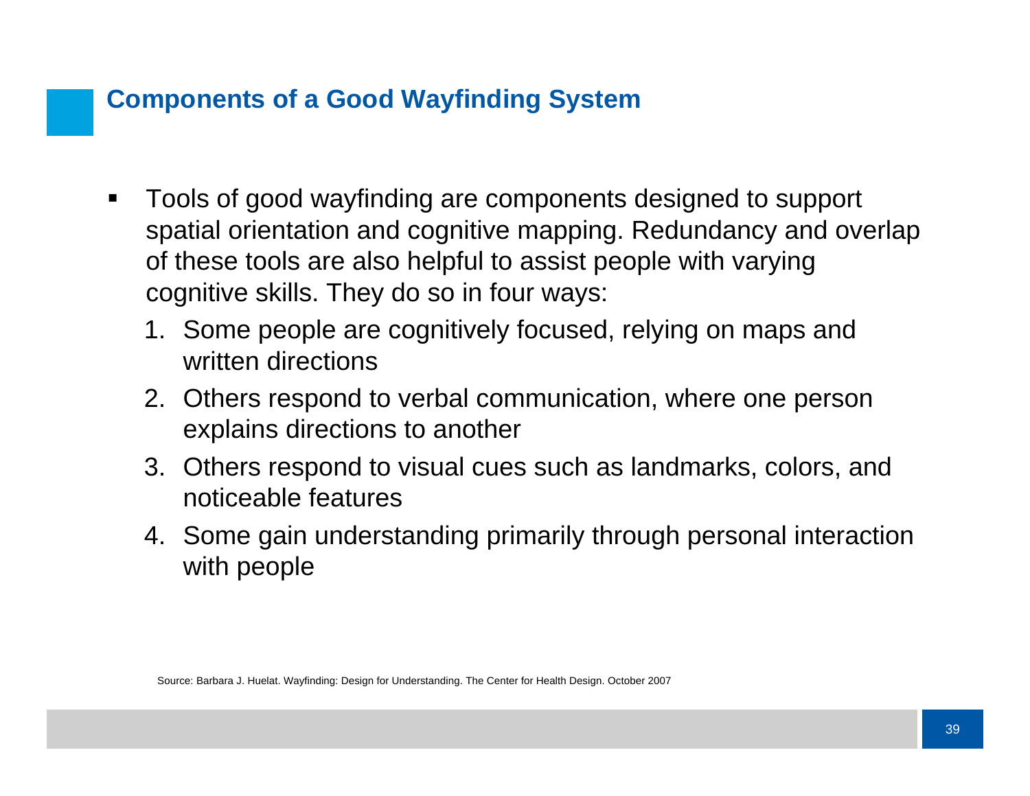## Components of a Good Wayfinding System

- Tools of good wayfinding are components designed to support spatial orientation and cognitive mapping. Redundancy and overlap of these tools are also helpful to assist people with varying cognitive skills. They do so in four ways:
  1. Some people are cognitively focused, relying on maps and written directions
  2. Others respond to verbal communication, where one person explains directions to another
  3. Others respond to visual cues such as landmarks, colors, and noticeable features
  4. Some gain understanding primarily through personal interaction with people

Source: Barbara J. Huelat. Wayfinding: Design for Understanding. The Center for Health Design. October 2007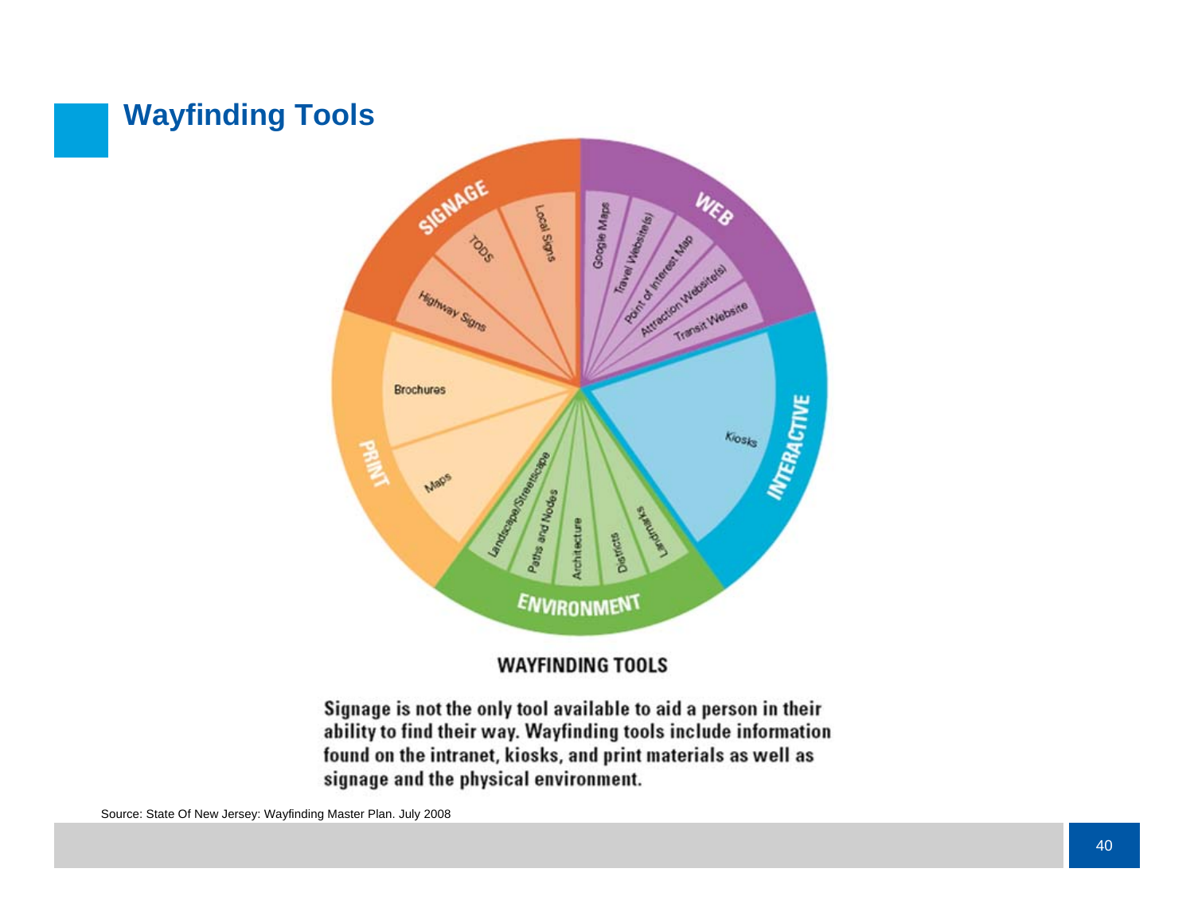# Wayfinding Tools

SIGNAGE: Local Signs, TODS, Highway Signs

WEB: Google Maps, Travel Website(s), Point of Interest Map, Attraction Website(s), Transit Website

INTERACTIVE: Kiosks

ENVIRONMENT: Landscape/Streetscape, Paths and Nodes, Architecture, Districts, Landmarks

PRINT: Brochures, Maps

**WAYFINDING TOOLS**

**Signage is not the only tool available to aid a person in their ability to find their way. Wayfinding tools include information found on the intranet, kiosks, and print materials as well as signage and the physical environment.**

Source: State Of New Jersey: Wayfinding Master Plan. July 2008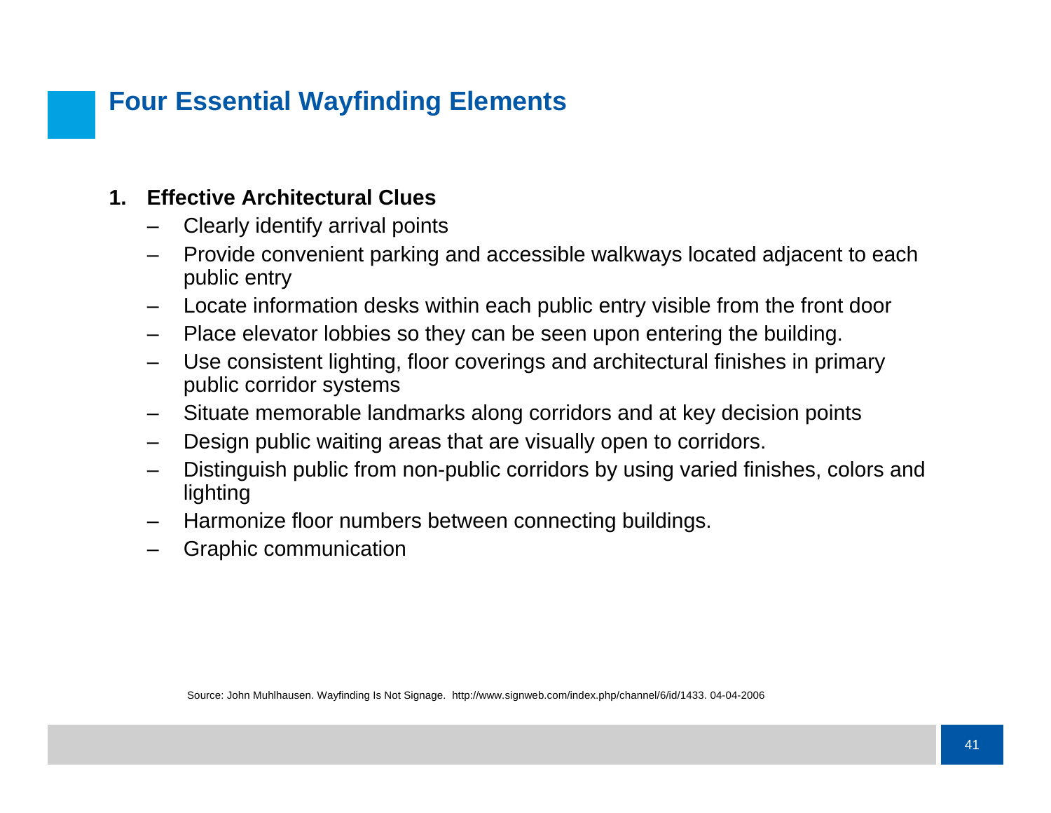## Four Essential Wayfinding Elements

1. **Effective Architectural Clues**
   - Clearly identify arrival points
   - Provide convenient parking and accessible walkways located adjacent to each public entry
   - Locate information desks within each public entry visible from the front door
   - Place elevator lobbies so they can be seen upon entering the building.
   - Use consistent lighting, floor coverings and architectural finishes in primary public corridor systems
   - Situate memorable landmarks along corridors and at key decision points
   - Design public waiting areas that are visually open to corridors.
   - Distinguish public from non-public corridors by using varied finishes, colors and lighting
   - Harmonize floor numbers between connecting buildings.
   - Graphic communication

Source: John Muhlhausen. Wayfinding Is Not Signage. http://www.signweb.com/index.php/channel/6/id/1433. 04-04-2006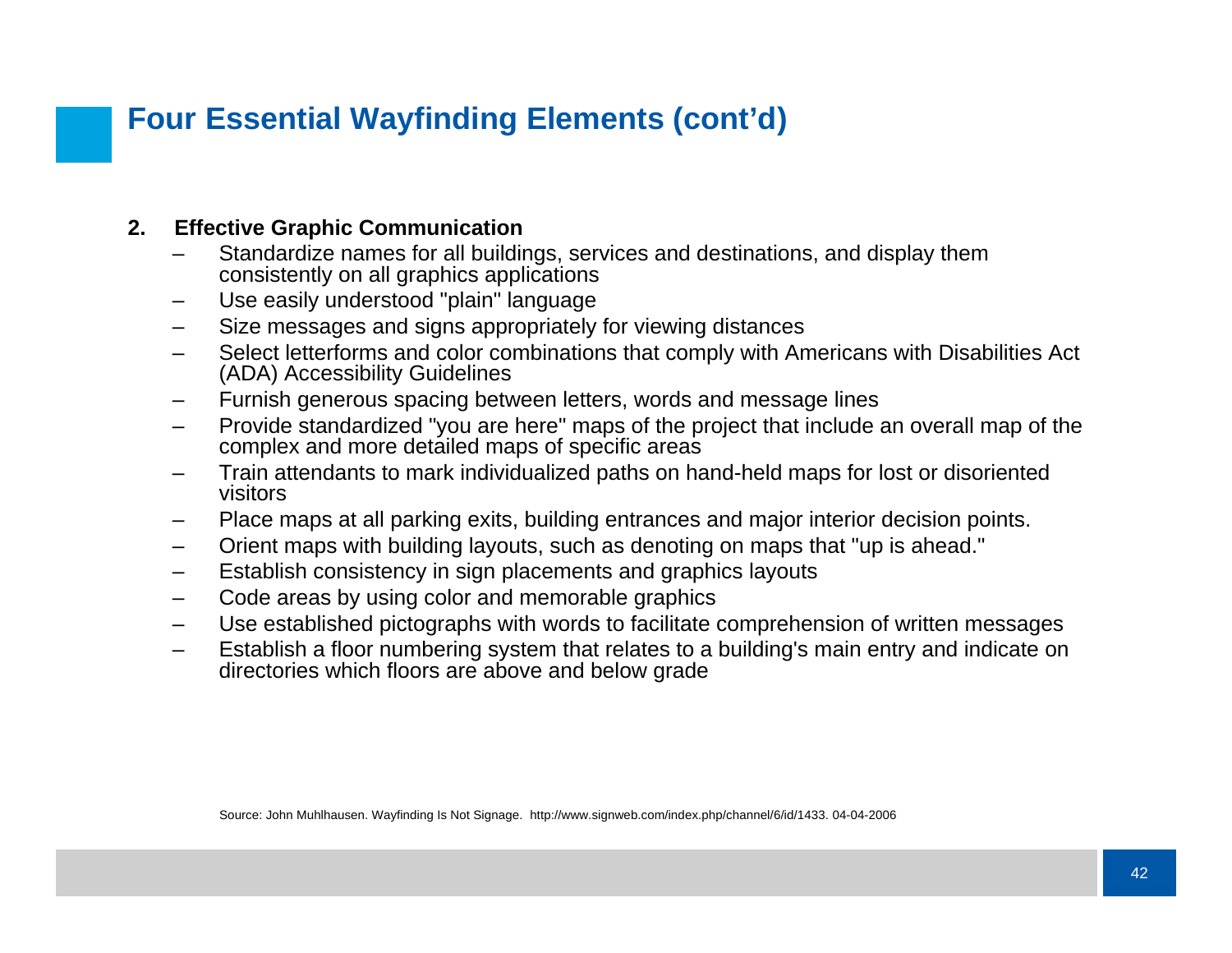# Four Essential Wayfinding Elements (cont'd)

2. **Effective Graphic Communication**
   - Standardize names for all buildings, services and destinations, and display them consistently on all graphics applications
   - Use easily understood "plain" language
   - Size messages and signs appropriately for viewing distances
   - Select letterforms and color combinations that comply with Americans with Disabilities Act (ADA) Accessibility Guidelines
   - Furnish generous spacing between letters, words and message lines
   - Provide standardized "you are here" maps of the project that include an overall map of the complex and more detailed maps of specific areas
   - Train attendants to mark individualized paths on hand-held maps for lost or disoriented visitors
   - Place maps at all parking exits, building entrances and major interior decision points.
   - Orient maps with building layouts, such as denoting on maps that "up is ahead."
   - Establish consistency in sign placements and graphics layouts
   - Code areas by using color and memorable graphics
   - Use established pictographs with words to facilitate comprehension of written messages
   - Establish a floor numbering system that relates to a building's main entry and indicate on directories which floors are above and below grade

Source: John Muhlhausen. Wayfinding Is Not Signage. http://www.signweb.com/index.php/channel/6/id/1433. 04-04-2006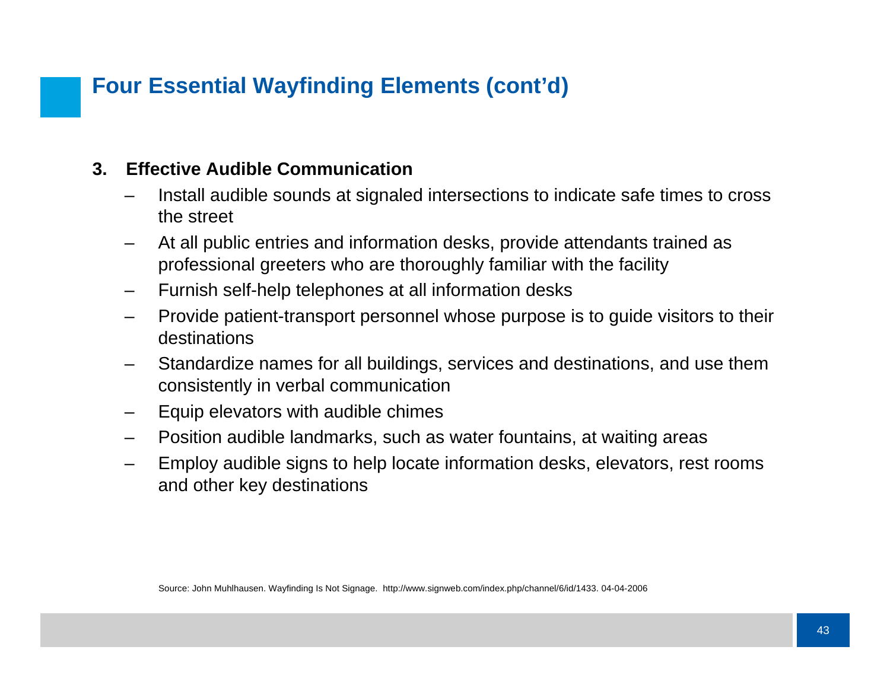# Four Essential Wayfinding Elements (cont'd)

3. **Effective Audible Communication**
   - Install audible sounds at signaled intersections to indicate safe times to cross the street
   - At all public entries and information desks, provide attendants trained as professional greeters who are thoroughly familiar with the facility
   - Furnish self-help telephones at all information desks
   - Provide patient-transport personnel whose purpose is to guide visitors to their destinations
   - Standardize names for all buildings, services and destinations, and use them consistently in verbal communication
   - Equip elevators with audible chimes
   - Position audible landmarks, such as water fountains, at waiting areas
   - Employ audible signs to help locate information desks, elevators, rest rooms and other key destinations

Source: John Muhlhausen. Wayfinding Is Not Signage. http://www.signweb.com/index.php/channel/6/id/1433. 04-04-2006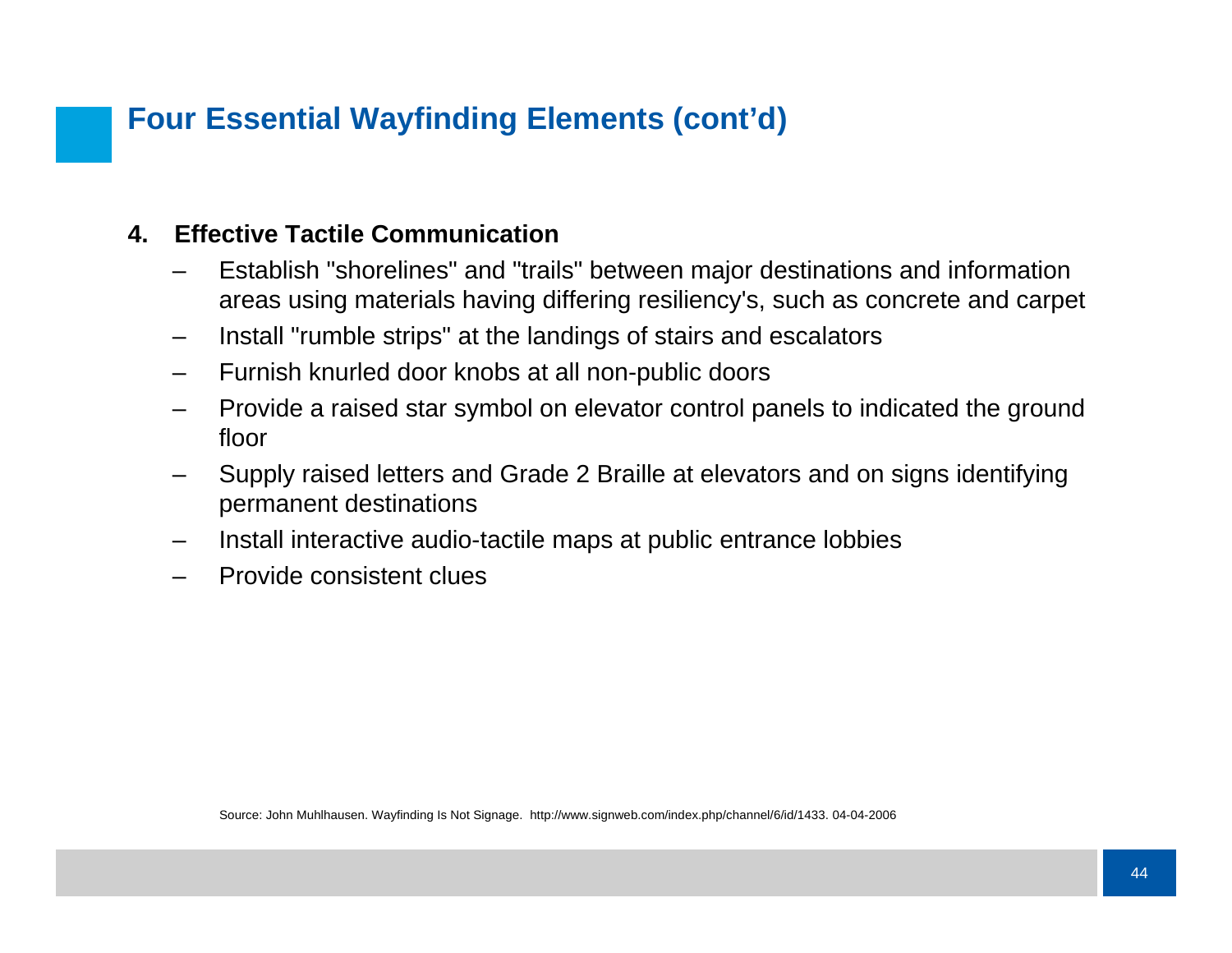# Four Essential Wayfinding Elements (cont'd)

**4. Effective Tactile Communication**

- Establish "shorelines" and "trails" between major destinations and information areas using materials having differing resiliency's, such as concrete and carpet
- Install "rumble strips" at the landings of stairs and escalators
- Furnish knurled door knobs at all non-public doors
- Provide a raised star symbol on elevator control panels to indicated the ground floor
- Supply raised letters and Grade 2 Braille at elevators and on signs identifying permanent destinations
- Install interactive audio-tactile maps at public entrance lobbies
- Provide consistent clues

Source: John Muhlhausen. Wayfinding Is Not Signage. http://www.signweb.com/index.php/channel/6/id/1433. 04-04-2006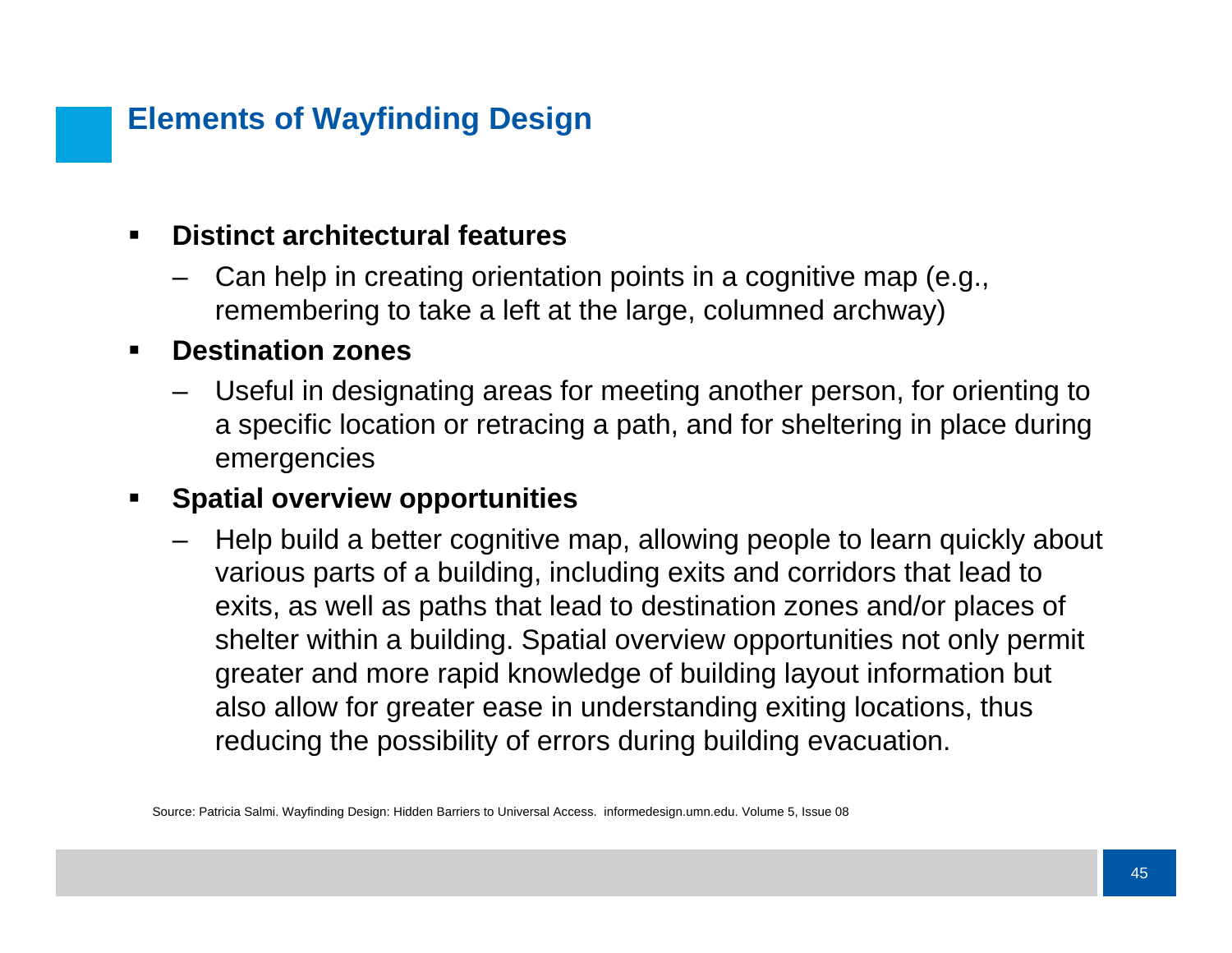## Elements of Wayfinding Design

- **Distinct architectural features**
  - Can help in creating orientation points in a cognitive map (e.g., remembering to take a left at the large, columned archway)
- **Destination zones**
  - Useful in designating areas for meeting another person, for orienting to a specific location or retracing a path, and for sheltering in place during emergencies
- **Spatial overview opportunities**
  - Help build a better cognitive map, allowing people to learn quickly about various parts of a building, including exits and corridors that lead to exits, as well as paths that lead to destination zones and/or places of shelter within a building. Spatial overview opportunities not only permit greater and more rapid knowledge of building layout information but also allow for greater ease in understanding exiting locations, thus reducing the possibility of errors during building evacuation.

Source: Patricia Salmi. Wayfinding Design: Hidden Barriers to Universal Access. informedesign.umn.edu. Volume 5, Issue 08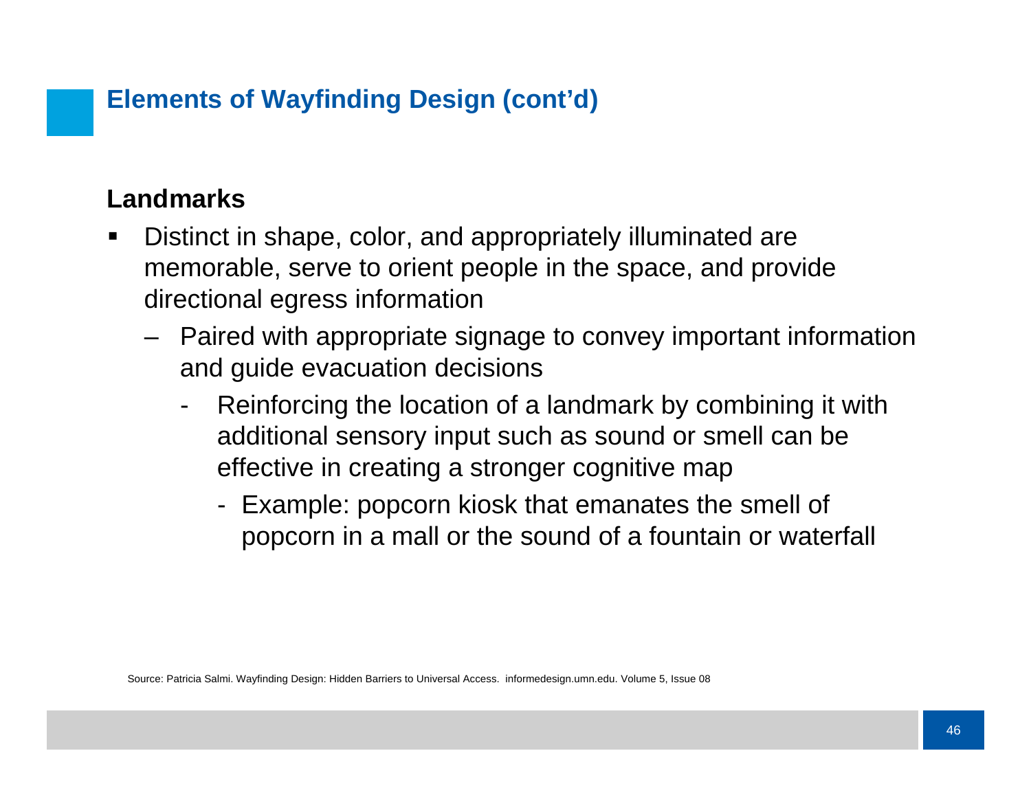## Elements of Wayfinding Design (cont'd)

**Landmarks**

- Distinct in shape, color, and appropriately illuminated are memorable, serve to orient people in the space, and provide directional egress information
  - Paired with appropriate signage to convey important information and guide evacuation decisions
    - Reinforcing the location of a landmark by combining it with additional sensory input such as sound or smell can be effective in creating a stronger cognitive map
      - Example: popcorn kiosk that emanates the smell of popcorn in a mall or the sound of a fountain or waterfall

Source: Patricia Salmi. Wayfinding Design: Hidden Barriers to Universal Access. informedesign.umn.edu. Volume 5, Issue 08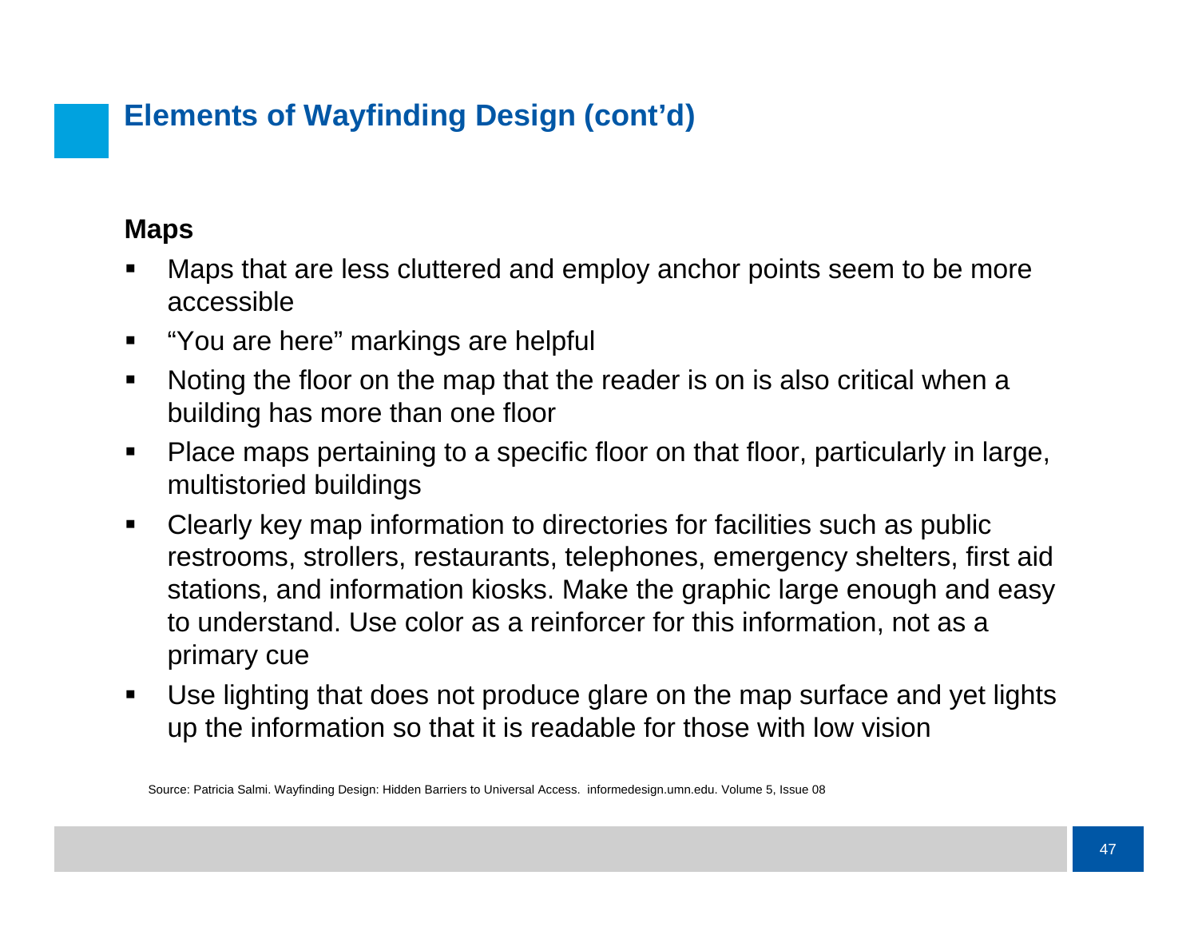## Elements of Wayfinding Design (cont'd)

**Maps**

- Maps that are less cluttered and employ anchor points seem to be more accessible
- "You are here" markings are helpful
- Noting the floor on the map that the reader is on is also critical when a building has more than one floor
- Place maps pertaining to a specific floor on that floor, particularly in large, multistoried buildings
- Clearly key map information to directories for facilities such as public restrooms, strollers, restaurants, telephones, emergency shelters, first aid stations, and information kiosks. Make the graphic large enough and easy to understand. Use color as a reinforcer for this information, not as a primary cue
- Use lighting that does not produce glare on the map surface and yet lights up the information so that it is readable for those with low vision

Source: Patricia Salmi. Wayfinding Design: Hidden Barriers to Universal Access. informedesign.umn.edu. Volume 5, Issue 08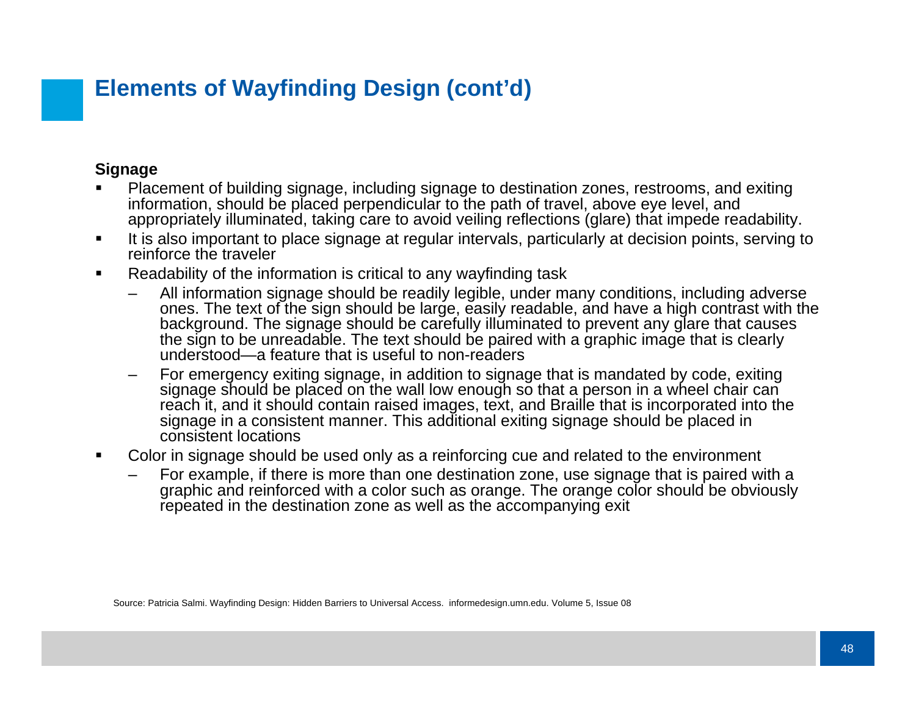## Elements of Wayfinding Design (cont'd)

**Signage**

- Placement of building signage, including signage to destination zones, restrooms, and exiting information, should be placed perpendicular to the path of travel, above eye level, and appropriately illuminated, taking care to avoid veiling reflections (glare) that impede readability.
- It is also important to place signage at regular intervals, particularly at decision points, serving to reinforce the traveler
- Readability of the information is critical to any wayfinding task
  - All information signage should be readily legible, under many conditions, including adverse ones. The text of the sign should be large, easily readable, and have a high contrast with the background. The signage should be carefully illuminated to prevent any glare that causes the sign to be unreadable. The text should be paired with a graphic image that is clearly understood—a feature that is useful to non-readers
  - For emergency exiting signage, in addition to signage that is mandated by code, exiting signage should be placed on the wall low enough so that a person in a wheel chair can reach it, and it should contain raised images, text, and Braille that is incorporated into the signage in a consistent manner. This additional exiting signage should be placed in consistent locations
- Color in signage should be used only as a reinforcing cue and related to the environment
  - For example, if there is more than one destination zone, use signage that is paired with a graphic and reinforced with a color such as orange. The orange color should be obviously repeated in the destination zone as well as the accompanying exit

Source: Patricia Salmi. Wayfinding Design: Hidden Barriers to Universal Access. informedesign.umn.edu. Volume 5, Issue 08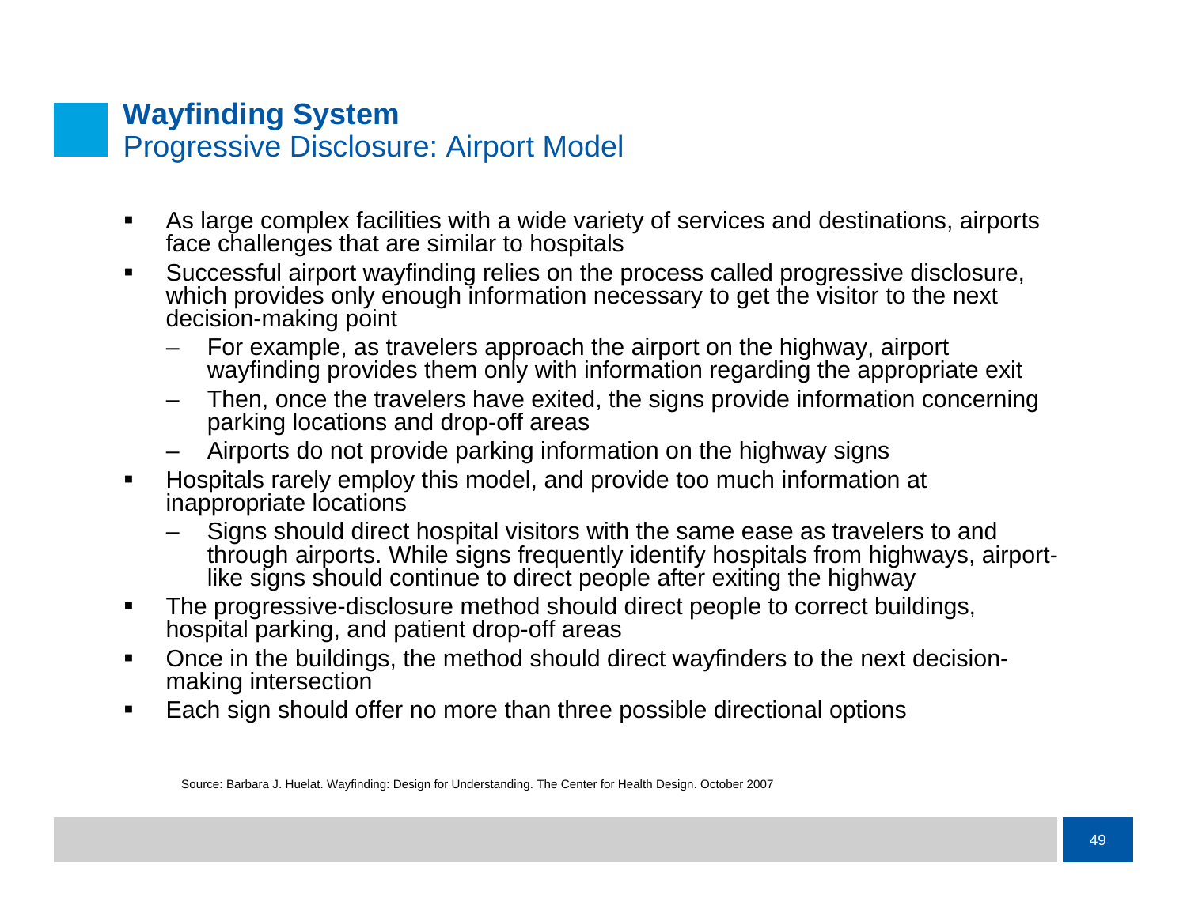# Wayfinding System

## Progressive Disclosure: Airport Model

- As large complex facilities with a wide variety of services and destinations, airports face challenges that are similar to hospitals
- Successful airport wayfinding relies on the process called progressive disclosure, which provides only enough information necessary to get the visitor to the next decision-making point
  - For example, as travelers approach the airport on the highway, airport wayfinding provides them only with information regarding the appropriate exit
  - Then, once the travelers have exited, the signs provide information concerning parking locations and drop-off areas
  - Airports do not provide parking information on the highway signs
- Hospitals rarely employ this model, and provide too much information at inappropriate locations
  - Signs should direct hospital visitors with the same ease as travelers to and through airports. While signs frequently identify hospitals from highways, airport-like signs should continue to direct people after exiting the highway
- The progressive-disclosure method should direct people to correct buildings, hospital parking, and patient drop-off areas
- Once in the buildings, the method should direct wayfinders to the next decision-making intersection
- Each sign should offer no more than three possible directional options

Source: Barbara J. Huelat. Wayfinding: Design for Understanding. The Center for Health Design. October 2007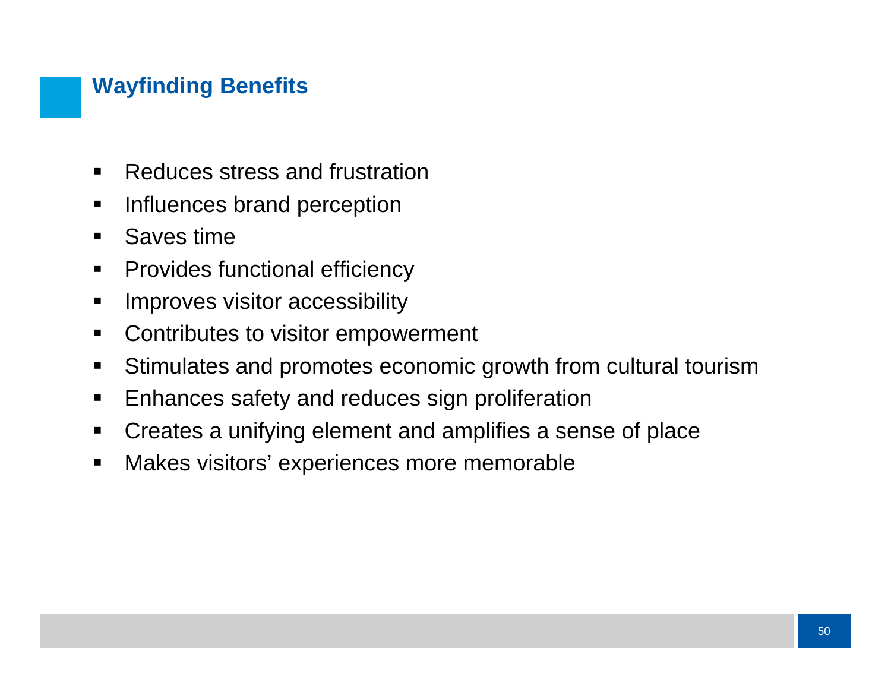## Wayfinding Benefits

- Reduces stress and frustration
- Influences brand perception
- Saves time
- Provides functional efficiency
- Improves visitor accessibility
- Contributes to visitor empowerment
- Stimulates and promotes economic growth from cultural tourism
- Enhances safety and reduces sign proliferation
- Creates a unifying element and amplifies a sense of place
- Makes visitors' experiences more memorable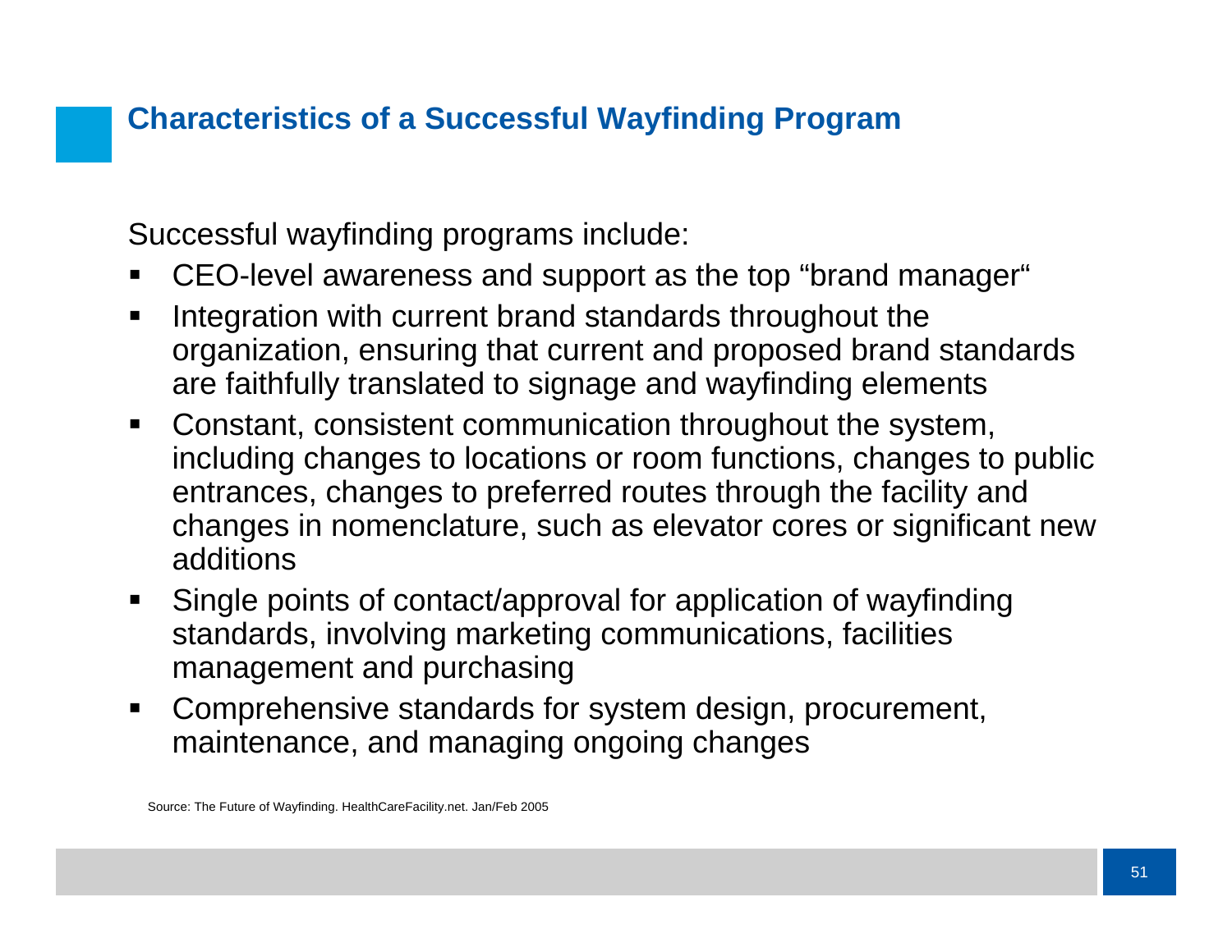## Characteristics of a Successful Wayfinding Program

Successful wayfinding programs include:

- CEO-level awareness and support as the top “brand manager“
- Integration with current brand standards throughout the organization, ensuring that current and proposed brand standards are faithfully translated to signage and wayfinding elements
- Constant, consistent communication throughout the system, including changes to locations or room functions, changes to public entrances, changes to preferred routes through the facility and changes in nomenclature, such as elevator cores or significant new additions
- Single points of contact/approval for application of wayfinding standards, involving marketing communications, facilities management and purchasing
- Comprehensive standards for system design, procurement, maintenance, and managing ongoing changes

Source: The Future of Wayfinding. HealthCareFacility.net. Jan/Feb 2005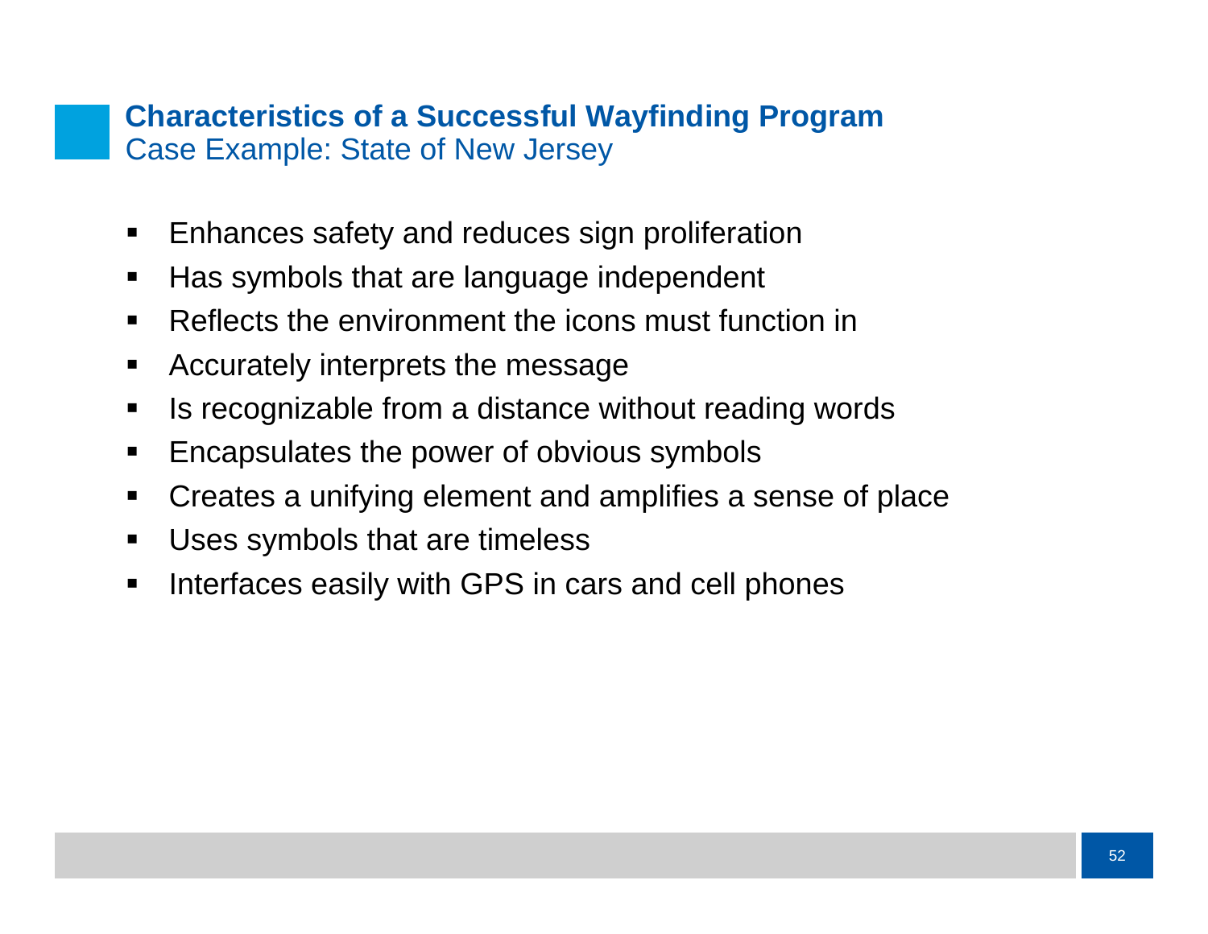## Characteristics of a Successful Wayfinding Program

Case Example: State of New Jersey

- Enhances safety and reduces sign proliferation
- Has symbols that are language independent
- Reflects the environment the icons must function in
- Accurately interprets the message
- Is recognizable from a distance without reading words
- Encapsulates the power of obvious symbols
- Creates a unifying element and amplifies a sense of place
- Uses symbols that are timeless
- Interfaces easily with GPS in cars and cell phones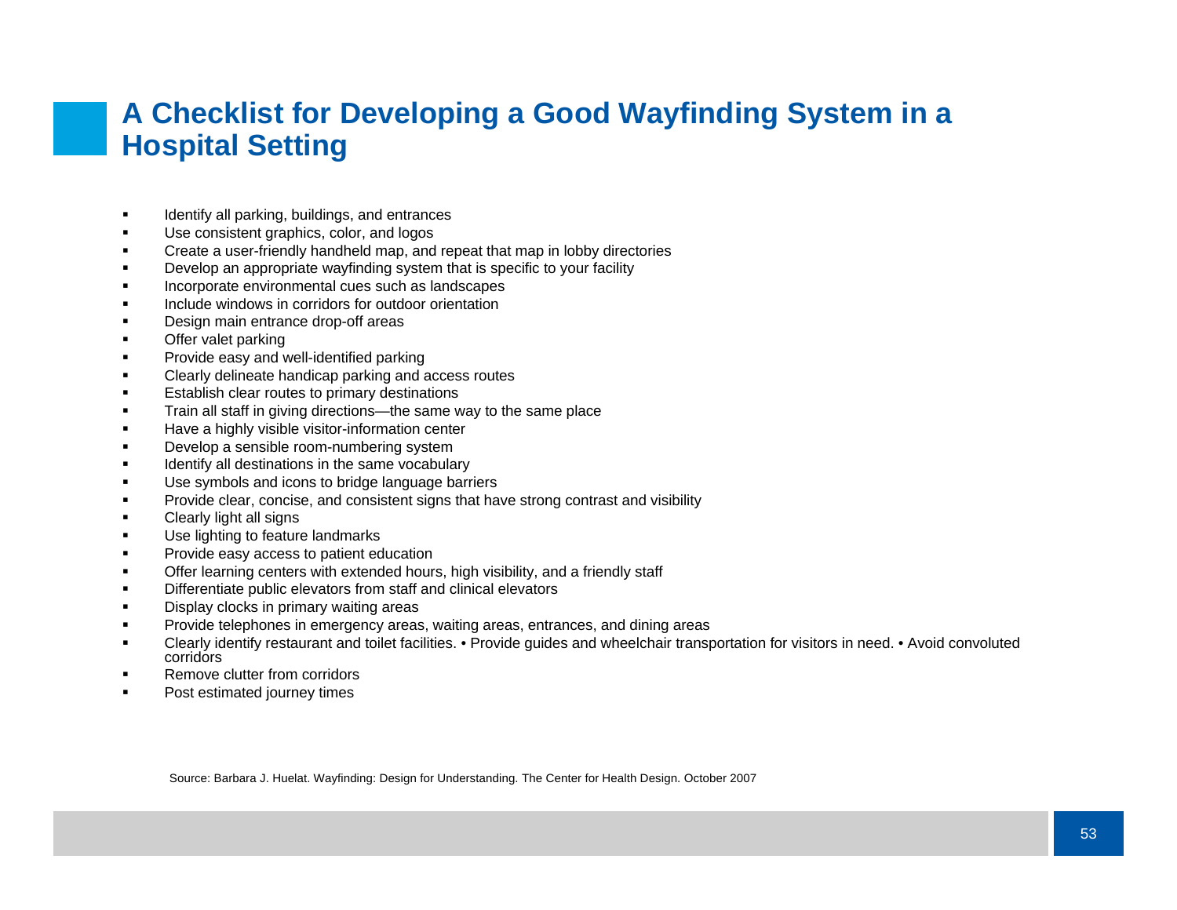# A Checklist for Developing a Good Wayfinding System in a Hospital Setting

- Identify all parking, buildings, and entrances
- Use consistent graphics, color, and logos
- Create a user-friendly handheld map, and repeat that map in lobby directories
- Develop an appropriate wayfinding system that is specific to your facility
- Incorporate environmental cues such as landscapes
- Include windows in corridors for outdoor orientation
- Design main entrance drop-off areas
- Offer valet parking
- Provide easy and well-identified parking
- Clearly delineate handicap parking and access routes
- Establish clear routes to primary destinations
- Train all staff in giving directions—the same way to the same place
- Have a highly visible visitor-information center
- Develop a sensible room-numbering system
- Identify all destinations in the same vocabulary
- Use symbols and icons to bridge language barriers
- Provide clear, concise, and consistent signs that have strong contrast and visibility
- Clearly light all signs
- Use lighting to feature landmarks
- Provide easy access to patient education
- Offer learning centers with extended hours, high visibility, and a friendly staff
- Differentiate public elevators from staff and clinical elevators
- Display clocks in primary waiting areas
- Provide telephones in emergency areas, waiting areas, entrances, and dining areas
- Clearly identify restaurant and toilet facilities. • Provide guides and wheelchair transportation for visitors in need. • Avoid convoluted corridors
- Remove clutter from corridors
- Post estimated journey times

Source: Barbara J. Huelat. Wayfinding: Design for Understanding. The Center for Health Design. October 2007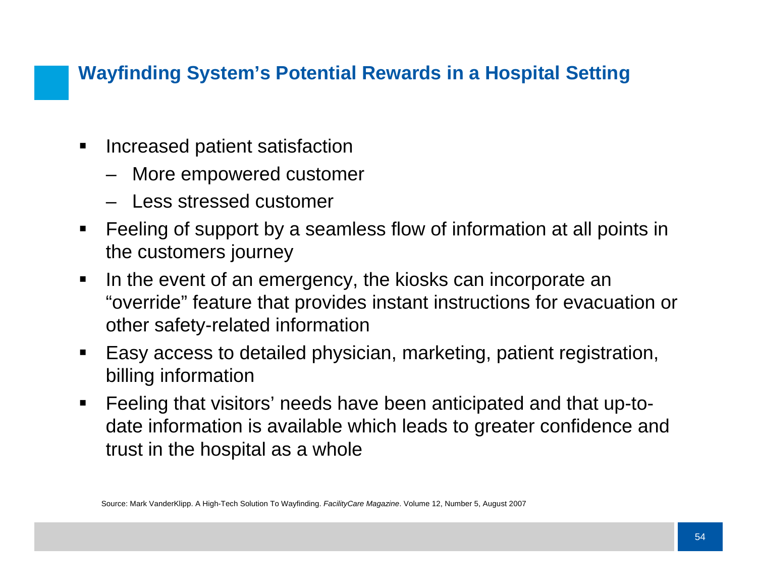## Wayfinding System's Potential Rewards in a Hospital Setting

- Increased patient satisfaction
  - More empowered customer
  - Less stressed customer
- Feeling of support by a seamless flow of information at all points in the customers journey
- In the event of an emergency, the kiosks can incorporate an "override" feature that provides instant instructions for evacuation or other safety-related information
- Easy access to detailed physician, marketing, patient registration, billing information
- Feeling that visitors' needs have been anticipated and that up-to-date information is available which leads to greater confidence and trust in the hospital as a whole

Source: Mark VanderKlipp. A High-Tech Solution To Wayfinding. *FacilityCare Magazine*. Volume 12, Number 5, August 2007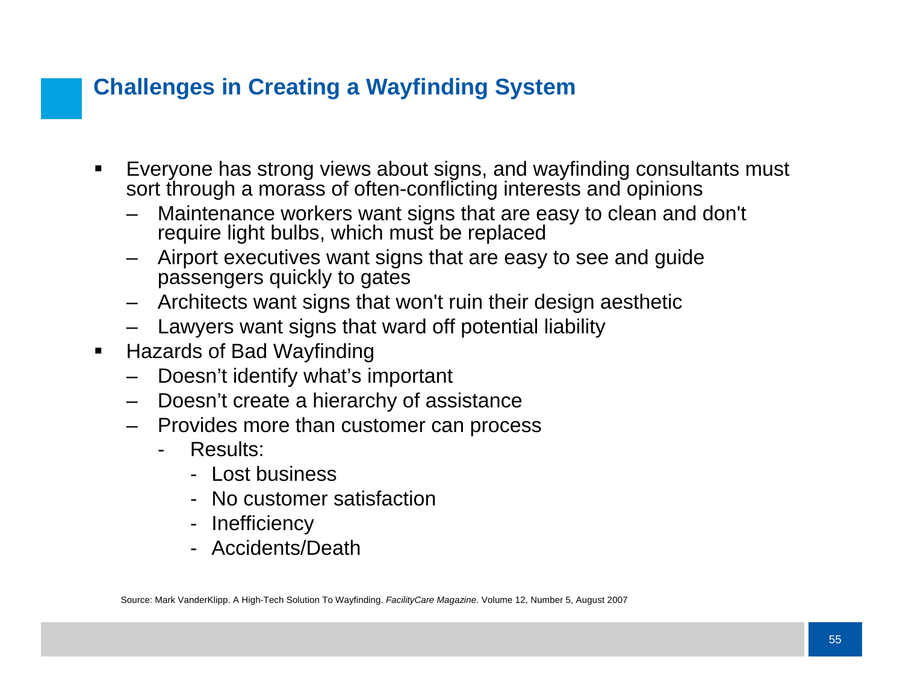## Challenges in Creating a Wayfinding System

- Everyone has strong views about signs, and wayfinding consultants must sort through a morass of often-conflicting interests and opinions
  - Maintenance workers want signs that are easy to clean and don't require light bulbs, which must be replaced
  - Airport executives want signs that are easy to see and guide passengers quickly to gates
  - Architects want signs that won't ruin their design aesthetic
  - Lawyers want signs that ward off potential liability
- Hazards of Bad Wayfinding
  - Doesn't identify what's important
  - Doesn't create a hierarchy of assistance
  - Provides more than customer can process
    - Results:
      - Lost business
      - No customer satisfaction
      - Inefficiency
      - Accidents/Death

Source: Mark VanderKlipp. A High-Tech Solution To Wayfinding. *FacilityCare Magazine*. Volume 12, Number 5, August 2007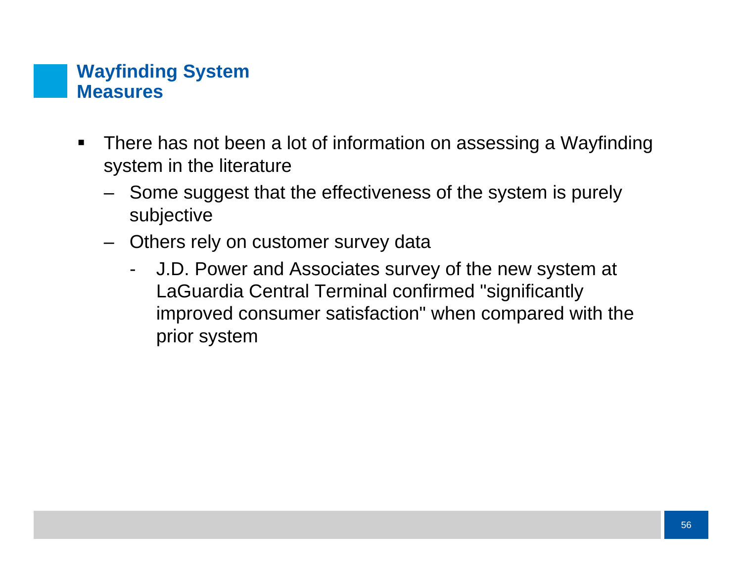## Wayfinding System Measures

- There has not been a lot of information on assessing a Wayfinding system in the literature
  - Some suggest that the effectiveness of the system is purely subjective
  - Others rely on customer survey data
    - J.D. Power and Associates survey of the new system at LaGuardia Central Terminal confirmed "significantly improved consumer satisfaction" when compared with the prior system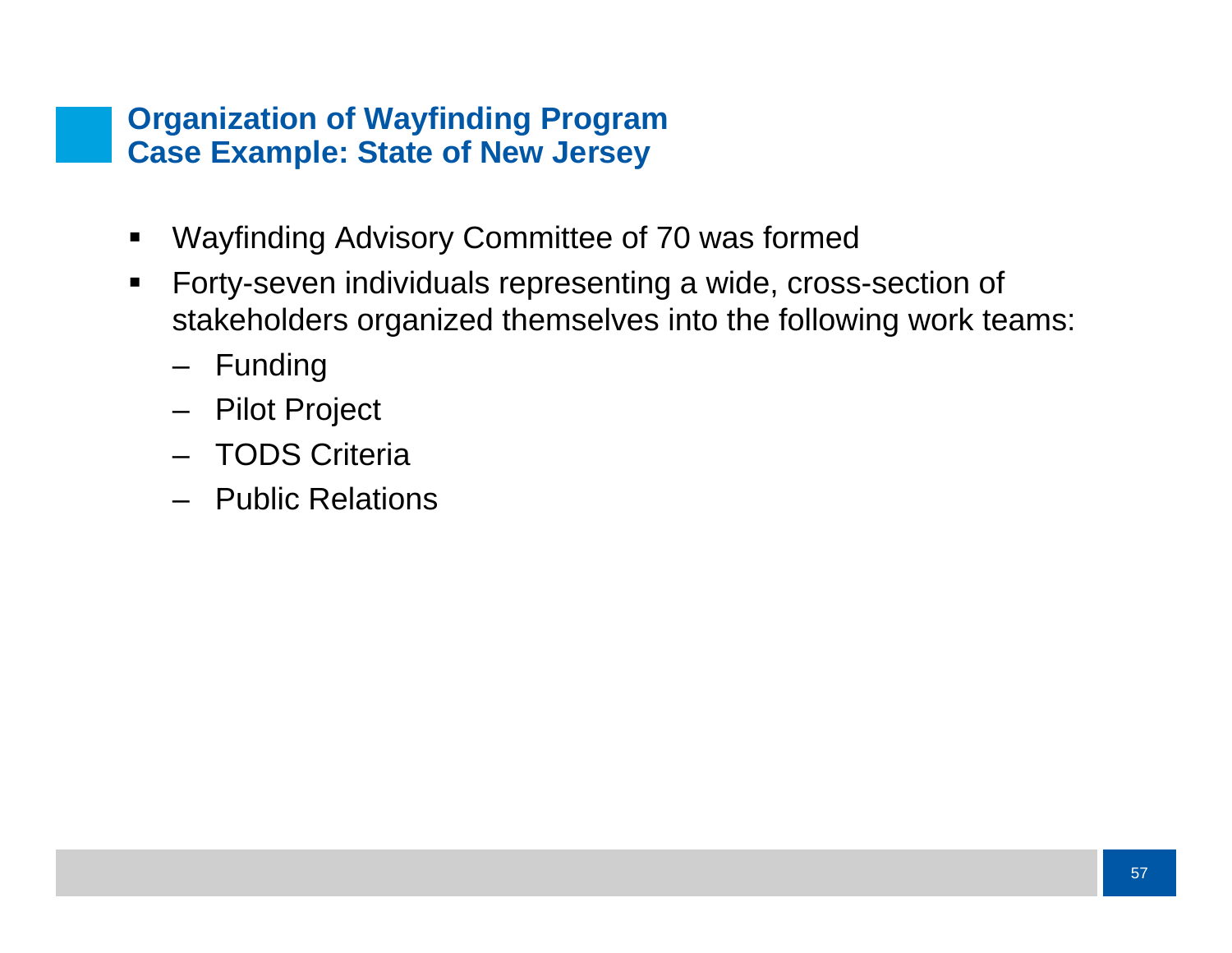## Organization of Wayfinding Program
## Case Example: State of New Jersey

- Wayfinding Advisory Committee of 70 was formed
- Forty-seven individuals representing a wide, cross-section of stakeholders organized themselves into the following work teams:
  - Funding
  - Pilot Project
  - TODS Criteria
  - Public Relations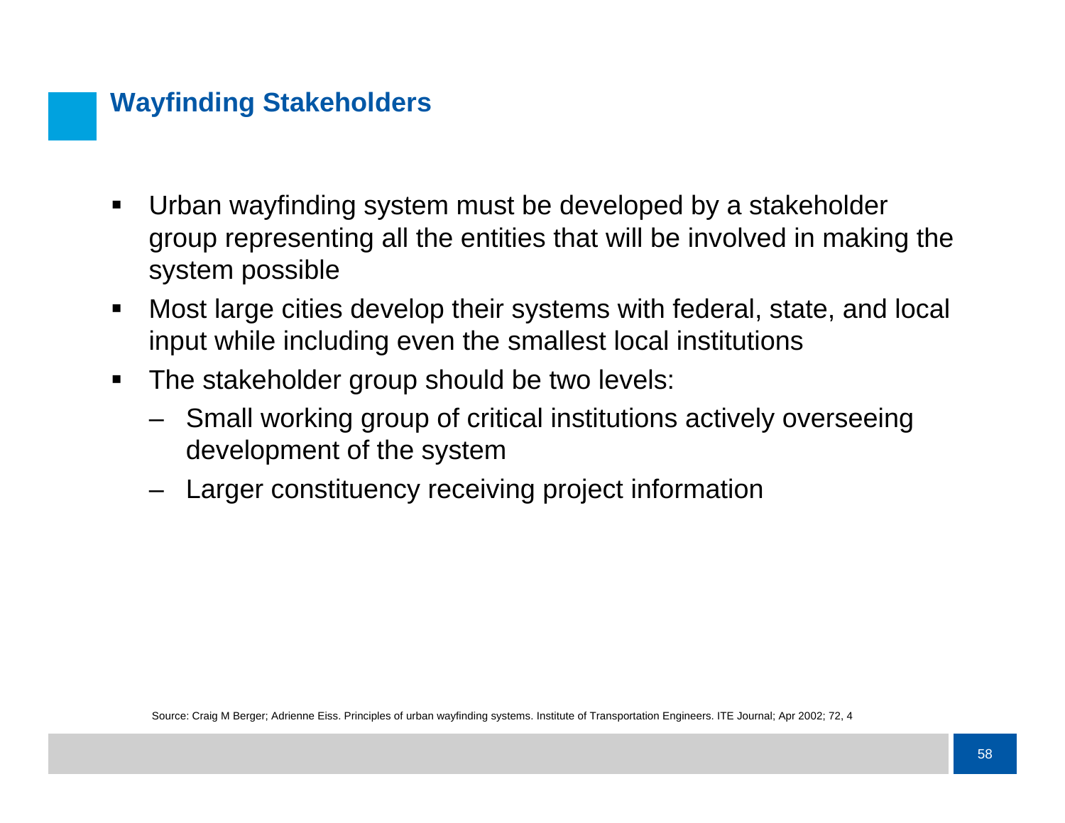## Wayfinding Stakeholders

- Urban wayfinding system must be developed by a stakeholder group representing all the entities that will be involved in making the system possible
- Most large cities develop their systems with federal, state, and local input while including even the smallest local institutions
- The stakeholder group should be two levels:
  - Small working group of critical institutions actively overseeing development of the system
  - Larger constituency receiving project information

Source: Craig M Berger; Adrienne Eiss. Principles of urban wayfinding systems. Institute of Transportation Engineers. ITE Journal; Apr 2002; 72, 4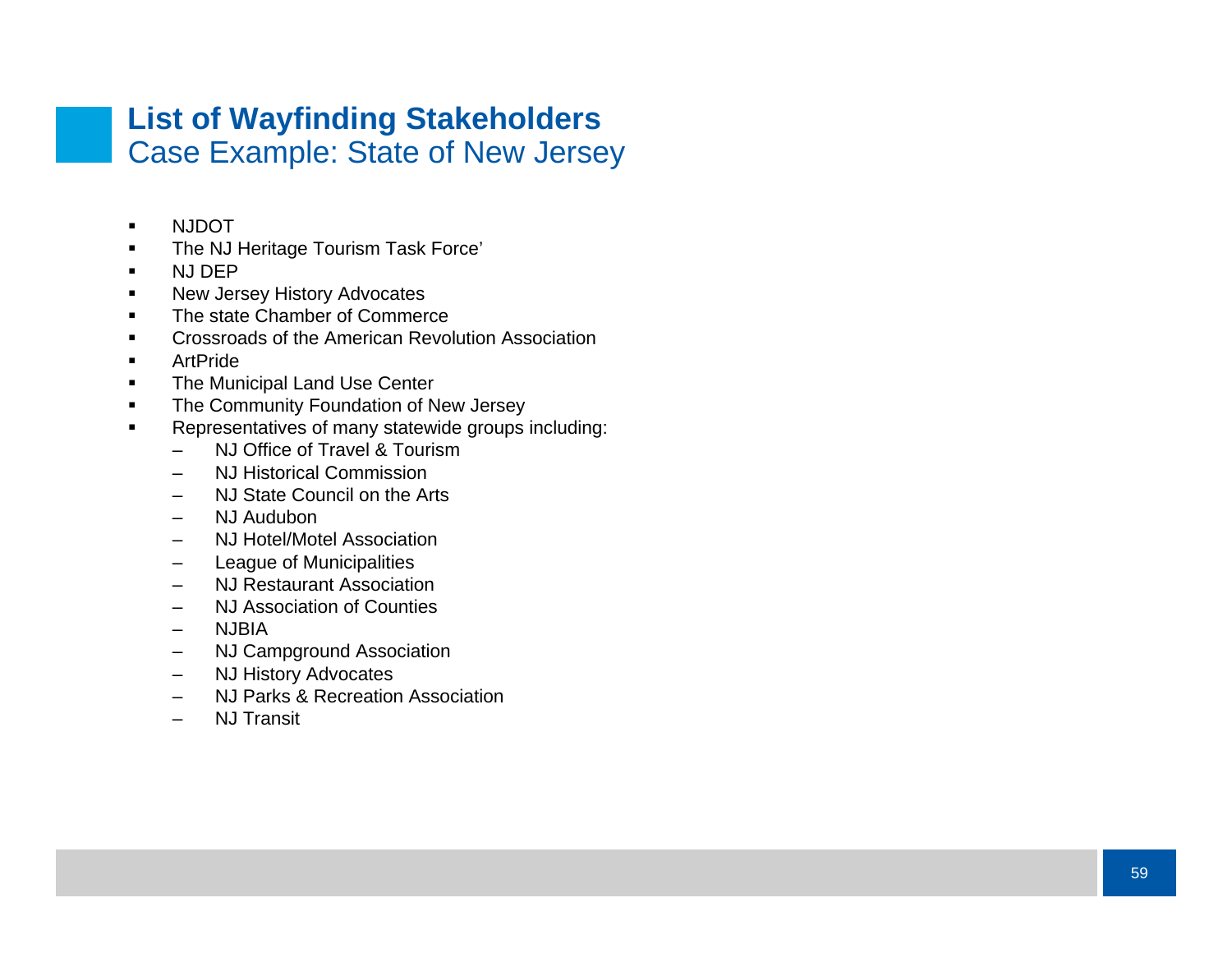# List of Wayfinding Stakeholders

## Case Example: State of New Jersey

- NJDOT
- The NJ Heritage Tourism Task Force'
- NJ DEP
- New Jersey History Advocates
- The state Chamber of Commerce
- Crossroads of the American Revolution Association
- ArtPride
- The Municipal Land Use Center
- The Community Foundation of New Jersey
- Representatives of many statewide groups including:
  - NJ Office of Travel & Tourism
  - NJ Historical Commission
  - NJ State Council on the Arts
  - NJ Audubon
  - NJ Hotel/Motel Association
  - League of Municipalities
  - NJ Restaurant Association
  - NJ Association of Counties
  - NJBIA
  - NJ Campground Association
  - NJ History Advocates
  - NJ Parks & Recreation Association
  - NJ Transit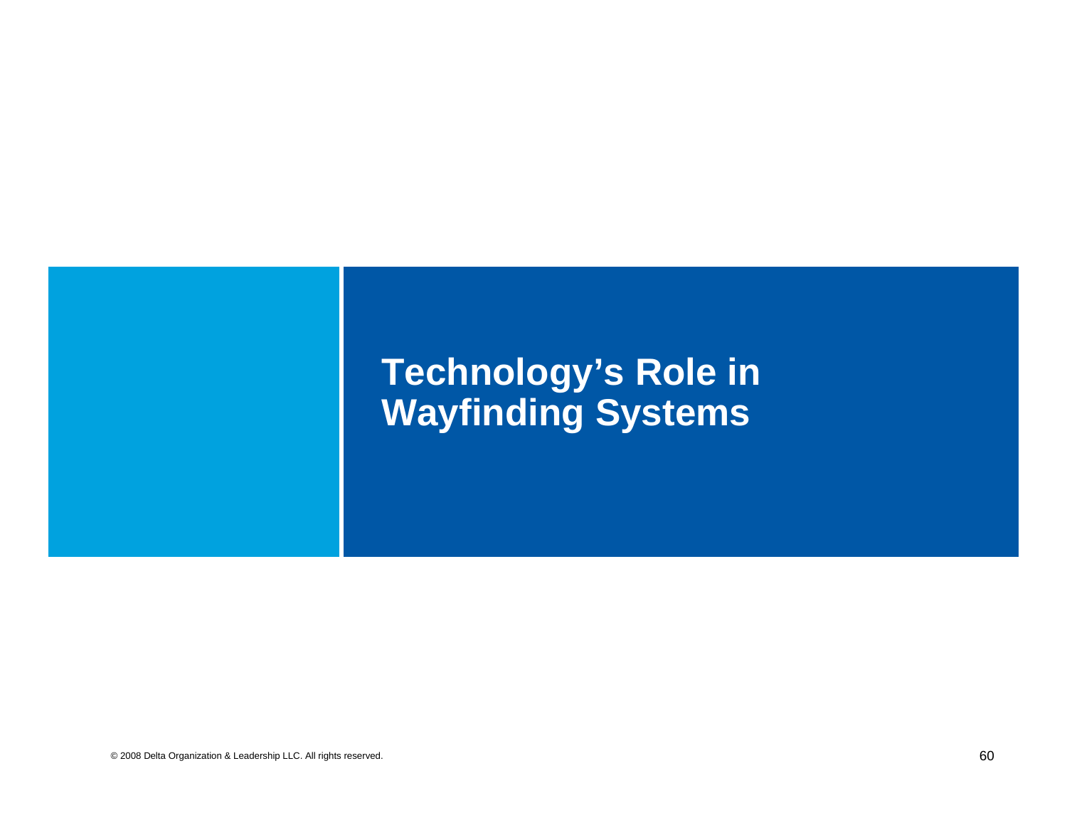# Technology's Role in Wayfinding Systems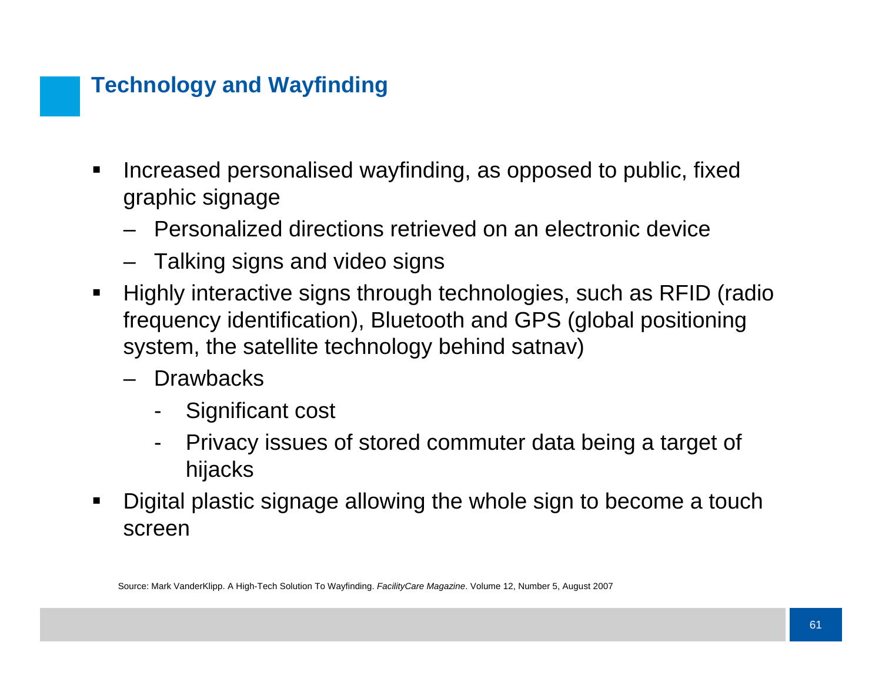## Technology and Wayfinding

- Increased personalised wayfinding, as opposed to public, fixed graphic signage
  - Personalized directions retrieved on an electronic device
  - Talking signs and video signs
- Highly interactive signs through technologies, such as RFID (radio frequency identification), Bluetooth and GPS (global positioning system, the satellite technology behind satnav)
  - Drawbacks
    - Significant cost
    - Privacy issues of stored commuter data being a target of hijacks
- Digital plastic signage allowing the whole sign to become a touch screen

Source: Mark VanderKlipp. A High-Tech Solution To Wayfinding. *FacilityCare Magazine*. Volume 12, Number 5, August 2007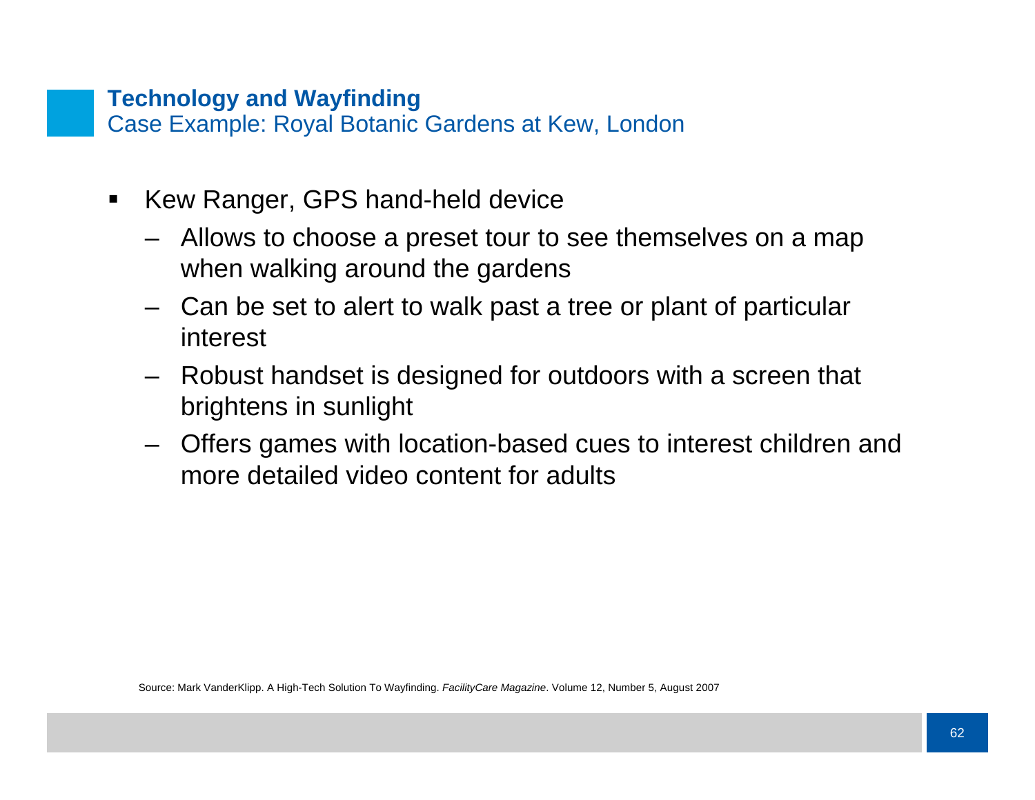## Technology and Wayfinding

Case Example: Royal Botanic Gardens at Kew, London

- Kew Ranger, GPS hand-held device
  - Allows to choose a preset tour to see themselves on a map when walking around the gardens
  - Can be set to alert to walk past a tree or plant of particular interest
  - Robust handset is designed for outdoors with a screen that brightens in sunlight
  - Offers games with location-based cues to interest children and more detailed video content for adults

Source: Mark VanderKlipp. A High-Tech Solution To Wayfinding. *FacilityCare Magazine*. Volume 12, Number 5, August 2007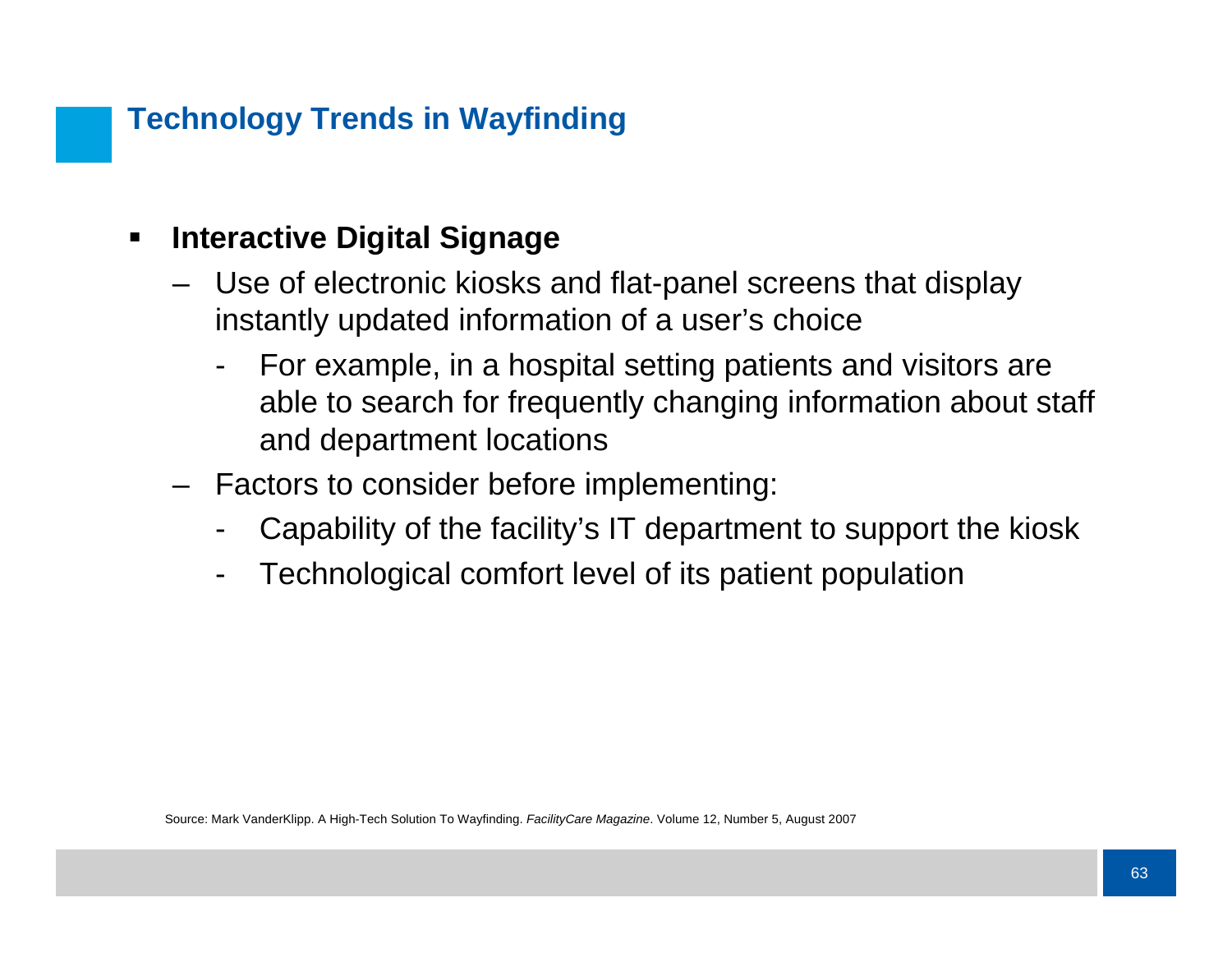# Technology Trends in Wayfinding

- **Interactive Digital Signage**
  - Use of electronic kiosks and flat-panel screens that display instantly updated information of a user's choice
    - For example, in a hospital setting patients and visitors are able to search for frequently changing information about staff and department locations
  - Factors to consider before implementing:
    - Capability of the facility's IT department to support the kiosk
    - Technological comfort level of its patient population

Source: Mark VanderKlipp. A High-Tech Solution To Wayfinding. *FacilityCare Magazine*. Volume 12, Number 5, August 2007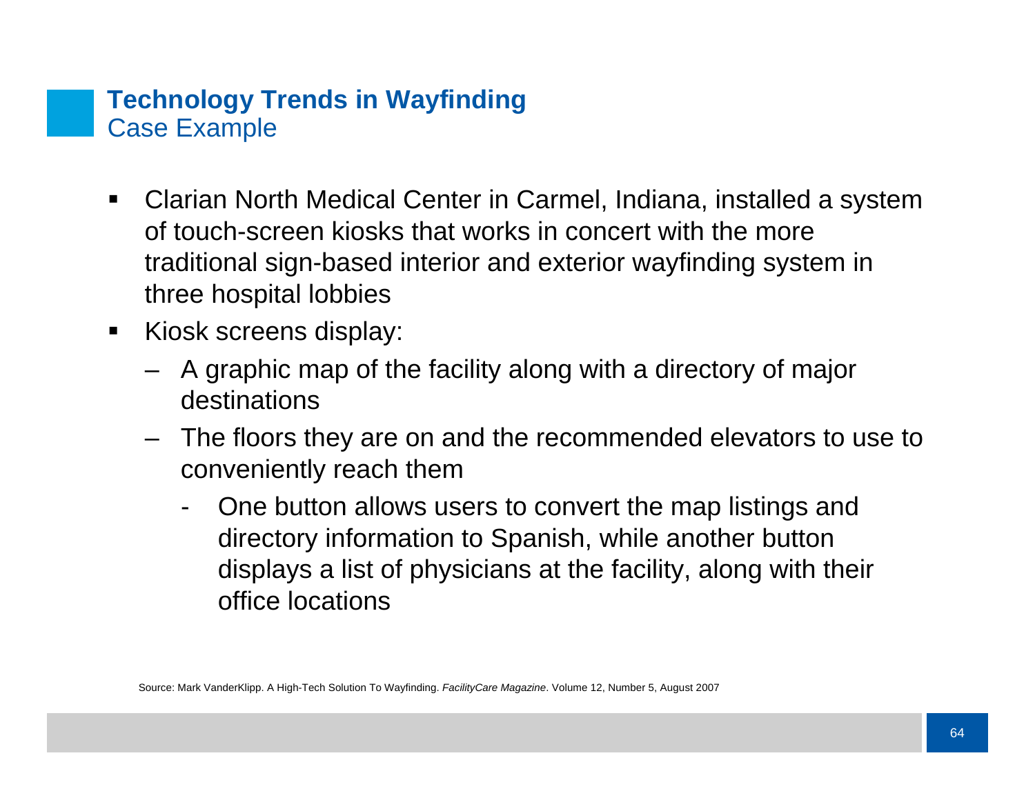## Technology Trends in Wayfinding

### Case Example

- Clarian North Medical Center in Carmel, Indiana, installed a system of touch-screen kiosks that works in concert with the more traditional sign-based interior and exterior wayfinding system in three hospital lobbies
- Kiosk screens display:
  - A graphic map of the facility along with a directory of major destinations
  - The floors they are on and the recommended elevators to use to conveniently reach them
    - One button allows users to convert the map listings and directory information to Spanish, while another button displays a list of physicians at the facility, along with their office locations

Source: Mark VanderKlipp. A High-Tech Solution To Wayfinding. *FacilityCare Magazine*. Volume 12, Number 5, August 2007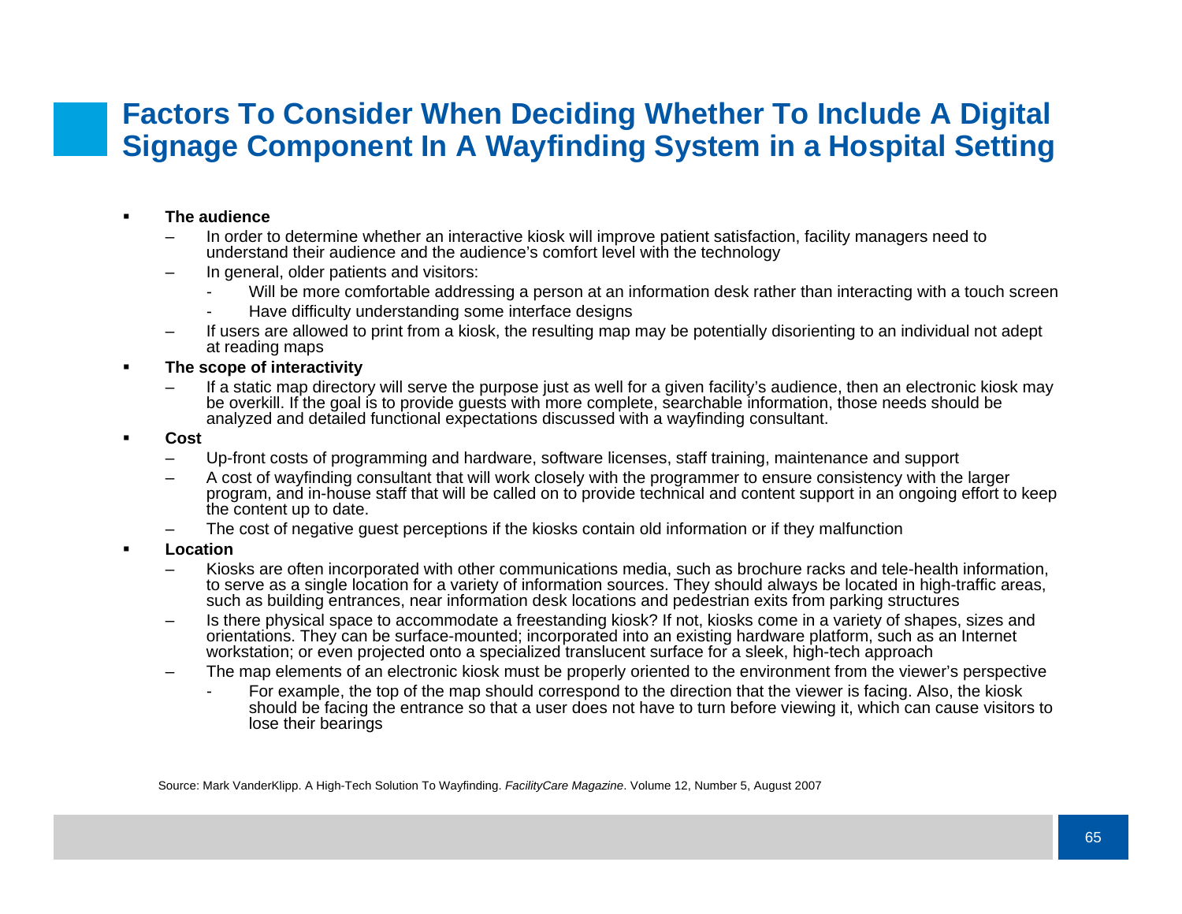# Factors To Consider When Deciding Whether To Include A Digital Signage Component In A Wayfinding System in a Hospital Setting

- **The audience**
  - In order to determine whether an interactive kiosk will improve patient satisfaction, facility managers need to understand their audience and the audience's comfort level with the technology
  - In general, older patients and visitors:
    - Will be more comfortable addressing a person at an information desk rather than interacting with a touch screen
    - Have difficulty understanding some interface designs
  - If users are allowed to print from a kiosk, the resulting map may be potentially disorienting to an individual not adept at reading maps
- **The scope of interactivity**
  - If a static map directory will serve the purpose just as well for a given facility's audience, then an electronic kiosk may be overkill. If the goal is to provide guests with more complete, searchable information, those needs should be analyzed and detailed functional expectations discussed with a wayfinding consultant.
- **Cost**
  - Up-front costs of programming and hardware, software licenses, staff training, maintenance and support
  - A cost of wayfinding consultant that will work closely with the programmer to ensure consistency with the larger program, and in-house staff that will be called on to provide technical and content support in an ongoing effort to keep the content up to date.
  - The cost of negative guest perceptions if the kiosks contain old information or if they malfunction
- **Location**
  - Kiosks are often incorporated with other communications media, such as brochure racks and tele-health information, to serve as a single location for a variety of information sources. They should always be located in high-traffic areas, such as building entrances, near information desk locations and pedestrian exits from parking structures
  - Is there physical space to accommodate a freestanding kiosk? If not, kiosks come in a variety of shapes, sizes and orientations. They can be surface-mounted; incorporated into an existing hardware platform, such as an Internet workstation; or even projected onto a specialized translucent surface for a sleek, high-tech approach
  - The map elements of an electronic kiosk must be properly oriented to the environment from the viewer's perspective
    - For example, the top of the map should correspond to the direction that the viewer is facing. Also, the kiosk should be facing the entrance so that a user does not have to turn before viewing it, which can cause visitors to lose their bearings

Source: Mark VanderKlipp. A High-Tech Solution To Wayfinding. *FacilityCare Magazine*. Volume 12, Number 5, August 2007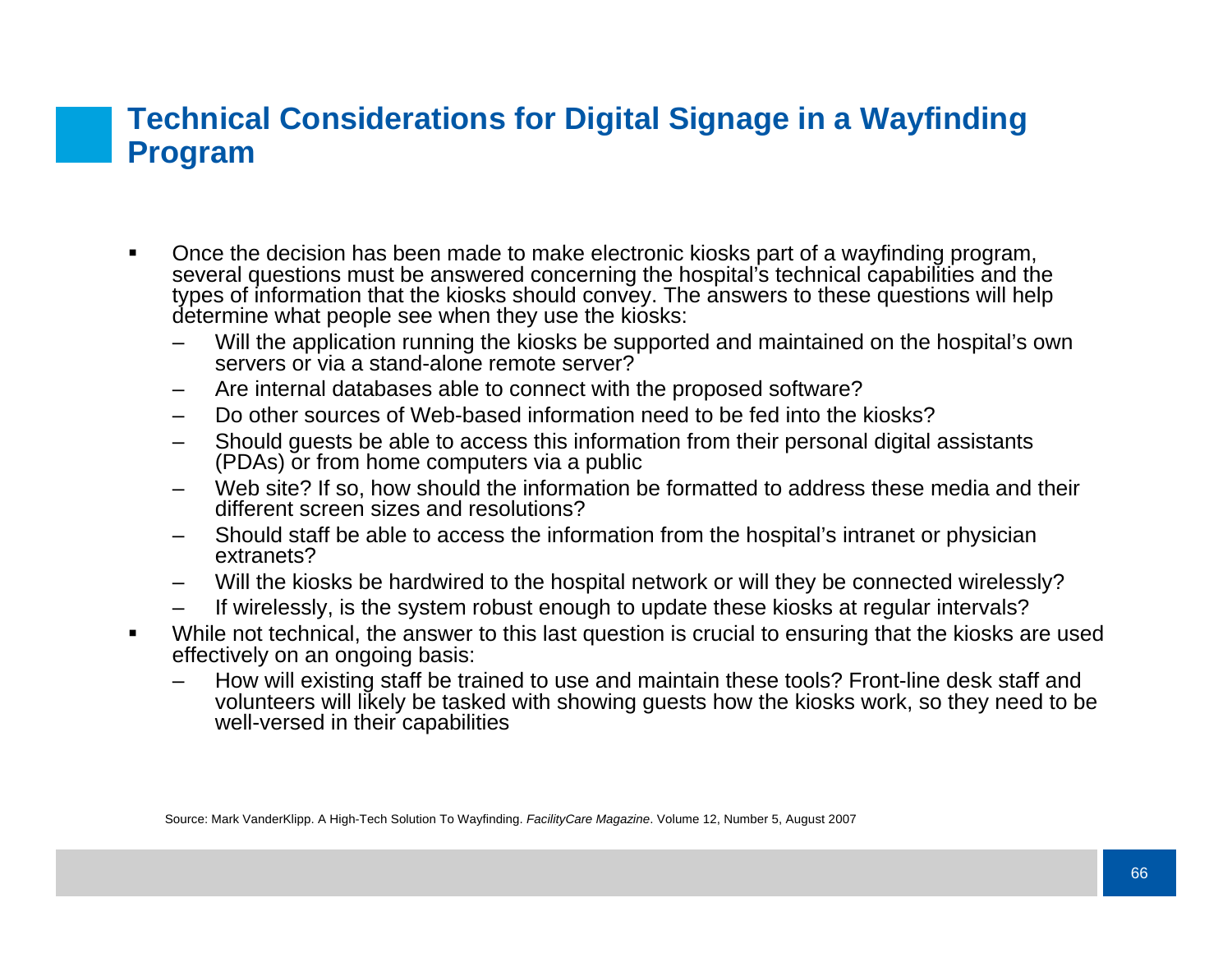# Technical Considerations for Digital Signage in a Wayfinding Program

- Once the decision has been made to make electronic kiosks part of a wayfinding program, several questions must be answered concerning the hospital's technical capabilities and the types of information that the kiosks should convey. The answers to these questions will help determine what people see when they use the kiosks:
  - Will the application running the kiosks be supported and maintained on the hospital's own servers or via a stand-alone remote server?
  - Are internal databases able to connect with the proposed software?
  - Do other sources of Web-based information need to be fed into the kiosks?
  - Should guests be able to access this information from their personal digital assistants (PDAs) or from home computers via a public
  - Web site? If so, how should the information be formatted to address these media and their different screen sizes and resolutions?
  - Should staff be able to access the information from the hospital's intranet or physician extranets?
  - Will the kiosks be hardwired to the hospital network or will they be connected wirelessly?
  - If wirelessly, is the system robust enough to update these kiosks at regular intervals?
- While not technical, the answer to this last question is crucial to ensuring that the kiosks are used effectively on an ongoing basis:
  - How will existing staff be trained to use and maintain these tools? Front-line desk staff and volunteers will likely be tasked with showing guests how the kiosks work, so they need to be well-versed in their capabilities

Source: Mark VanderKlipp. A High-Tech Solution To Wayfinding. *FacilityCare Magazine*. Volume 12, Number 5, August 2007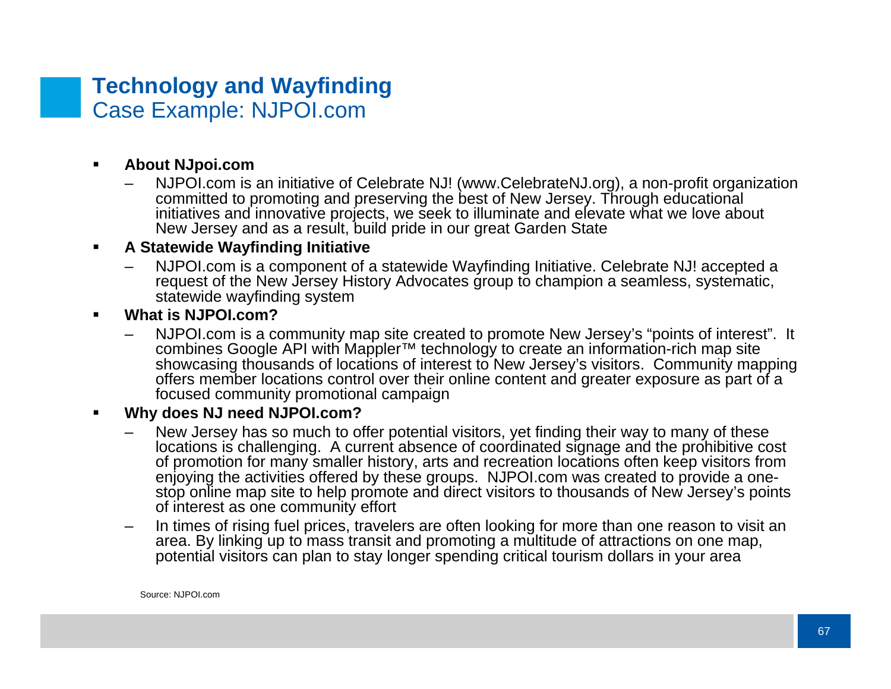## Technology and Wayfinding

### Case Example: NJPOI.com

- **About NJpoi.com**
  - NJPOI.com is an initiative of Celebrate NJ! (www.CelebrateNJ.org), a non-profit organization committed to promoting and preserving the best of New Jersey. Through educational initiatives and innovative projects, we seek to illuminate and elevate what we love about New Jersey and as a result, build pride in our great Garden State
- **A Statewide Wayfinding Initiative**
  - NJPOI.com is a component of a statewide Wayfinding Initiative. Celebrate NJ! accepted a request of the New Jersey History Advocates group to champion a seamless, systematic, statewide wayfinding system
- **What is NJPOI.com?**
  - NJPOI.com is a community map site created to promote New Jersey's "points of interest". It combines Google API with Mappler™ technology to create an information-rich map site showcasing thousands of locations of interest to New Jersey's visitors. Community mapping offers member locations control over their online content and greater exposure as part of a focused community promotional campaign
- **Why does NJ need NJPOI.com?**
  - New Jersey has so much to offer potential visitors, yet finding their way to many of these locations is challenging. A current absence of coordinated signage and the prohibitive cost of promotion for many smaller history, arts and recreation locations often keep visitors from enjoying the activities offered by these groups. NJPOI.com was created to provide a one-stop online map site to help promote and direct visitors to thousands of New Jersey's points of interest as one community effort
  - In times of rising fuel prices, travelers are often looking for more than one reason to visit an area. By linking up to mass transit and promoting a multitude of attractions on one map, potential visitors can plan to stay longer spending critical tourism dollars in your area

Source: NJPOI.com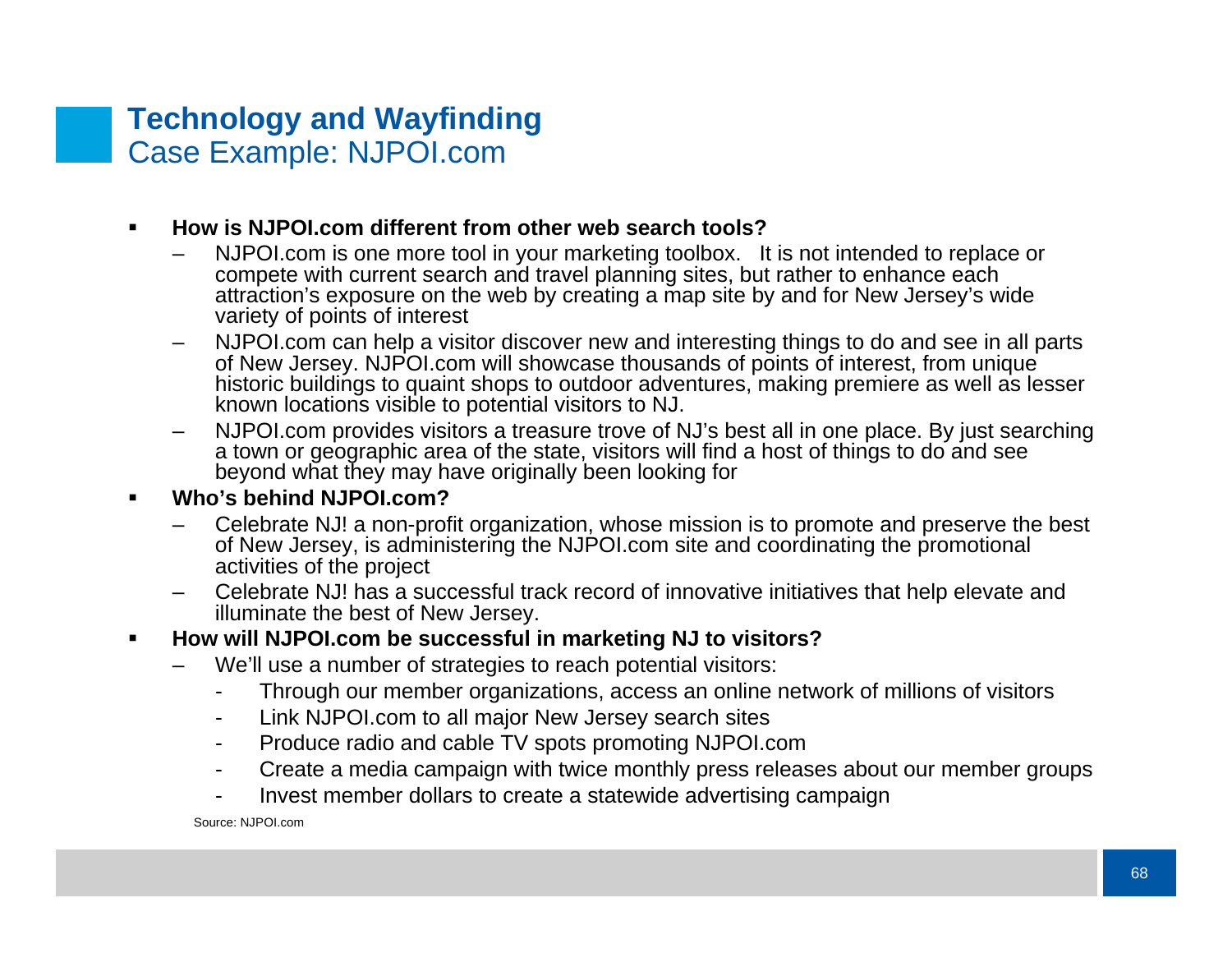## Technology and Wayfinding

### Case Example: NJPOI.com

- **How is NJPOI.com different from other web search tools?**
  - NJPOI.com is one more tool in your marketing toolbox. It is not intended to replace or compete with current search and travel planning sites, but rather to enhance each attraction's exposure on the web by creating a map site by and for New Jersey's wide variety of points of interest
  - NJPOI.com can help a visitor discover new and interesting things to do and see in all parts of New Jersey. NJPOI.com will showcase thousands of points of interest, from unique historic buildings to quaint shops to outdoor adventures, making premiere as well as lesser known locations visible to potential visitors to NJ.
  - NJPOI.com provides visitors a treasure trove of NJ's best all in one place. By just searching a town or geographic area of the state, visitors will find a host of things to do and see beyond what they may have originally been looking for
- **Who's behind NJPOI.com?**
  - Celebrate NJ! a non-profit organization, whose mission is to promote and preserve the best of New Jersey, is administering the NJPOI.com site and coordinating the promotional activities of the project
  - Celebrate NJ! has a successful track record of innovative initiatives that help elevate and illuminate the best of New Jersey.
- **How will NJPOI.com be successful in marketing NJ to visitors?**
  - We'll use a number of strategies to reach potential visitors:
    - Through our member organizations, access an online network of millions of visitors
    - Link NJPOI.com to all major New Jersey search sites
    - Produce radio and cable TV spots promoting NJPOI.com
    - Create a media campaign with twice monthly press releases about our member groups
    - Invest member dollars to create a statewide advertising campaign

Source: NJPOI.com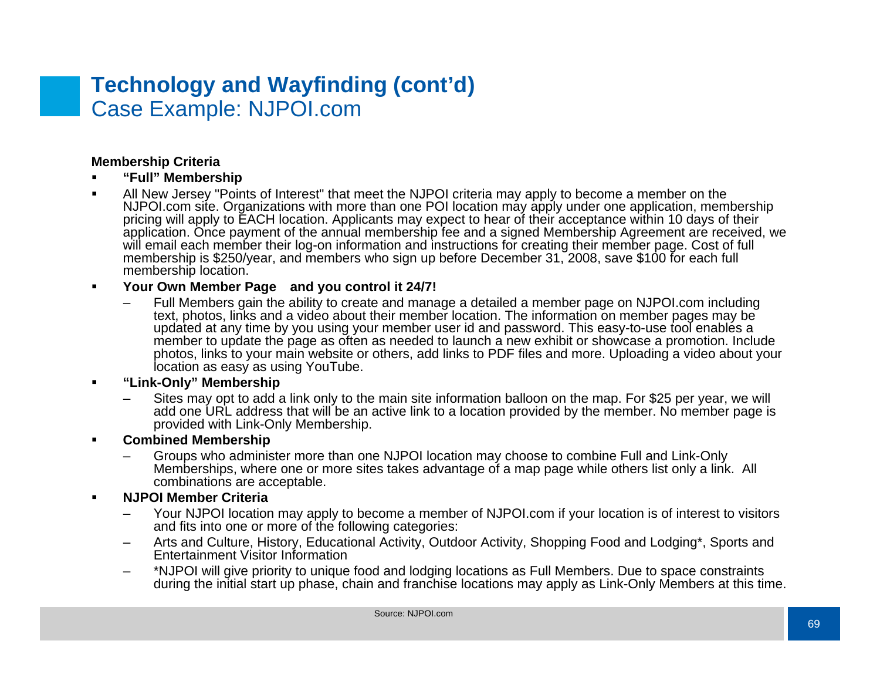# Technology and Wayfinding (cont'd)

## Case Example: NJPOI.com

**Membership Criteria**

- **"Full" Membership**
- All New Jersey "Points of Interest" that meet the NJPOI criteria may apply to become a member on the NJPOI.com site. Organizations with more than one POI location may apply under one application, membership pricing will apply to EACH location. Applicants may expect to hear of their acceptance within 10 days of their application. Once payment of the annual membership fee and a signed Membership Agreement are received, we will email each member their log-on information and instructions for creating their member page. Cost of full membership is $250/year, and members who sign up before December 31, 2008, save $100 for each full membership location.
- **Your Own Member Page and you control it 24/7!**
  - Full Members gain the ability to create and manage a detailed member page on NJPOI.com including text, photos, links and a video about their member location. The information on member pages may be updated at any time by you using your member user id and password. This easy-to-use tool enables a member to update the page as often as needed to launch a new exhibit or showcase a promotion. Include photos, links to your main website or others, add links to PDF files and more. Uploading a video about your location as easy as using YouTube.
- **"Link-Only" Membership**
  - Sites may opt to add a link only to the main site information balloon on the map. For $25 per year, we will add one URL address that will be an active link to a location provided by the member. No member page is provided with Link-Only Membership.
- **Combined Membership**
  - Groups who administer more than one NJPOI location may choose to combine Full and Link-Only Memberships, where one or more sites takes advantage of a map page while others list only a link. All combinations are acceptable.
- **NJPOI Member Criteria**
  - Your NJPOI location may apply to become a member of NJPOI.com if your location is of interest to visitors and fits into one or more of the following categories:
  - Arts and Culture, History, Educational Activity, Outdoor Activity, Shopping Food and Lodging*, Sports and Entertainment Visitor Information
  - *NJPOI will give priority to unique food and lodging locations as Full Members. Due to space constraints during the initial start up phase, chain and franchise locations may apply as Link-Only Members at this time.

Source: NJPOI.com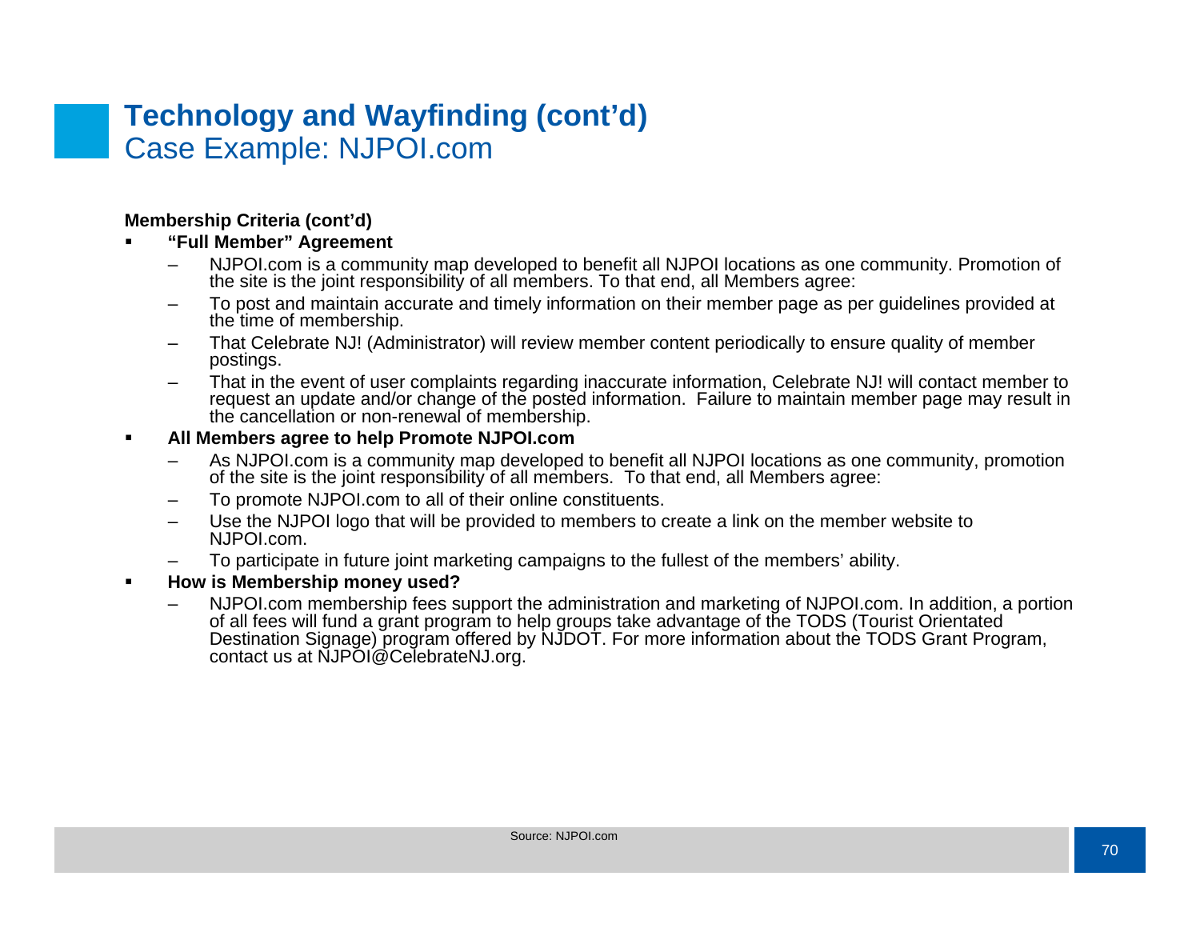# Technology and Wayfinding (cont'd)

## Case Example: NJPOI.com

**Membership Criteria (cont'd)**

- **"Full Member" Agreement**
  - NJPOI.com is a community map developed to benefit all NJPOI locations as one community. Promotion of the site is the joint responsibility of all members. To that end, all Members agree:
  - To post and maintain accurate and timely information on their member page as per guidelines provided at the time of membership.
  - That Celebrate NJ! (Administrator) will review member content periodically to ensure quality of member postings.
  - That in the event of user complaints regarding inaccurate information, Celebrate NJ! will contact member to request an update and/or change of the posted information. Failure to maintain member page may result in the cancellation or non-renewal of membership.
- **All Members agree to help Promote NJPOI.com**
  - As NJPOI.com is a community map developed to benefit all NJPOI locations as one community, promotion of the site is the joint responsibility of all members. To that end, all Members agree:
  - To promote NJPOI.com to all of their online constituents.
  - Use the NJPOI logo that will be provided to members to create a link on the member website to NJPOI.com.
  - To participate in future joint marketing campaigns to the fullest of the members' ability.
- **How is Membership money used?**
  - NJPOI.com membership fees support the administration and marketing of NJPOI.com. In addition, a portion of all fees will fund a grant program to help groups take advantage of the TODS (Tourist Orientated Destination Signage) program offered by NJDOT. For more information about the TODS Grant Program, contact us at NJPOI@CelebrateNJ.org.

Source: NJPOI.com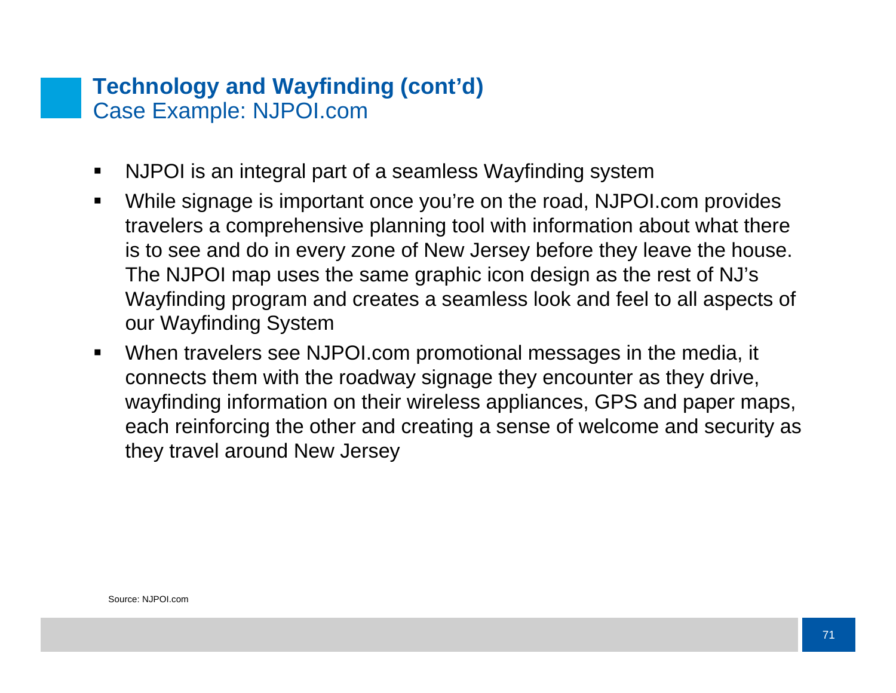## Technology and Wayfinding (cont'd)

Case Example: NJPOI.com

- NJPOI is an integral part of a seamless Wayfinding system
- While signage is important once you're on the road, NJPOI.com provides travelers a comprehensive planning tool with information about what there is to see and do in every zone of New Jersey before they leave the house. The NJPOI map uses the same graphic icon design as the rest of NJ's Wayfinding program and creates a seamless look and feel to all aspects of our Wayfinding System
- When travelers see NJPOI.com promotional messages in the media, it connects them with the roadway signage they encounter as they drive, wayfinding information on their wireless appliances, GPS and paper maps, each reinforcing the other and creating a sense of welcome and security as they travel around New Jersey

Source: NJPOI.com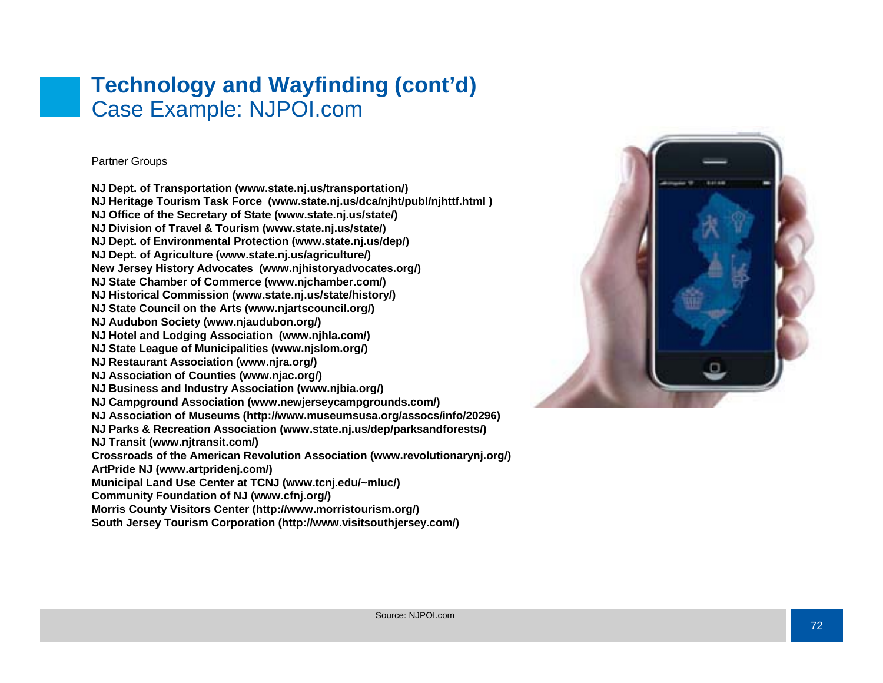# Technology and Wayfinding (cont'd)

## Case Example: NJPOI.com

Partner Groups

**NJ Dept. of Transportation (www.state.nj.us/transportation/)**
**NJ Heritage Tourism Task Force (www.state.nj.us/dca/njht/publ/njhttf.html )**
**NJ Office of the Secretary of State (www.state.nj.us/state/)**
**NJ Division of Travel & Tourism (www.state.nj.us/state/)**
**NJ Dept. of Environmental Protection (www.state.nj.us/dep/)**
**NJ Dept. of Agriculture (www.state.nj.us/agriculture/)**
**New Jersey History Advocates (www.njhistoryadvocates.org/)**
**NJ State Chamber of Commerce (www.njchamber.com/)**
**NJ Historical Commission (www.state.nj.us/state/history/)**
**NJ State Council on the Arts (www.njartscouncil.org/)**
**NJ Audubon Society (www.njaudubon.org/)**
**NJ Hotel and Lodging Association (www.njhla.com/)**
**NJ State League of Municipalities (www.njslom.org/)**
**NJ Restaurant Association (www.njra.org/)**
**NJ Association of Counties (www.njac.org/)**
**NJ Business and Industry Association (www.njbia.org/)**
**NJ Campground Association (www.newjerseycampgrounds.com/)**
**NJ Association of Museums (http://www.museumsusa.org/assocs/info/20296)**
**NJ Parks & Recreation Association (www.state.nj.us/dep/parksandforests/)**
**NJ Transit (www.njtransit.com/)**
**Crossroads of the American Revolution Association (www.revolutionarynj.org/)**
**ArtPride NJ (www.artpridenj.com/)**
**Municipal Land Use Center at TCNJ (www.tcnj.edu/~mluc/)**
**Community Foundation of NJ (www.cfnj.org/)**
**Morris County Visitors Center (http://www.morristourism.org/)**
**South Jersey Tourism Corporation (http://www.visitsouthjersey.com/)**

Source: NJPOI.com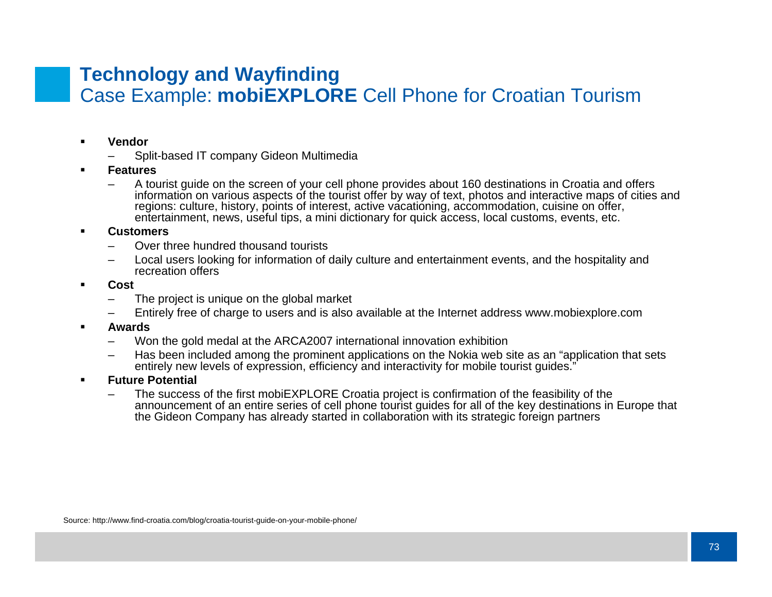# Technology and Wayfinding

## Case Example: **mobiEXPLORE** Cell Phone for Croatian Tourism

- **Vendor**
  - Split-based IT company Gideon Multimedia
- **Features**
  - A tourist guide on the screen of your cell phone provides about 160 destinations in Croatia and offers information on various aspects of the tourist offer by way of text, photos and interactive maps of cities and regions: culture, history, points of interest, active vacationing, accommodation, cuisine on offer, entertainment, news, useful tips, a mini dictionary for quick access, local customs, events, etc.
- **Customers**
  - Over three hundred thousand tourists
  - Local users looking for information of daily culture and entertainment events, and the hospitality and recreation offers
- **Cost**
  - The project is unique on the global market
  - Entirely free of charge to users and is also available at the Internet address www.mobiexplore.com
- **Awards**
  - Won the gold medal at the ARCA2007 international innovation exhibition
  - Has been included among the prominent applications on the Nokia web site as an "application that sets entirely new levels of expression, efficiency and interactivity for mobile tourist guides."
- **Future Potential**
  - The success of the first mobiEXPLORE Croatia project is confirmation of the feasibility of the announcement of an entire series of cell phone tourist guides for all of the key destinations in Europe that the Gideon Company has already started in collaboration with its strategic foreign partners

Source: http://www.find-croatia.com/blog/croatia-tourist-guide-on-your-mobile-phone/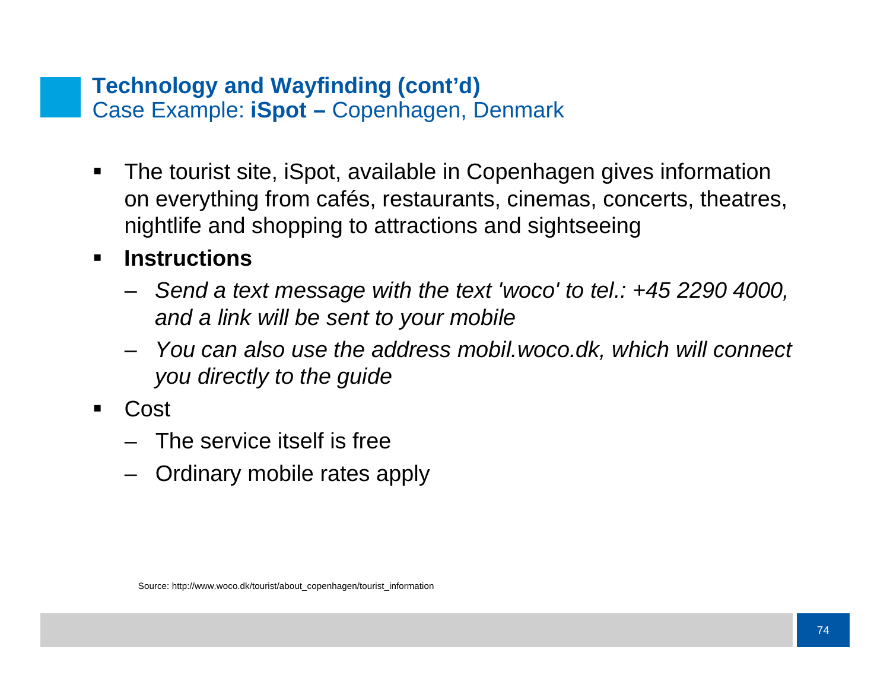## Technology and Wayfinding (cont'd)

Case Example: **iSpot –** Copenhagen, Denmark

- The tourist site, iSpot, available in Copenhagen gives information on everything from cafés, restaurants, cinemas, concerts, theatres, nightlife and shopping to attractions and sightseeing
- **Instructions**
  - *Send a text message with the text 'woco' to tel.: +45 2290 4000, and a link will be sent to your mobile*
  - *You can also use the address mobil.woco.dk, which will connect you directly to the guide*
- Cost
  - The service itself is free
  - Ordinary mobile rates apply

Source: http://www.woco.dk/tourist/about_copenhagen/tourist_information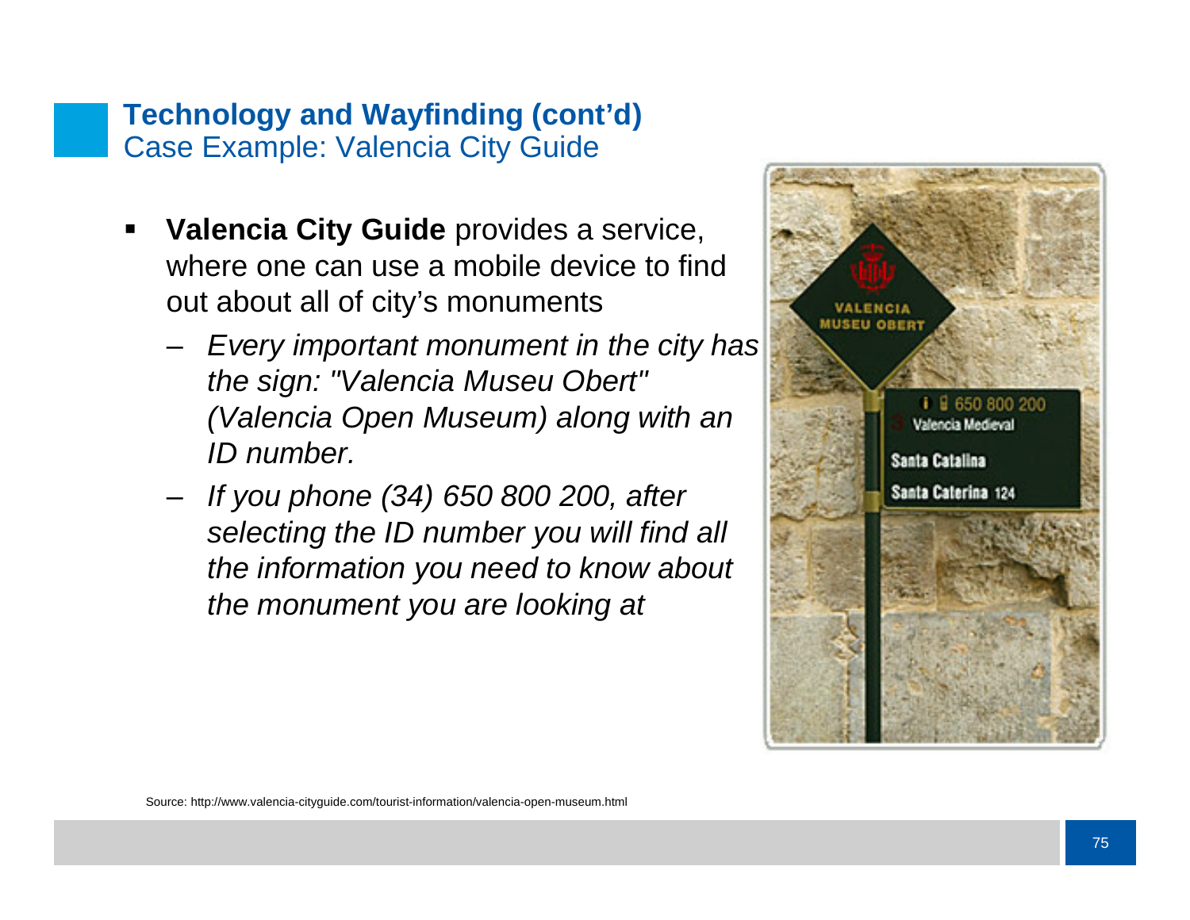# Technology and Wayfinding (cont'd)

## Case Example: Valencia City Guide

- **Valencia City Guide** provides a service, where one can use a mobile device to find out about all of city's monuments
  - *Every important monument in the city has the sign: "Valencia Museu Obert" (Valencia Open Museum) along with an ID number.*
  - *If you phone (34) 650 800 200, after selecting the ID number you will find all the information you need to know about the monument you are looking at*

Source: http://www.valencia-cityguide.com/tourist-information/valencia-open-museum.html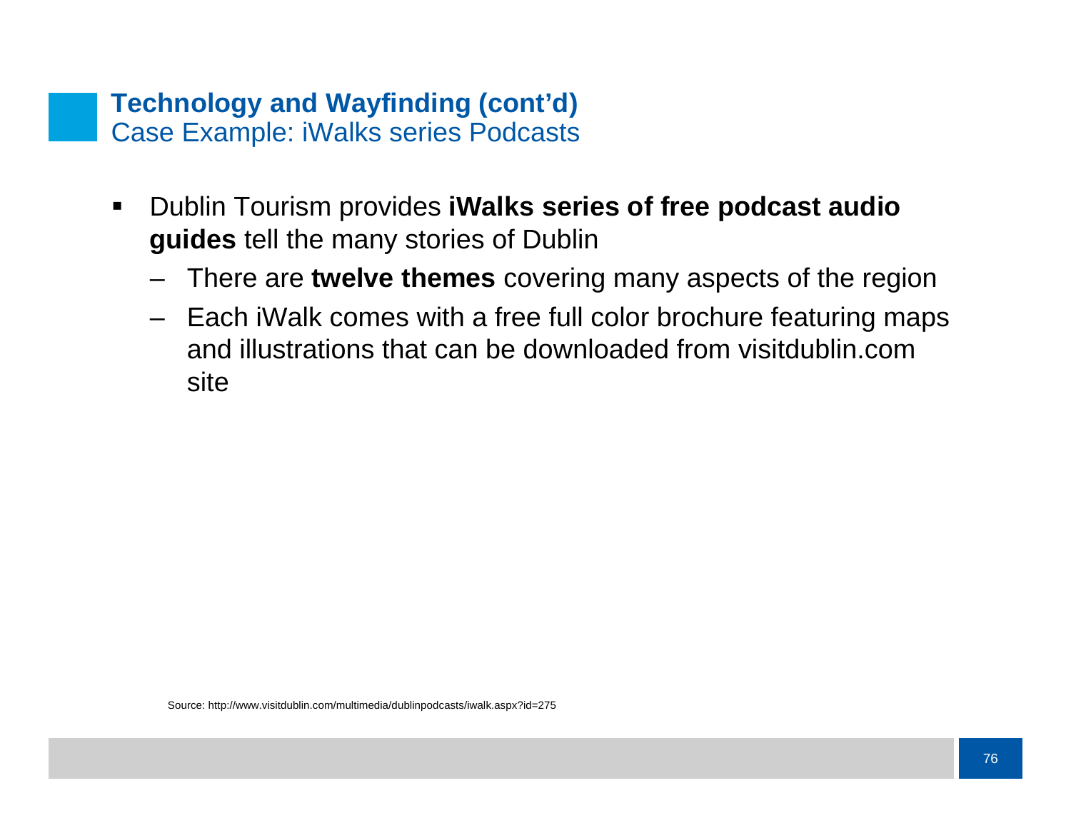## Technology and Wayfinding (cont'd)

Case Example: iWalks series Podcasts

- Dublin Tourism provides **iWalks series of free podcast audio guides** tell the many stories of Dublin
  - There are **twelve themes** covering many aspects of the region
  - Each iWalk comes with a free full color brochure featuring maps and illustrations that can be downloaded from visitdublin.com site

Source: http://www.visitdublin.com/multimedia/dublinpodcasts/iwalk.aspx?id=275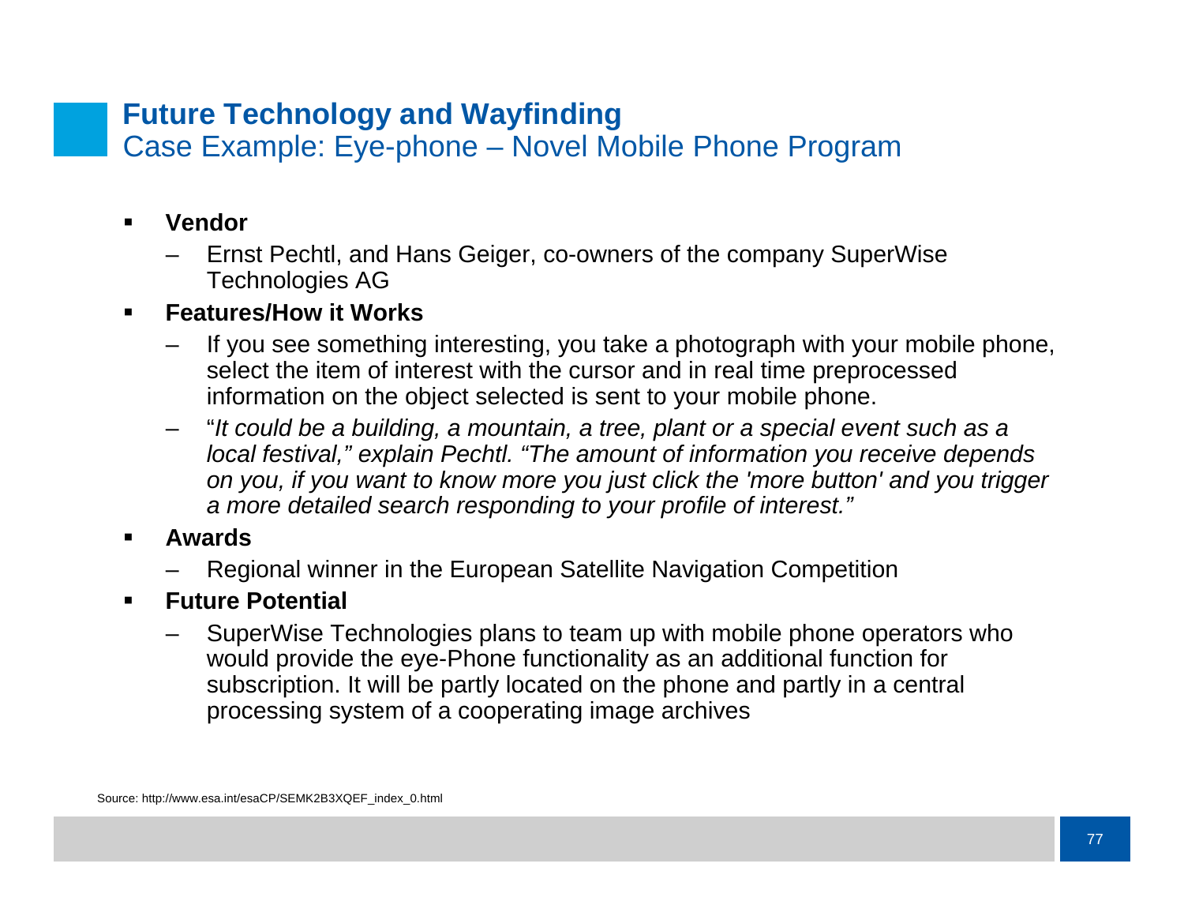## Future Technology and Wayfinding

Case Example: Eye-phone – Novel Mobile Phone Program

- **Vendor**
  - Ernst Pechtl, and Hans Geiger, co-owners of the company SuperWise Technologies AG
- **Features/How it Works**
  - If you see something interesting, you take a photograph with your mobile phone, select the item of interest with the cursor and in real time preprocessed information on the object selected is sent to your mobile phone.
  - "*It could be a building, a mountain, a tree, plant or a special event such as a local festival," explain Pechtl. "The amount of information you receive depends on you, if you want to know more you just click the 'more button' and you trigger a more detailed search responding to your profile of interest."*
- **Awards**
  - Regional winner in the European Satellite Navigation Competition
- **Future Potential**
  - SuperWise Technologies plans to team up with mobile phone operators who would provide the eye-Phone functionality as an additional function for subscription. It will be partly located on the phone and partly in a central processing system of a cooperating image archives

Source: http://www.esa.int/esaCP/SEMK2B3XQEF_index_0.html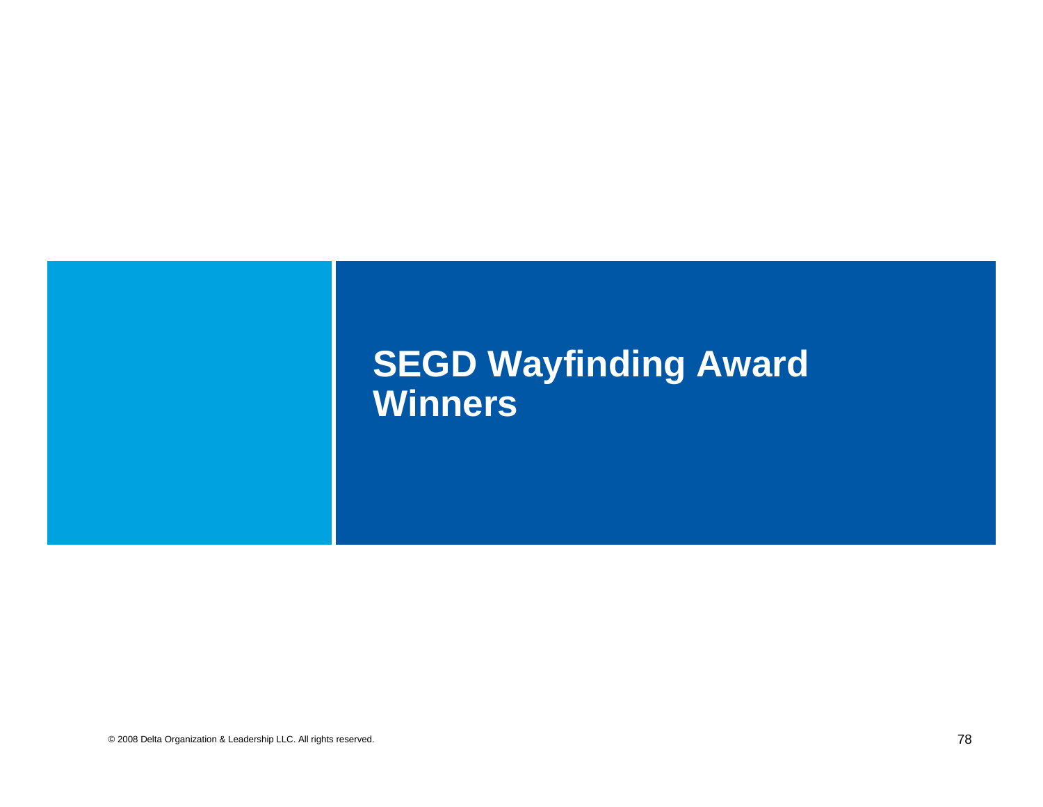# SEGD Wayfinding Award Winners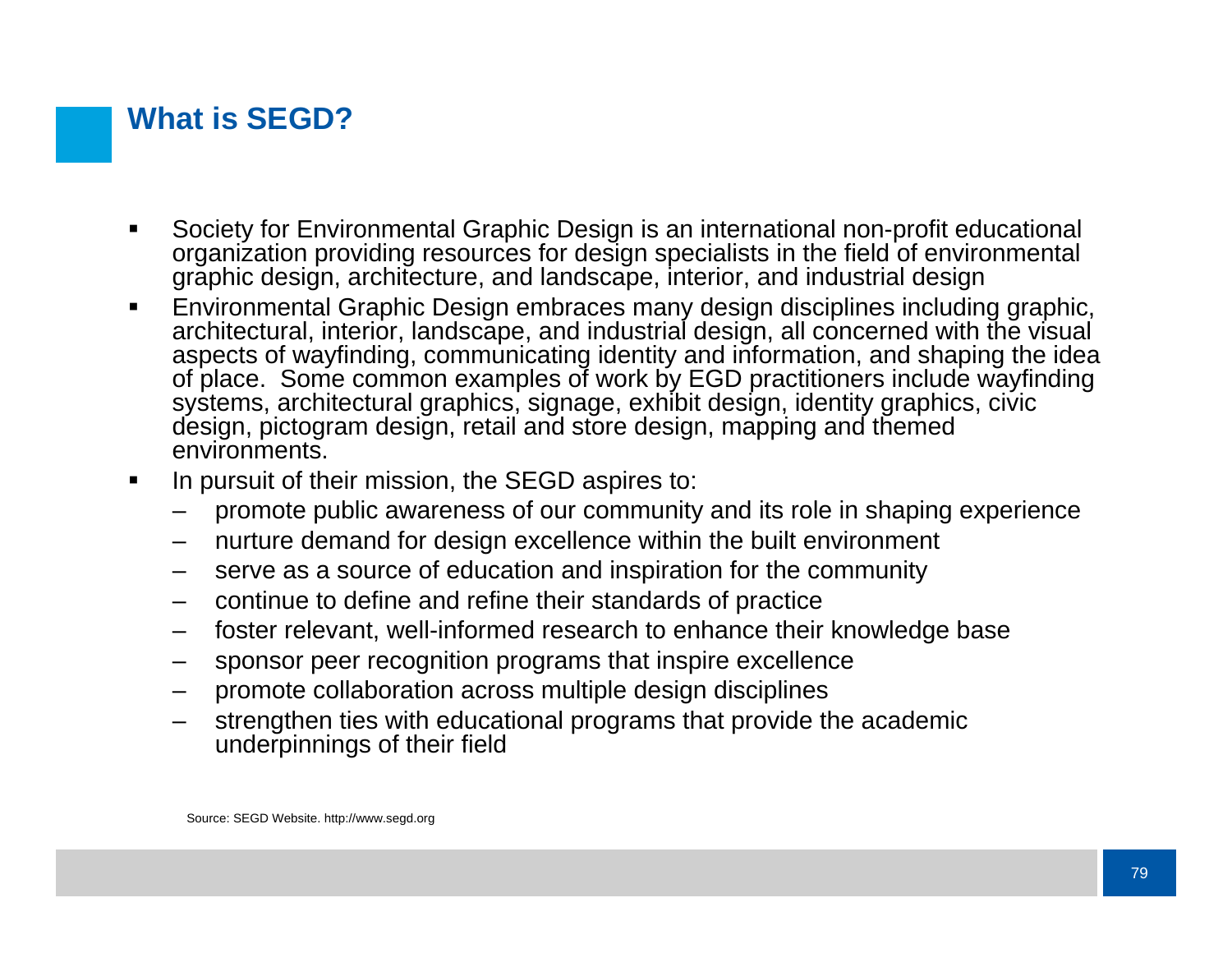## What is SEGD?

- Society for Environmental Graphic Design is an international non-profit educational organization providing resources for design specialists in the field of environmental graphic design, architecture, and landscape, interior, and industrial design
- Environmental Graphic Design embraces many design disciplines including graphic, architectural, interior, landscape, and industrial design, all concerned with the visual aspects of wayfinding, communicating identity and information, and shaping the idea of place. Some common examples of work by EGD practitioners include wayfinding systems, architectural graphics, signage, exhibit design, identity graphics, civic design, pictogram design, retail and store design, mapping and themed environments.
- In pursuit of their mission, the SEGD aspires to:
  - promote public awareness of our community and its role in shaping experience
  - nurture demand for design excellence within the built environment
  - serve as a source of education and inspiration for the community
  - continue to define and refine their standards of practice
  - foster relevant, well-informed research to enhance their knowledge base
  - sponsor peer recognition programs that inspire excellence
  - promote collaboration across multiple design disciplines
  - strengthen ties with educational programs that provide the academic underpinnings of their field

Source: SEGD Website. http://www.segd.org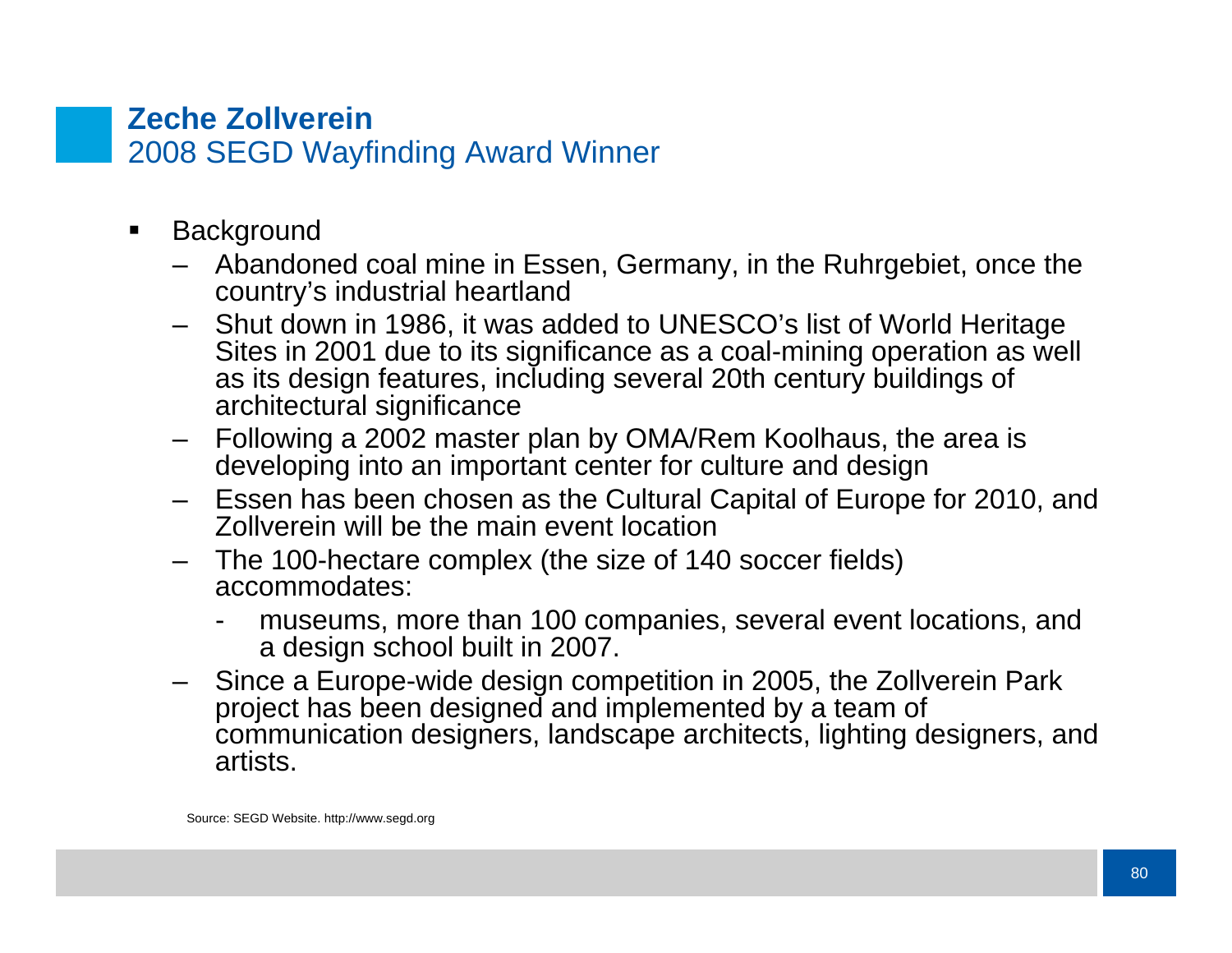## Zeche Zollverein

2008 SEGD Wayfinding Award Winner

- Background
  - Abandoned coal mine in Essen, Germany, in the Ruhrgebiet, once the country's industrial heartland
  - Shut down in 1986, it was added to UNESCO's list of World Heritage Sites in 2001 due to its significance as a coal-mining operation as well as its design features, including several 20th century buildings of architectural significance
  - Following a 2002 master plan by OMA/Rem Koolhaus, the area is developing into an important center for culture and design
  - Essen has been chosen as the Cultural Capital of Europe for 2010, and Zollverein will be the main event location
  - The 100-hectare complex (the size of 140 soccer fields) accommodates:
    - museums, more than 100 companies, several event locations, and a design school built in 2007.
  - Since a Europe-wide design competition in 2005, the Zollverein Park project has been designed and implemented by a team of communication designers, landscape architects, lighting designers, and artists.

Source: SEGD Website. http://www.segd.org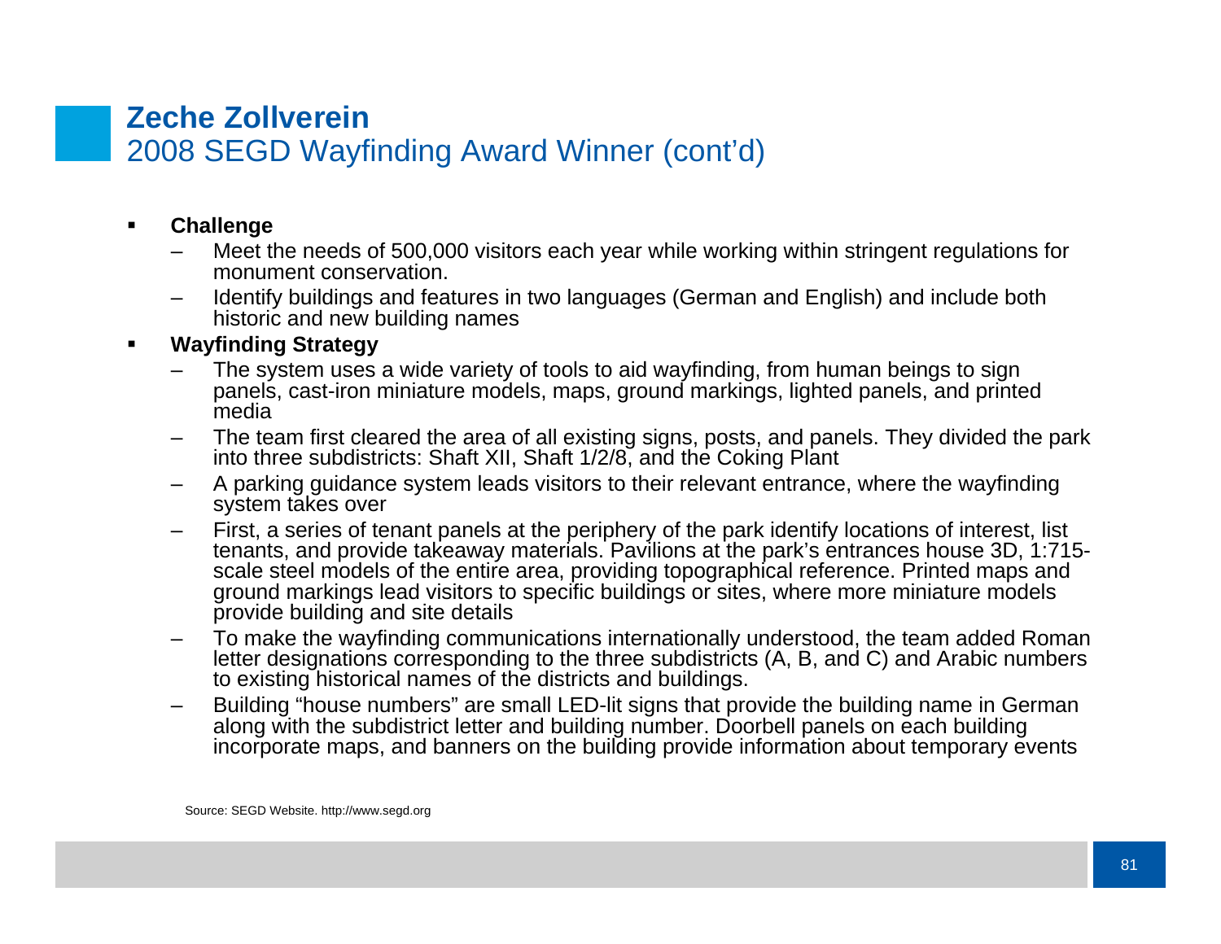# Zeche Zollverein

## 2008 SEGD Wayfinding Award Winner (cont'd)

- **Challenge**
  - Meet the needs of 500,000 visitors each year while working within stringent regulations for monument conservation.
  - Identify buildings and features in two languages (German and English) and include both historic and new building names
- **Wayfinding Strategy**
  - The system uses a wide variety of tools to aid wayfinding, from human beings to sign panels, cast-iron miniature models, maps, ground markings, lighted panels, and printed media
  - The team first cleared the area of all existing signs, posts, and panels. They divided the park into three subdistricts: Shaft XII, Shaft 1/2/8, and the Coking Plant
  - A parking guidance system leads visitors to their relevant entrance, where the wayfinding system takes over
  - First, a series of tenant panels at the periphery of the park identify locations of interest, list tenants, and provide takeaway materials. Pavilions at the park's entrances house 3D, 1:715-scale steel models of the entire area, providing topographical reference. Printed maps and ground markings lead visitors to specific buildings or sites, where more miniature models provide building and site details
  - To make the wayfinding communications internationally understood, the team added Roman letter designations corresponding to the three subdistricts (A, B, and C) and Arabic numbers to existing historical names of the districts and buildings.
  - Building "house numbers" are small LED-lit signs that provide the building name in German along with the subdistrict letter and building number. Doorbell panels on each building incorporate maps, and banners on the building provide information about temporary events

Source: SEGD Website. http://www.segd.org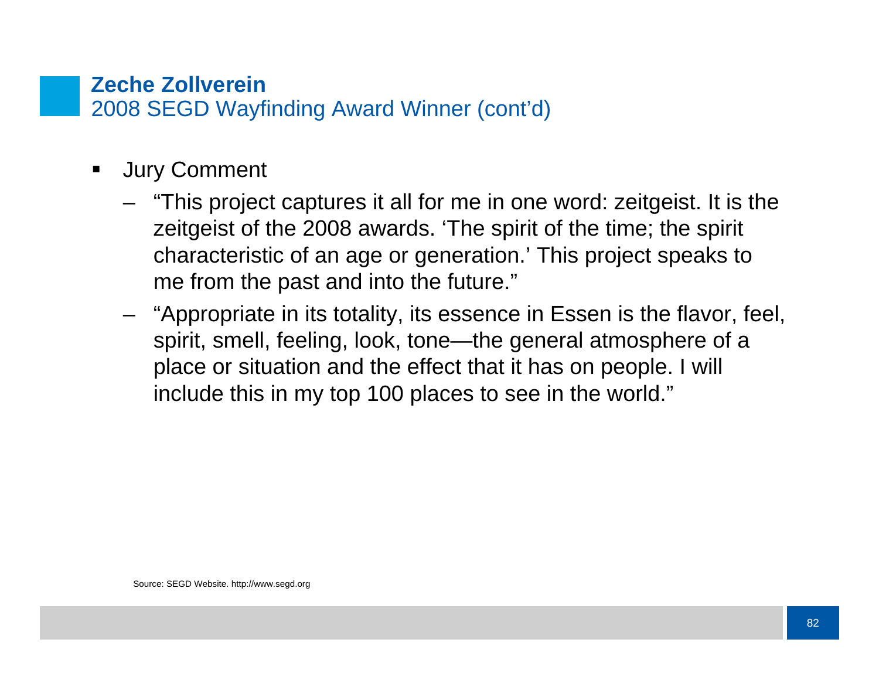# Zeche Zollverein

## 2008 SEGD Wayfinding Award Winner (cont'd)

- Jury Comment
  - "This project captures it all for me in one word: zeitgeist. It is the zeitgeist of the 2008 awards. 'The spirit of the time; the spirit characteristic of an age or generation.' This project speaks to me from the past and into the future."
  - "Appropriate in its totality, its essence in Essen is the flavor, feel, spirit, smell, feeling, look, tone—the general atmosphere of a place or situation and the effect that it has on people. I will include this in my top 100 places to see in the world."

Source: SEGD Website. http://www.segd.org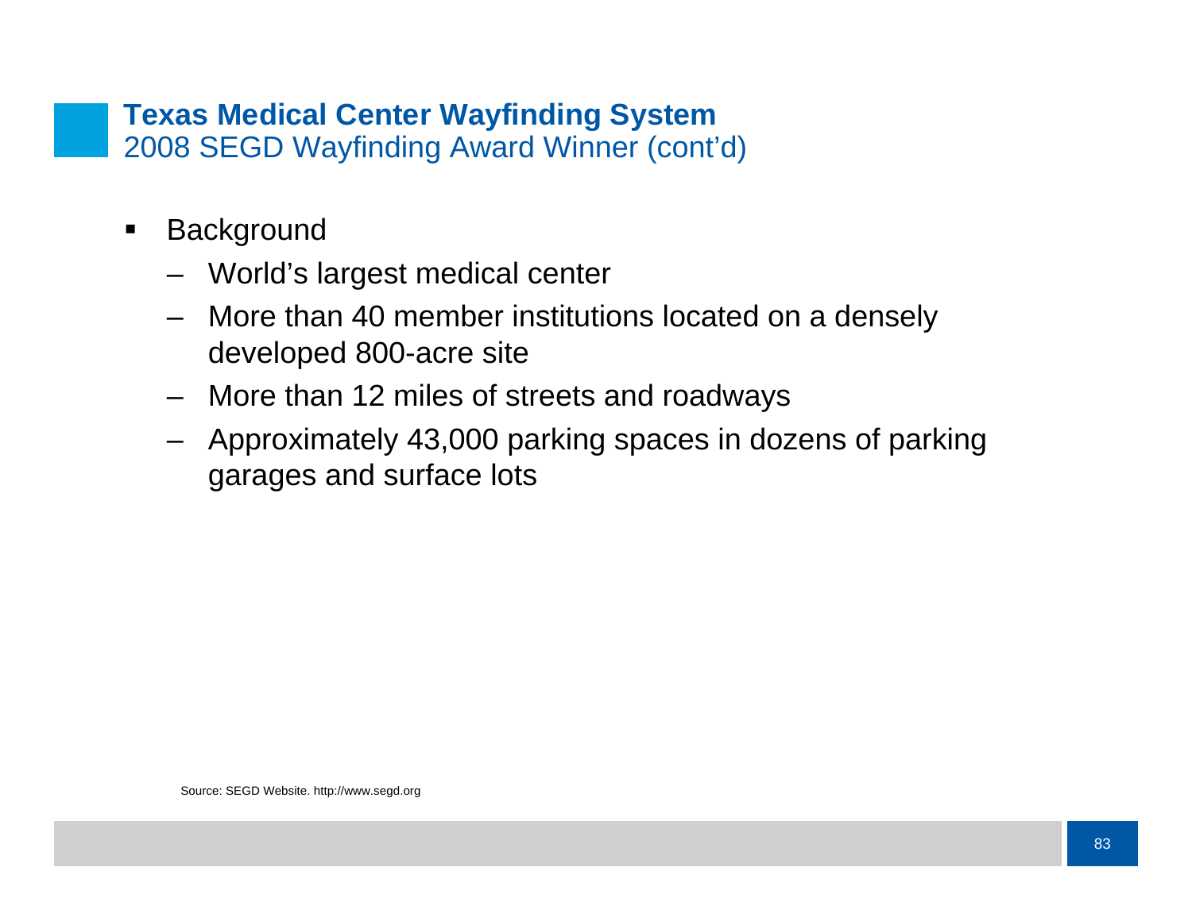## Texas Medical Center Wayfinding System

2008 SEGD Wayfinding Award Winner (cont'd)

- Background
  - World's largest medical center
  - More than 40 member institutions located on a densely developed 800-acre site
  - More than 12 miles of streets and roadways
  - Approximately 43,000 parking spaces in dozens of parking garages and surface lots

Source: SEGD Website. http://www.segd.org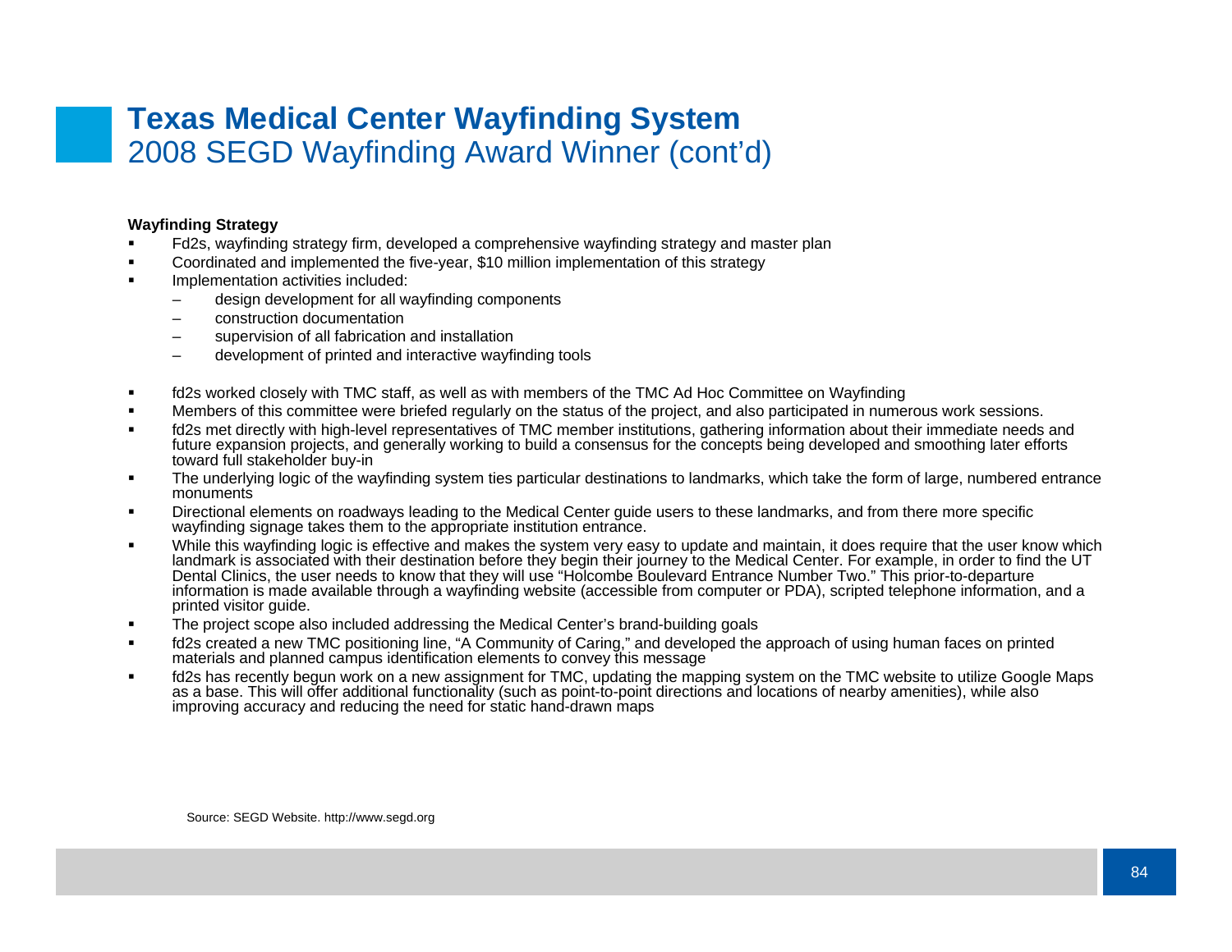# Texas Medical Center Wayfinding System

## 2008 SEGD Wayfinding Award Winner (cont'd)

**Wayfinding Strategy**

- Fd2s, wayfinding strategy firm, developed a comprehensive wayfinding strategy and master plan
- Coordinated and implemented the five-year, $10 million implementation of this strategy
- Implementation activities included:
  - design development for all wayfinding components
  - construction documentation
  - supervision of all fabrication and installation
  - development of printed and interactive wayfinding tools

- fd2s worked closely with TMC staff, as well as with members of the TMC Ad Hoc Committee on Wayfinding
- Members of this committee were briefed regularly on the status of the project, and also participated in numerous work sessions.
- fd2s met directly with high-level representatives of TMC member institutions, gathering information about their immediate needs and future expansion projects, and generally working to build a consensus for the concepts being developed and smoothing later efforts toward full stakeholder buy-in
- The underlying logic of the wayfinding system ties particular destinations to landmarks, which take the form of large, numbered entrance monuments
- Directional elements on roadways leading to the Medical Center guide users to these landmarks, and from there more specific wayfinding signage takes them to the appropriate institution entrance.
- While this wayfinding logic is effective and makes the system very easy to update and maintain, it does require that the user know which landmark is associated with their destination before they begin their journey to the Medical Center. For example, in order to find the UT Dental Clinics, the user needs to know that they will use "Holcombe Boulevard Entrance Number Two." This prior-to-departure information is made available through a wayfinding website (accessible from computer or PDA), scripted telephone information, and a printed visitor guide.
- The project scope also included addressing the Medical Center's brand-building goals
- fd2s created a new TMC positioning line, "A Community of Caring," and developed the approach of using human faces on printed materials and planned campus identification elements to convey this message
- fd2s has recently begun work on a new assignment for TMC, updating the mapping system on the TMC website to utilize Google Maps as a base. This will offer additional functionality (such as point-to-point directions and locations of nearby amenities), while also improving accuracy and reducing the need for static hand-drawn maps

Source: SEGD Website. http://www.segd.org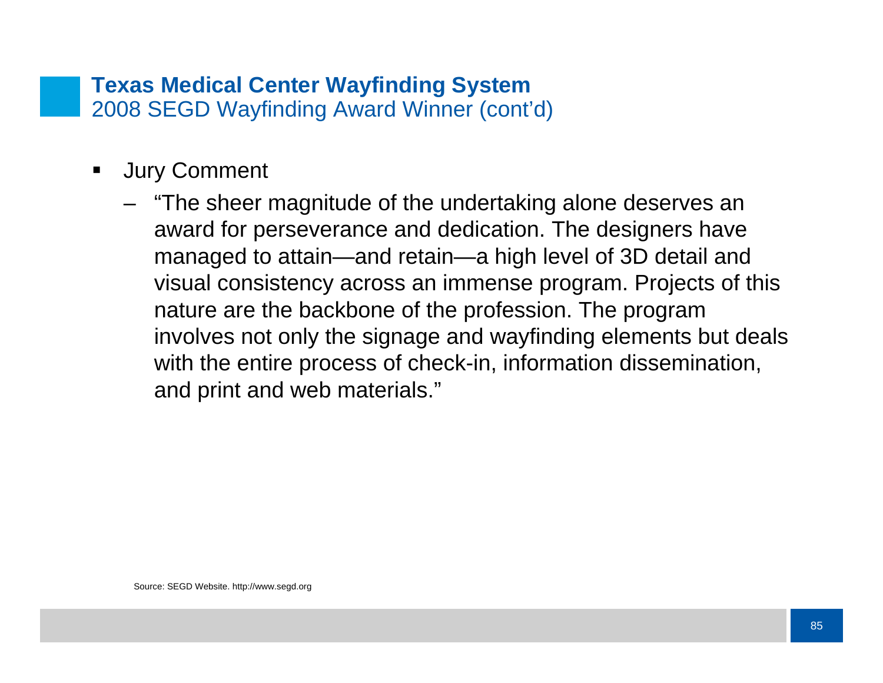## Texas Medical Center Wayfinding System

2008 SEGD Wayfinding Award Winner (cont'd)

- Jury Comment
  - "The sheer magnitude of the undertaking alone deserves an award for perseverance and dedication. The designers have managed to attain—and retain—a high level of 3D detail and visual consistency across an immense program. Projects of this nature are the backbone of the profession. The program involves not only the signage and wayfinding elements but deals with the entire process of check-in, information dissemination, and print and web materials."

Source: SEGD Website. http://www.segd.org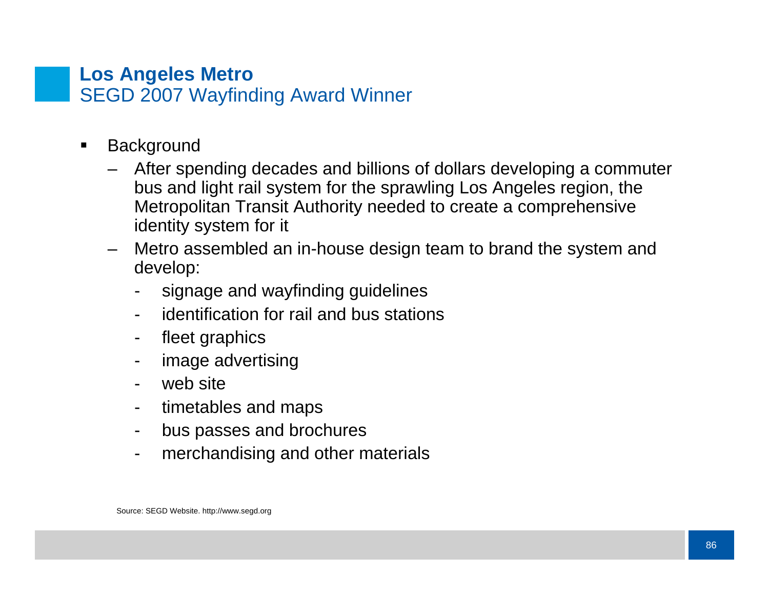## Los Angeles Metro
SEGD 2007 Wayfinding Award Winner

- Background
  - After spending decades and billions of dollars developing a commuter bus and light rail system for the sprawling Los Angeles region, the Metropolitan Transit Authority needed to create a comprehensive identity system for it
  - Metro assembled an in-house design team to brand the system and develop:
    - signage and wayfinding guidelines
    - identification for rail and bus stations
    - fleet graphics
    - image advertising
    - web site
    - timetables and maps
    - bus passes and brochures
    - merchandising and other materials

Source: SEGD Website. http://www.segd.org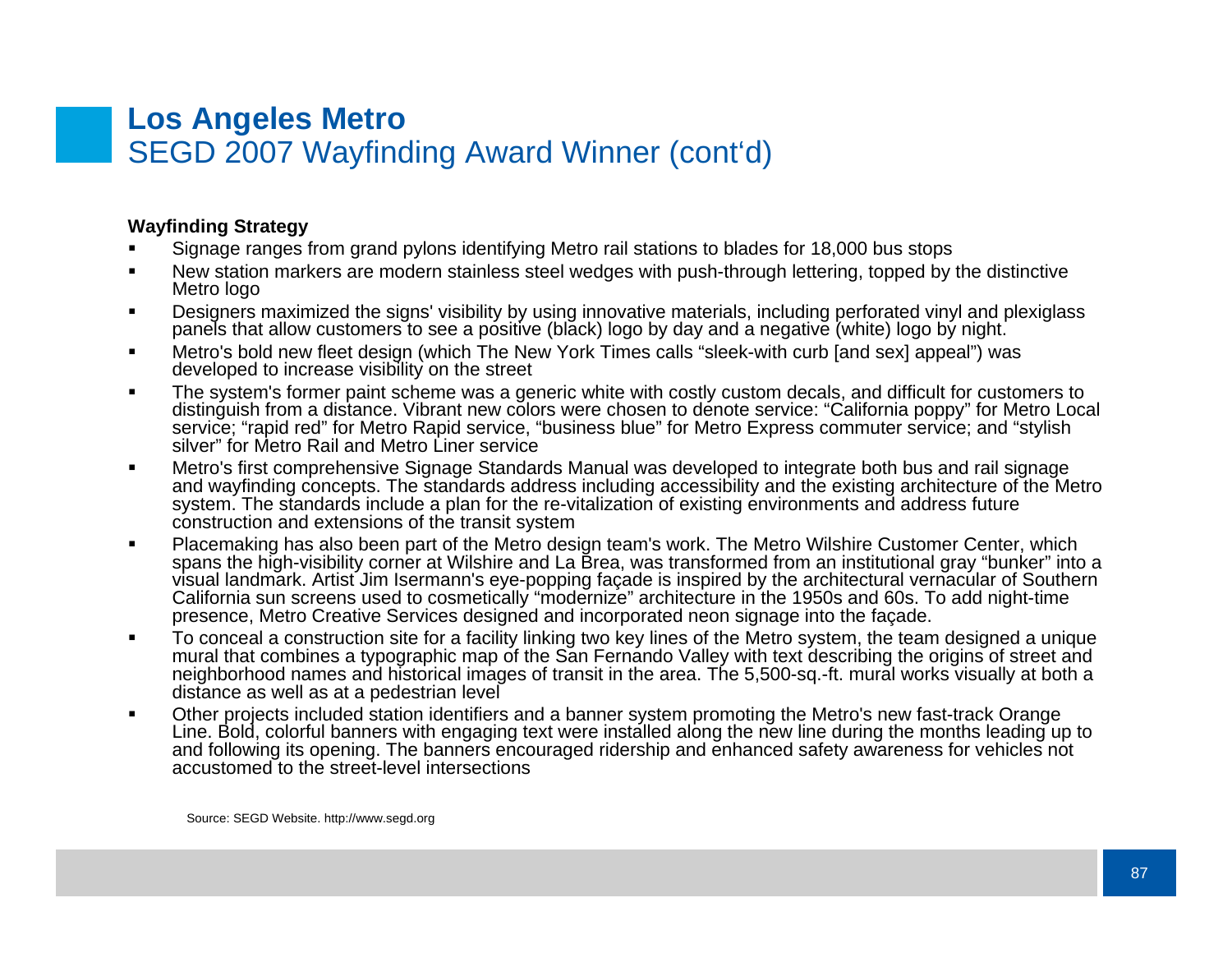# Los Angeles Metro

## SEGD 2007 Wayfinding Award Winner (cont'd)

**Wayfinding Strategy**

- Signage ranges from grand pylons identifying Metro rail stations to blades for 18,000 bus stops
- New station markers are modern stainless steel wedges with push-through lettering, topped by the distinctive Metro logo
- Designers maximized the signs' visibility by using innovative materials, including perforated vinyl and plexiglass panels that allow customers to see a positive (black) logo by day and a negative (white) logo by night.
- Metro's bold new fleet design (which The New York Times calls "sleek-with curb [and sex] appeal") was developed to increase visibility on the street
- The system's former paint scheme was a generic white with costly custom decals, and difficult for customers to distinguish from a distance. Vibrant new colors were chosen to denote service: "California poppy" for Metro Local service; "rapid red" for Metro Rapid service, "business blue" for Metro Express commuter service; and "stylish silver" for Metro Rail and Metro Liner service
- Metro's first comprehensive Signage Standards Manual was developed to integrate both bus and rail signage and wayfinding concepts. The standards address including accessibility and the existing architecture of the Metro system. The standards include a plan for the re-vitalization of existing environments and address future construction and extensions of the transit system
- Placemaking has also been part of the Metro design team's work. The Metro Wilshire Customer Center, which spans the high-visibility corner at Wilshire and La Brea, was transformed from an institutional gray "bunker" into a visual landmark. Artist Jim Isermann's eye-popping façade is inspired by the architectural vernacular of Southern California sun screens used to cosmetically "modernize" architecture in the 1950s and 60s. To add night-time presence, Metro Creative Services designed and incorporated neon signage into the façade.
- To conceal a construction site for a facility linking two key lines of the Metro system, the team designed a unique mural that combines a typographic map of the San Fernando Valley with text describing the origins of street and neighborhood names and historical images of transit in the area. The 5,500-sq.-ft. mural works visually at both a distance as well as at a pedestrian level
- Other projects included station identifiers and a banner system promoting the Metro's new fast-track Orange Line. Bold, colorful banners with engaging text were installed along the new line during the months leading up to and following its opening. The banners encouraged ridership and enhanced safety awareness for vehicles not accustomed to the street-level intersections

Source: SEGD Website. http://www.segd.org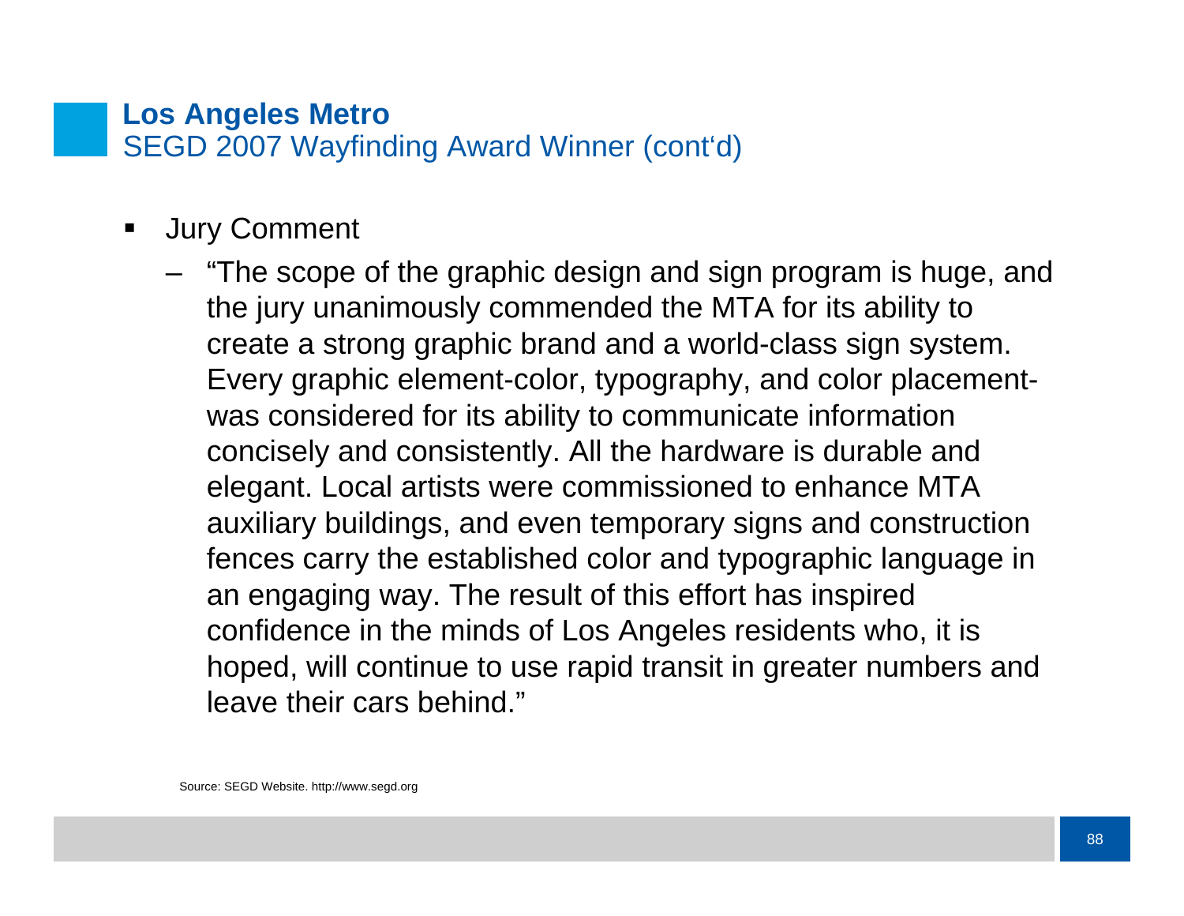## Los Angeles Metro
### SEGD 2007 Wayfinding Award Winner (cont'd)

- Jury Comment
  - "The scope of the graphic design and sign program is huge, and the jury unanimously commended the MTA for its ability to create a strong graphic brand and a world-class sign system. Every graphic element-color, typography, and color placement-was considered for its ability to communicate information concisely and consistently. All the hardware is durable and elegant. Local artists were commissioned to enhance MTA auxiliary buildings, and even temporary signs and construction fences carry the established color and typographic language in an engaging way. The result of this effort has inspired confidence in the minds of Los Angeles residents who, it is hoped, will continue to use rapid transit in greater numbers and leave their cars behind."

Source: SEGD Website. http://www.segd.org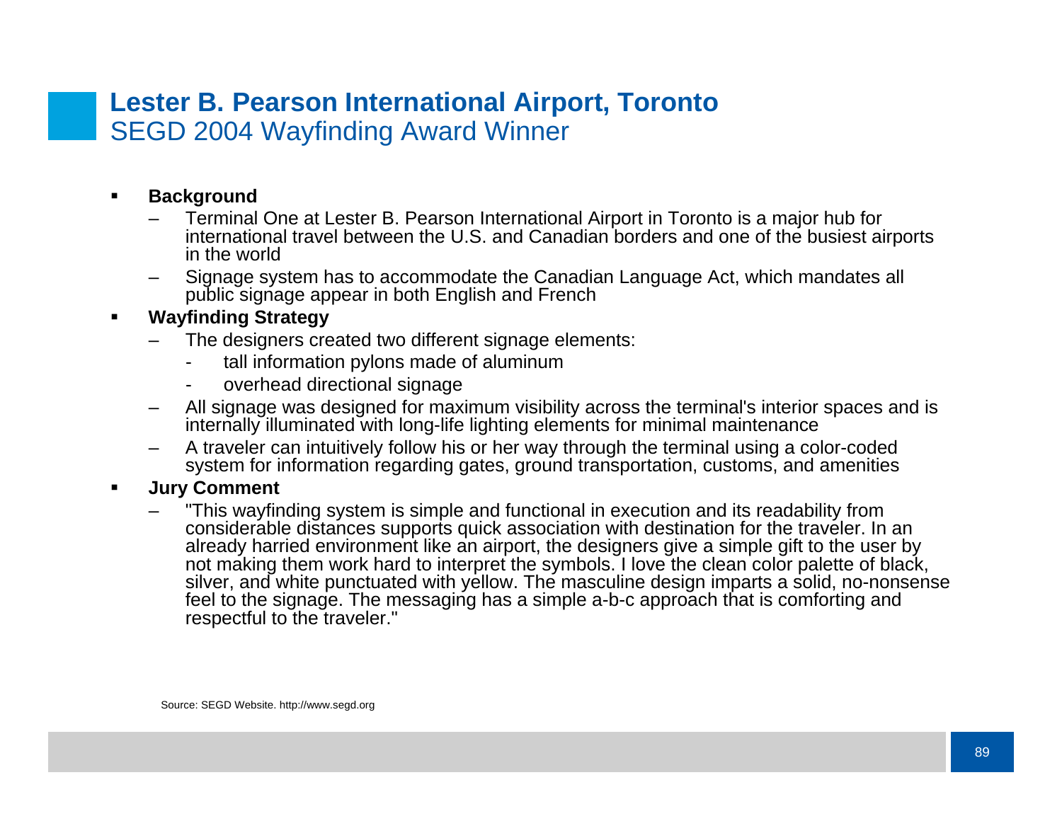# Lester B. Pearson International Airport, Toronto

## SEGD 2004 Wayfinding Award Winner

- **Background**
  - Terminal One at Lester B. Pearson International Airport in Toronto is a major hub for international travel between the U.S. and Canadian borders and one of the busiest airports in the world
  - Signage system has to accommodate the Canadian Language Act, which mandates all public signage appear in both English and French
- **Wayfinding Strategy**
  - The designers created two different signage elements:
    - tall information pylons made of aluminum
    - overhead directional signage
  - All signage was designed for maximum visibility across the terminal's interior spaces and is internally illuminated with long-life lighting elements for minimal maintenance
  - A traveler can intuitively follow his or her way through the terminal using a color-coded system for information regarding gates, ground transportation, customs, and amenities
- **Jury Comment**
  - "This wayfinding system is simple and functional in execution and its readability from considerable distances supports quick association with destination for the traveler. In an already harried environment like an airport, the designers give a simple gift to the user by not making them work hard to interpret the symbols. I love the clean color palette of black, silver, and white punctuated with yellow. The masculine design imparts a solid, no-nonsense feel to the signage. The messaging has a simple a-b-c approach that is comforting and respectful to the traveler."

Source: SEGD Website. http://www.segd.org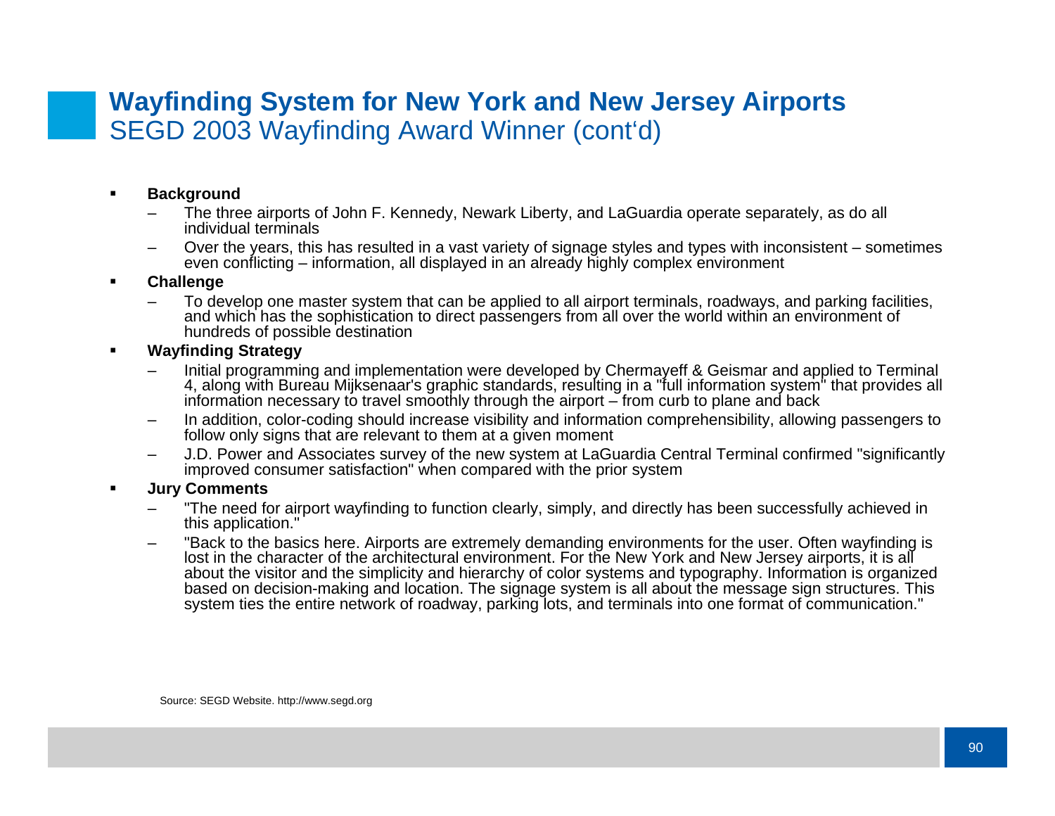# **Wayfinding System for New York and New Jersey Airports**
## SEGD 2003 Wayfinding Award Winner (cont'd)

- **Background**
  - The three airports of John F. Kennedy, Newark Liberty, and LaGuardia operate separately, as do all individual terminals
  - Over the years, this has resulted in a vast variety of signage styles and types with inconsistent – sometimes even conflicting – information, all displayed in an already highly complex environment
- **Challenge**
  - To develop one master system that can be applied to all airport terminals, roadways, and parking facilities, and which has the sophistication to direct passengers from all over the world within an environment of hundreds of possible destination
- **Wayfinding Strategy**
  - Initial programming and implementation were developed by Chermayeff & Geismar and applied to Terminal 4, along with Bureau Mijksenaar's graphic standards, resulting in a "full information system" that provides all information necessary to travel smoothly through the airport – from curb to plane and back
  - In addition, color-coding should increase visibility and information comprehensibility, allowing passengers to follow only signs that are relevant to them at a given moment
  - J.D. Power and Associates survey of the new system at LaGuardia Central Terminal confirmed "significantly improved consumer satisfaction" when compared with the prior system
- **Jury Comments**
  - "The need for airport wayfinding to function clearly, simply, and directly has been successfully achieved in this application."
  - "Back to the basics here. Airports are extremely demanding environments for the user. Often wayfinding is lost in the character of the architectural environment. For the New York and New Jersey airports, it is all about the visitor and the simplicity and hierarchy of color systems and typography. Information is organized based on decision-making and location. The signage system is all about the message sign structures. This system ties the entire network of roadway, parking lots, and terminals into one format of communication."

Source: SEGD Website. http://www.segd.org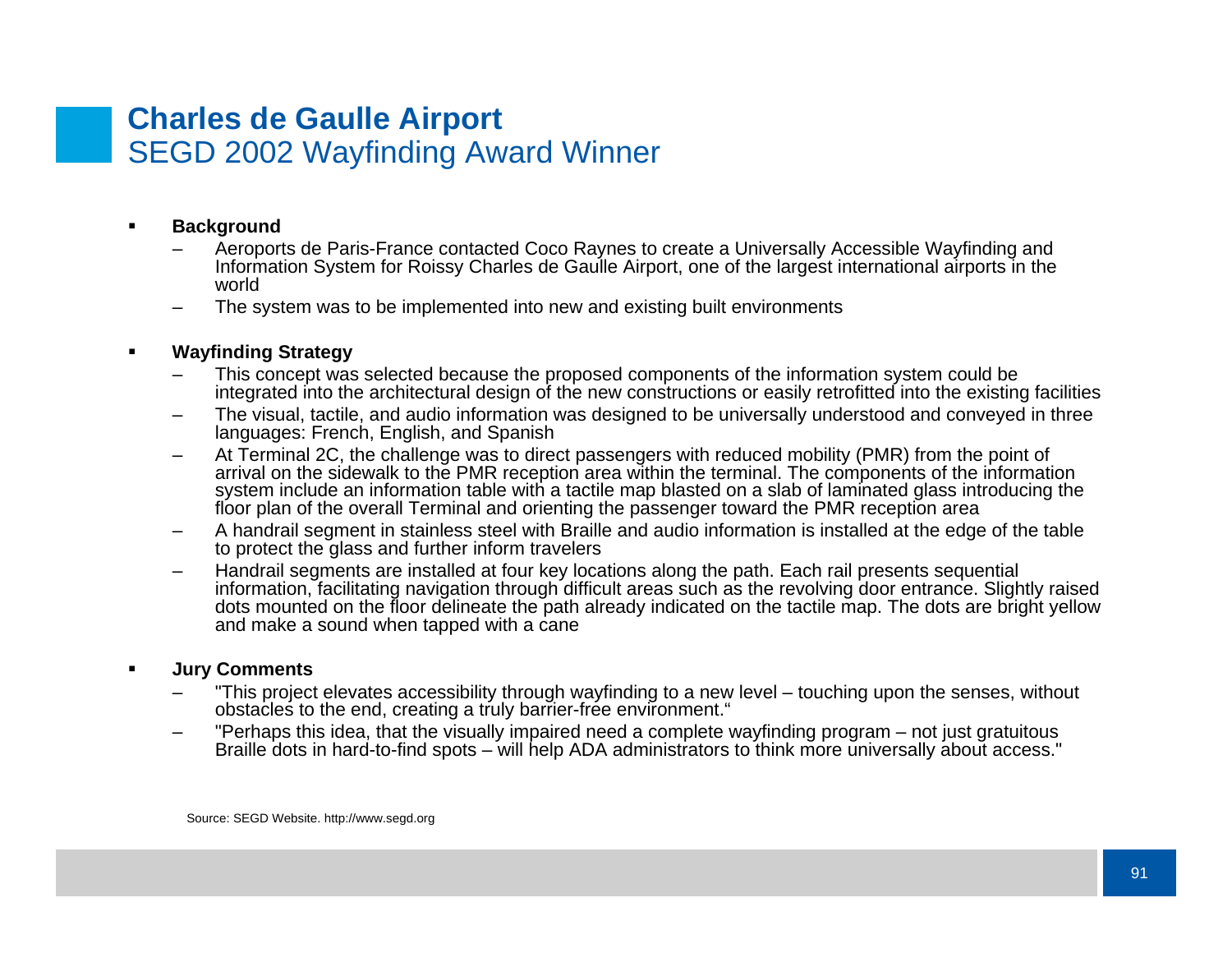# Charles de Gaulle Airport
## SEGD 2002 Wayfinding Award Winner

- **Background**
  - Aeroports de Paris-France contacted Coco Raynes to create a Universally Accessible Wayfinding and Information System for Roissy Charles de Gaulle Airport, one of the largest international airports in the world
  - The system was to be implemented into new and existing built environments

- **Wayfinding Strategy**
  - This concept was selected because the proposed components of the information system could be integrated into the architectural design of the new constructions or easily retrofitted into the existing facilities
  - The visual, tactile, and audio information was designed to be universally understood and conveyed in three languages: French, English, and Spanish
  - At Terminal 2C, the challenge was to direct passengers with reduced mobility (PMR) from the point of arrival on the sidewalk to the PMR reception area within the terminal. The components of the information system include an information table with a tactile map blasted on a slab of laminated glass introducing the floor plan of the overall Terminal and orienting the passenger toward the PMR reception area
  - A handrail segment in stainless steel with Braille and audio information is installed at the edge of the table to protect the glass and further inform travelers
  - Handrail segments are installed at four key locations along the path. Each rail presents sequential information, facilitating navigation through difficult areas such as the revolving door entrance. Slightly raised dots mounted on the floor delineate the path already indicated on the tactile map. The dots are bright yellow and make a sound when tapped with a cane

- **Jury Comments**
  - "This project elevates accessibility through wayfinding to a new level – touching upon the senses, without obstacles to the end, creating a truly barrier-free environment."
  - "Perhaps this idea, that the visually impaired need a complete wayfinding program – not just gratuitous Braille dots in hard-to-find spots – will help ADA administrators to think more universally about access."

Source: SEGD Website. http://www.segd.org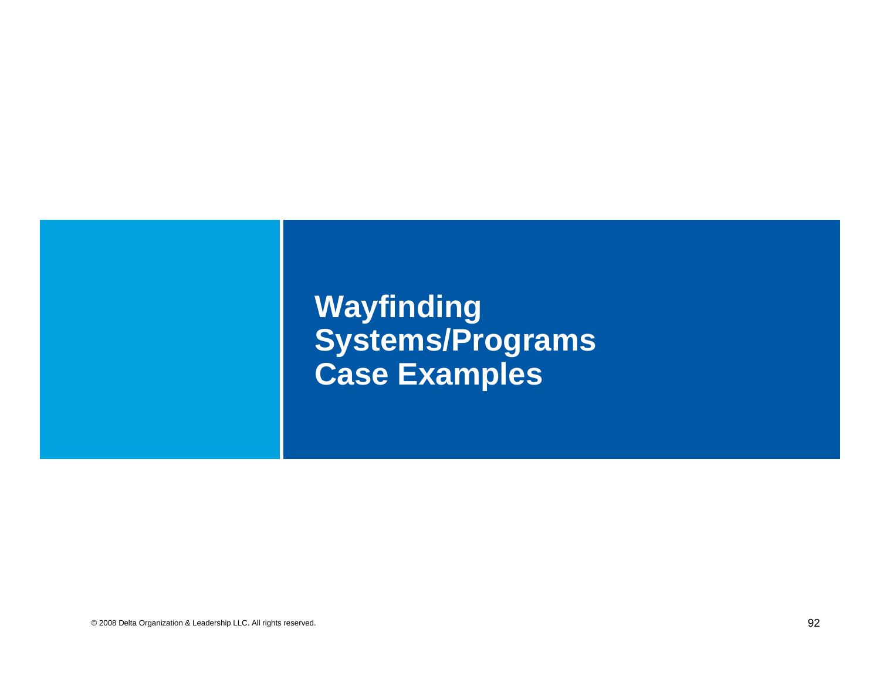# Wayfinding Systems/Programs Case Examples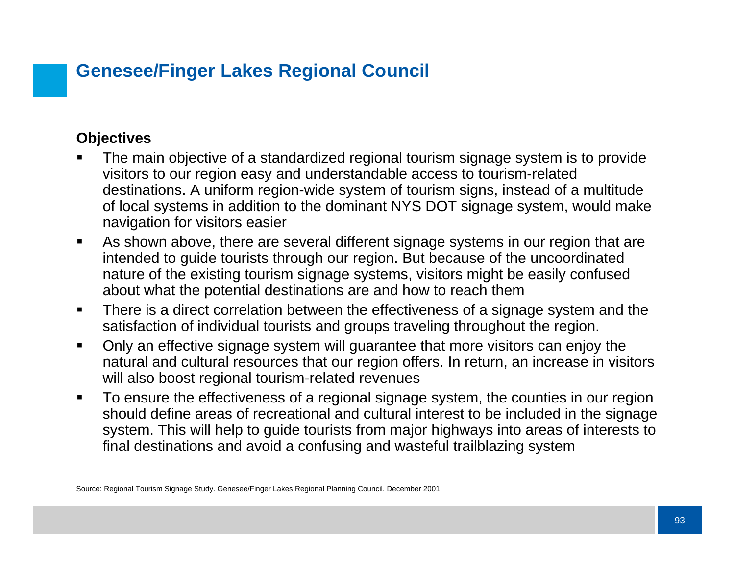# Genesee/Finger Lakes Regional Council

**Objectives**

- The main objective of a standardized regional tourism signage system is to provide visitors to our region easy and understandable access to tourism-related destinations. A uniform region-wide system of tourism signs, instead of a multitude of local systems in addition to the dominant NYS DOT signage system, would make navigation for visitors easier
- As shown above, there are several different signage systems in our region that are intended to guide tourists through our region. But because of the uncoordinated nature of the existing tourism signage systems, visitors might be easily confused about what the potential destinations are and how to reach them
- There is a direct correlation between the effectiveness of a signage system and the satisfaction of individual tourists and groups traveling throughout the region.
- Only an effective signage system will guarantee that more visitors can enjoy the natural and cultural resources that our region offers. In return, an increase in visitors will also boost regional tourism-related revenues
- To ensure the effectiveness of a regional signage system, the counties in our region should define areas of recreational and cultural interest to be included in the signage system. This will help to guide tourists from major highways into areas of interests to final destinations and avoid a confusing and wasteful trailblazing system

Source: Regional Tourism Signage Study. Genesee/Finger Lakes Regional Planning Council. December 2001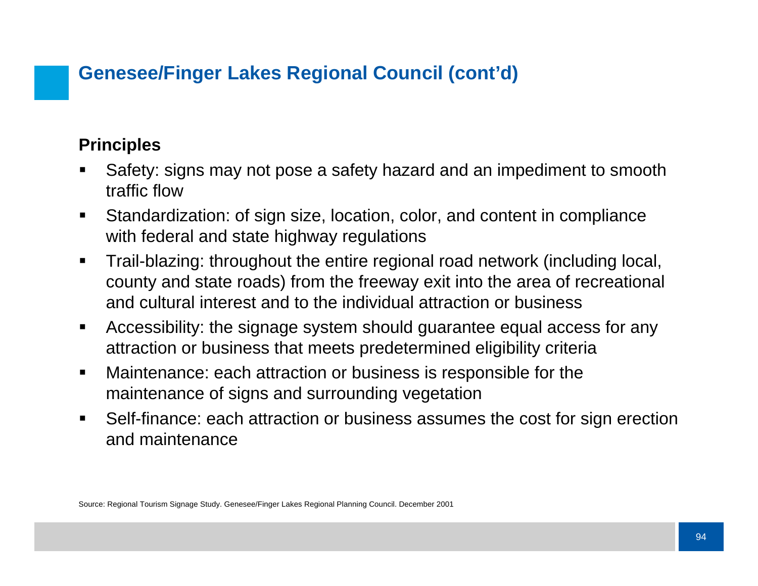# Genesee/Finger Lakes Regional Council (cont'd)

**Principles**

- Safety: signs may not pose a safety hazard and an impediment to smooth traffic flow
- Standardization: of sign size, location, color, and content in compliance with federal and state highway regulations
- Trail-blazing: throughout the entire regional road network (including local, county and state roads) from the freeway exit into the area of recreational and cultural interest and to the individual attraction or business
- Accessibility: the signage system should guarantee equal access for any attraction or business that meets predetermined eligibility criteria
- Maintenance: each attraction or business is responsible for the maintenance of signs and surrounding vegetation
- Self-finance: each attraction or business assumes the cost for sign erection and maintenance

Source: Regional Tourism Signage Study. Genesee/Finger Lakes Regional Planning Council. December 2001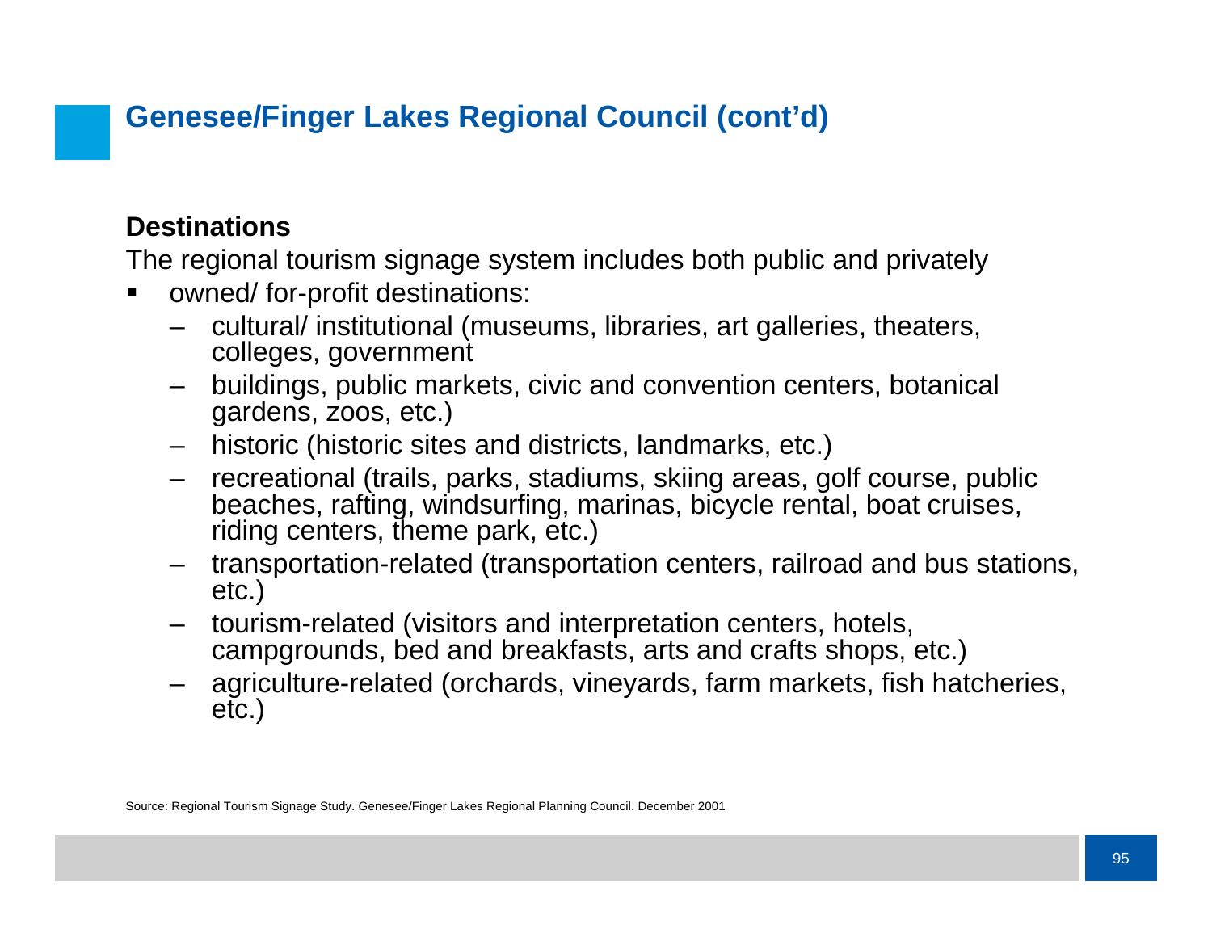## Genesee/Finger Lakes Regional Council (cont'd)

**Destinations**

The regional tourism signage system includes both public and privately

- owned/ for-profit destinations:
  - cultural/ institutional (museums, libraries, art galleries, theaters, colleges, government
  - buildings, public markets, civic and convention centers, botanical gardens, zoos, etc.)
  - historic (historic sites and districts, landmarks, etc.)
  - recreational (trails, parks, stadiums, skiing areas, golf course, public beaches, rafting, windsurfing, marinas, bicycle rental, boat cruises, riding centers, theme park, etc.)
  - transportation-related (transportation centers, railroad and bus stations, etc.)
  - tourism-related (visitors and interpretation centers, hotels, campgrounds, bed and breakfasts, arts and crafts shops, etc.)
  - agriculture-related (orchards, vineyards, farm markets, fish hatcheries, etc.)

Source: Regional Tourism Signage Study. Genesee/Finger Lakes Regional Planning Council. December 2001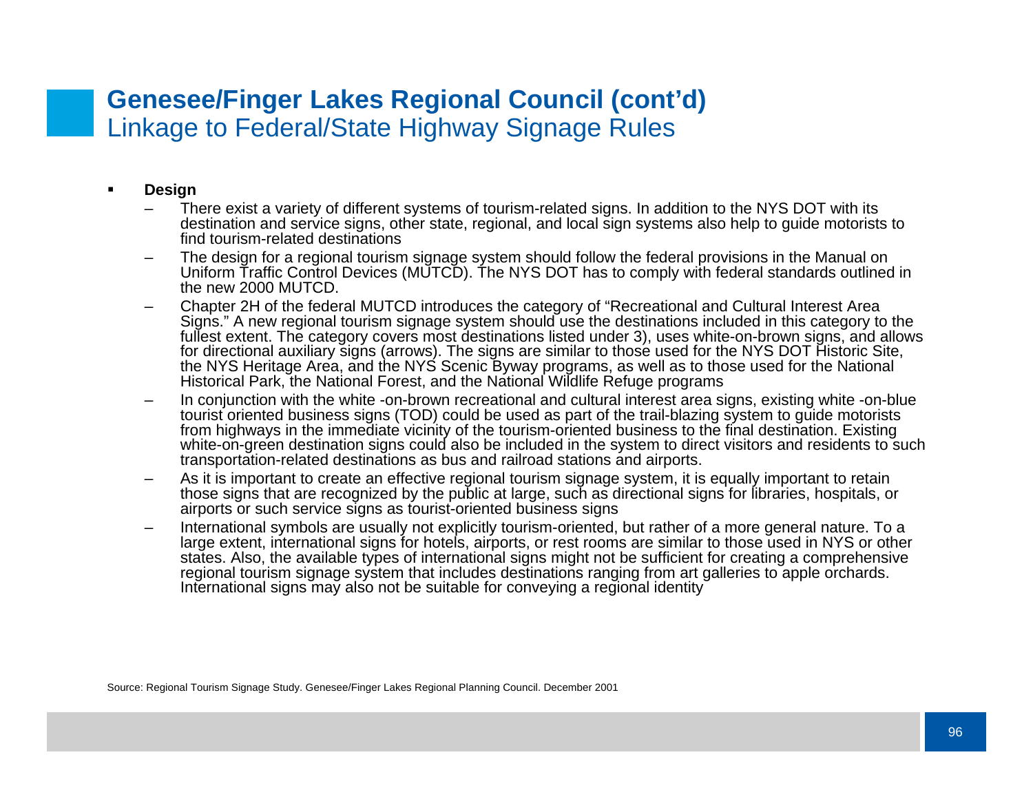# Genesee/Finger Lakes Regional Council (cont'd)
## Linkage to Federal/State Highway Signage Rules

- **Design**
  - There exist a variety of different systems of tourism-related signs. In addition to the NYS DOT with its destination and service signs, other state, regional, and local sign systems also help to guide motorists to find tourism-related destinations
  - The design for a regional tourism signage system should follow the federal provisions in the Manual on Uniform Traffic Control Devices (MUTCD). The NYS DOT has to comply with federal standards outlined in the new 2000 MUTCD.
  - Chapter 2H of the federal MUTCD introduces the category of "Recreational and Cultural Interest Area Signs." A new regional tourism signage system should use the destinations included in this category to the fullest extent. The category covers most destinations listed under 3), uses white-on-brown signs, and allows for directional auxiliary signs (arrows). The signs are similar to those used for the NYS DOT Historic Site, the NYS Heritage Area, and the NYS Scenic Byway programs, as well as to those used for the National Historical Park, the National Forest, and the National Wildlife Refuge programs
  - In conjunction with the white -on-brown recreational and cultural interest area signs, existing white -on-blue tourist oriented business signs (TOD) could be used as part of the trail-blazing system to guide motorists from highways in the immediate vicinity of the tourism-oriented business to the final destination. Existing white-on-green destination signs could also be included in the system to direct visitors and residents to such transportation-related destinations as bus and railroad stations and airports.
  - As it is important to create an effective regional tourism signage system, it is equally important to retain those signs that are recognized by the public at large, such as directional signs for libraries, hospitals, or airports or such service signs as tourist-oriented business signs
  - International symbols are usually not explicitly tourism-oriented, but rather of a more general nature. To a large extent, international signs for hotels, airports, or rest rooms are similar to those used in NYS or other states. Also, the available types of international signs might not be sufficient for creating a comprehensive regional tourism signage system that includes destinations ranging from art galleries to apple orchards. International signs may also not be suitable for conveying a regional identity

Source: Regional Tourism Signage Study. Genesee/Finger Lakes Regional Planning Council. December 2001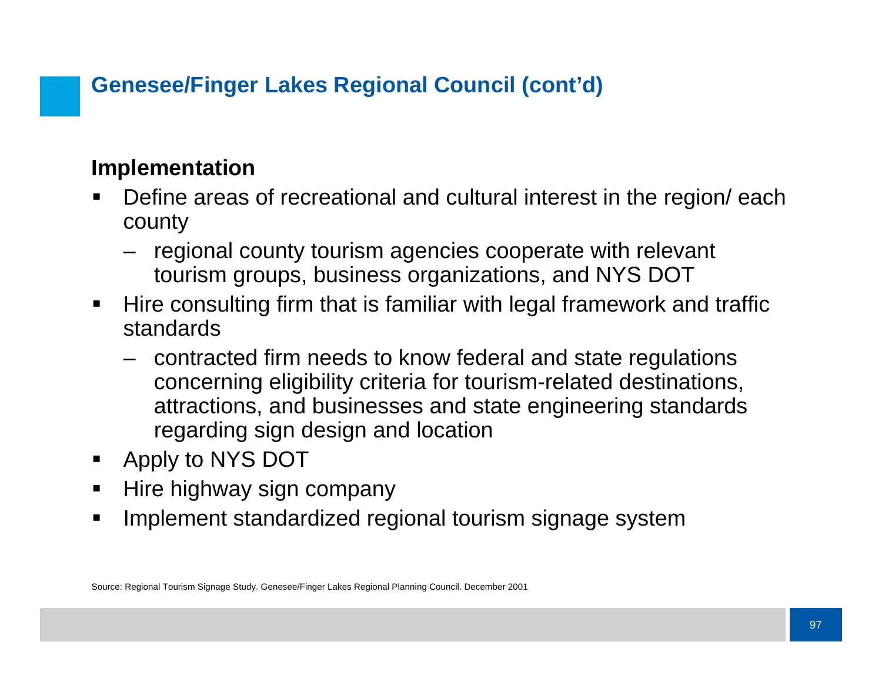## Genesee/Finger Lakes Regional Council (cont'd)

### Implementation

- Define areas of recreational and cultural interest in the region/ each county
  - regional county tourism agencies cooperate with relevant tourism groups, business organizations, and NYS DOT
- Hire consulting firm that is familiar with legal framework and traffic standards
  - contracted firm needs to know federal and state regulations concerning eligibility criteria for tourism-related destinations, attractions, and businesses and state engineering standards regarding sign design and location
- Apply to NYS DOT
- Hire highway sign company
- Implement standardized regional tourism signage system

Source: Regional Tourism Signage Study. Genesee/Finger Lakes Regional Planning Council. December 2001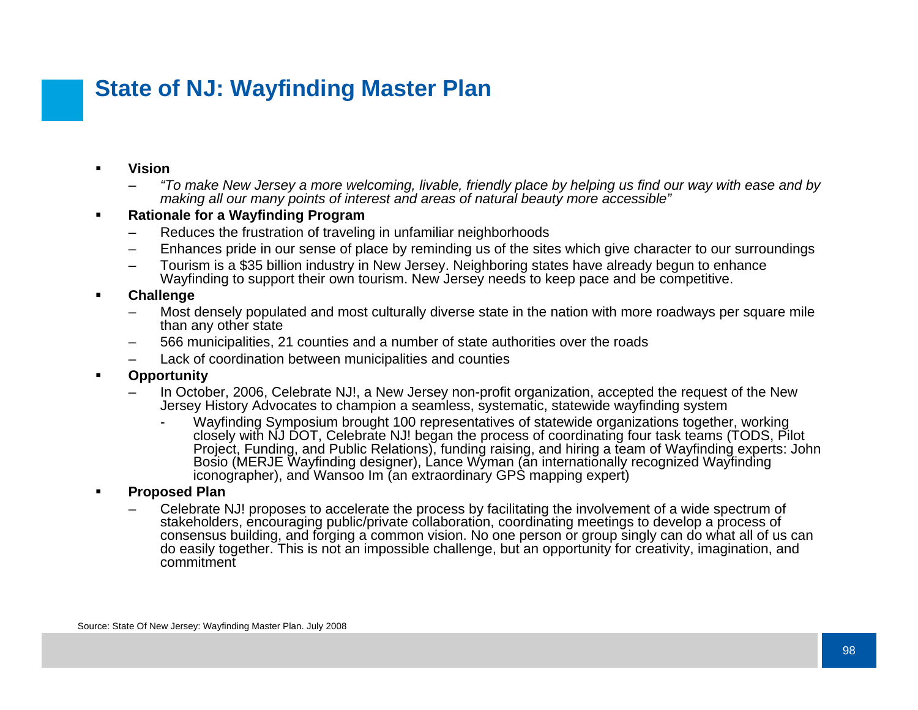# State of NJ: Wayfinding Master Plan

- **Vision**
  - *"To make New Jersey a more welcoming, livable, friendly place by helping us find our way with ease and by making all our many points of interest and areas of natural beauty more accessible"*
- **Rationale for a Wayfinding Program**
  - Reduces the frustration of traveling in unfamiliar neighborhoods
  - Enhances pride in our sense of place by reminding us of the sites which give character to our surroundings
  - Tourism is a $35 billion industry in New Jersey. Neighboring states have already begun to enhance Wayfinding to support their own tourism. New Jersey needs to keep pace and be competitive.
- **Challenge**
  - Most densely populated and most culturally diverse state in the nation with more roadways per square mile than any other state
  - 566 municipalities, 21 counties and a number of state authorities over the roads
  - Lack of coordination between municipalities and counties
- **Opportunity**
  - In October, 2006, Celebrate NJ!, a New Jersey non-profit organization, accepted the request of the New Jersey History Advocates to champion a seamless, systematic, statewide wayfinding system
    - Wayfinding Symposium brought 100 representatives of statewide organizations together, working closely with NJ DOT, Celebrate NJ! began the process of coordinating four task teams (TODS, Pilot Project, Funding, and Public Relations), funding raising, and hiring a team of Wayfinding experts: John Bosio (MERJE Wayfinding designer), Lance Wyman (an internationally recognized Wayfinding iconographer), and Wansoo Im (an extraordinary GPS mapping expert)
- **Proposed Plan**
  - Celebrate NJ! proposes to accelerate the process by facilitating the involvement of a wide spectrum of stakeholders, encouraging public/private collaboration, coordinating meetings to develop a process of consensus building, and forging a common vision. No one person or group singly can do what all of us can do easily together. This is not an impossible challenge, but an opportunity for creativity, imagination, and commitment

Source: State Of New Jersey: Wayfinding Master Plan. July 2008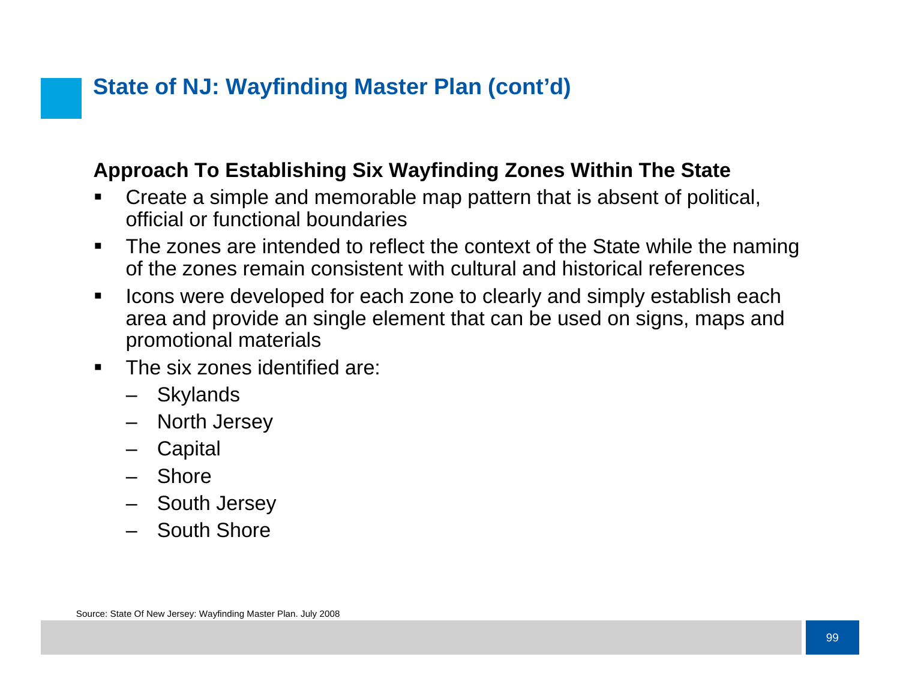# State of NJ: Wayfinding Master Plan (cont'd)

**Approach To Establishing Six Wayfinding Zones Within The State**

- Create a simple and memorable map pattern that is absent of political, official or functional boundaries
- The zones are intended to reflect the context of the State while the naming of the zones remain consistent with cultural and historical references
- Icons were developed for each zone to clearly and simply establish each area and provide an single element that can be used on signs, maps and promotional materials
- The six zones identified are:
  - Skylands
  - North Jersey
  - Capital
  - Shore
  - South Jersey
  - South Shore

Source: State Of New Jersey: Wayfinding Master Plan. July 2008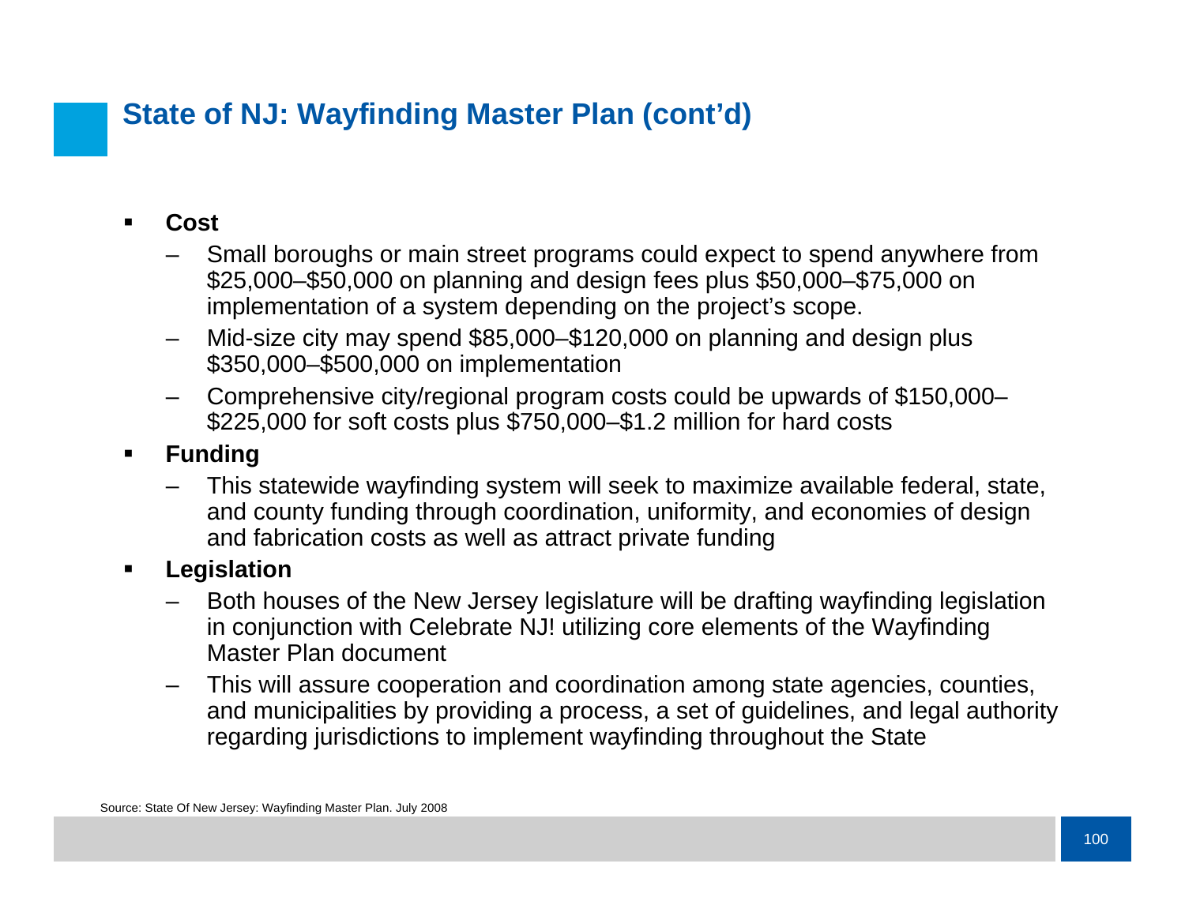## State of NJ: Wayfinding Master Plan (cont'd)

- **Cost**
  - Small boroughs or main street programs could expect to spend anywhere from $25,000–$50,000 on planning and design fees plus $50,000–$75,000 on implementation of a system depending on the project's scope.
  - Mid-size city may spend $85,000–$120,000 on planning and design plus $350,000–$500,000 on implementation
  - Comprehensive city/regional program costs could be upwards of $150,000–$225,000 for soft costs plus $750,000–$1.2 million for hard costs
- **Funding**
  - This statewide wayfinding system will seek to maximize available federal, state, and county funding through coordination, uniformity, and economies of design and fabrication costs as well as attract private funding
- **Legislation**
  - Both houses of the New Jersey legislature will be drafting wayfinding legislation in conjunction with Celebrate NJ! utilizing core elements of the Wayfinding Master Plan document
  - This will assure cooperation and coordination among state agencies, counties, and municipalities by providing a process, a set of guidelines, and legal authority regarding jurisdictions to implement wayfinding throughout the State

Source: State Of New Jersey: Wayfinding Master Plan. July 2008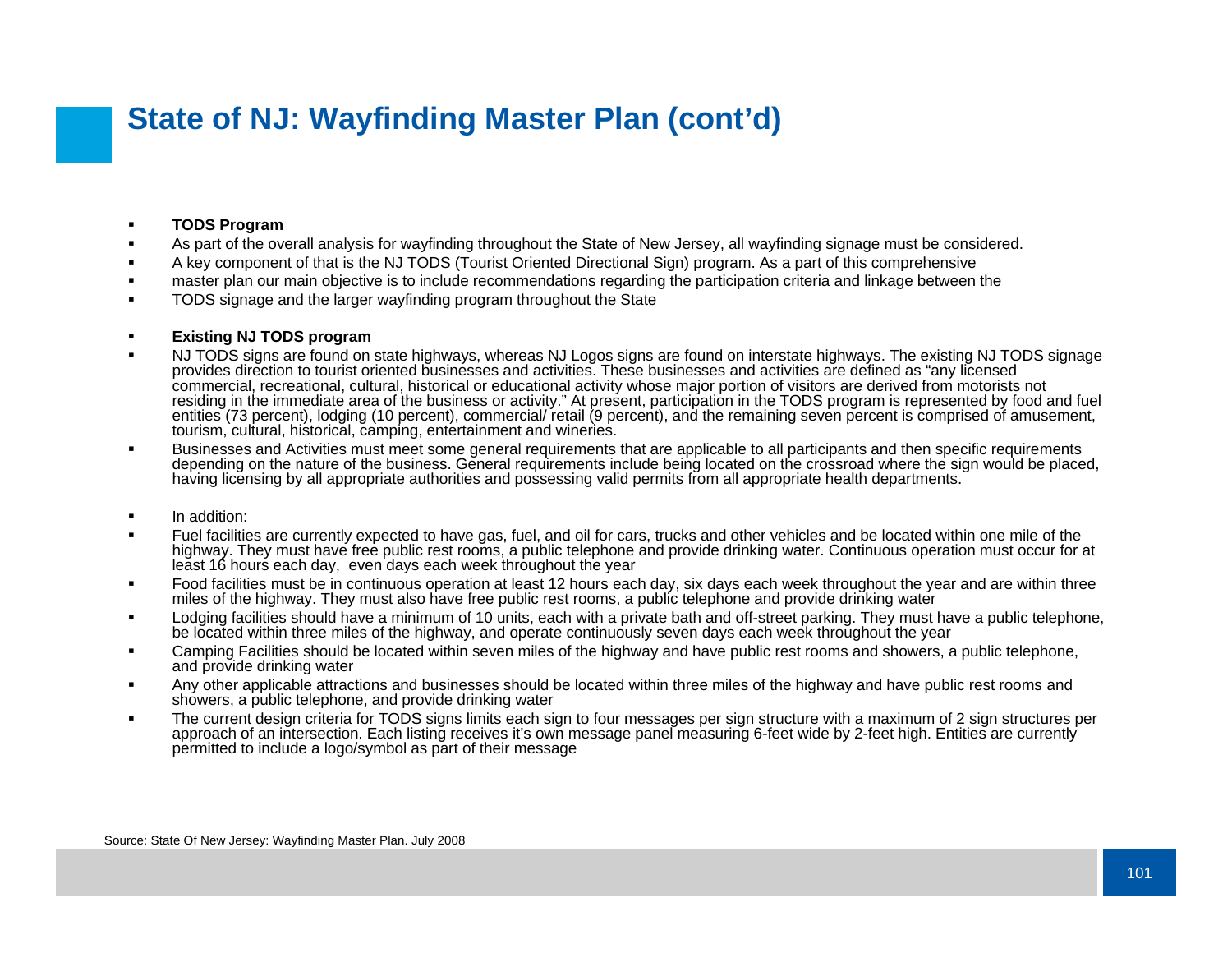# State of NJ: Wayfinding Master Plan (cont'd)

- **TODS Program**
- As part of the overall analysis for wayfinding throughout the State of New Jersey, all wayfinding signage must be considered.
- A key component of that is the NJ TODS (Tourist Oriented Directional Sign) program. As a part of this comprehensive
- master plan our main objective is to include recommendations regarding the participation criteria and linkage between the
- TODS signage and the larger wayfinding program throughout the State

- **Existing NJ TODS program**
- NJ TODS signs are found on state highways, whereas NJ Logos signs are found on interstate highways. The existing NJ TODS signage provides direction to tourist oriented businesses and activities. These businesses and activities are defined as "any licensed commercial, recreational, cultural, historical or educational activity whose major portion of visitors are derived from motorists not residing in the immediate area of the business or activity." At present, participation in the TODS program is represented by food and fuel entities (73 percent), lodging (10 percent), commercial/ retail (9 percent), and the remaining seven percent is comprised of amusement, tourism, cultural, historical, camping, entertainment and wineries.
- Businesses and Activities must meet some general requirements that are applicable to all participants and then specific requirements depending on the nature of the business. General requirements include being located on the crossroad where the sign would be placed, having licensing by all appropriate authorities and possessing valid permits from all appropriate health departments.

- In addition:
- Fuel facilities are currently expected to have gas, fuel, and oil for cars, trucks and other vehicles and be located within one mile of the highway. They must have free public rest rooms, a public telephone and provide drinking water. Continuous operation must occur for at least 16 hours each day, even days each week throughout the year
- Food facilities must be in continuous operation at least 12 hours each day, six days each week throughout the year and are within three miles of the highway. They must also have free public rest rooms, a public telephone and provide drinking water
- Lodging facilities should have a minimum of 10 units, each with a private bath and off-street parking. They must have a public telephone, be located within three miles of the highway, and operate continuously seven days each week throughout the year
- Camping Facilities should be located within seven miles of the highway and have public rest rooms and showers, a public telephone, and provide drinking water
- Any other applicable attractions and businesses should be located within three miles of the highway and have public rest rooms and showers, a public telephone, and provide drinking water
- The current design criteria for TODS signs limits each sign to four messages per sign structure with a maximum of 2 sign structures per approach of an intersection. Each listing receives it's own message panel measuring 6-feet wide by 2-feet high. Entities are currently permitted to include a logo/symbol as part of their message

Source: State Of New Jersey: Wayfinding Master Plan. July 2008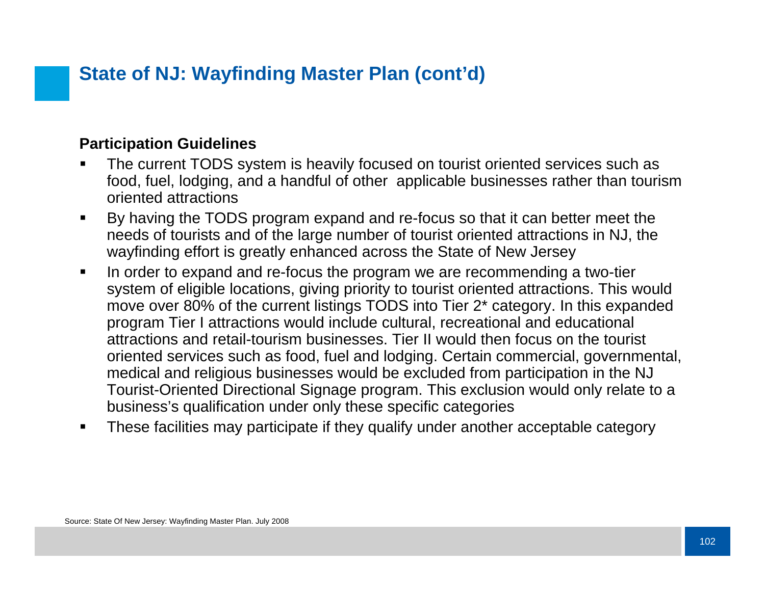## State of NJ: Wayfinding Master Plan (cont'd)

**Participation Guidelines**

- The current TODS system is heavily focused on tourist oriented services such as food, fuel, lodging, and a handful of other applicable businesses rather than tourism oriented attractions
- By having the TODS program expand and re-focus so that it can better meet the needs of tourists and of the large number of tourist oriented attractions in NJ, the wayfinding effort is greatly enhanced across the State of New Jersey
- In order to expand and re-focus the program we are recommending a two-tier system of eligible locations, giving priority to tourist oriented attractions. This would move over 80% of the current listings TODS into Tier 2* category. In this expanded program Tier I attractions would include cultural, recreational and educational attractions and retail-tourism businesses. Tier II would then focus on the tourist oriented services such as food, fuel and lodging. Certain commercial, governmental, medical and religious businesses would be excluded from participation in the NJ Tourist-Oriented Directional Signage program. This exclusion would only relate to a business's qualification under only these specific categories
- These facilities may participate if they qualify under another acceptable category

Source: State Of New Jersey: Wayfinding Master Plan. July 2008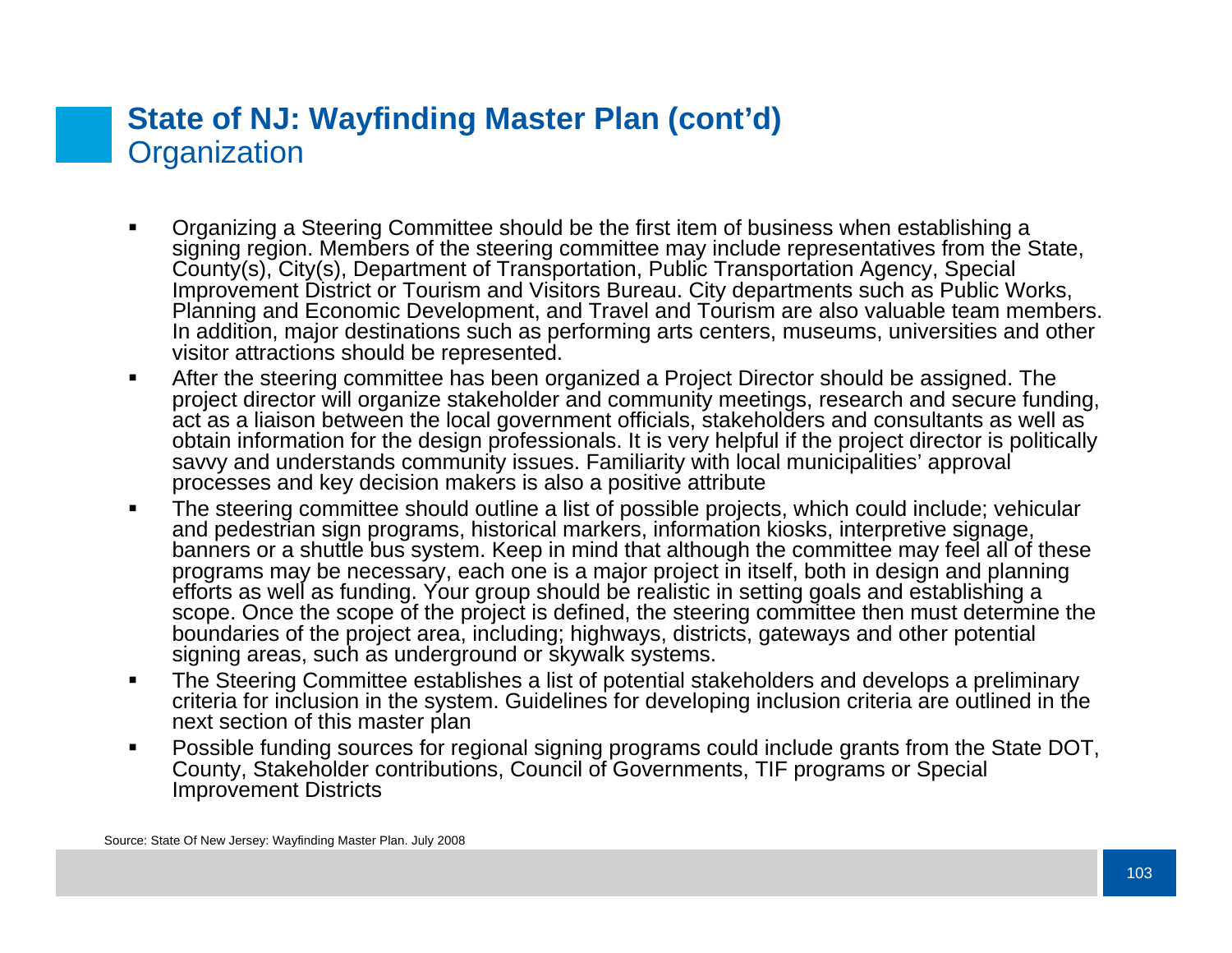## State of NJ: Wayfinding Master Plan (cont'd)

### Organization

- Organizing a Steering Committee should be the first item of business when establishing a signing region. Members of the steering committee may include representatives from the State, County(s), City(s), Department of Transportation, Public Transportation Agency, Special Improvement District or Tourism and Visitors Bureau. City departments such as Public Works, Planning and Economic Development, and Travel and Tourism are also valuable team members. In addition, major destinations such as performing arts centers, museums, universities and other visitor attractions should be represented.
- After the steering committee has been organized a Project Director should be assigned. The project director will organize stakeholder and community meetings, research and secure funding, act as a liaison between the local government officials, stakeholders and consultants as well as obtain information for the design professionals. It is very helpful if the project director is politically savvy and understands community issues. Familiarity with local municipalities' approval processes and key decision makers is also a positive attribute
- The steering committee should outline a list of possible projects, which could include; vehicular and pedestrian sign programs, historical markers, information kiosks, interpretive signage, banners or a shuttle bus system. Keep in mind that although the committee may feel all of these programs may be necessary, each one is a major project in itself, both in design and planning efforts as well as funding. Your group should be realistic in setting goals and establishing a scope. Once the scope of the project is defined, the steering committee then must determine the boundaries of the project area, including; highways, districts, gateways and other potential signing areas, such as underground or skywalk systems.
- The Steering Committee establishes a list of potential stakeholders and develops a preliminary criteria for inclusion in the system. Guidelines for developing inclusion criteria are outlined in the next section of this master plan
- Possible funding sources for regional signing programs could include grants from the State DOT, County, Stakeholder contributions, Council of Governments, TIF programs or Special Improvement Districts

Source: State Of New Jersey: Wayfinding Master Plan. July 2008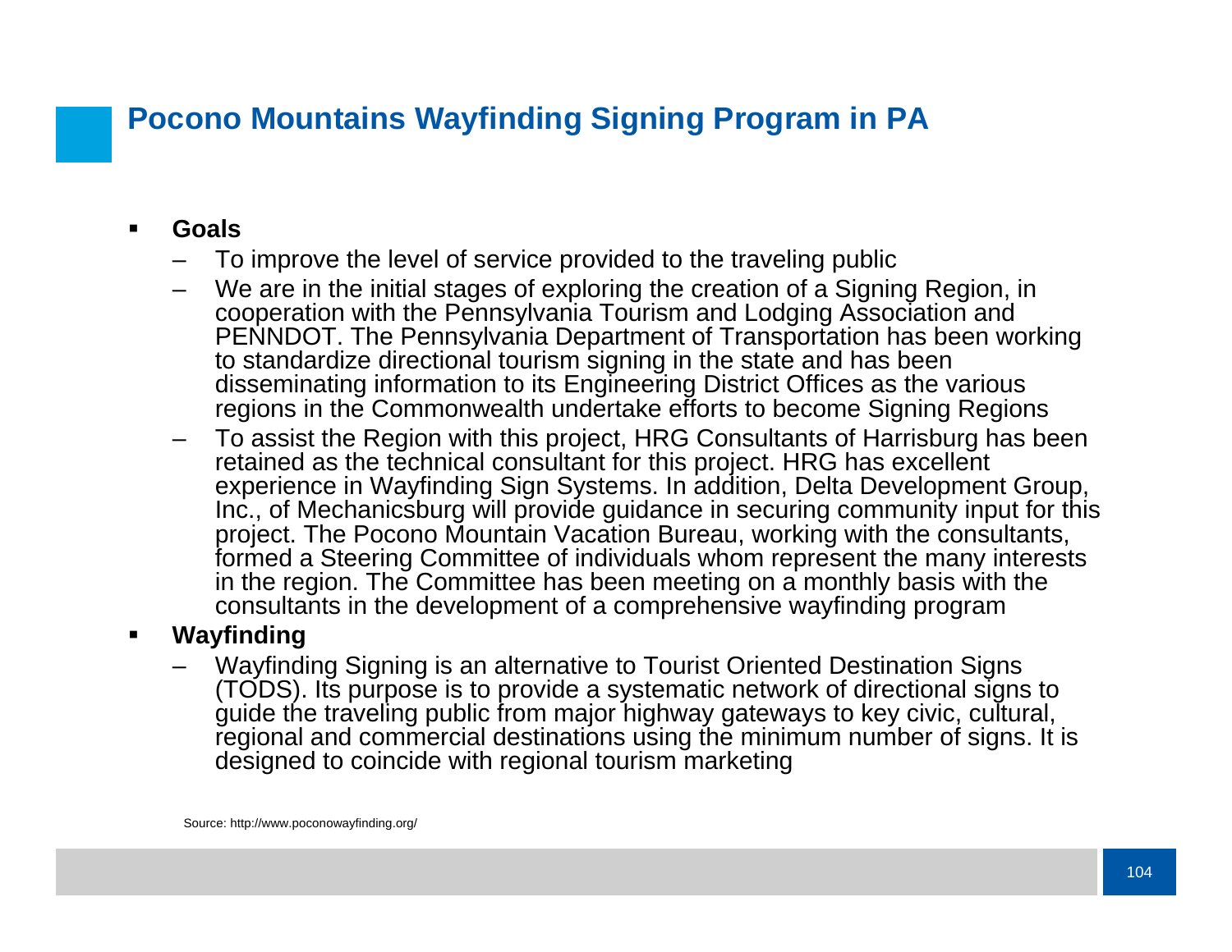# Pocono Mountains Wayfinding Signing Program in PA

- **Goals**
  - To improve the level of service provided to the traveling public
  - We are in the initial stages of exploring the creation of a Signing Region, in cooperation with the Pennsylvania Tourism and Lodging Association and PENNDOT. The Pennsylvania Department of Transportation has been working to standardize directional tourism signing in the state and has been disseminating information to its Engineering District Offices as the various regions in the Commonwealth undertake efforts to become Signing Regions
  - To assist the Region with this project, HRG Consultants of Harrisburg has been retained as the technical consultant for this project. HRG has excellent experience in Wayfinding Sign Systems. In addition, Delta Development Group, Inc., of Mechanicsburg will provide guidance in securing community input for this project. The Pocono Mountain Vacation Bureau, working with the consultants, formed a Steering Committee of individuals whom represent the many interests in the region. The Committee has been meeting on a monthly basis with the consultants in the development of a comprehensive wayfinding program
- **Wayfinding**
  - Wayfinding Signing is an alternative to Tourist Oriented Destination Signs (TODS). Its purpose is to provide a systematic network of directional signs to guide the traveling public from major highway gateways to key civic, cultural, regional and commercial destinations using the minimum number of signs. It is designed to coincide with regional tourism marketing

Source: http://www.poconowayfinding.org/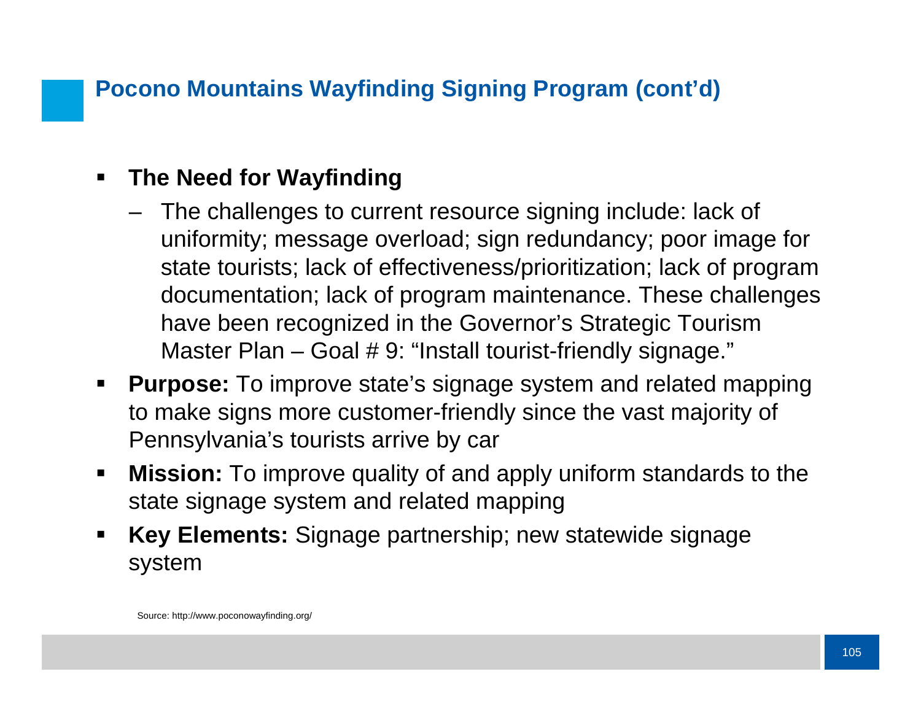# Pocono Mountains Wayfinding Signing Program (cont'd)

- **The Need for Wayfinding**
  - The challenges to current resource signing include: lack of uniformity; message overload; sign redundancy; poor image for state tourists; lack of effectiveness/prioritization; lack of program documentation; lack of program maintenance. These challenges have been recognized in the Governor's Strategic Tourism Master Plan – Goal # 9: "Install tourist-friendly signage."
- **Purpose:** To improve state's signage system and related mapping to make signs more customer-friendly since the vast majority of Pennsylvania's tourists arrive by car
- **Mission:** To improve quality of and apply uniform standards to the state signage system and related mapping
- **Key Elements:** Signage partnership; new statewide signage system

Source: http://www.poconowayfinding.org/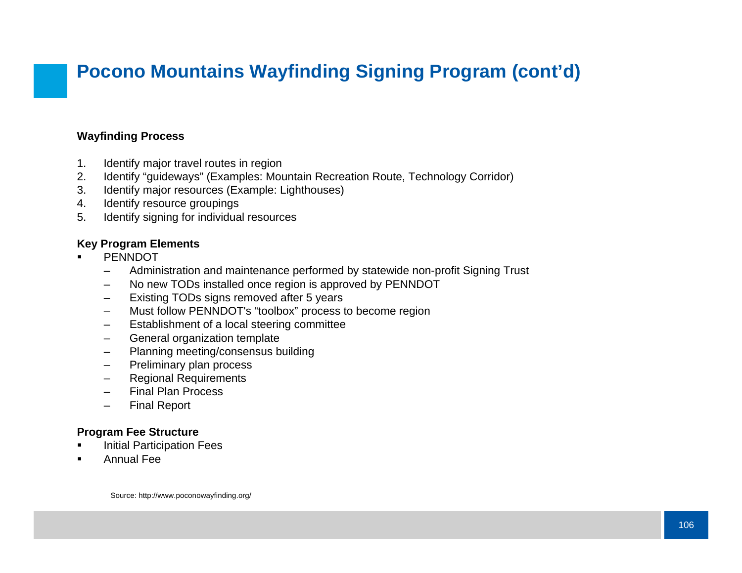# Pocono Mountains Wayfinding Signing Program (cont'd)

**Wayfinding Process**

1. Identify major travel routes in region
2. Identify "guideways" (Examples: Mountain Recreation Route, Technology Corridor)
3. Identify major resources (Example: Lighthouses)
4. Identify resource groupings
5. Identify signing for individual resources

**Key Program Elements**

- PENNDOT
  - Administration and maintenance performed by statewide non-profit Signing Trust
  - No new TODs installed once region is approved by PENNDOT
  - Existing TODs signs removed after 5 years
  - Must follow PENNDOT's "toolbox" process to become region
  - Establishment of a local steering committee
  - General organization template
  - Planning meeting/consensus building
  - Preliminary plan process
  - Regional Requirements
  - Final Plan Process
  - Final Report

**Program Fee Structure**

- Initial Participation Fees
- Annual Fee

Source: http://www.poconowayfinding.org/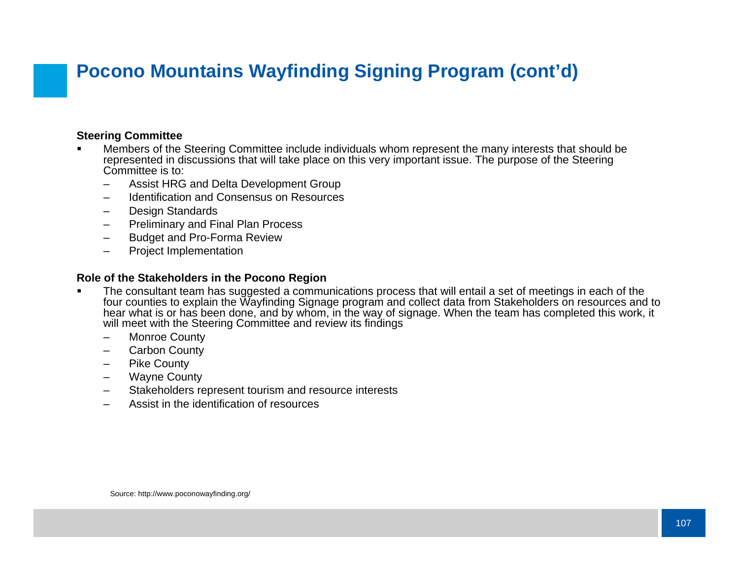# Pocono Mountains Wayfinding Signing Program (cont'd)

**Steering Committee**

- Members of the Steering Committee include individuals whom represent the many interests that should be represented in discussions that will take place on this very important issue. The purpose of the Steering Committee is to:
  - Assist HRG and Delta Development Group
  - Identification and Consensus on Resources
  - Design Standards
  - Preliminary and Final Plan Process
  - Budget and Pro-Forma Review
  - Project Implementation

**Role of the Stakeholders in the Pocono Region**

- The consultant team has suggested a communications process that will entail a set of meetings in each of the four counties to explain the Wayfinding Signage program and collect data from Stakeholders on resources and to hear what is or has been done, and by whom, in the way of signage. When the team has completed this work, it will meet with the Steering Committee and review its findings
  - Monroe County
  - Carbon County
  - Pike County
  - Wayne County
  - Stakeholders represent tourism and resource interests
  - Assist in the identification of resources

Source: http://www.poconowayfinding.org/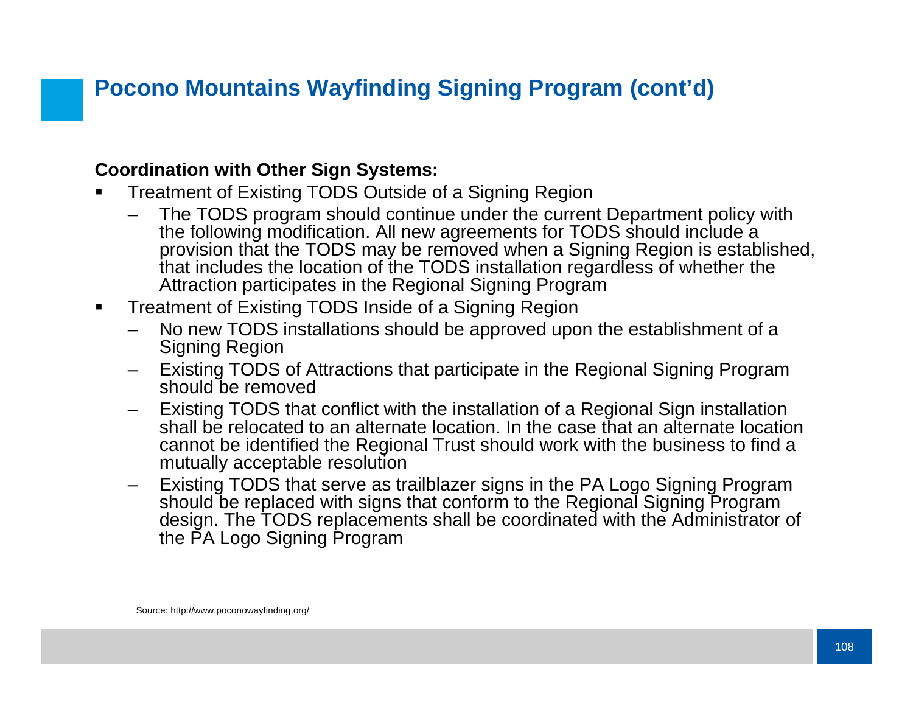# Pocono Mountains Wayfinding Signing Program (cont'd)

**Coordination with Other Sign Systems:**

- Treatment of Existing TODS Outside of a Signing Region
  - The TODS program should continue under the current Department policy with the following modification. All new agreements for TODS should include a provision that the TODS may be removed when a Signing Region is established, that includes the location of the TODS installation regardless of whether the Attraction participates in the Regional Signing Program
- Treatment of Existing TODS Inside of a Signing Region
  - No new TODS installations should be approved upon the establishment of a Signing Region
  - Existing TODS of Attractions that participate in the Regional Signing Program should be removed
  - Existing TODS that conflict with the installation of a Regional Sign installation shall be relocated to an alternate location. In the case that an alternate location cannot be identified the Regional Trust should work with the business to find a mutually acceptable resolution
  - Existing TODS that serve as trailblazer signs in the PA Logo Signing Program should be replaced with signs that conform to the Regional Signing Program design. The TODS replacements shall be coordinated with the Administrator of the PA Logo Signing Program

Source: http://www.poconowayfinding.org/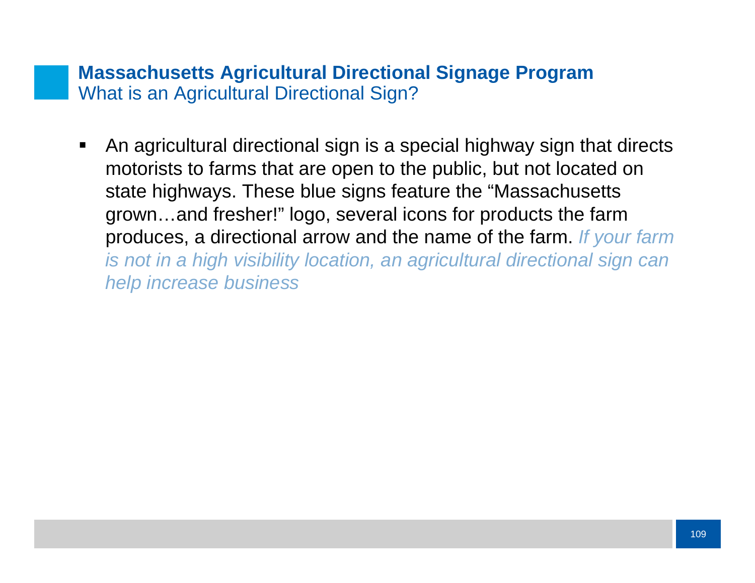## Massachusetts Agricultural Directional Signage Program

### What is an Agricultural Directional Sign?

- An agricultural directional sign is a special highway sign that directs motorists to farms that are open to the public, but not located on state highways. These blue signs feature the "Massachusetts grown…and fresher!" logo, several icons for products the farm produces, a directional arrow and the name of the farm. *If your farm is not in a high visibility location, an agricultural directional sign can help increase business*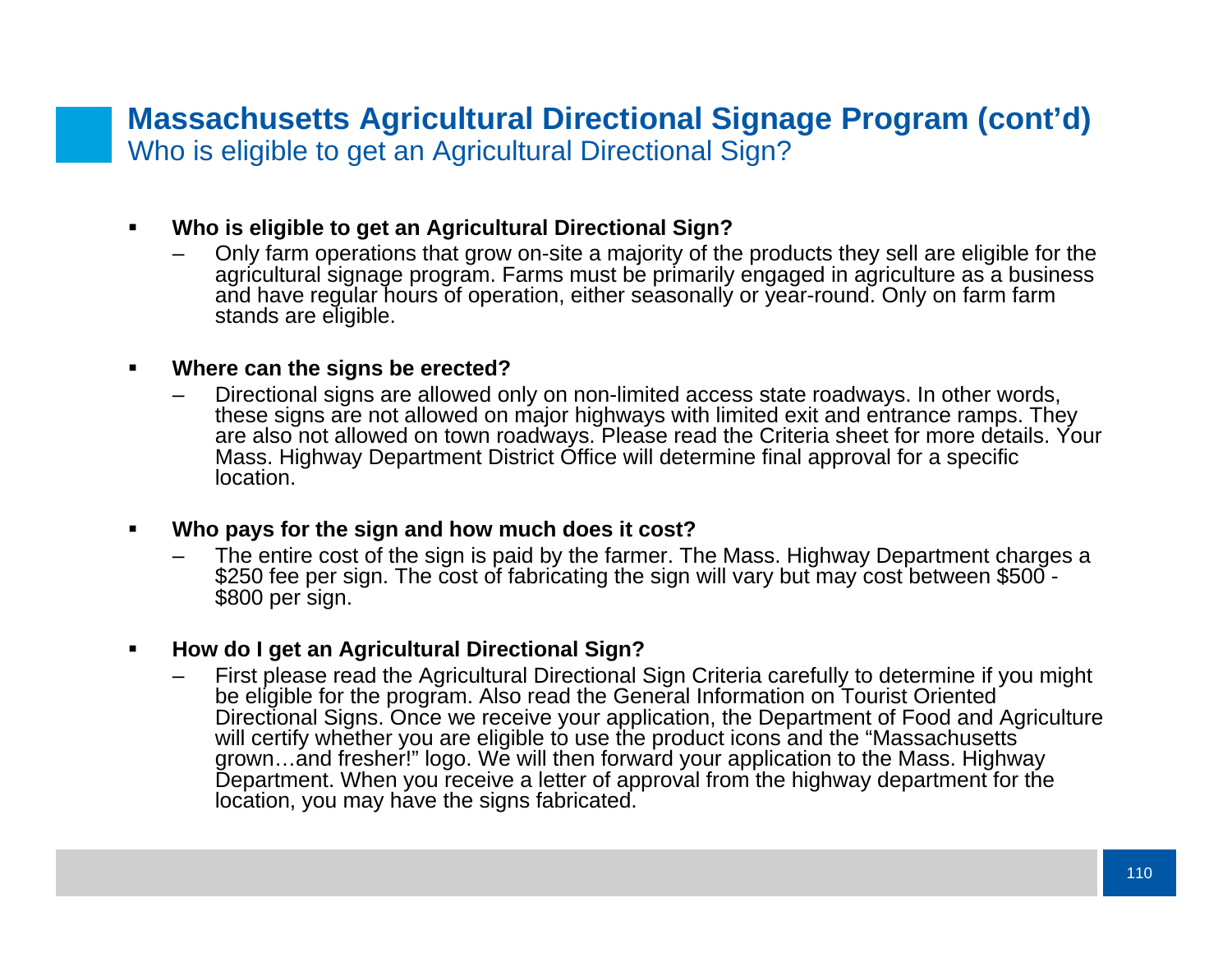## Massachusetts Agricultural Directional Signage Program (cont'd)

### Who is eligible to get an Agricultural Directional Sign?

- **Who is eligible to get an Agricultural Directional Sign?**
  - Only farm operations that grow on-site a majority of the products they sell are eligible for the agricultural signage program. Farms must be primarily engaged in agriculture as a business and have regular hours of operation, either seasonally or year-round. Only on farm farm stands are eligible.

- **Where can the signs be erected?**
  - Directional signs are allowed only on non-limited access state roadways. In other words, these signs are not allowed on major highways with limited exit and entrance ramps. They are also not allowed on town roadways. Please read the Criteria sheet for more details. Your Mass. Highway Department District Office will determine final approval for a specific location.

- **Who pays for the sign and how much does it cost?**
  - The entire cost of the sign is paid by the farmer. The Mass. Highway Department charges a $250 fee per sign. The cost of fabricating the sign will vary but may cost between $500 - $800 per sign.

- **How do I get an Agricultural Directional Sign?**
  - First please read the Agricultural Directional Sign Criteria carefully to determine if you might be eligible for the program. Also read the General Information on Tourist Oriented Directional Signs. Once we receive your application, the Department of Food and Agriculture will certify whether you are eligible to use the product icons and the "Massachusetts grown…and fresher!" logo. We will then forward your application to the Mass. Highway Department. When you receive a letter of approval from the highway department for the location, you may have the signs fabricated.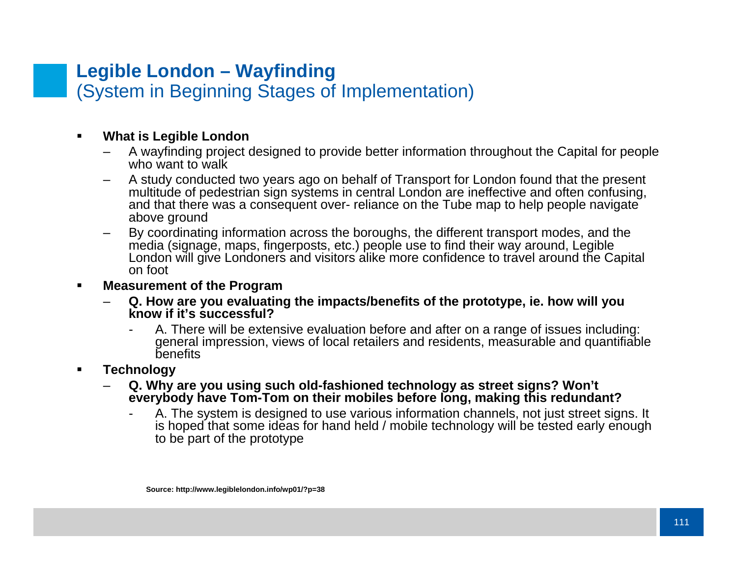# Legible London – Wayfinding
(System in Beginning Stages of Implementation)

- **What is Legible London**
  - A wayfinding project designed to provide better information throughout the Capital for people who want to walk
  - A study conducted two years ago on behalf of Transport for London found that the present multitude of pedestrian sign systems in central London are ineffective and often confusing, and that there was a consequent over- reliance on the Tube map to help people navigate above ground
  - By coordinating information across the boroughs, the different transport modes, and the media (signage, maps, fingerposts, etc.) people use to find their way around, Legible London will give Londoners and visitors alike more confidence to travel around the Capital on foot
- **Measurement of the Program**
  - **Q. How are you evaluating the impacts/benefits of the prototype, ie. how will you know if it's successful?**
    - A. There will be extensive evaluation before and after on a range of issues including: general impression, views of local retailers and residents, measurable and quantifiable benefits
- **Technology**
  - **Q. Why are you using such old-fashioned technology as street signs? Won't everybody have Tom-Tom on their mobiles before long, making this redundant?**
    - A. The system is designed to use various information channels, not just street signs. It is hoped that some ideas for hand held / mobile technology will be tested early enough to be part of the prototype

**Source: http://www.legiblelondon.info/wp01/?p=38**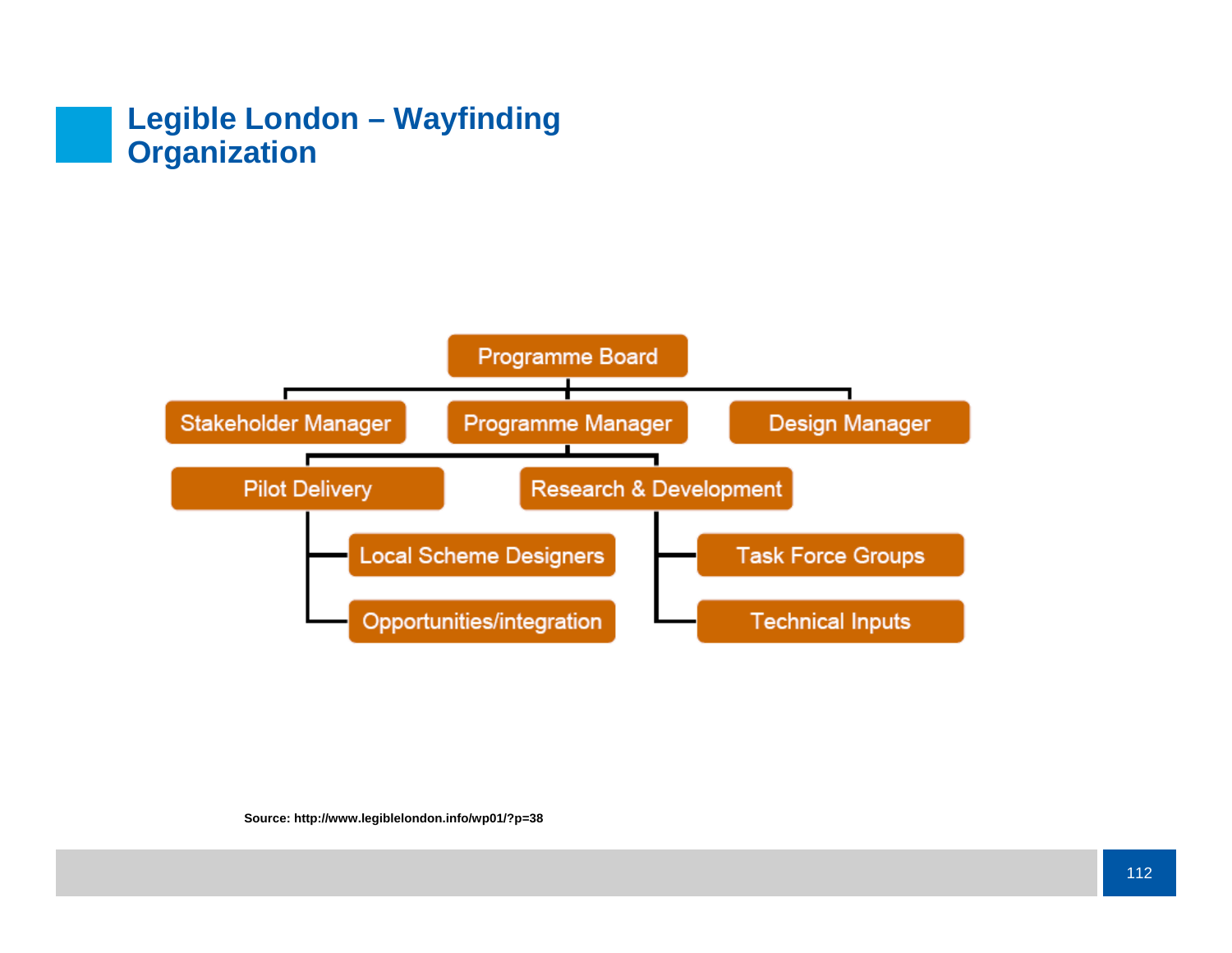# Legible London – Wayfinding Organization

- Programme Board
  - Stakeholder Manager
  - Programme Manager
    - Pilot Delivery
      - Local Scheme Designers
      - Opportunities/integration
    - Research & Development
      - Task Force Groups
      - Technical Inputs
  - Design Manager

**Source: http://www.legiblelondon.info/wp01/?p=38**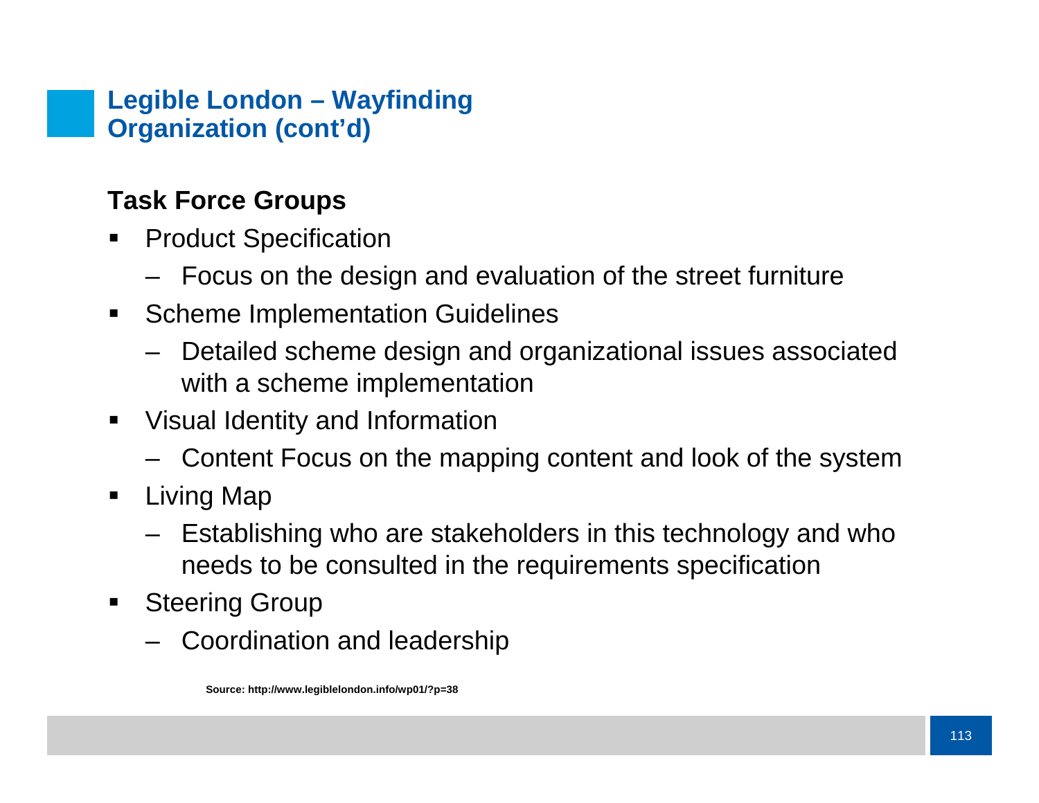## Legible London – Wayfinding Organization (cont'd)

**Task Force Groups**

- Product Specification
  - Focus on the design and evaluation of the street furniture
- Scheme Implementation Guidelines
  - Detailed scheme design and organizational issues associated with a scheme implementation
- Visual Identity and Information
  - Content Focus on the mapping content and look of the system
- Living Map
  - Establishing who are stakeholders in this technology and who needs to be consulted in the requirements specification
- Steering Group
  - Coordination and leadership

**Source: http://www.legiblelondon.info/wp01/?p=38**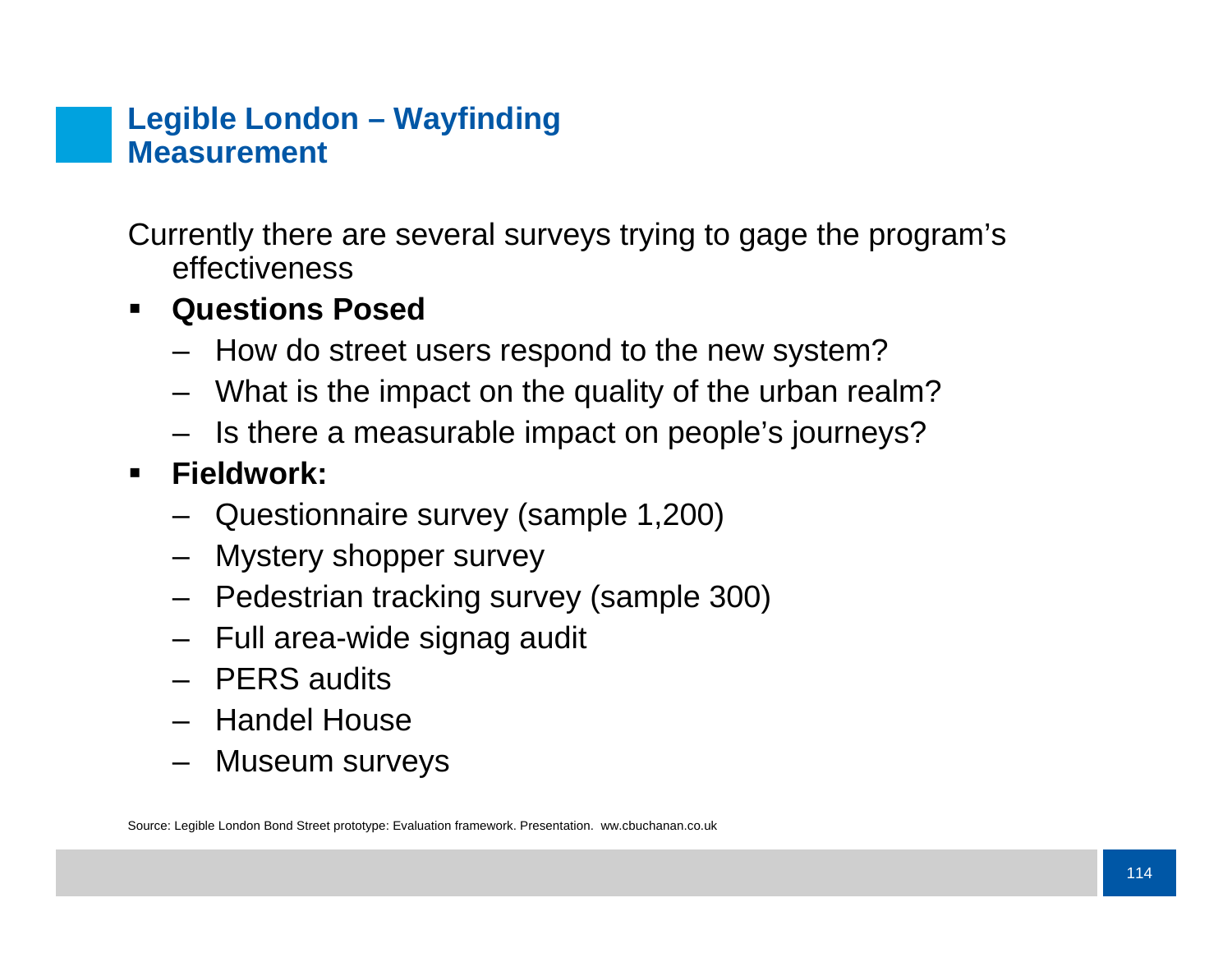## Legible London – Wayfinding Measurement

Currently there are several surveys trying to gage the program's effectiveness

- **Questions Posed**
  - How do street users respond to the new system?
  - What is the impact on the quality of the urban realm?
  - Is there a measurable impact on people's journeys?
- **Fieldwork:**
  - Questionnaire survey (sample 1,200)
  - Mystery shopper survey
  - Pedestrian tracking survey (sample 300)
  - Full area-wide signag audit
  - PERS audits
  - Handel House
  - Museum surveys

Source: Legible London Bond Street prototype: Evaluation framework. Presentation. ww.cbuchanan.co.uk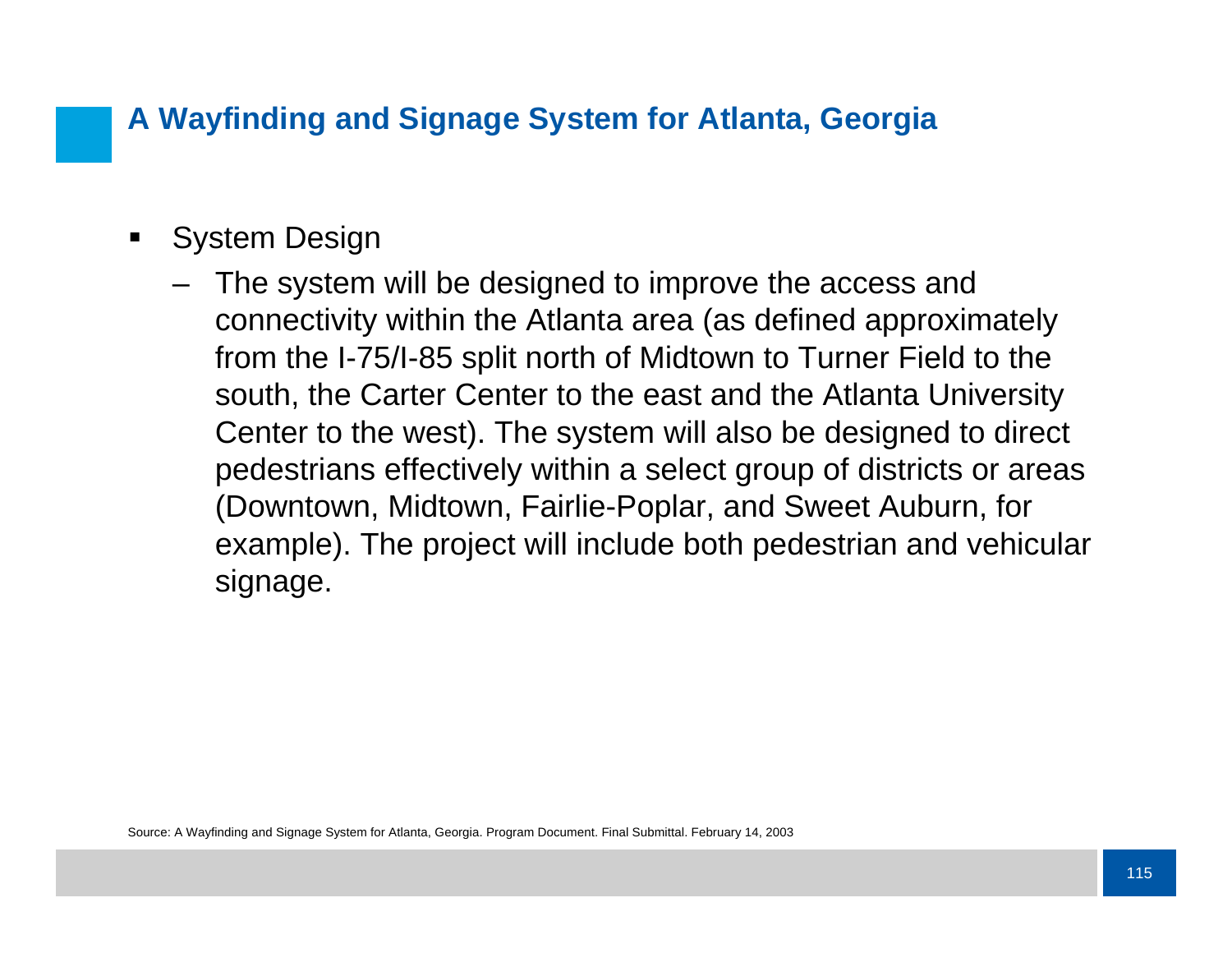## A Wayfinding and Signage System for Atlanta, Georgia

- System Design
  - The system will be designed to improve the access and connectivity within the Atlanta area (as defined approximately from the I-75/I-85 split north of Midtown to Turner Field to the south, the Carter Center to the east and the Atlanta University Center to the west). The system will also be designed to direct pedestrians effectively within a select group of districts or areas (Downtown, Midtown, Fairlie-Poplar, and Sweet Auburn, for example). The project will include both pedestrian and vehicular signage.

Source: A Wayfinding and Signage System for Atlanta, Georgia. Program Document. Final Submittal. February 14, 2003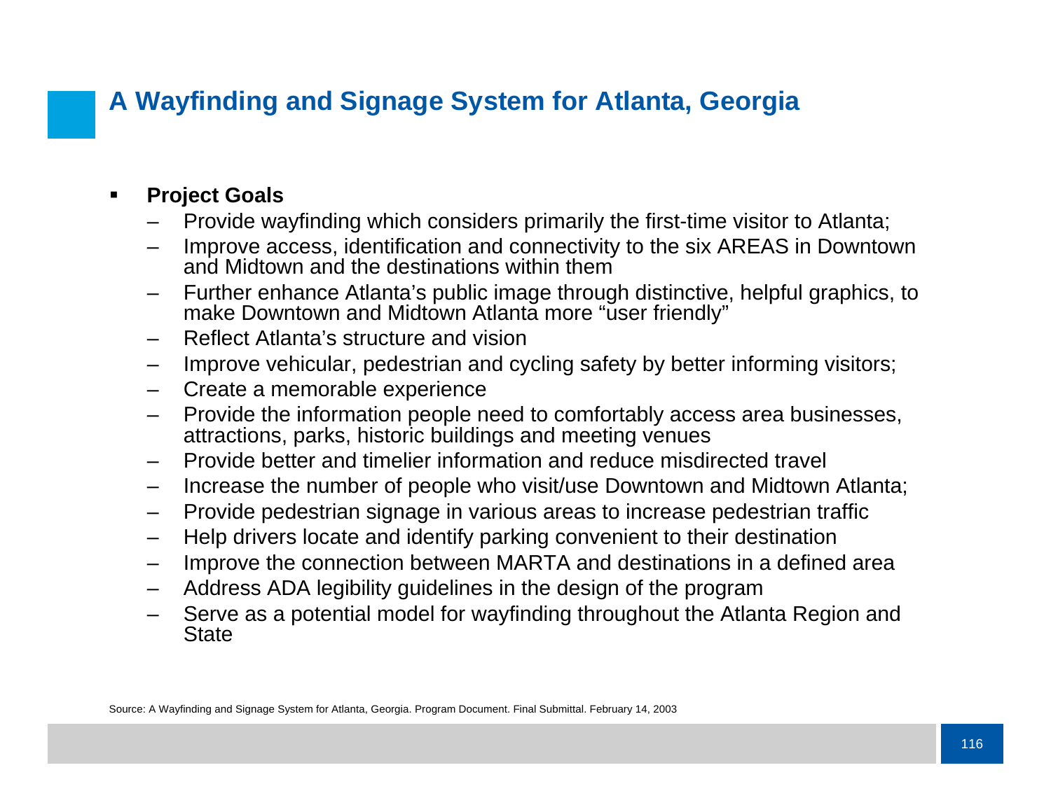# A Wayfinding and Signage System for Atlanta, Georgia

- **Project Goals**
  - Provide wayfinding which considers primarily the first-time visitor to Atlanta;
  - Improve access, identification and connectivity to the six AREAS in Downtown and Midtown and the destinations within them
  - Further enhance Atlanta's public image through distinctive, helpful graphics, to make Downtown and Midtown Atlanta more "user friendly"
  - Reflect Atlanta's structure and vision
  - Improve vehicular, pedestrian and cycling safety by better informing visitors;
  - Create a memorable experience
  - Provide the information people need to comfortably access area businesses, attractions, parks, historic buildings and meeting venues
  - Provide better and timelier information and reduce misdirected travel
  - Increase the number of people who visit/use Downtown and Midtown Atlanta;
  - Provide pedestrian signage in various areas to increase pedestrian traffic
  - Help drivers locate and identify parking convenient to their destination
  - Improve the connection between MARTA and destinations in a defined area
  - Address ADA legibility guidelines in the design of the program
  - Serve as a potential model for wayfinding throughout the Atlanta Region and State

Source: A Wayfinding and Signage System for Atlanta, Georgia. Program Document. Final Submittal. February 14, 2003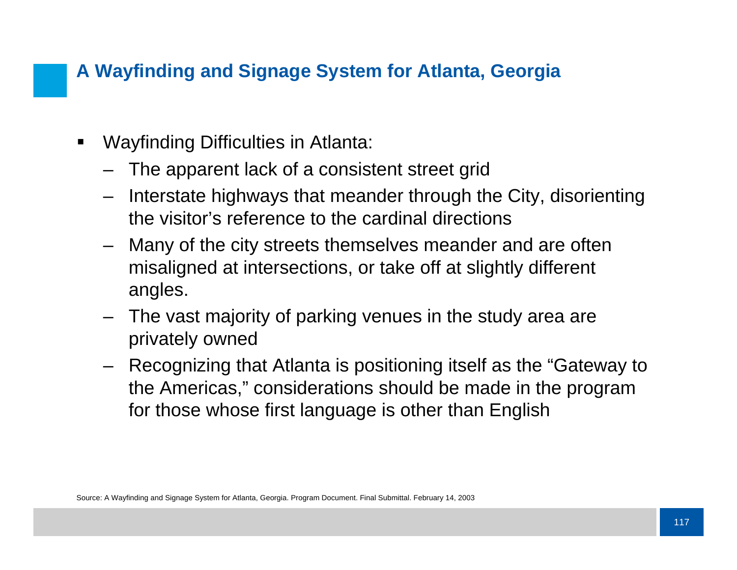## A Wayfinding and Signage System for Atlanta, Georgia

- Wayfinding Difficulties in Atlanta:
  - The apparent lack of a consistent street grid
  - Interstate highways that meander through the City, disorienting the visitor's reference to the cardinal directions
  - Many of the city streets themselves meander and are often misaligned at intersections, or take off at slightly different angles.
  - The vast majority of parking venues in the study area are privately owned
  - Recognizing that Atlanta is positioning itself as the "Gateway to the Americas," considerations should be made in the program for those whose first language is other than English

Source: A Wayfinding and Signage System for Atlanta, Georgia. Program Document. Final Submittal. February 14, 2003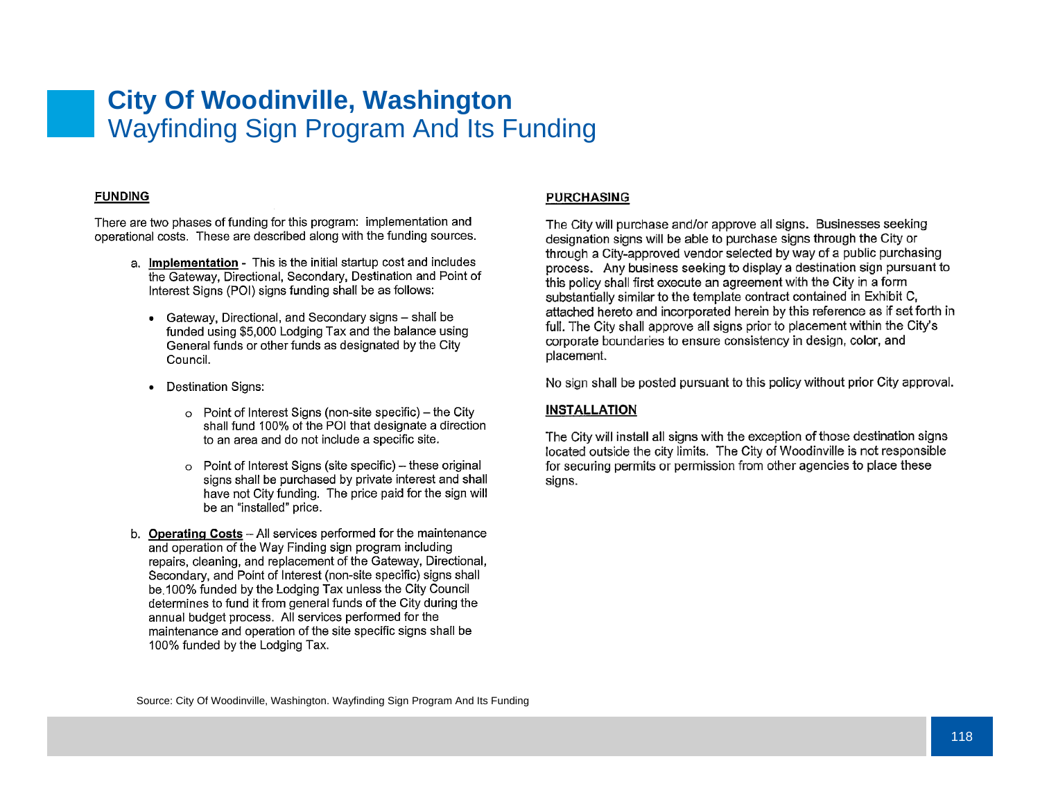# City Of Woodinville, Washington
## Wayfinding Sign Program And Its Funding

**FUNDING**

There are two phases of funding for this program: implementation and operational costs. These are described along with the funding sources.

a. **Implementation** - This is the initial startup cost and includes the Gateway, Directional, Secondary, Destination and Point of Interest Signs (POI) signs funding shall be as follows:

- Gateway, Directional, and Secondary signs – shall be funded using $5,000 Lodging Tax and the balance using General funds or other funds as designated by the City Council.
- Destination Signs:
    - Point of Interest Signs (non-site specific) – the City shall fund 100% of the POI that designate a direction to an area and do not include a specific site.
    - Point of Interest Signs (site specific) – these original signs shall be purchased by private interest and shall have not City funding. The price paid for the sign will be an "installed" price.

b. **Operating Costs** – All services performed for the maintenance and operation of the Way Finding sign program including repairs, cleaning, and replacement of the Gateway, Directional, Secondary, and Point of Interest (non-site specific) signs shall be 100% funded by the Lodging Tax unless the City Council determines to fund it from general funds of the City during the annual budget process. All services performed for the maintenance and operation of the site specific signs shall be 100% funded by the Lodging Tax.

**PURCHASING**

The City will purchase and/or approve all signs. Businesses seeking designation signs will be able to purchase signs through the City or through a City-approved vendor selected by way of a public purchasing process. Any business seeking to display a destination sign pursuant to this policy shall first execute an agreement with the City in a form substantially similar to the template contract contained in Exhibit C, attached hereto and incorporated herein by this reference as if set forth in full. The City shall approve all signs prior to placement within the City's corporate boundaries to ensure consistency in design, color, and placement.

No sign shall be posted pursuant to this policy without prior City approval.

**INSTALLATION**

The City will install all signs with the exception of those destination signs located outside the city limits. The City of Woodinville is not responsible for securing permits or permission from other agencies to place these signs.

Source: City Of Woodinville, Washington. Wayfinding Sign Program And Its Funding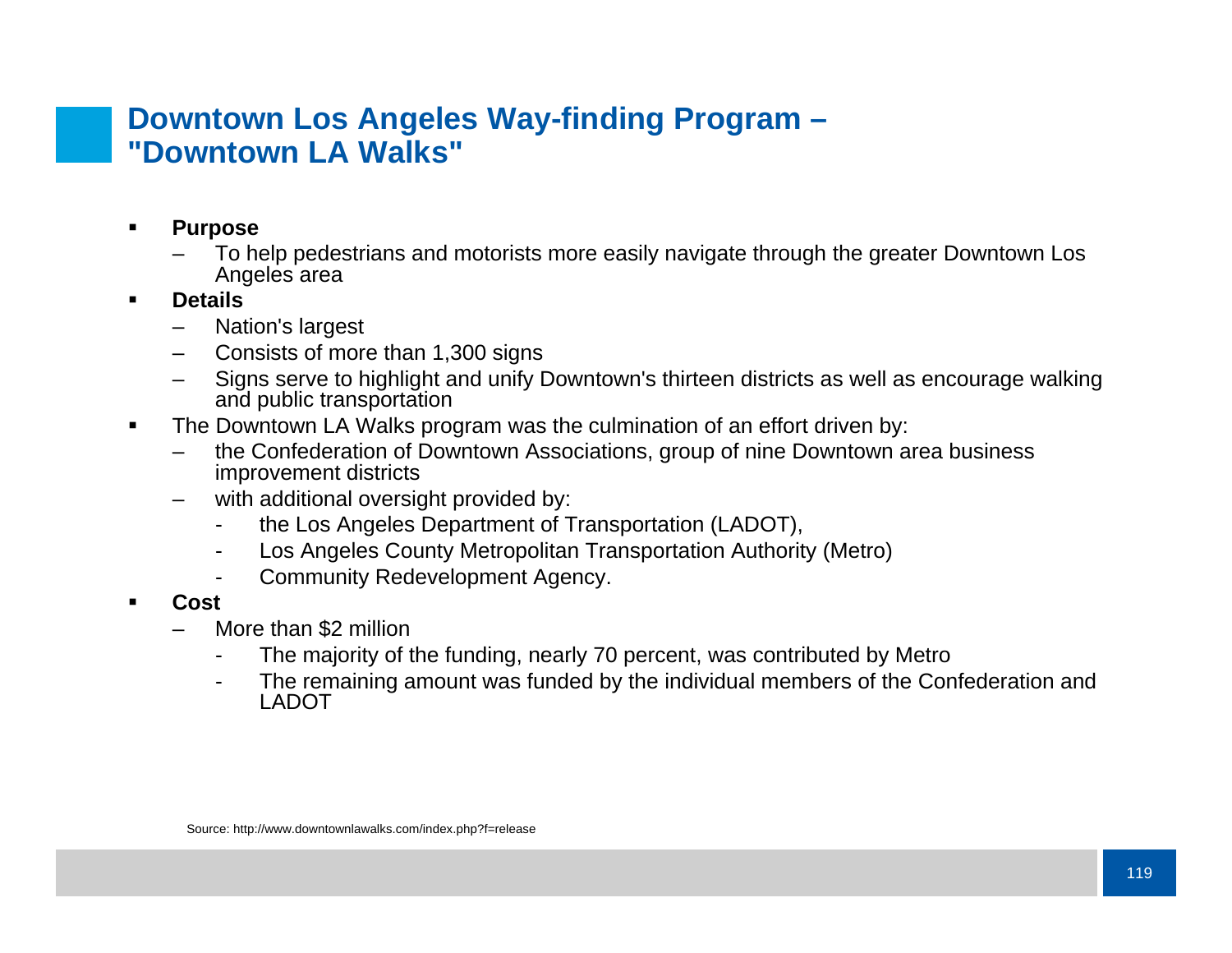## Downtown Los Angeles Way-finding Program – "Downtown LA Walks"

- **Purpose**
  - To help pedestrians and motorists more easily navigate through the greater Downtown Los Angeles area
- **Details**
  - Nation's largest
  - Consists of more than 1,300 signs
  - Signs serve to highlight and unify Downtown's thirteen districts as well as encourage walking and public transportation
- The Downtown LA Walks program was the culmination of an effort driven by:
  - the Confederation of Downtown Associations, group of nine Downtown area business improvement districts
  - with additional oversight provided by:
    - the Los Angeles Department of Transportation (LADOT),
    - Los Angeles County Metropolitan Transportation Authority (Metro)
    - Community Redevelopment Agency.
- **Cost**
  - More than $2 million
    - The majority of the funding, nearly 70 percent, was contributed by Metro
    - The remaining amount was funded by the individual members of the Confederation and LADOT

Source: http://www.downtownlawalks.com/index.php?f=release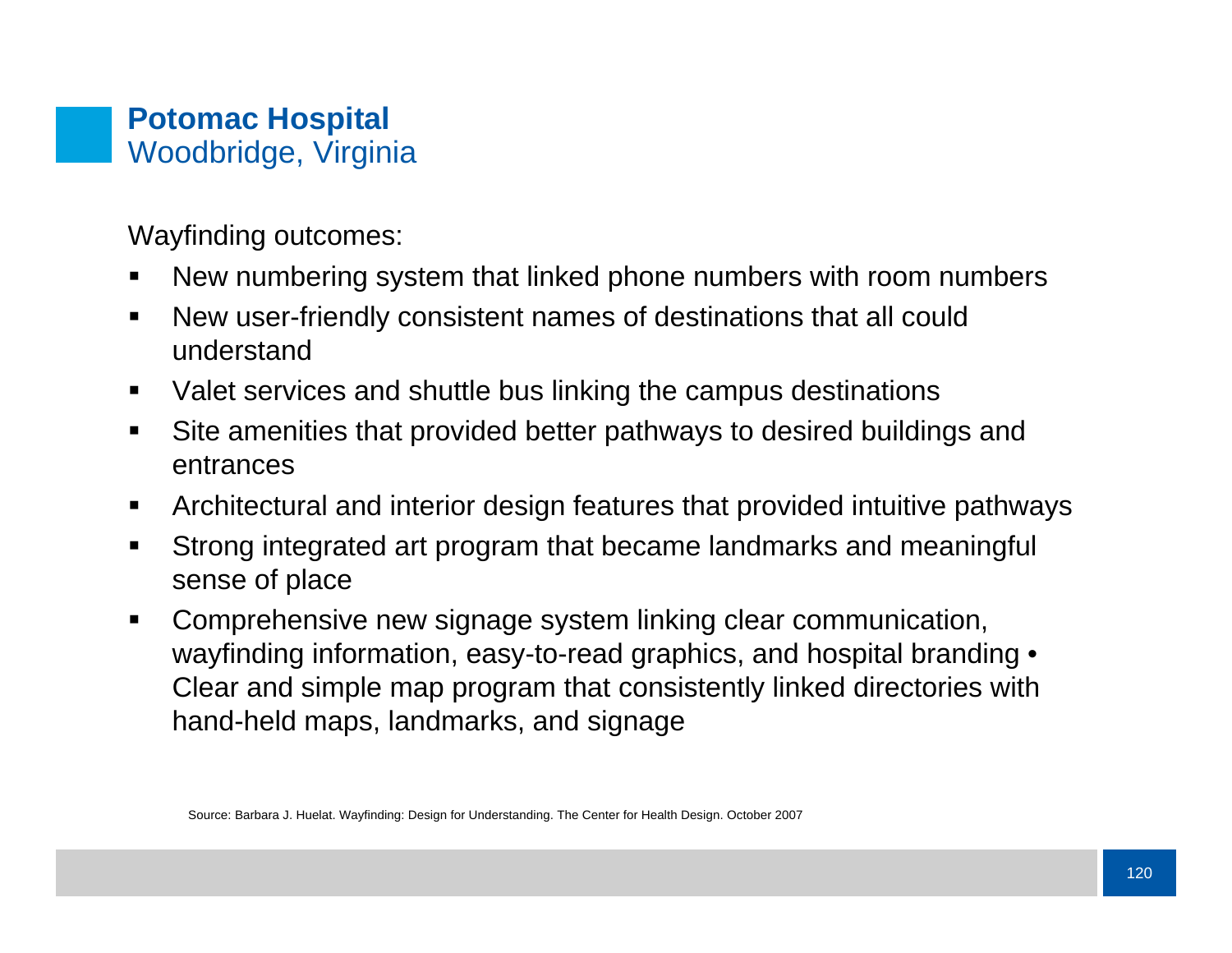## **Potomac Hospital**
## Woodbridge, Virginia

Wayfinding outcomes:

- New numbering system that linked phone numbers with room numbers
- New user-friendly consistent names of destinations that all could understand
- Valet services and shuttle bus linking the campus destinations
- Site amenities that provided better pathways to desired buildings and entrances
- Architectural and interior design features that provided intuitive pathways
- Strong integrated art program that became landmarks and meaningful sense of place
- Comprehensive new signage system linking clear communication, wayfinding information, easy-to-read graphics, and hospital branding • Clear and simple map program that consistently linked directories with hand-held maps, landmarks, and signage

Source: Barbara J. Huelat. Wayfinding: Design for Understanding. The Center for Health Design. October 2007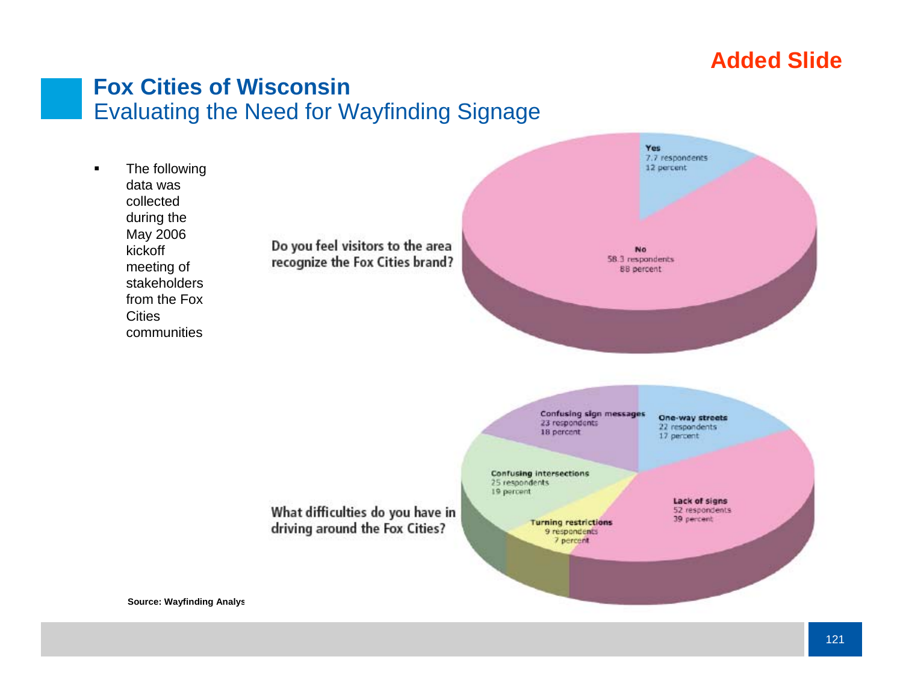Added Slide

## Fox Cities of Wisconsin

### Evaluating the Need for Wayfinding Signage

- The following data was collected during the May 2006 kickoff meeting of stakeholders from the Fox Cities communities

Do you feel visitors to the area recognize the Fox Cities brand?

Yes
7.7 respondents
12 percent

No
58.3 respondents
88 percent

What difficulties do you have in driving around the Fox Cities?

Confusing sign messages
23 respondents
18 percent

One-way streets
22 respondents
17 percent

Confusing intersections
25 respondents
19 percent

Lack of signs
52 respondents
39 percent

Turning restrictions
9 respondents
7 percent

**Source: Wayfinding Analys**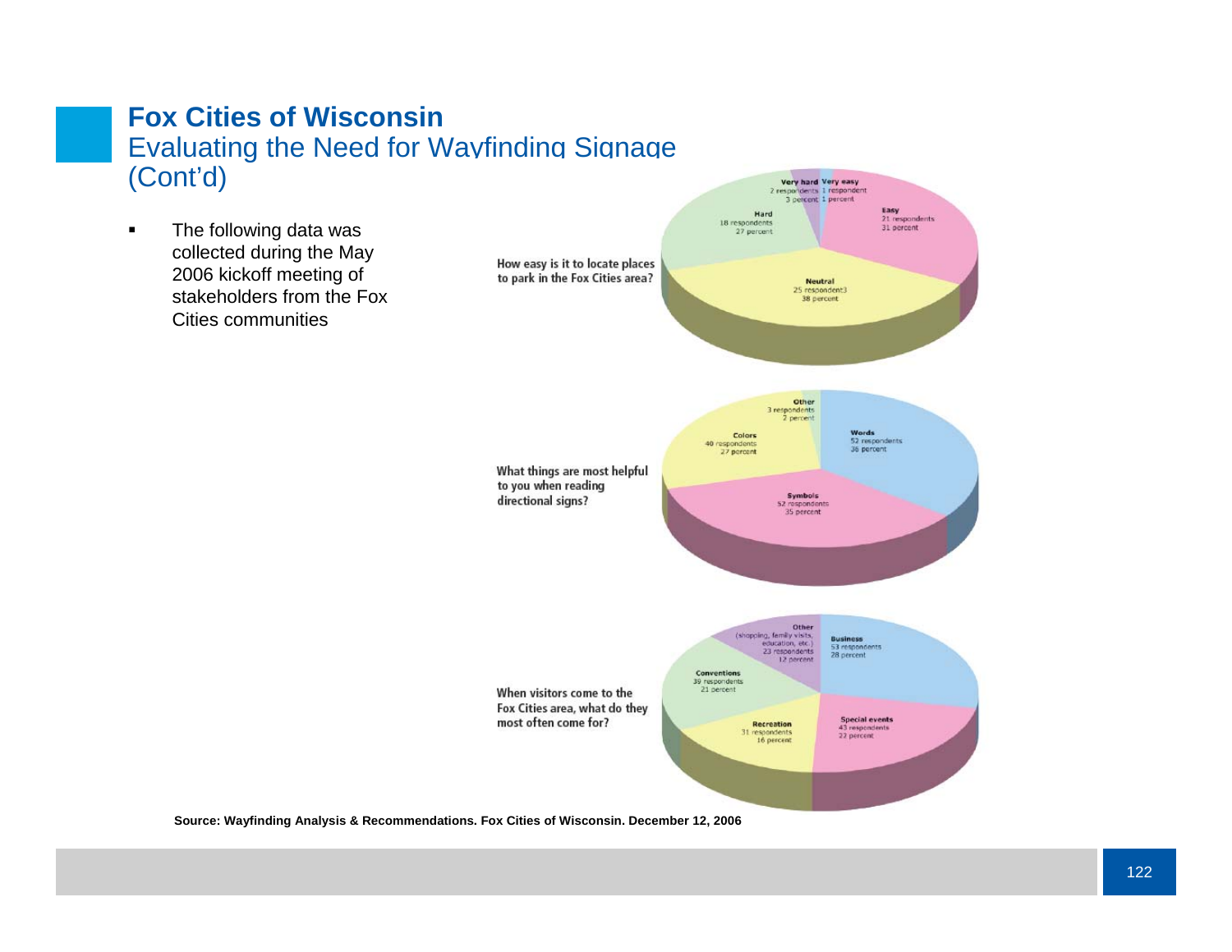# Fox Cities of Wisconsin

## Evaluating the Need for Wayfinding Signage (Cont'd)

- The following data was collected during the May 2006 kickoff meeting of stakeholders from the Fox Cities communities

How easy is it to locate places to park in the Fox Cities area?

Very hard 2 respondents 3 percent; Very easy 1 respondent 1 percent; Easy 21 respondents 31 percent; Neutral 25 respondent3 38 percent; Hard 18 respondents 27 percent

What things are most helpful to you when reading directional signs?

Other 3 respondents 2 percent; Words 52 respondents 36 percent; Symbols 52 respondents 35 percent; Colors 40 respondents 27 percent

When visitors come to the Fox Cities area, what do they most often come for?

Other (shopping, family visits, education, etc.) 23 respondents 12 percent; Business 53 respondents 28 percent; Special events 43 respondents 22 percent; Recreation 31 respondents 16 percent; Conventions 39 respondents 21 percent

**Source: Wayfinding Analysis & Recommendations. Fox Cities of Wisconsin. December 12, 2006**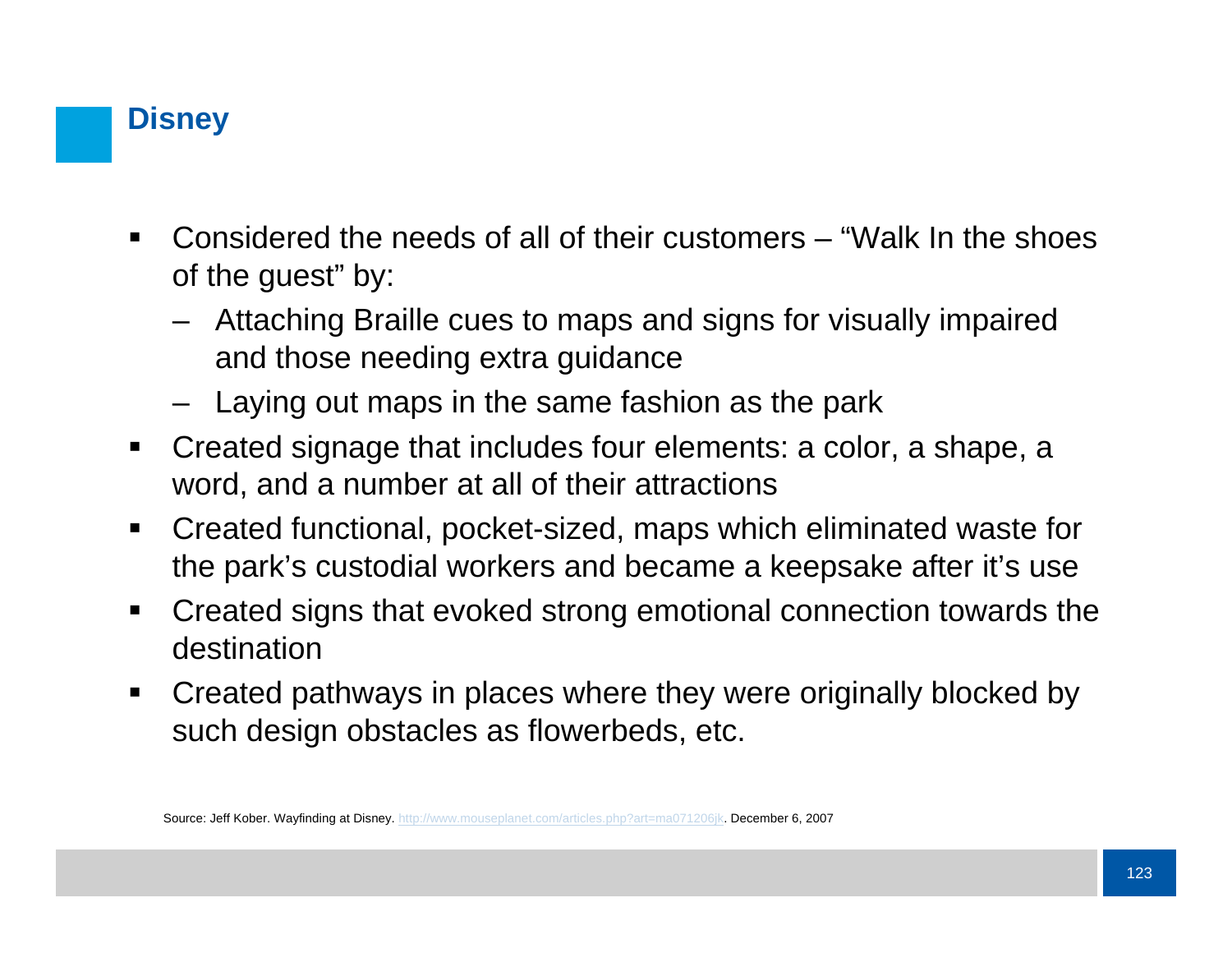## Disney

- Considered the needs of all of their customers – “Walk In the shoes of the guest” by:
  - Attaching Braille cues to maps and signs for visually impaired and those needing extra guidance
  - Laying out maps in the same fashion as the park
- Created signage that includes four elements: a color, a shape, a word, and a number at all of their attractions
- Created functional, pocket-sized, maps which eliminated waste for the park’s custodial workers and became a keepsake after it’s use
- Created signs that evoked strong emotional connection towards the destination
- Created pathways in places where they were originally blocked by such design obstacles as flowerbeds, etc.

Source: Jeff Kober. Wayfinding at Disney. http://www.mouseplanet.com/articles.php?art=ma071206jk. December 6, 2007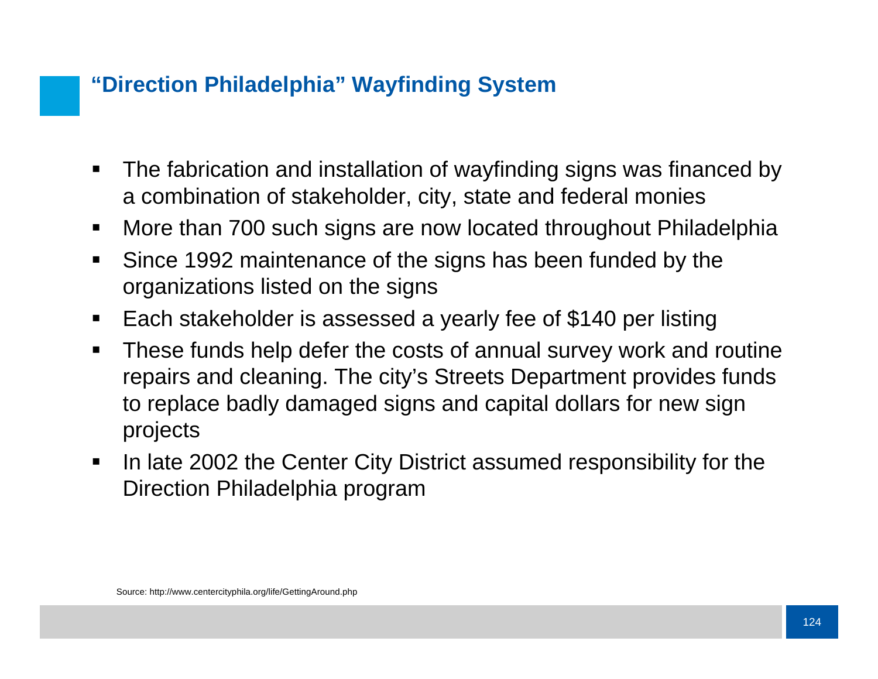## “Direction Philadelphia” Wayfinding System

- The fabrication and installation of wayfinding signs was financed by a combination of stakeholder, city, state and federal monies
- More than 700 such signs are now located throughout Philadelphia
- Since 1992 maintenance of the signs has been funded by the organizations listed on the signs
- Each stakeholder is assessed a yearly fee of $140 per listing
- These funds help defer the costs of annual survey work and routine repairs and cleaning. The city’s Streets Department provides funds to replace badly damaged signs and capital dollars for new sign projects
- In late 2002 the Center City District assumed responsibility for the Direction Philadelphia program

Source: http://www.centercityphila.org/life/GettingAround.php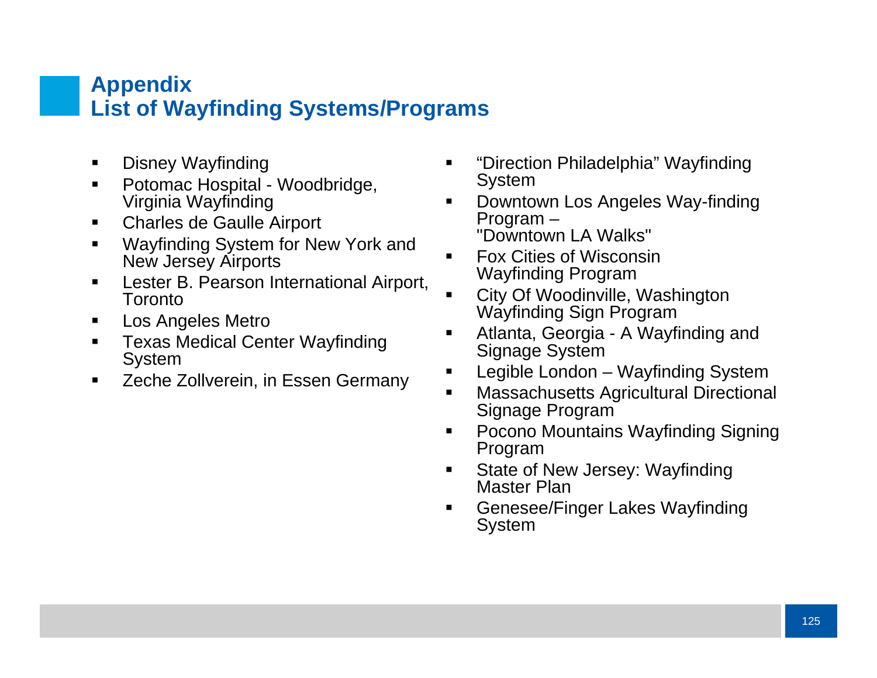# Appendix
## List of Wayfinding Systems/Programs

- Disney Wayfinding
- Potomac Hospital - Woodbridge, Virginia Wayfinding
- Charles de Gaulle Airport
- Wayfinding System for New York and New Jersey Airports
- Lester B. Pearson International Airport, Toronto
- Los Angeles Metro
- Texas Medical Center Wayfinding System
- Zeche Zollverein, in Essen Germany
- “Direction Philadelphia” Wayfinding System
- Downtown Los Angeles Way-finding Program – "Downtown LA Walks"
- Fox Cities of Wisconsin Wayfinding Program
- City Of Woodinville, Washington Wayfinding Sign Program
- Atlanta, Georgia - A Wayfinding and Signage System
- Legible London – Wayfinding System
- Massachusetts Agricultural Directional Signage Program
- Pocono Mountains Wayfinding Signing Program
- State of New Jersey: Wayfinding Master Plan
- Genesee/Finger Lakes Wayfinding System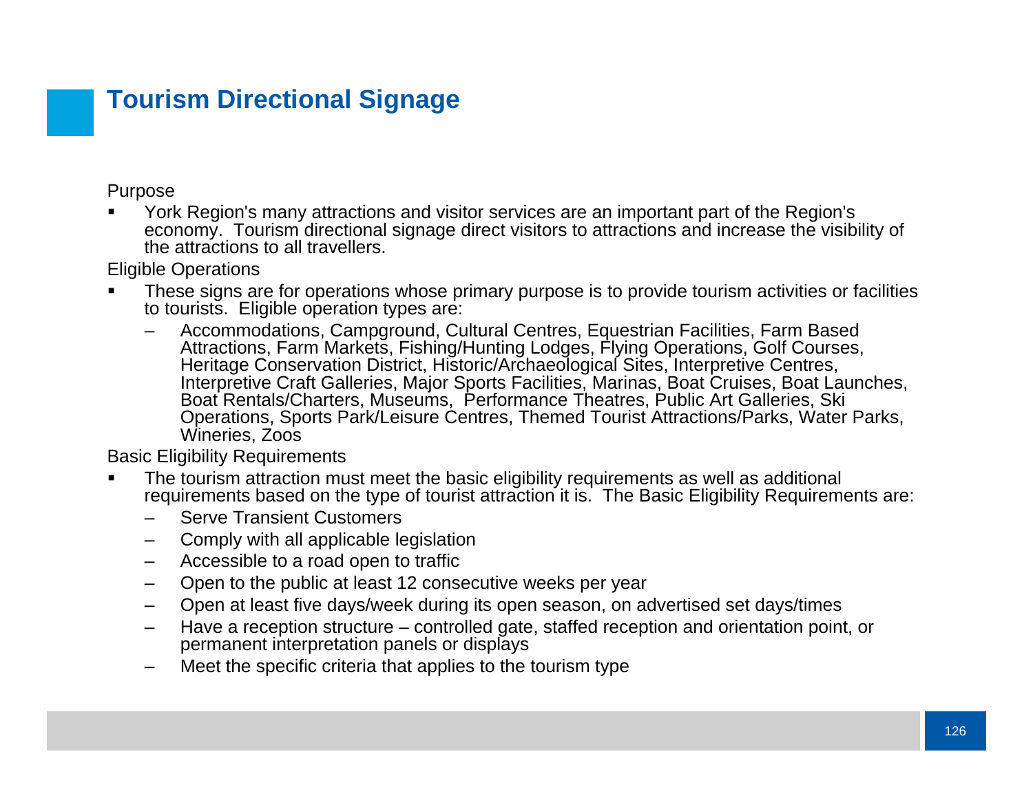# Tourism Directional Signage

Purpose

- York Region's many attractions and visitor services are an important part of the Region's economy. Tourism directional signage direct visitors to attractions and increase the visibility of the attractions to all travellers.

Eligible Operations

- These signs are for operations whose primary purpose is to provide tourism activities or facilities to tourists. Eligible operation types are:
  - Accommodations, Campground, Cultural Centres, Equestrian Facilities, Farm Based Attractions, Farm Markets, Fishing/Hunting Lodges, Flying Operations, Golf Courses, Heritage Conservation District, Historic/Archaeological Sites, Interpretive Centres, Interpretive Craft Galleries, Major Sports Facilities, Marinas, Boat Cruises, Boat Launches, Boat Rentals/Charters, Museums, Performance Theatres, Public Art Galleries, Ski Operations, Sports Park/Leisure Centres, Themed Tourist Attractions/Parks, Water Parks, Wineries, Zoos

Basic Eligibility Requirements

- The tourism attraction must meet the basic eligibility requirements as well as additional requirements based on the type of tourist attraction it is. The Basic Eligibility Requirements are:
  - Serve Transient Customers
  - Comply with all applicable legislation
  - Accessible to a road open to traffic
  - Open to the public at least 12 consecutive weeks per year
  - Open at least five days/week during its open season, on advertised set days/times
  - Have a reception structure – controlled gate, staffed reception and orientation point, or permanent interpretation panels or displays
  - Meet the specific criteria that applies to the tourism type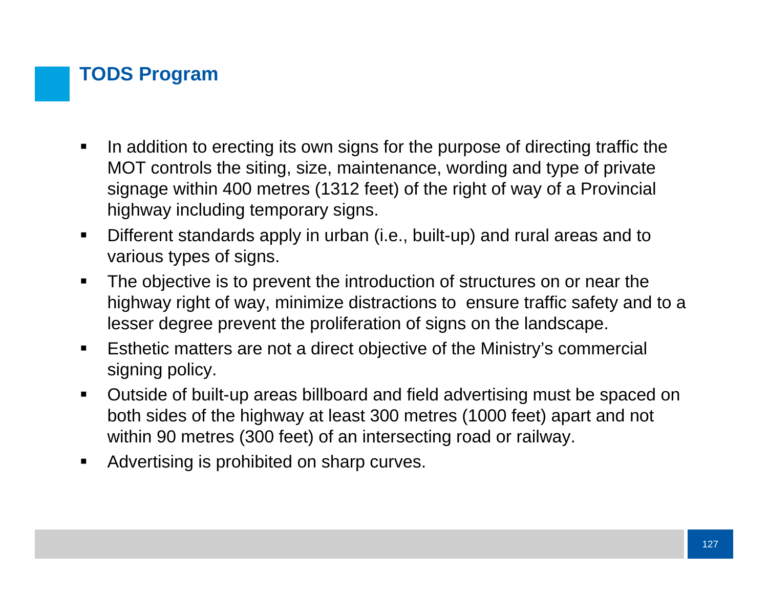## TODS Program

- In addition to erecting its own signs for the purpose of directing traffic the MOT controls the siting, size, maintenance, wording and type of private signage within 400 metres (1312 feet) of the right of way of a Provincial highway including temporary signs.
- Different standards apply in urban (i.e., built-up) and rural areas and to various types of signs.
- The objective is to prevent the introduction of structures on or near the highway right of way, minimize distractions to ensure traffic safety and to a lesser degree prevent the proliferation of signs on the landscape.
- Esthetic matters are not a direct objective of the Ministry's commercial signing policy.
- Outside of built-up areas billboard and field advertising must be spaced on both sides of the highway at least 300 metres (1000 feet) apart and not within 90 metres (300 feet) of an intersecting road or railway.
- Advertising is prohibited on sharp curves.